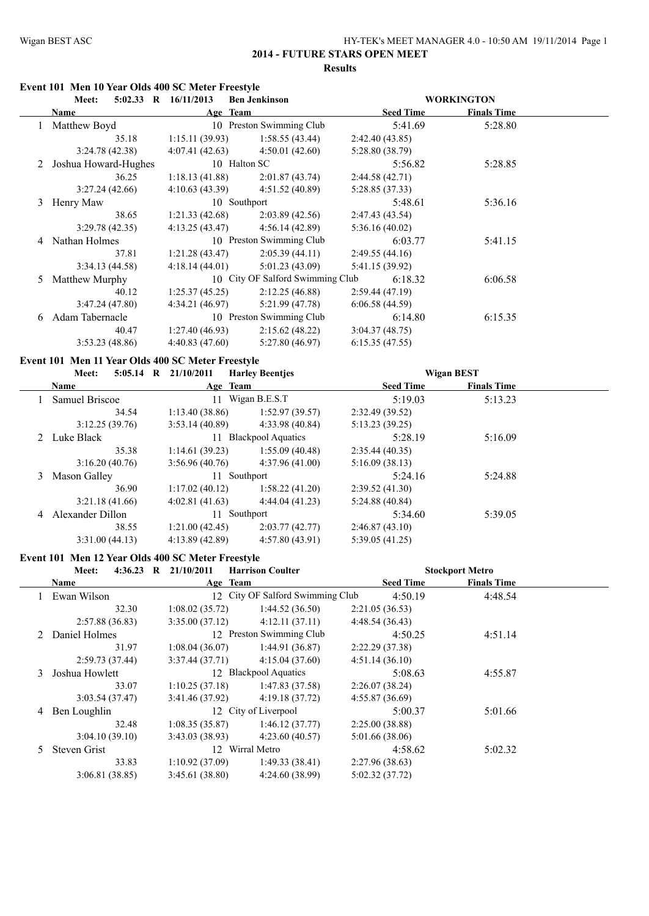Wigan BEST ASC — HY-TEK's MEET MANAGER 4.0 - 10:50 AM 19/11/2014

# 2014 - FUTURE STARS OPEN MEET

## Results

### Event 101 Men 10 Year Olds 400 SC Meter Freestyle

Meet: 5:02.33 R 16/11/2013 Ben Jenkinson — WORKINGTON

| | Name | Age | Team | Seed Time | Finals Time |
|---|---|---|---|---|---|
| 1 | Matthew Boyd | 10 | Preston Swimming Club | 5:41.69 | 5:28.80 |
| | 35.18 | 1:15.11 (39.93) | 1:58.55 (43.44) | 2:42.40 (43.85) | |
| | 3:24.78 (42.38) | 4:07.41 (42.63) | 4:50.01 (42.60) | 5:28.80 (38.79) | |
| 2 | Joshua Howard-Hughes | 10 | Halton SC | 5:56.82 | 5:28.85 |
| | 36.25 | 1:18.13 (41.88) | 2:01.87 (43.74) | 2:44.58 (42.71) | |
| | 3:27.24 (42.66) | 4:10.63 (43.39) | 4:51.52 (40.89) | 5:28.85 (37.33) | |
| 3 | Henry Maw | 10 | Southport | 5:48.61 | 5:36.16 |
| | 38.65 | 1:21.33 (42.68) | 2:03.89 (42.56) | 2:47.43 (43.54) | |
| | 3:29.78 (42.35) | 4:13.25 (43.47) | 4:56.14 (42.89) | 5:36.16 (40.02) | |
| 4 | Nathan Holmes | 10 | Preston Swimming Club | 6:03.77 | 5:41.15 |
| | 37.81 | 1:21.28 (43.47) | 2:05.39 (44.11) | 2:49.55 (44.16) | |
| | 3:34.13 (44.58) | 4:18.14 (44.01) | 5:01.23 (43.09) | 5:41.15 (39.92) | |
| 5 | Matthew Murphy | 10 | City OF Salford Swimming Club | 6:18.32 | 6:06.58 |
| | 40.12 | 1:25.37 (45.25) | 2:12.25 (46.88) | 2:59.44 (47.19) | |
| | 3:47.24 (47.80) | 4:34.21 (46.97) | 5:21.99 (47.78) | 6:06.58 (44.59) | |
| 6 | Adam Tabernacle | 10 | Preston Swimming Club | 6:14.80 | 6:15.35 |
| | 40.47 | 1:27.40 (46.93) | 2:15.62 (48.22) | 3:04.37 (48.75) | |
| | 3:53.23 (48.86) | 4:40.83 (47.60) | 5:27.80 (46.97) | 6:15.35 (47.55) | |

### Event 101 Men 11 Year Olds 400 SC Meter Freestyle

Meet: 5:05.14 R 21/10/2011 Harley Beentjes — Wigan BEST

| | Name | Age | Team | Seed Time | Finals Time |
|---|---|---|---|---|---|
| 1 | Samuel Briscoe | 11 | Wigan B.E.S.T | 5:19.03 | 5:13.23 |
| | 34.54 | 1:13.40 (38.86) | 1:52.97 (39.57) | 2:32.49 (39.52) | |
| | 3:12.25 (39.76) | 3:53.14 (40.89) | 4:33.98 (40.84) | 5:13.23 (39.25) | |
| 2 | Luke Black | 11 | Blackpool Aquatics | 5:28.19 | 5:16.09 |
| | 35.38 | 1:14.61 (39.23) | 1:55.09 (40.48) | 2:35.44 (40.35) | |
| | 3:16.20 (40.76) | 3:56.96 (40.76) | 4:37.96 (41.00) | 5:16.09 (38.13) | |
| 3 | Mason Galley | 11 | Southport | 5:24.16 | 5:24.88 |
| | 36.90 | 1:17.02 (40.12) | 1:58.22 (41.20) | 2:39.52 (41.30) | |
| | 3:21.18 (41.66) | 4:02.81 (41.63) | 4:44.04 (41.23) | 5:24.88 (40.84) | |
| 4 | Alexander Dillon | 11 | Southport | 5:34.60 | 5:39.05 |
| | 38.55 | 1:21.00 (42.45) | 2:03.77 (42.77) | 2:46.87 (43.10) | |
| | 3:31.00 (44.13) | 4:13.89 (42.89) | 4:57.80 (43.91) | 5:39.05 (41.25) | |

### Event 101 Men 12 Year Olds 400 SC Meter Freestyle

Meet: 4:36.23 R 21/10/2011 Harrison Coulter — Stockport Metro

| | Name | Age | Team | Seed Time | Finals Time |
|---|---|---|---|---|---|
| 1 | Ewan Wilson | 12 | City OF Salford Swimming Club | 4:50.19 | 4:48.54 |
| | 32.30 | 1:08.02 (35.72) | 1:44.52 (36.50) | 2:21.05 (36.53) | |
| | 2:57.88 (36.83) | 3:35.00 (37.12) | 4:12.11 (37.11) | 4:48.54 (36.43) | |
| 2 | Daniel Holmes | 12 | Preston Swimming Club | 4:50.25 | 4:51.14 |
| | 31.97 | 1:08.04 (36.07) | 1:44.91 (36.87) | 2:22.29 (37.38) | |
| | 2:59.73 (37.44) | 3:37.44 (37.71) | 4:15.04 (37.60) | 4:51.14 (36.10) | |
| 3 | Joshua Howlett | 12 | Blackpool Aquatics | 5:08.63 | 4:55.87 |
| | 33.07 | 1:10.25 (37.18) | 1:47.83 (37.58) | 2:26.07 (38.24) | |
| | 3:03.54 (37.47) | 3:41.46 (37.92) | 4:19.18 (37.72) | 4:55.87 (36.69) | |
| 4 | Ben Loughlin | 12 | City of Liverpool | 5:00.37 | 5:01.66 |
| | 32.48 | 1:08.35 (35.87) | 1:46.12 (37.77) | 2:25.00 (38.88) | |
| | 3:04.10 (39.10) | 3:43.03 (38.93) | 4:23.60 (40.57) | 5:01.66 (38.06) | |
| 5 | Steven Grist | 12 | Wirral Metro | 4:58.62 | 5:02.32 |
| | 33.83 | 1:10.92 (37.09) | 1:49.33 (38.41) | 2:27.96 (38.63) | |
| | 3:06.81 (38.85) | 3:45.61 (38.80) | 4:24.60 (38.99) | 5:02.32 (37.72) | |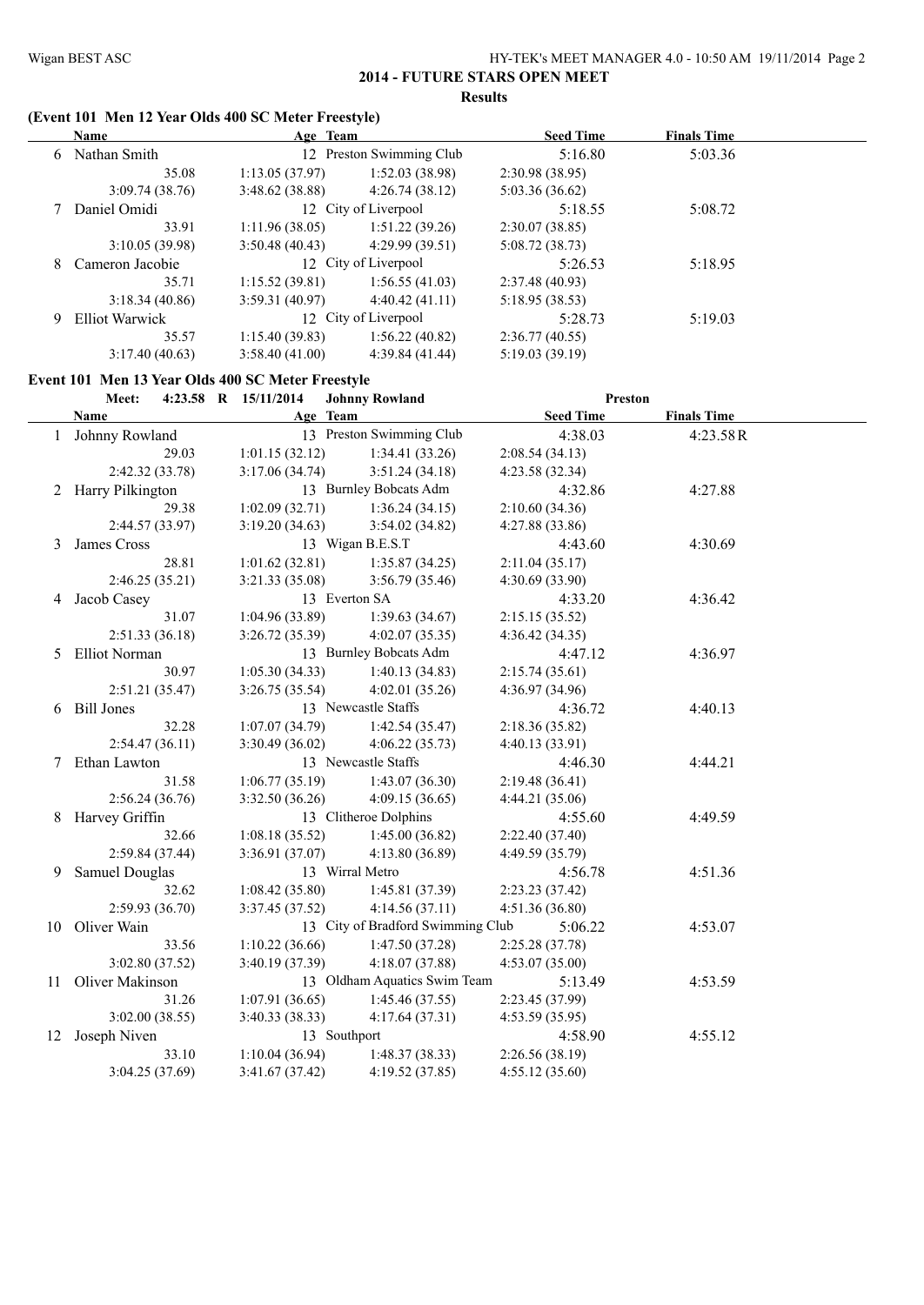**2014 - FUTURE STARS OPEN MEET**

**Results**

### (Event 101 Men 12 Year Olds 400 SC Meter Freestyle)

| | Name | Age | Team | Seed Time | Finals Time |
|---|---|---|---|---|---|
| 6 | Nathan Smith | 12 | Preston Swimming Club | 5:16.80 | 5:03.36 |
| | 35.08 | 1:13.05 (37.97) | 1:52.03 (38.98) | 2:30.98 (38.95) | |
| | 3:09.74 (38.76) | 3:48.62 (38.88) | 4:26.74 (38.12) | 5:03.36 (36.62) | |
| 7 | Daniel Omidi | 12 | City of Liverpool | 5:18.55 | 5:08.72 |
| | 33.91 | 1:11.96 (38.05) | 1:51.22 (39.26) | 2:30.07 (38.85) | |
| | 3:10.05 (39.98) | 3:50.48 (40.43) | 4:29.99 (39.51) | 5:08.72 (38.73) | |
| 8 | Cameron Jacobie | 12 | City of Liverpool | 5:26.53 | 5:18.95 |
| | 35.71 | 1:15.52 (39.81) | 1:56.55 (41.03) | 2:37.48 (40.93) | |
| | 3:18.34 (40.86) | 3:59.31 (40.97) | 4:40.42 (41.11) | 5:18.95 (38.53) | |
| 9 | Elliot Warwick | 12 | City of Liverpool | 5:28.73 | 5:19.03 |
| | 35.57 | 1:15.40 (39.83) | 1:56.22 (40.82) | 2:36.77 (40.55) | |
| | 3:17.40 (40.63) | 3:58.40 (41.00) | 4:39.84 (41.44) | 5:19.03 (39.19) | |

### Event 101 Men 13 Year Olds 400 SC Meter Freestyle

Meet: 4:23.58 R 15/11/2014 Johnny Rowland Preston

| | Name | Age | Team | Seed Time | Finals Time |
|---|---|---|---|---|---|
| 1 | Johnny Rowland | 13 | Preston Swimming Club | 4:38.03 | 4:23.58R |
| | 29.03 | 1:01.15 (32.12) | 1:34.41 (33.26) | 2:08.54 (34.13) | |
| | 2:42.32 (33.78) | 3:17.06 (34.74) | 3:51.24 (34.18) | 4:23.58 (32.34) | |
| 2 | Harry Pilkington | 13 | Burnley Bobcats Adm | 4:32.86 | 4:27.88 |
| | 29.38 | 1:02.09 (32.71) | 1:36.24 (34.15) | 2:10.60 (34.36) | |
| | 2:44.57 (33.97) | 3:19.20 (34.63) | 3:54.02 (34.82) | 4:27.88 (33.86) | |
| 3 | James Cross | 13 | Wigan B.E.S.T | 4:43.60 | 4:30.69 |
| | 28.81 | 1:01.62 (32.81) | 1:35.87 (34.25) | 2:11.04 (35.17) | |
| | 2:46.25 (35.21) | 3:21.33 (35.08) | 3:56.79 (35.46) | 4:30.69 (33.90) | |
| 4 | Jacob Casey | 13 | Everton SA | 4:33.20 | 4:36.42 |
| | 31.07 | 1:04.96 (33.89) | 1:39.63 (34.67) | 2:15.15 (35.52) | |
| | 2:51.33 (36.18) | 3:26.72 (35.39) | 4:02.07 (35.35) | 4:36.42 (34.35) | |
| 5 | Elliot Norman | 13 | Burnley Bobcats Adm | 4:47.12 | 4:36.97 |
| | 30.97 | 1:05.30 (34.33) | 1:40.13 (34.83) | 2:15.74 (35.61) | |
| | 2:51.21 (35.47) | 3:26.75 (35.54) | 4:02.01 (35.26) | 4:36.97 (34.96) | |
| 6 | Bill Jones | 13 | Newcastle Staffs | 4:36.72 | 4:40.13 |
| | 32.28 | 1:07.07 (34.79) | 1:42.54 (35.47) | 2:18.36 (35.82) | |
| | 2:54.47 (36.11) | 3:30.49 (36.02) | 4:06.22 (35.73) | 4:40.13 (33.91) | |
| 7 | Ethan Lawton | 13 | Newcastle Staffs | 4:46.30 | 4:44.21 |
| | 31.58 | 1:06.77 (35.19) | 1:43.07 (36.30) | 2:19.48 (36.41) | |
| | 2:56.24 (36.76) | 3:32.50 (36.26) | 4:09.15 (36.65) | 4:44.21 (35.06) | |
| 8 | Harvey Griffin | 13 | Clitheroe Dolphins | 4:55.60 | 4:49.59 |
| | 32.66 | 1:08.18 (35.52) | 1:45.00 (36.82) | 2:22.40 (37.40) | |
| | 2:59.84 (37.44) | 3:36.91 (37.07) | 4:13.80 (36.89) | 4:49.59 (35.79) | |
| 9 | Samuel Douglas | 13 | Wirral Metro | 4:56.78 | 4:51.36 |
| | 32.62 | 1:08.42 (35.80) | 1:45.81 (37.39) | 2:23.23 (37.42) | |
| | 2:59.93 (36.70) | 3:37.45 (37.52) | 4:14.56 (37.11) | 4:51.36 (36.80) | |
| 10 | Oliver Wain | 13 | City of Bradford Swimming Club | 5:06.22 | 4:53.07 |
| | 33.56 | 1:10.22 (36.66) | 1:47.50 (37.28) | 2:25.28 (37.78) | |
| | 3:02.80 (37.52) | 3:40.19 (37.39) | 4:18.07 (37.88) | 4:53.07 (35.00) | |
| 11 | Oliver Makinson | 13 | Oldham Aquatics Swim Team | 5:13.49 | 4:53.59 |
| | 31.26 | 1:07.91 (36.65) | 1:45.46 (37.55) | 2:23.45 (37.99) | |
| | 3:02.00 (38.55) | 3:40.33 (38.33) | 4:17.64 (37.31) | 4:53.59 (35.95) | |
| 12 | Joseph Niven | 13 | Southport | 4:58.90 | 4:55.12 |
| | 33.10 | 1:10.04 (36.94) | 1:48.37 (38.33) | 2:26.56 (38.19) | |
| | 3:04.25 (37.69) | 3:41.67 (37.42) | 4:19.52 (37.85) | 4:55.12 (35.60) | |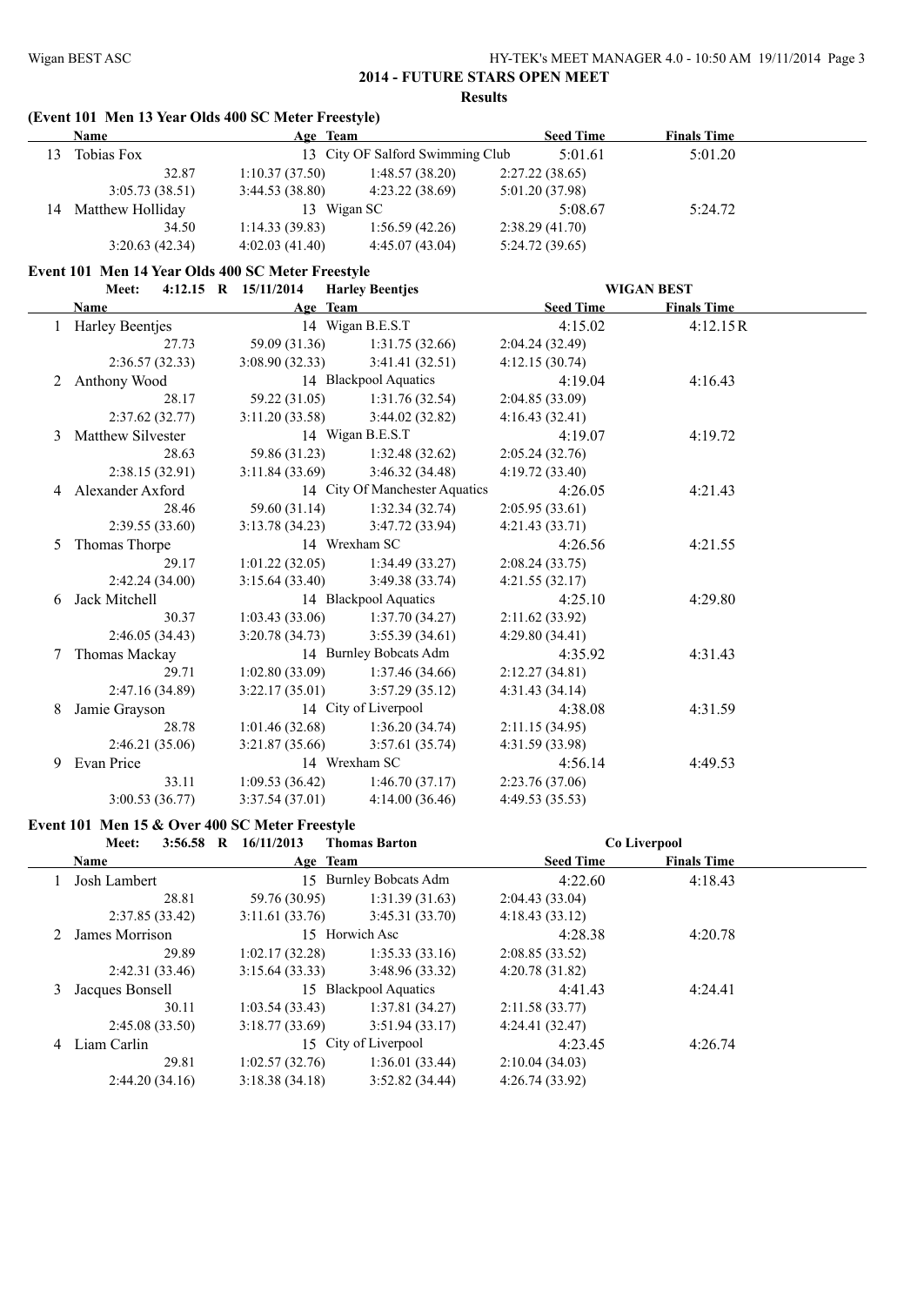## 2014 - FUTURE STARS OPEN MEET

**Results**

### (Event 101 Men 13 Year Olds 400 SC Meter Freestyle)

| | Name | Age | Team | Seed Time | Finals Time |
|---|---|---|---|---|---|
| 13 | Tobias Fox | 13 | City OF Salford Swimming Club | 5:01.61 | 5:01.20 |
| | 32.87 | 1:10.37 (37.50) | 1:48.57 (38.20) | 2:27.22 (38.65) | |
| | 3:05.73 (38.51) | 3:44.53 (38.80) | 4:23.22 (38.69) | 5:01.20 (37.98) | |
| 14 | Matthew Holliday | 13 | Wigan SC | 5:08.67 | 5:24.72 |
| | 34.50 | 1:14.33 (39.83) | 1:56.59 (42.26) | 2:38.29 (41.70) | |
| | 3:20.63 (42.34) | 4:02.03 (41.40) | 4:45.07 (43.04) | 5:24.72 (39.65) | |

### Event 101 Men 14 Year Olds 400 SC Meter Freestyle

Meet: 4:12.15 R 15/11/2014 Harley Beentjes WIGAN BEST

| | Name | Age | Team | Seed Time | Finals Time |
|---|---|---|---|---|---|
| 1 | Harley Beentjes | 14 | Wigan B.E.S.T | 4:15.02 | 4:12.15R |
| | 27.73 | 59.09 (31.36) | 1:31.75 (32.66) | 2:04.24 (32.49) | |
| | 2:36.57 (32.33) | 3:08.90 (32.33) | 3:41.41 (32.51) | 4:12.15 (30.74) | |
| 2 | Anthony Wood | 14 | Blackpool Aquatics | 4:19.04 | 4:16.43 |
| | 28.17 | 59.22 (31.05) | 1:31.76 (32.54) | 2:04.85 (33.09) | |
| | 2:37.62 (32.77) | 3:11.20 (33.58) | 3:44.02 (32.82) | 4:16.43 (32.41) | |
| 3 | Matthew Silvester | 14 | Wigan B.E.S.T | 4:19.07 | 4:19.72 |
| | 28.63 | 59.86 (31.23) | 1:32.48 (32.62) | 2:05.24 (32.76) | |
| | 2:38.15 (32.91) | 3:11.84 (33.69) | 3:46.32 (34.48) | 4:19.72 (33.40) | |
| 4 | Alexander Axford | 14 | City Of Manchester Aquatics | 4:26.05 | 4:21.43 |
| | 28.46 | 59.60 (31.14) | 1:32.34 (32.74) | 2:05.95 (33.61) | |
| | 2:39.55 (33.60) | 3:13.78 (34.23) | 3:47.72 (33.94) | 4:21.43 (33.71) | |
| 5 | Thomas Thorpe | 14 | Wrexham SC | 4:26.56 | 4:21.55 |
| | 29.17 | 1:01.22 (32.05) | 1:34.49 (33.27) | 2:08.24 (33.75) | |
| | 2:42.24 (34.00) | 3:15.64 (33.40) | 3:49.38 (33.74) | 4:21.55 (32.17) | |
| 6 | Jack Mitchell | 14 | Blackpool Aquatics | 4:25.10 | 4:29.80 |
| | 30.37 | 1:03.43 (33.06) | 1:37.70 (34.27) | 2:11.62 (33.92) | |
| | 2:46.05 (34.43) | 3:20.78 (34.73) | 3:55.39 (34.61) | 4:29.80 (34.41) | |
| 7 | Thomas Mackay | 14 | Burnley Bobcats Adm | 4:35.92 | 4:31.43 |
| | 29.71 | 1:02.80 (33.09) | 1:37.46 (34.66) | 2:12.27 (34.81) | |
| | 2:47.16 (34.89) | 3:22.17 (35.01) | 3:57.29 (35.12) | 4:31.43 (34.14) | |
| 8 | Jamie Grayson | 14 | City of Liverpool | 4:38.08 | 4:31.59 |
| | 28.78 | 1:01.46 (32.68) | 1:36.20 (34.74) | 2:11.15 (34.95) | |
| | 2:46.21 (35.06) | 3:21.87 (35.66) | 3:57.61 (35.74) | 4:31.59 (33.98) | |
| 9 | Evan Price | 14 | Wrexham SC | 4:56.14 | 4:49.53 |
| | 33.11 | 1:09.53 (36.42) | 1:46.70 (37.17) | 2:23.76 (37.06) | |
| | 3:00.53 (36.77) | 3:37.54 (37.01) | 4:14.00 (36.46) | 4:49.53 (35.53) | |

### Event 101 Men 15 & Over 400 SC Meter Freestyle

Meet: 3:56.58 R 16/11/2013 Thomas Barton Co Liverpool

| | Name | Age | Team | Seed Time | Finals Time |
|---|---|---|---|---|---|
| 1 | Josh Lambert | 15 | Burnley Bobcats Adm | 4:22.60 | 4:18.43 |
| | 28.81 | 59.76 (30.95) | 1:31.39 (31.63) | 2:04.43 (33.04) | |
| | 2:37.85 (33.42) | 3:11.61 (33.76) | 3:45.31 (33.70) | 4:18.43 (33.12) | |
| 2 | James Morrison | 15 | Horwich Asc | 4:28.38 | 4:20.78 |
| | 29.89 | 1:02.17 (32.28) | 1:35.33 (33.16) | 2:08.85 (33.52) | |
| | 2:42.31 (33.46) | 3:15.64 (33.33) | 3:48.96 (33.32) | 4:20.78 (31.82) | |
| 3 | Jacques Bonsell | 15 | Blackpool Aquatics | 4:41.43 | 4:24.41 |
| | 30.11 | 1:03.54 (33.43) | 1:37.81 (34.27) | 2:11.58 (33.77) | |
| | 2:45.08 (33.50) | 3:18.77 (33.69) | 3:51.94 (33.17) | 4:24.41 (32.47) | |
| 4 | Liam Carlin | 15 | City of Liverpool | 4:23.45 | 4:26.74 |
| | 29.81 | 1:02.57 (32.76) | 1:36.01 (33.44) | 2:10.04 (34.03) | |
| | 2:44.20 (34.16) | 3:18.38 (34.18) | 3:52.82 (34.44) | 4:26.74 (33.92) | |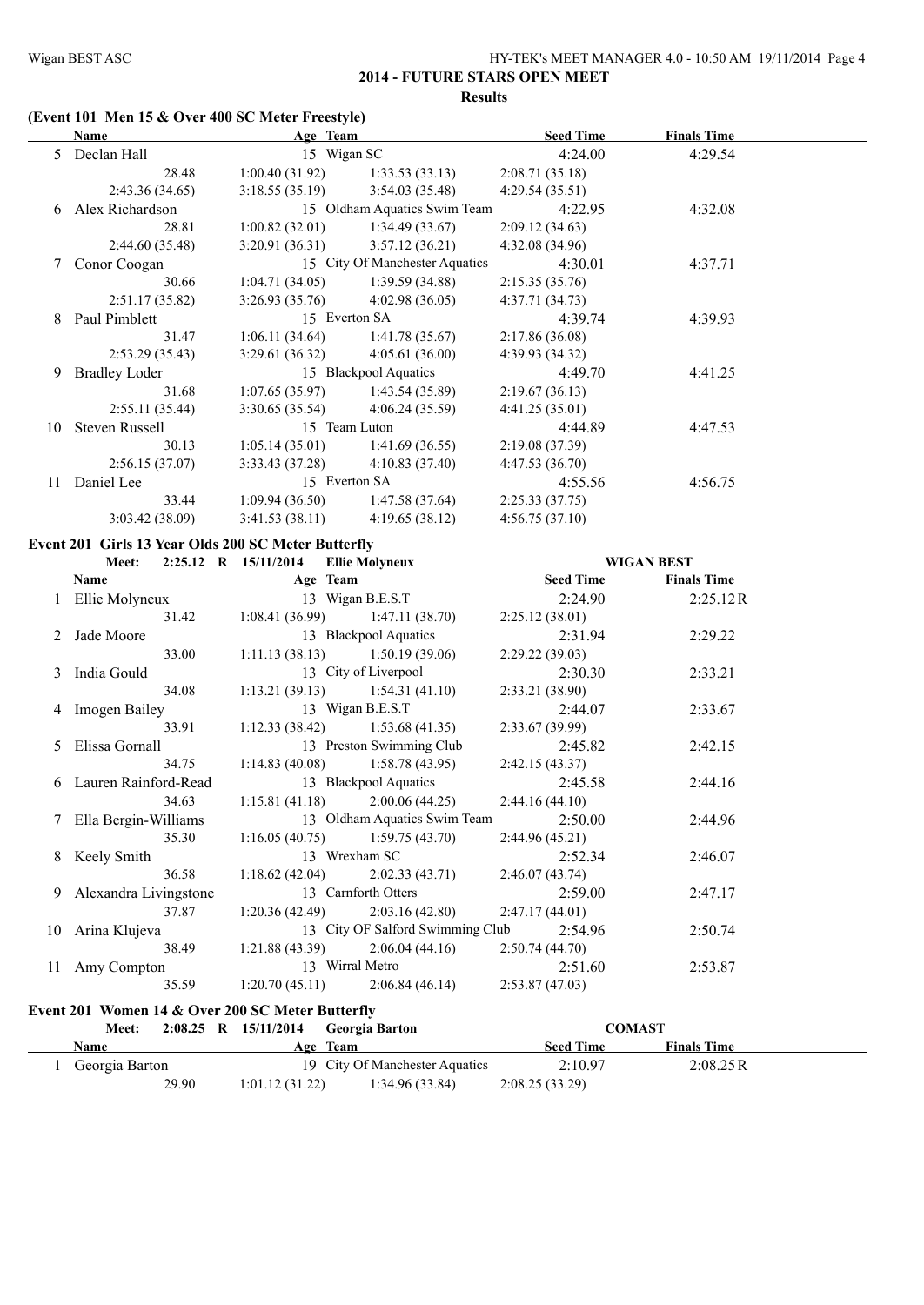## 2014 - FUTURE STARS OPEN MEET

### Results

### (Event 101 Men 15 & Over 400 SC Meter Freestyle)

| | Name | Age | Team | Seed Time | Finals Time |
|---|---|---|---|---|---|
| 5 | Declan Hall | 15 | Wigan SC | 4:24.00 | 4:29.54 |
| | 28.48 | 1:00.40 (31.92) | 1:33.53 (33.13) | 2:08.71 (35.18) | |
| | 2:43.36 (34.65) | 3:18.55 (35.19) | 3:54.03 (35.48) | 4:29.54 (35.51) | |
| 6 | Alex Richardson | 15 | Oldham Aquatics Swim Team | 4:22.95 | 4:32.08 |
| | 28.81 | 1:00.82 (32.01) | 1:34.49 (33.67) | 2:09.12 (34.63) | |
| | 2:44.60 (35.48) | 3:20.91 (36.31) | 3:57.12 (36.21) | 4:32.08 (34.96) | |
| 7 | Conor Coogan | 15 | City Of Manchester Aquatics | 4:30.01 | 4:37.71 |
| | 30.66 | 1:04.71 (34.05) | 1:39.59 (34.88) | 2:15.35 (35.76) | |
| | 2:51.17 (35.82) | 3:26.93 (35.76) | 4:02.98 (36.05) | 4:37.71 (34.73) | |
| 8 | Paul Pimblett | 15 | Everton SA | 4:39.74 | 4:39.93 |
| | 31.47 | 1:06.11 (34.64) | 1:41.78 (35.67) | 2:17.86 (36.08) | |
| | 2:53.29 (35.43) | 3:29.61 (36.32) | 4:05.61 (36.00) | 4:39.93 (34.32) | |
| 9 | Bradley Loder | 15 | Blackpool Aquatics | 4:49.70 | 4:41.25 |
| | 31.68 | 1:07.65 (35.97) | 1:43.54 (35.89) | 2:19.67 (36.13) | |
| | 2:55.11 (35.44) | 3:30.65 (35.54) | 4:06.24 (35.59) | 4:41.25 (35.01) | |
| 10 | Steven Russell | 15 | Team Luton | 4:44.89 | 4:47.53 |
| | 30.13 | 1:05.14 (35.01) | 1:41.69 (36.55) | 2:19.08 (37.39) | |
| | 2:56.15 (37.07) | 3:33.43 (37.28) | 4:10.83 (37.40) | 4:47.53 (36.70) | |
| 11 | Daniel Lee | 15 | Everton SA | 4:55.56 | 4:56.75 |
| | 33.44 | 1:09.94 (36.50) | 1:47.58 (37.64) | 2:25.33 (37.75) | |
| | 3:03.42 (38.09) | 3:41.53 (38.11) | 4:19.65 (38.12) | 4:56.75 (37.10) | |

### Event 201 Girls 13 Year Olds 200 SC Meter Butterfly

**Meet: 2:25.12 R 15/11/2014 Ellie Molyneux WIGAN BEST**

| | Name | Age | Team | Seed Time | Finals Time |
|---|---|---|---|---|---|
| 1 | Ellie Molyneux | 13 | Wigan B.E.S.T | 2:24.90 | 2:25.12R |
| | 31.42 | 1:08.41 (36.99) | 1:47.11 (38.70) | 2:25.12 (38.01) | |
| 2 | Jade Moore | 13 | Blackpool Aquatics | 2:31.94 | 2:29.22 |
| | 33.00 | 1:11.13 (38.13) | 1:50.19 (39.06) | 2:29.22 (39.03) | |
| 3 | India Gould | 13 | City of Liverpool | 2:30.30 | 2:33.21 |
| | 34.08 | 1:13.21 (39.13) | 1:54.31 (41.10) | 2:33.21 (38.90) | |
| 4 | Imogen Bailey | 13 | Wigan B.E.S.T | 2:44.07 | 2:33.67 |
| | 33.91 | 1:12.33 (38.42) | 1:53.68 (41.35) | 2:33.67 (39.99) | |
| 5 | Elissa Gornall | 13 | Preston Swimming Club | 2:45.82 | 2:42.15 |
| | 34.75 | 1:14.83 (40.08) | 1:58.78 (43.95) | 2:42.15 (43.37) | |
| 6 | Lauren Rainford-Read | 13 | Blackpool Aquatics | 2:45.58 | 2:44.16 |
| | 34.63 | 1:15.81 (41.18) | 2:00.06 (44.25) | 2:44.16 (44.10) | |
| 7 | Ella Bergin-Williams | 13 | Oldham Aquatics Swim Team | 2:50.00 | 2:44.96 |
| | 35.30 | 1:16.05 (40.75) | 1:59.75 (43.70) | 2:44.96 (45.21) | |
| 8 | Keely Smith | 13 | Wrexham SC | 2:52.34 | 2:46.07 |
| | 36.58 | 1:18.62 (42.04) | 2:02.33 (43.71) | 2:46.07 (43.74) | |
| 9 | Alexandra Livingstone | 13 | Carnforth Otters | 2:59.00 | 2:47.17 |
| | 37.87 | 1:20.36 (42.49) | 2:03.16 (42.80) | 2:47.17 (44.01) | |
| 10 | Arina Klujeva | 13 | City OF Salford Swimming Club | 2:54.96 | 2:50.74 |
| | 38.49 | 1:21.88 (43.39) | 2:06.04 (44.16) | 2:50.74 (44.70) | |
| 11 | Amy Compton | 13 | Wirral Metro | 2:51.60 | 2:53.87 |
| | 35.59 | 1:20.70 (45.11) | 2:06.84 (46.14) | 2:53.87 (47.03) | |

### Event 201 Women 14 & Over 200 SC Meter Butterfly

**Meet: 2:08.25 R 15/11/2014 Georgia Barton COMAST**

| | Name | Age | Team | Seed Time | Finals Time |
|---|---|---|---|---|---|
| 1 | Georgia Barton | 19 | City Of Manchester Aquatics | 2:10.97 | 2:08.25R |
| | 29.90 | 1:01.12 (31.22) | 1:34.96 (33.84) | 2:08.25 (33.29) | |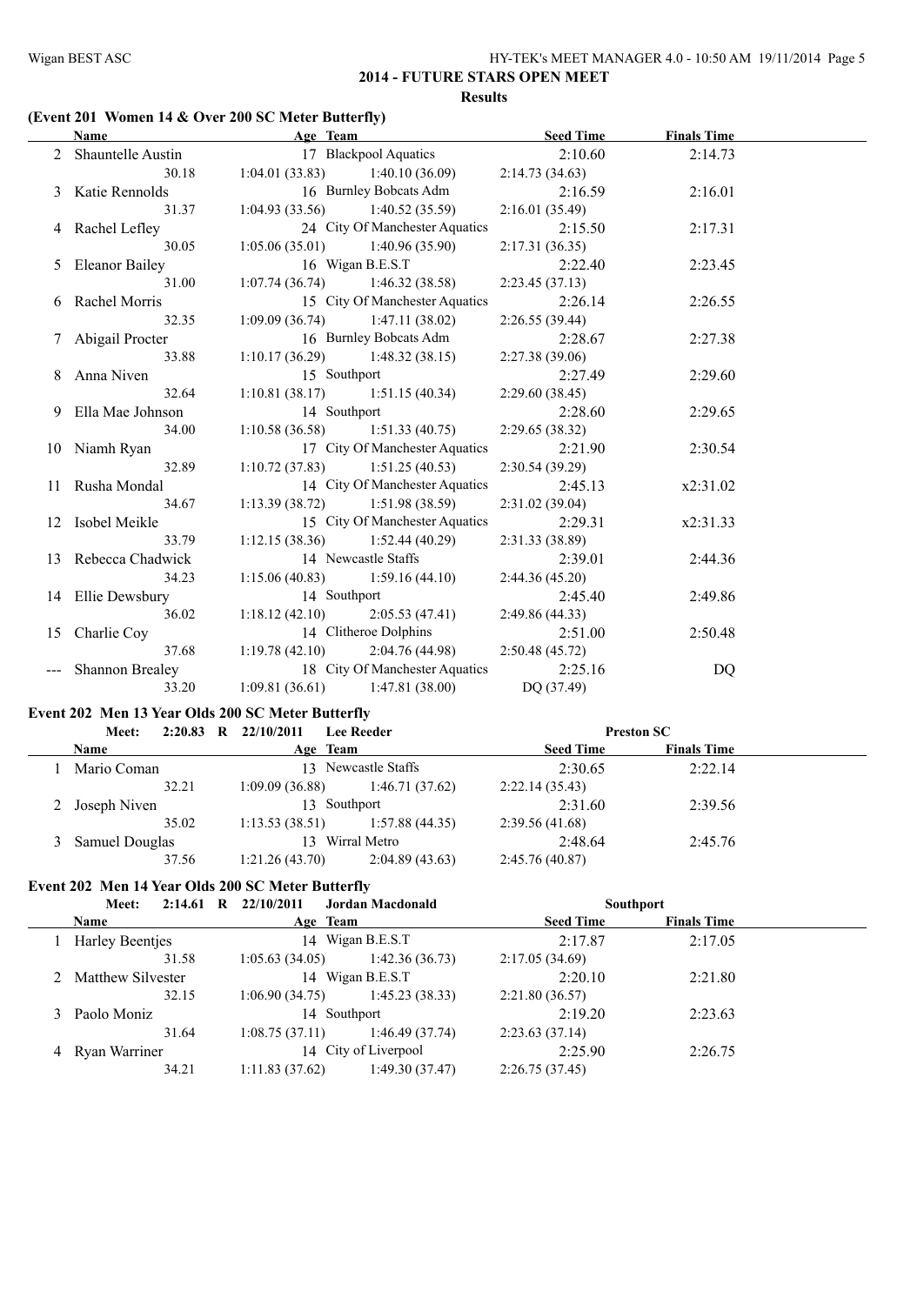## 2014 - FUTURE STARS OPEN MEET

**Results**

### (Event 201 Women 14 & Over 200 SC Meter Butterfly)

| | Name | Age | Team | Seed Time | Finals Time |
|---|---|---|---|---|---|
| 2 | Shauntelle Austin | 17 | Blackpool Aquatics | 2:10.60 | 2:14.73 |
| | 30.18 | 1:04.01 (33.83) | 1:40.10 (36.09) | 2:14.73 (34.63) | |
| 3 | Katie Rennolds | 16 | Burnley Bobcats Adm | 2:16.59 | 2:16.01 |
| | 31.37 | 1:04.93 (33.56) | 1:40.52 (35.59) | 2:16.01 (35.49) | |
| 4 | Rachel Lefley | 24 | City Of Manchester Aquatics | 2:15.50 | 2:17.31 |
| | 30.05 | 1:05.06 (35.01) | 1:40.96 (35.90) | 2:17.31 (36.35) | |
| 5 | Eleanor Bailey | 16 | Wigan B.E.S.T | 2:22.40 | 2:23.45 |
| | 31.00 | 1:07.74 (36.74) | 1:46.32 (38.58) | 2:23.45 (37.13) | |
| 6 | Rachel Morris | 15 | City Of Manchester Aquatics | 2:26.14 | 2:26.55 |
| | 32.35 | 1:09.09 (36.74) | 1:47.11 (38.02) | 2:26.55 (39.44) | |
| 7 | Abigail Procter | 16 | Burnley Bobcats Adm | 2:28.67 | 2:27.38 |
| | 33.88 | 1:10.17 (36.29) | 1:48.32 (38.15) | 2:27.38 (39.06) | |
| 8 | Anna Niven | 15 | Southport | 2:27.49 | 2:29.60 |
| | 32.64 | 1:10.81 (38.17) | 1:51.15 (40.34) | 2:29.60 (38.45) | |
| 9 | Ella Mae Johnson | 14 | Southport | 2:28.60 | 2:29.65 |
| | 34.00 | 1:10.58 (36.58) | 1:51.33 (40.75) | 2:29.65 (38.32) | |
| 10 | Niamh Ryan | 17 | City Of Manchester Aquatics | 2:21.90 | 2:30.54 |
| | 32.89 | 1:10.72 (37.83) | 1:51.25 (40.53) | 2:30.54 (39.29) | |
| 11 | Rusha Mondal | 14 | City Of Manchester Aquatics | 2:45.13 | x2:31.02 |
| | 34.67 | 1:13.39 (38.72) | 1:51.98 (38.59) | 2:31.02 (39.04) | |
| 12 | Isobel Meikle | 15 | City Of Manchester Aquatics | 2:29.31 | x2:31.33 |
| | 33.79 | 1:12.15 (38.36) | 1:52.44 (40.29) | 2:31.33 (38.89) | |
| 13 | Rebecca Chadwick | 14 | Newcastle Staffs | 2:39.01 | 2:44.36 |
| | 34.23 | 1:15.06 (40.83) | 1:59.16 (44.10) | 2:44.36 (45.20) | |
| 14 | Ellie Dewsbury | 14 | Southport | 2:45.40 | 2:49.86 |
| | 36.02 | 1:18.12 (42.10) | 2:05.53 (47.41) | 2:49.86 (44.33) | |
| 15 | Charlie Coy | 14 | Clitheroe Dolphins | 2:51.00 | 2:50.48 |
| | 37.68 | 1:19.78 (42.10) | 2:04.76 (44.98) | 2:50.48 (45.72) | |
| --- | Shannon Brealey | 18 | City Of Manchester Aquatics | 2:25.16 | DQ |
| | 33.20 | 1:09.81 (36.61) | 1:47.81 (38.00) | DQ (37.49) | |

### Event 202 Men 13 Year Olds 200 SC Meter Butterfly

Meet: 2:20.83 R 22/10/2011 Lee Reeder — Preston SC

| | Name | Age | Team | Seed Time | Finals Time |
|---|---|---|---|---|---|
| 1 | Mario Coman | 13 | Newcastle Staffs | 2:30.65 | 2:22.14 |
| | 32.21 | 1:09.09 (36.88) | 1:46.71 (37.62) | 2:22.14 (35.43) | |
| 2 | Joseph Niven | 13 | Southport | 2:31.60 | 2:39.56 |
| | 35.02 | 1:13.53 (38.51) | 1:57.88 (44.35) | 2:39.56 (41.68) | |
| 3 | Samuel Douglas | 13 | Wirral Metro | 2:48.64 | 2:45.76 |
| | 37.56 | 1:21.26 (43.70) | 2:04.89 (43.63) | 2:45.76 (40.87) | |

### Event 202 Men 14 Year Olds 200 SC Meter Butterfly

Meet: 2:14.61 R 22/10/2011 Jordan Macdonald — Southport

| | Name | Age | Team | Seed Time | Finals Time |
|---|---|---|---|---|---|
| 1 | Harley Beentjes | 14 | Wigan B.E.S.T | 2:17.87 | 2:17.05 |
| | 31.58 | 1:05.63 (34.05) | 1:42.36 (36.73) | 2:17.05 (34.69) | |
| 2 | Matthew Silvester | 14 | Wigan B.E.S.T | 2:20.10 | 2:21.80 |
| | 32.15 | 1:06.90 (34.75) | 1:45.23 (38.33) | 2:21.80 (36.57) | |
| 3 | Paolo Moniz | 14 | Southport | 2:19.20 | 2:23.63 |
| | 31.64 | 1:08.75 (37.11) | 1:46.49 (37.74) | 2:23.63 (37.14) | |
| 4 | Ryan Warriner | 14 | City of Liverpool | 2:25.90 | 2:26.75 |
| | 34.21 | 1:11.83 (37.62) | 1:49.30 (37.47) | 2:26.75 (37.45) | |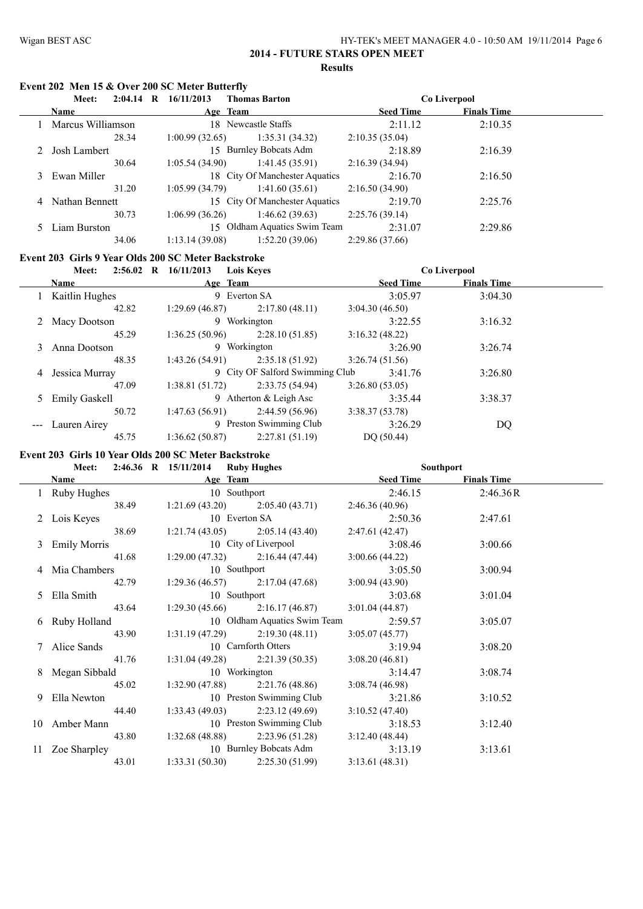## 2014 - FUTURE STARS OPEN MEET

### Results

#### Event 202 Men 15 & Over 200 SC Meter Butterfly

Meet: 2:04.14 R 16/11/2013 Thomas Barton — Co Liverpool

| | Name | Age | Team | Seed Time | Finals Time |
|---|---|---|---|---|---|
| 1 | Marcus Williamson | 18 | Newcastle Staffs | 2:11.12 | 2:10.35 |
| | 28.34 | 1:00.99 (32.65) | 1:35.31 (34.32) | 2:10.35 (35.04) | |
| 2 | Josh Lambert | 15 | Burnley Bobcats Adm | 2:18.89 | 2:16.39 |
| | 30.64 | 1:05.54 (34.90) | 1:41.45 (35.91) | 2:16.39 (34.94) | |
| 3 | Ewan Miller | 18 | City Of Manchester Aquatics | 2:16.70 | 2:16.50 |
| | 31.20 | 1:05.99 (34.79) | 1:41.60 (35.61) | 2:16.50 (34.90) | |
| 4 | Nathan Bennett | 15 | City Of Manchester Aquatics | 2:19.70 | 2:25.76 |
| | 30.73 | 1:06.99 (36.26) | 1:46.62 (39.63) | 2:25.76 (39.14) | |
| 5 | Liam Burston | 15 | Oldham Aquatics Swim Team | 2:31.07 | 2:29.86 |
| | 34.06 | 1:13.14 (39.08) | 1:52.20 (39.06) | 2:29.86 (37.66) | |

#### Event 203 Girls 9 Year Olds 200 SC Meter Backstroke

Meet: 2:56.02 R 16/11/2013 Lois Keyes — Co Liverpool

| | Name | Age | Team | Seed Time | Finals Time |
|---|---|---|---|---|---|
| 1 | Kaitlin Hughes | 9 | Everton SA | 3:05.97 | 3:04.30 |
| | 42.82 | 1:29.69 (46.87) | 2:17.80 (48.11) | 3:04.30 (46.50) | |
| 2 | Macy Dootson | 9 | Workington | 3:22.55 | 3:16.32 |
| | 45.29 | 1:36.25 (50.96) | 2:28.10 (51.85) | 3:16.32 (48.22) | |
| 3 | Anna Dootson | 9 | Workington | 3:26.90 | 3:26.74 |
| | 48.35 | 1:43.26 (54.91) | 2:35.18 (51.92) | 3:26.74 (51.56) | |
| 4 | Jessica Murray | 9 | City OF Salford Swimming Club | 3:41.76 | 3:26.80 |
| | 47.09 | 1:38.81 (51.72) | 2:33.75 (54.94) | 3:26.80 (53.05) | |
| 5 | Emily Gaskell | 9 | Atherton & Leigh Asc | 3:35.44 | 3:38.37 |
| | 50.72 | 1:47.63 (56.91) | 2:44.59 (56.96) | 3:38.37 (53.78) | |
| --- | Lauren Airey | 9 | Preston Swimming Club | 3:26.29 | DQ |
| | 45.75 | 1:36.62 (50.87) | 2:27.81 (51.19) | DQ (50.44) | |

#### Event 203 Girls 10 Year Olds 200 SC Meter Backstroke

Meet: 2:46.36 R 15/11/2014 Ruby Hughes — Southport

| | Name | Age | Team | Seed Time | Finals Time |
|---|---|---|---|---|---|
| 1 | Ruby Hughes | 10 | Southport | 2:46.15 | 2:46.36R |
| | 38.49 | 1:21.69 (43.20) | 2:05.40 (43.71) | 2:46.36 (40.96) | |
| 2 | Lois Keyes | 10 | Everton SA | 2:50.36 | 2:47.61 |
| | 38.69 | 1:21.74 (43.05) | 2:05.14 (43.40) | 2:47.61 (42.47) | |
| 3 | Emily Morris | 10 | City of Liverpool | 3:08.46 | 3:00.66 |
| | 41.68 | 1:29.00 (47.32) | 2:16.44 (47.44) | 3:00.66 (44.22) | |
| 4 | Mia Chambers | 10 | Southport | 3:05.50 | 3:00.94 |
| | 42.79 | 1:29.36 (46.57) | 2:17.04 (47.68) | 3:00.94 (43.90) | |
| 5 | Ella Smith | 10 | Southport | 3:03.68 | 3:01.04 |
| | 43.64 | 1:29.30 (45.66) | 2:16.17 (46.87) | 3:01.04 (44.87) | |
| 6 | Ruby Holland | 10 | Oldham Aquatics Swim Team | 2:59.57 | 3:05.07 |
| | 43.90 | 1:31.19 (47.29) | 2:19.30 (48.11) | 3:05.07 (45.77) | |
| 7 | Alice Sands | 10 | Carnforth Otters | 3:19.94 | 3:08.20 |
| | 41.76 | 1:31.04 (49.28) | 2:21.39 (50.35) | 3:08.20 (46.81) | |
| 8 | Megan Sibbald | 10 | Workington | 3:14.47 | 3:08.74 |
| | 45.02 | 1:32.90 (47.88) | 2:21.76 (48.86) | 3:08.74 (46.98) | |
| 9 | Ella Newton | 10 | Preston Swimming Club | 3:21.86 | 3:10.52 |
| | 44.40 | 1:33.43 (49.03) | 2:23.12 (49.69) | 3:10.52 (47.40) | |
| 10 | Amber Mann | 10 | Preston Swimming Club | 3:18.53 | 3:12.40 |
| | 43.80 | 1:32.68 (48.88) | 2:23.96 (51.28) | 3:12.40 (48.44) | |
| 11 | Zoe Sharpley | 10 | Burnley Bobcats Adm | 3:13.19 | 3:13.61 |
| | 43.01 | 1:33.31 (50.30) | 2:25.30 (51.99) | 3:13.61 (48.31) | |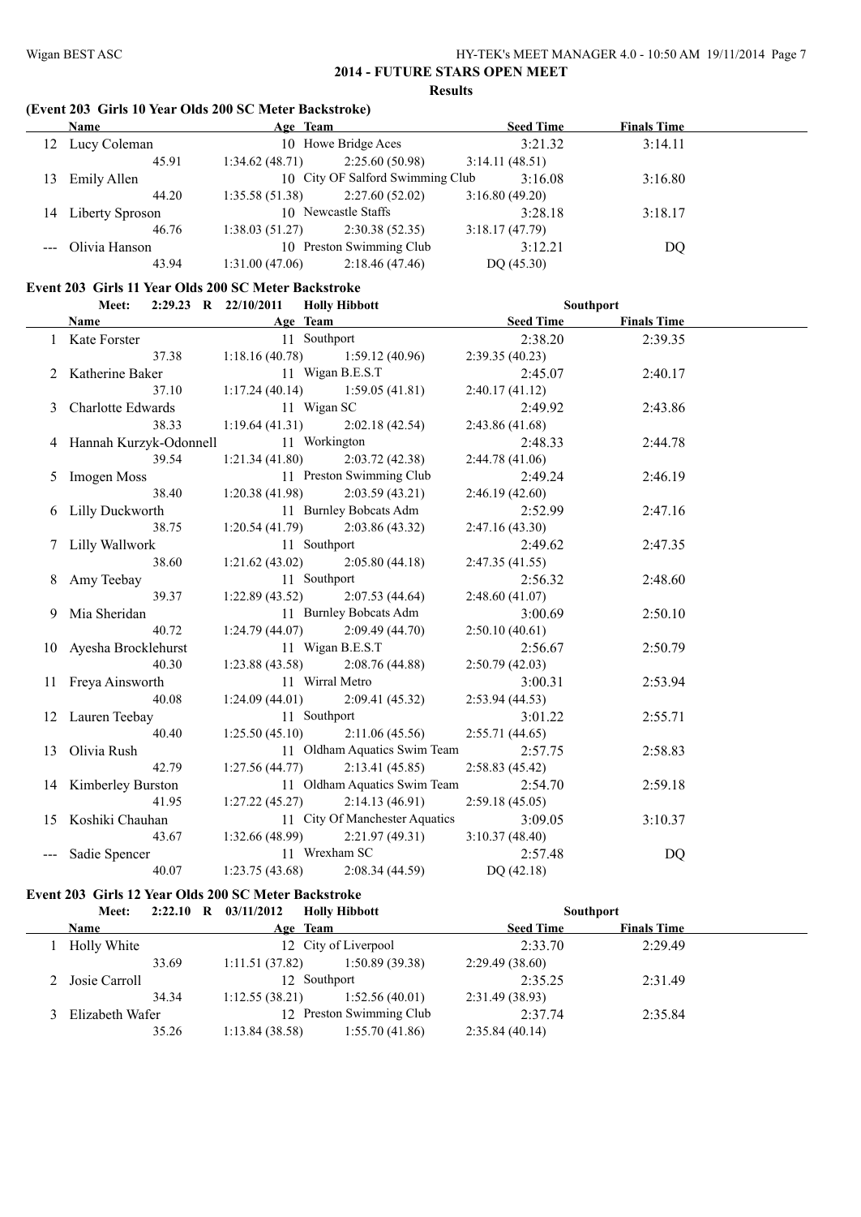## 2014 - FUTURE STARS OPEN MEET

### Results

### (Event 203 Girls 10 Year Olds 200 SC Meter Backstroke)

| | Name | Age | Team | Seed Time | Finals Time |
|---|---|---|---|---|---|
| 12 | Lucy Coleman | 10 | Howe Bridge Aces | 3:21.32 | 3:14.11 |
| | 45.91 | 1:34.62 (48.71) | 2:25.60 (50.98) | 3:14.11 (48.51) | |
| 13 | Emily Allen | 10 | City OF Salford Swimming Club | 3:16.08 | 3:16.80 |
| | 44.20 | 1:35.58 (51.38) | 2:27.60 (52.02) | 3:16.80 (49.20) | |
| 14 | Liberty Sproson | 10 | Newcastle Staffs | 3:28.18 | 3:18.17 |
| | 46.76 | 1:38.03 (51.27) | 2:30.38 (52.35) | 3:18.17 (47.79) | |
| --- | Olivia Hanson | 10 | Preston Swimming Club | 3:12.21 | DQ |
| | 43.94 | 1:31.00 (47.06) | 2:18.46 (47.46) | DQ (45.30) | |

### Event 203 Girls 11 Year Olds 200 SC Meter Backstroke

Meet: 2:29.23 R 22/10/2011 Holly Hibbott Southport

| | Name | Age | Team | Seed Time | Finals Time |
|---|---|---|---|---|---|
| 1 | Kate Forster | 11 | Southport | 2:38.20 | 2:39.35 |
| | 37.38 | 1:18.16 (40.78) | 1:59.12 (40.96) | 2:39.35 (40.23) | |
| 2 | Katherine Baker | 11 | Wigan B.E.S.T | 2:45.07 | 2:40.17 |
| | 37.10 | 1:17.24 (40.14) | 1:59.05 (41.81) | 2:40.17 (41.12) | |
| 3 | Charlotte Edwards | 11 | Wigan SC | 2:49.92 | 2:43.86 |
| | 38.33 | 1:19.64 (41.31) | 2:02.18 (42.54) | 2:43.86 (41.68) | |
| 4 | Hannah Kurzyk-Odonnell | 11 | Workington | 2:48.33 | 2:44.78 |
| | 39.54 | 1:21.34 (41.80) | 2:03.72 (42.38) | 2:44.78 (41.06) | |
| 5 | Imogen Moss | 11 | Preston Swimming Club | 2:49.24 | 2:46.19 |
| | 38.40 | 1:20.38 (41.98) | 2:03.59 (43.21) | 2:46.19 (42.60) | |
| 6 | Lilly Duckworth | 11 | Burnley Bobcats Adm | 2:52.99 | 2:47.16 |
| | 38.75 | 1:20.54 (41.79) | 2:03.86 (43.32) | 2:47.16 (43.30) | |
| 7 | Lilly Wallwork | 11 | Southport | 2:49.62 | 2:47.35 |
| | 38.60 | 1:21.62 (43.02) | 2:05.80 (44.18) | 2:47.35 (41.55) | |
| 8 | Amy Teebay | 11 | Southport | 2:56.32 | 2:48.60 |
| | 39.37 | 1:22.89 (43.52) | 2:07.53 (44.64) | 2:48.60 (41.07) | |
| 9 | Mia Sheridan | 11 | Burnley Bobcats Adm | 3:00.69 | 2:50.10 |
| | 40.72 | 1:24.79 (44.07) | 2:09.49 (44.70) | 2:50.10 (40.61) | |
| 10 | Ayesha Brocklehurst | 11 | Wigan B.E.S.T | 2:56.67 | 2:50.79 |
| | 40.30 | 1:23.88 (43.58) | 2:08.76 (44.88) | 2:50.79 (42.03) | |
| 11 | Freya Ainsworth | 11 | Wirral Metro | 3:00.31 | 2:53.94 |
| | 40.08 | 1:24.09 (44.01) | 2:09.41 (45.32) | 2:53.94 (44.53) | |
| 12 | Lauren Teebay | 11 | Southport | 3:01.22 | 2:55.71 |
| | 40.40 | 1:25.50 (45.10) | 2:11.06 (45.56) | 2:55.71 (44.65) | |
| 13 | Olivia Rush | 11 | Oldham Aquatics Swim Team | 2:57.75 | 2:58.83 |
| | 42.79 | 1:27.56 (44.77) | 2:13.41 (45.85) | 2:58.83 (45.42) | |
| 14 | Kimberley Burston | 11 | Oldham Aquatics Swim Team | 2:54.70 | 2:59.18 |
| | 41.95 | 1:27.22 (45.27) | 2:14.13 (46.91) | 2:59.18 (45.05) | |
| 15 | Koshiki Chauhan | 11 | City Of Manchester Aquatics | 3:09.05 | 3:10.37 |
| | 43.67 | 1:32.66 (48.99) | 2:21.97 (49.31) | 3:10.37 (48.40) | |
| --- | Sadie Spencer | 11 | Wrexham SC | 2:57.48 | DQ |
| | 40.07 | 1:23.75 (43.68) | 2:08.34 (44.59) | DQ (42.18) | |

### Event 203 Girls 12 Year Olds 200 SC Meter Backstroke

Meet: 2:22.10 R 03/11/2012 Holly Hibbott Southport

| | Name | Age | Team | Seed Time | Finals Time |
|---|---|---|---|---|---|
| 1 | Holly White | 12 | City of Liverpool | 2:33.70 | 2:29.49 |
| | 33.69 | 1:11.51 (37.82) | 1:50.89 (39.38) | 2:29.49 (38.60) | |
| 2 | Josie Carroll | 12 | Southport | 2:35.25 | 2:31.49 |
| | 34.34 | 1:12.55 (38.21) | 1:52.56 (40.01) | 2:31.49 (38.93) | |
| 3 | Elizabeth Wafer | 12 | Preston Swimming Club | 2:37.74 | 2:35.84 |
| | 35.26 | 1:13.84 (38.58) | 1:55.70 (41.86) | 2:35.84 (40.14) | |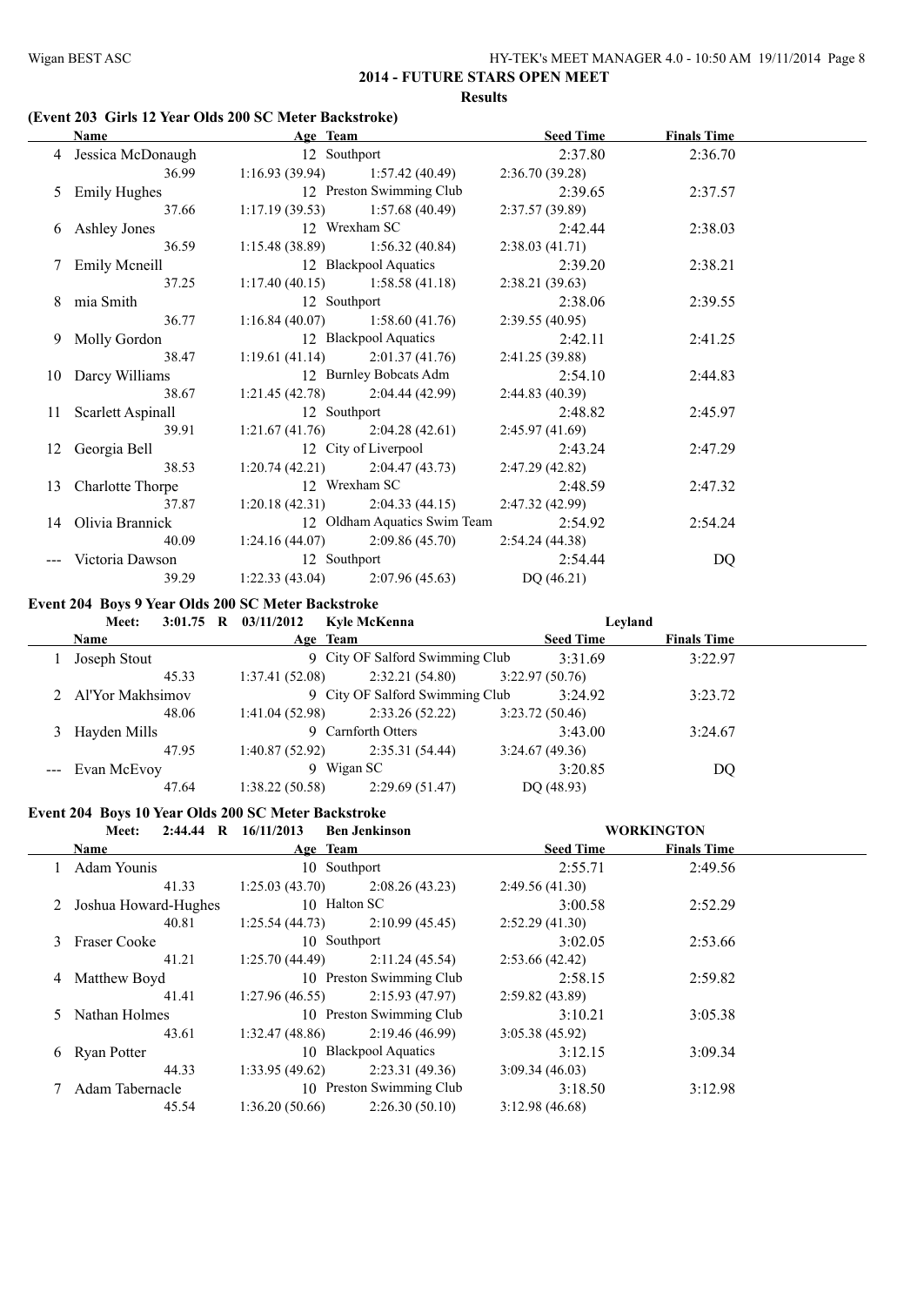## 2014 - FUTURE STARS OPEN MEET

**Results**

### (Event 203 Girls 12 Year Olds 200 SC Meter Backstroke)

| | Name | Age | Team | | Seed Time | Finals Time |
|---|---|---|---|---|---|---|
| 4 | Jessica McDonaugh | 12 | Southport | | 2:37.80 | 2:36.70 |
| | 36.99 | 1:16.93 (39.94) | 1:57.42 (40.49) | 2:36.70 (39.28) | | |
| 5 | Emily Hughes | 12 | Preston Swimming Club | | 2:39.65 | 2:37.57 |
| | 37.66 | 1:17.19 (39.53) | 1:57.68 (40.49) | 2:37.57 (39.89) | | |
| 6 | Ashley Jones | 12 | Wrexham SC | | 2:42.44 | 2:38.03 |
| | 36.59 | 1:15.48 (38.89) | 1:56.32 (40.84) | 2:38.03 (41.71) | | |
| 7 | Emily Mcneill | 12 | Blackpool Aquatics | | 2:39.20 | 2:38.21 |
| | 37.25 | 1:17.40 (40.15) | 1:58.58 (41.18) | 2:38.21 (39.63) | | |
| 8 | mia Smith | 12 | Southport | | 2:38.06 | 2:39.55 |
| | 36.77 | 1:16.84 (40.07) | 1:58.60 (41.76) | 2:39.55 (40.95) | | |
| 9 | Molly Gordon | 12 | Blackpool Aquatics | | 2:42.11 | 2:41.25 |
| | 38.47 | 1:19.61 (41.14) | 2:01.37 (41.76) | 2:41.25 (39.88) | | |
| 10 | Darcy Williams | 12 | Burnley Bobcats Adm | | 2:54.10 | 2:44.83 |
| | 38.67 | 1:21.45 (42.78) | 2:04.44 (42.99) | 2:44.83 (40.39) | | |
| 11 | Scarlett Aspinall | 12 | Southport | | 2:48.82 | 2:45.97 |
| | 39.91 | 1:21.67 (41.76) | 2:04.28 (42.61) | 2:45.97 (41.69) | | |
| 12 | Georgia Bell | 12 | City of Liverpool | | 2:43.24 | 2:47.29 |
| | 38.53 | 1:20.74 (42.21) | 2:04.47 (43.73) | 2:47.29 (42.82) | | |
| 13 | Charlotte Thorpe | 12 | Wrexham SC | | 2:48.59 | 2:47.32 |
| | 37.87 | 1:20.18 (42.31) | 2:04.33 (44.15) | 2:47.32 (42.99) | | |
| 14 | Olivia Brannick | 12 | Oldham Aquatics Swim Team | | 2:54.92 | 2:54.24 |
| | 40.09 | 1:24.16 (44.07) | 2:09.86 (45.70) | 2:54.24 (44.38) | | |
| --- | Victoria Dawson | 12 | Southport | | 2:54.44 | DQ |
| | 39.29 | 1:22.33 (43.04) | 2:07.96 (45.63) | DQ (46.21) | | |

### Event 204 Boys 9 Year Olds 200 SC Meter Backstroke

Meet: 3:01.75 R 03/11/2012 Kyle McKenna Leyland

| | Name | Age | Team | | Seed Time | Finals Time |
|---|---|---|---|---|---|---|
| 1 | Joseph Stout | 9 | City OF Salford Swimming Club | | 3:31.69 | 3:22.97 |
| | 45.33 | 1:37.41 (52.08) | 2:32.21 (54.80) | 3:22.97 (50.76) | | |
| 2 | Al'Yor Makhsimov | 9 | City OF Salford Swimming Club | | 3:24.92 | 3:23.72 |
| | 48.06 | 1:41.04 (52.98) | 2:33.26 (52.22) | 3:23.72 (50.46) | | |
| 3 | Hayden Mills | 9 | Carnforth Otters | | 3:43.00 | 3:24.67 |
| | 47.95 | 1:40.87 (52.92) | 2:35.31 (54.44) | 3:24.67 (49.36) | | |
| --- | Evan McEvoy | 9 | Wigan SC | | 3:20.85 | DQ |
| | 47.64 | 1:38.22 (50.58) | 2:29.69 (51.47) | DQ (48.93) | | |

### Event 204 Boys 10 Year Olds 200 SC Meter Backstroke

Meet: 2:44.44 R 16/11/2013 Ben Jenkinson WORKINGTON

| | Name | Age | Team | | Seed Time | Finals Time |
|---|---|---|---|---|---|---|
| 1 | Adam Younis | 10 | Southport | | 2:55.71 | 2:49.56 |
| | 41.33 | 1:25.03 (43.70) | 2:08.26 (43.23) | 2:49.56 (41.30) | | |
| 2 | Joshua Howard-Hughes | 10 | Halton SC | | 3:00.58 | 2:52.29 |
| | 40.81 | 1:25.54 (44.73) | 2:10.99 (45.45) | 2:52.29 (41.30) | | |
| 3 | Fraser Cooke | 10 | Southport | | 3:02.05 | 2:53.66 |
| | 41.21 | 1:25.70 (44.49) | 2:11.24 (45.54) | 2:53.66 (42.42) | | |
| 4 | Matthew Boyd | 10 | Preston Swimming Club | | 2:58.15 | 2:59.82 |
| | 41.41 | 1:27.96 (46.55) | 2:15.93 (47.97) | 2:59.82 (43.89) | | |
| 5 | Nathan Holmes | 10 | Preston Swimming Club | | 3:10.21 | 3:05.38 |
| | 43.61 | 1:32.47 (48.86) | 2:19.46 (46.99) | 3:05.38 (45.92) | | |
| 6 | Ryan Potter | 10 | Blackpool Aquatics | | 3:12.15 | 3:09.34 |
| | 44.33 | 1:33.95 (49.62) | 2:23.31 (49.36) | 3:09.34 (46.03) | | |
| 7 | Adam Tabernacle | 10 | Preston Swimming Club | | 3:18.50 | 3:12.98 |
| | 45.54 | 1:36.20 (50.66) | 2:26.30 (50.10) | 3:12.98 (46.68) | | |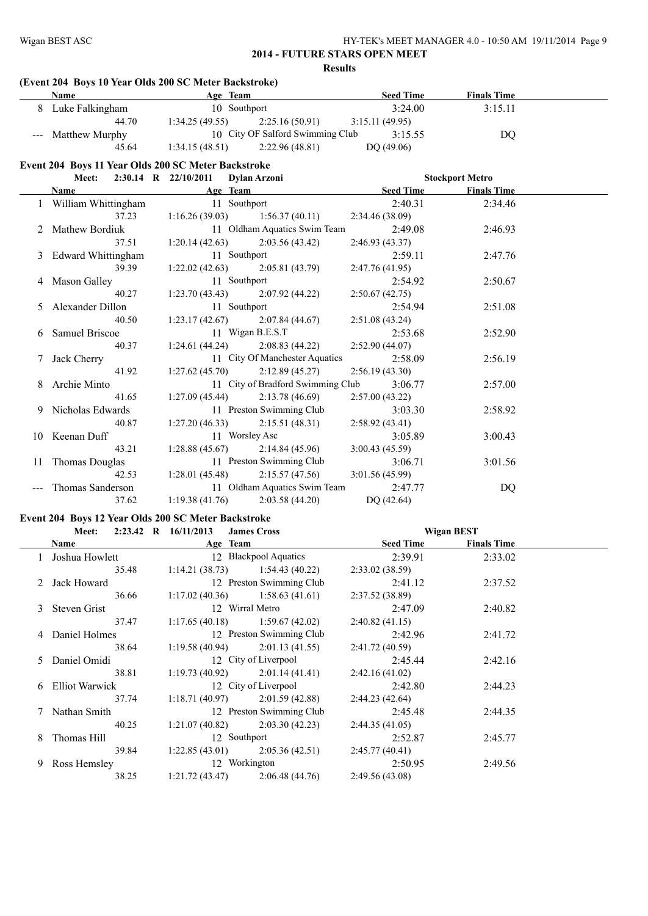## 2014 - FUTURE STARS OPEN MEET

### Results

### (Event 204 Boys 10 Year Olds 200 SC Meter Backstroke)

| | Name | Age | Team | Seed Time | Finals Time |
|---|---|---|---|---|---|
| 8 | Luke Falkingham | 10 | Southport | 3:24.00 | 3:15.11 |
| | 44.70 | 1:34.25 (49.55) | 2:25.16 (50.91) | 3:15.11 (49.95) | |
| --- | Matthew Murphy | 10 | City OF Salford Swimming Club | 3:15.55 | DQ |
| | 45.64 | 1:34.15 (48.51) | 2:22.96 (48.81) | DQ (49.06) | |

### Event 204 Boys 11 Year Olds 200 SC Meter Backstroke

Meet: 2:30.14 R 22/10/2011 Dylan Arzoni — Stockport Metro

| | Name | Age | Team | Seed Time | Finals Time |
|---|---|---|---|---|---|
| 1 | William Whittingham | 11 | Southport | 2:40.31 | 2:34.46 |
| | 37.23 | 1:16.26 (39.03) | 1:56.37 (40.11) | 2:34.46 (38.09) | |
| 2 | Mathew Bordiuk | 11 | Oldham Aquatics Swim Team | 2:49.08 | 2:46.93 |
| | 37.51 | 1:20.14 (42.63) | 2:03.56 (43.42) | 2:46.93 (43.37) | |
| 3 | Edward Whittingham | 11 | Southport | 2:59.11 | 2:47.76 |
| | 39.39 | 1:22.02 (42.63) | 2:05.81 (43.79) | 2:47.76 (41.95) | |
| 4 | Mason Galley | 11 | Southport | 2:54.92 | 2:50.67 |
| | 40.27 | 1:23.70 (43.43) | 2:07.92 (44.22) | 2:50.67 (42.75) | |
| 5 | Alexander Dillon | 11 | Southport | 2:54.94 | 2:51.08 |
| | 40.50 | 1:23.17 (42.67) | 2:07.84 (44.67) | 2:51.08 (43.24) | |
| 6 | Samuel Briscoe | 11 | Wigan B.E.S.T | 2:53.68 | 2:52.90 |
| | 40.37 | 1:24.61 (44.24) | 2:08.83 (44.22) | 2:52.90 (44.07) | |
| 7 | Jack Cherry | 11 | City Of Manchester Aquatics | 2:58.09 | 2:56.19 |
| | 41.92 | 1:27.62 (45.70) | 2:12.89 (45.27) | 2:56.19 (43.30) | |
| 8 | Archie Minto | 11 | City of Bradford Swimming Club | 3:06.77 | 2:57.00 |
| | 41.65 | 1:27.09 (45.44) | 2:13.78 (46.69) | 2:57.00 (43.22) | |
| 9 | Nicholas Edwards | 11 | Preston Swimming Club | 3:03.30 | 2:58.92 |
| | 40.87 | 1:27.20 (46.33) | 2:15.51 (48.31) | 2:58.92 (43.41) | |
| 10 | Keenan Duff | 11 | Worsley Asc | 3:05.89 | 3:00.43 |
| | 43.21 | 1:28.88 (45.67) | 2:14.84 (45.96) | 3:00.43 (45.59) | |
| 11 | Thomas Douglas | 11 | Preston Swimming Club | 3:06.71 | 3:01.56 |
| | 42.53 | 1:28.01 (45.48) | 2:15.57 (47.56) | 3:01.56 (45.99) | |
| --- | Thomas Sanderson | 11 | Oldham Aquatics Swim Team | 2:47.77 | DQ |
| | 37.62 | 1:19.38 (41.76) | 2:03.58 (44.20) | DQ (42.64) | |

### Event 204 Boys 12 Year Olds 200 SC Meter Backstroke

Meet: 2:23.42 R 16/11/2013 James Cross — Wigan BEST

| | Name | Age | Team | Seed Time | Finals Time |
|---|---|---|---|---|---|
| 1 | Joshua Howlett | 12 | Blackpool Aquatics | 2:39.91 | 2:33.02 |
| | 35.48 | 1:14.21 (38.73) | 1:54.43 (40.22) | 2:33.02 (38.59) | |
| 2 | Jack Howard | 12 | Preston Swimming Club | 2:41.12 | 2:37.52 |
| | 36.66 | 1:17.02 (40.36) | 1:58.63 (41.61) | 2:37.52 (38.89) | |
| 3 | Steven Grist | 12 | Wirral Metro | 2:47.09 | 2:40.82 |
| | 37.47 | 1:17.65 (40.18) | 1:59.67 (42.02) | 2:40.82 (41.15) | |
| 4 | Daniel Holmes | 12 | Preston Swimming Club | 2:42.96 | 2:41.72 |
| | 38.64 | 1:19.58 (40.94) | 2:01.13 (41.55) | 2:41.72 (40.59) | |
| 5 | Daniel Omidi | 12 | City of Liverpool | 2:45.44 | 2:42.16 |
| | 38.81 | 1:19.73 (40.92) | 2:01.14 (41.41) | 2:42.16 (41.02) | |
| 6 | Elliot Warwick | 12 | City of Liverpool | 2:42.80 | 2:44.23 |
| | 37.74 | 1:18.71 (40.97) | 2:01.59 (42.88) | 2:44.23 (42.64) | |
| 7 | Nathan Smith | 12 | Preston Swimming Club | 2:45.48 | 2:44.35 |
| | 40.25 | 1:21.07 (40.82) | 2:03.30 (42.23) | 2:44.35 (41.05) | |
| 8 | Thomas Hill | 12 | Southport | 2:52.87 | 2:45.77 |
| | 39.84 | 1:22.85 (43.01) | 2:05.36 (42.51) | 2:45.77 (40.41) | |
| 9 | Ross Hemsley | 12 | Workington | 2:50.95 | 2:49.56 |
| | 38.25 | 1:21.72 (43.47) | 2:06.48 (44.76) | 2:49.56 (43.08) | |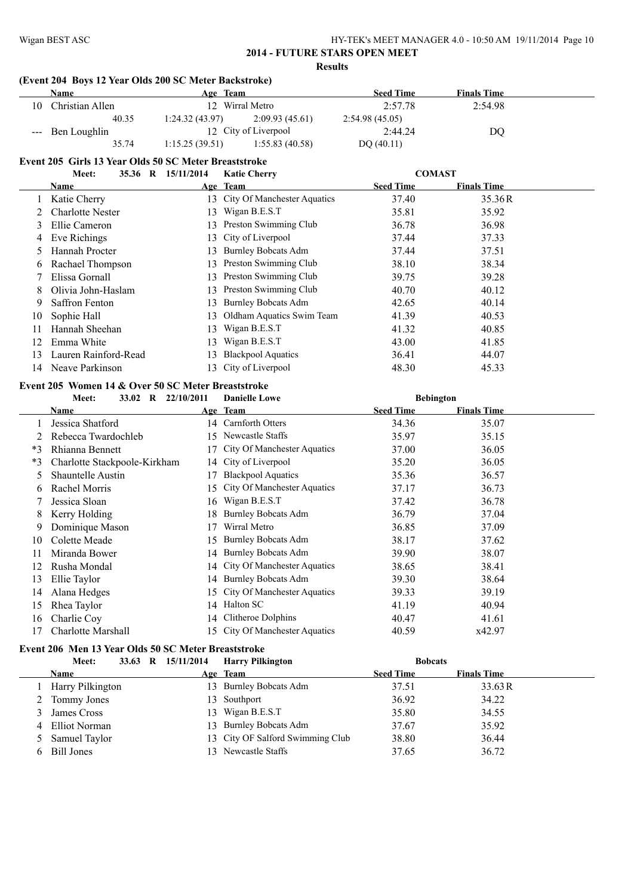# 2014 - FUTURE STARS OPEN MEET

**Results**

### (Event 204 Boys 12 Year Olds 200 SC Meter Backstroke)

| | Name | Age | Team | Seed Time | Finals Time |
|---|---|---|---|---|---|
| 10 | Christian Allen | 12 | Wirral Metro | 2:57.78 | 2:54.98 |
| | 40.35 | 1:24.32 (43.97) | 2:09.93 (45.61) | 2:54.98 (45.05) | |
| --- | Ben Loughlin | 12 | City of Liverpool | 2:44.24 | DQ |
| | 35.74 | 1:15.25 (39.51) | 1:55.83 (40.58) | DQ (40.11) | |

### Event 205 Girls 13 Year Olds 50 SC Meter Breaststroke

Meet: 35.36 R 15/11/2014 Katie Cherry COMAST

| | Name | Age | Team | Seed Time | Finals Time |
|---|---|---|---|---|---|
| 1 | Katie Cherry | 13 | City Of Manchester Aquatics | 37.40 | 35.36R |
| 2 | Charlotte Nester | 13 | Wigan B.E.S.T | 35.81 | 35.92 |
| 3 | Ellie Cameron | 13 | Preston Swimming Club | 36.78 | 36.98 |
| 4 | Eve Richings | 13 | City of Liverpool | 37.44 | 37.33 |
| 5 | Hannah Procter | 13 | Burnley Bobcats Adm | 37.44 | 37.51 |
| 6 | Rachael Thompson | 13 | Preston Swimming Club | 38.10 | 38.34 |
| 7 | Elissa Gornall | 13 | Preston Swimming Club | 39.75 | 39.28 |
| 8 | Olivia John-Haslam | 13 | Preston Swimming Club | 40.70 | 40.12 |
| 9 | Saffron Fenton | 13 | Burnley Bobcats Adm | 42.65 | 40.14 |
| 10 | Sophie Hall | 13 | Oldham Aquatics Swim Team | 41.39 | 40.53 |
| 11 | Hannah Sheehan | 13 | Wigan B.E.S.T | 41.32 | 40.85 |
| 12 | Emma White | 13 | Wigan B.E.S.T | 43.00 | 41.85 |
| 13 | Lauren Rainford-Read | 13 | Blackpool Aquatics | 36.41 | 44.07 |
| 14 | Neave Parkinson | 13 | City of Liverpool | 48.30 | 45.33 |

### Event 205 Women 14 & Over 50 SC Meter Breaststroke

Meet: 33.02 R 22/10/2011 Danielle Lowe Bebington

| | Name | Age | Team | Seed Time | Finals Time |
|---|---|---|---|---|---|
| 1 | Jessica Shatford | 14 | Carnforth Otters | 34.36 | 35.07 |
| 2 | Rebecca Twardochleb | 15 | Newcastle Staffs | 35.97 | 35.15 |
| *3 | Rhianna Bennett | 17 | City Of Manchester Aquatics | 37.00 | 36.05 |
| *3 | Charlotte Stackpoole-Kirkham | 14 | City of Liverpool | 35.20 | 36.05 |
| 5 | Shauntelle Austin | 17 | Blackpool Aquatics | 35.36 | 36.57 |
| 6 | Rachel Morris | 15 | City Of Manchester Aquatics | 37.17 | 36.73 |
| 7 | Jessica Sloan | 16 | Wigan B.E.S.T | 37.42 | 36.78 |
| 8 | Kerry Holding | 18 | Burnley Bobcats Adm | 36.79 | 37.04 |
| 9 | Dominique Mason | 17 | Wirral Metro | 36.85 | 37.09 |
| 10 | Colette Meade | 15 | Burnley Bobcats Adm | 38.17 | 37.62 |
| 11 | Miranda Bower | 14 | Burnley Bobcats Adm | 39.90 | 38.07 |
| 12 | Rusha Mondal | 14 | City Of Manchester Aquatics | 38.65 | 38.41 |
| 13 | Ellie Taylor | 14 | Burnley Bobcats Adm | 39.30 | 38.64 |
| 14 | Alana Hedges | 15 | City Of Manchester Aquatics | 39.33 | 39.19 |
| 15 | Rhea Taylor | 14 | Halton SC | 41.19 | 40.94 |
| 16 | Charlie Coy | 14 | Clitheroe Dolphins | 40.47 | 41.61 |
| 17 | Charlotte Marshall | 15 | City Of Manchester Aquatics | 40.59 | x42.97 |

### Event 206 Men 13 Year Olds 50 SC Meter Breaststroke

Meet: 33.63 R 15/11/2014 Harry Pilkington Bobcats

| | Name | Age | Team | Seed Time | Finals Time |
|---|---|---|---|---|---|
| 1 | Harry Pilkington | 13 | Burnley Bobcats Adm | 37.51 | 33.63R |
| 2 | Tommy Jones | 13 | Southport | 36.92 | 34.22 |
| 3 | James Cross | 13 | Wigan B.E.S.T | 35.80 | 34.55 |
| 4 | Elliot Norman | 13 | Burnley Bobcats Adm | 37.67 | 35.92 |
| 5 | Samuel Taylor | 13 | City OF Salford Swimming Club | 38.80 | 36.44 |
| 6 | Bill Jones | 13 | Newcastle Staffs | 37.65 | 36.72 |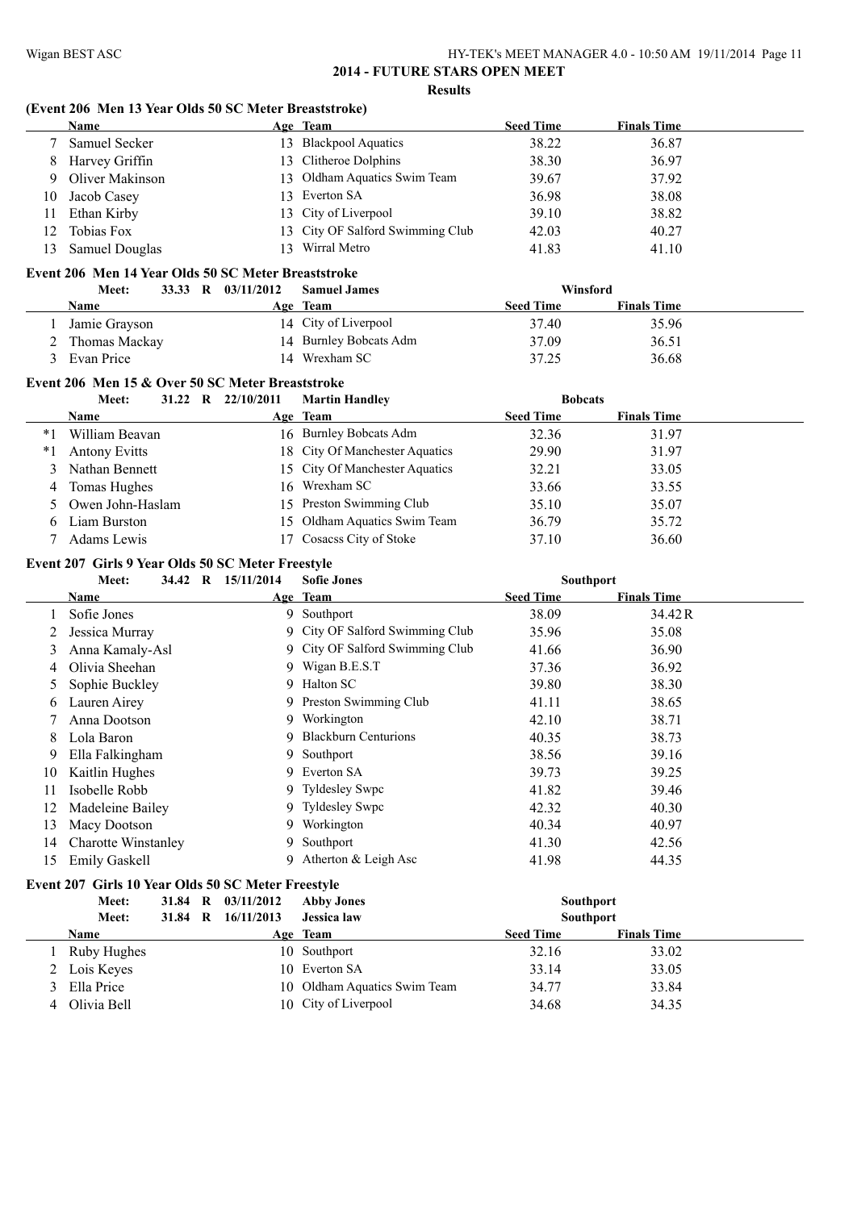## 2014 - FUTURE STARS OPEN MEET

**Results**

### (Event 206 Men 13 Year Olds 50 SC Meter Breaststroke)

| | Name | Age | Team | Seed Time | Finals Time |
|---|---|---|---|---|---|
| 7 | Samuel Secker | 13 | Blackpool Aquatics | 38.22 | 36.87 |
| 8 | Harvey Griffin | 13 | Clitheroe Dolphins | 38.30 | 36.97 |
| 9 | Oliver Makinson | 13 | Oldham Aquatics Swim Team | 39.67 | 37.92 |
| 10 | Jacob Casey | 13 | Everton SA | 36.98 | 38.08 |
| 11 | Ethan Kirby | 13 | City of Liverpool | 39.10 | 38.82 |
| 12 | Tobias Fox | 13 | City OF Salford Swimming Club | 42.03 | 40.27 |
| 13 | Samuel Douglas | 13 | Wirral Metro | 41.83 | 41.10 |

### Event 206 Men 14 Year Olds 50 SC Meter Breaststroke

Meet: 33.33 R 03/11/2012 Samuel James Winsford

| | Name | Age | Team | Seed Time | Finals Time |
|---|---|---|---|---|---|
| 1 | Jamie Grayson | 14 | City of Liverpool | 37.40 | 35.96 |
| 2 | Thomas Mackay | 14 | Burnley Bobcats Adm | 37.09 | 36.51 |
| 3 | Evan Price | 14 | Wrexham SC | 37.25 | 36.68 |

### Event 206 Men 15 & Over 50 SC Meter Breaststroke

Meet: 31.22 R 22/10/2011 Martin Handley Bobcats

| | Name | Age | Team | Seed Time | Finals Time |
|---|---|---|---|---|---|
| *1 | William Beavan | 16 | Burnley Bobcats Adm | 32.36 | 31.97 |
| *1 | Antony Evitts | 18 | City Of Manchester Aquatics | 29.90 | 31.97 |
| 3 | Nathan Bennett | 15 | City Of Manchester Aquatics | 32.21 | 33.05 |
| 4 | Tomas Hughes | 16 | Wrexham SC | 33.66 | 33.55 |
| 5 | Owen John-Haslam | 15 | Preston Swimming Club | 35.10 | 35.07 |
| 6 | Liam Burston | 15 | Oldham Aquatics Swim Team | 36.79 | 35.72 |
| 7 | Adams Lewis | 17 | Cosacss City of Stoke | 37.10 | 36.60 |

### Event 207 Girls 9 Year Olds 50 SC Meter Freestyle

Meet: 34.42 R 15/11/2014 Sofie Jones Southport

| | Name | Age | Team | Seed Time | Finals Time |
|---|---|---|---|---|---|
| 1 | Sofie Jones | 9 | Southport | 38.09 | 34.42R |
| 2 | Jessica Murray | 9 | City OF Salford Swimming Club | 35.96 | 35.08 |
| 3 | Anna Kamaly-Asl | 9 | City OF Salford Swimming Club | 41.66 | 36.90 |
| 4 | Olivia Sheehan | 9 | Wigan B.E.S.T | 37.36 | 36.92 |
| 5 | Sophie Buckley | 9 | Halton SC | 39.80 | 38.30 |
| 6 | Lauren Airey | 9 | Preston Swimming Club | 41.11 | 38.65 |
| 7 | Anna Dootson | 9 | Workington | 42.10 | 38.71 |
| 8 | Lola Baron | 9 | Blackburn Centurions | 40.35 | 38.73 |
| 9 | Ella Falkingham | 9 | Southport | 38.56 | 39.16 |
| 10 | Kaitlin Hughes | 9 | Everton SA | 39.73 | 39.25 |
| 11 | Isobelle Robb | 9 | Tyldesley Swpc | 41.82 | 39.46 |
| 12 | Madeleine Bailey | 9 | Tyldesley Swpc | 42.32 | 40.30 |
| 13 | Macy Dootson | 9 | Workington | 40.34 | 40.97 |
| 14 | Charotte Winstanley | 9 | Southport | 41.30 | 42.56 |
| 15 | Emily Gaskell | 9 | Atherton & Leigh Asc | 41.98 | 44.35 |

### Event 207 Girls 10 Year Olds 50 SC Meter Freestyle

Meet: 31.84 R 03/11/2012 Abby Jones Southport
Meet: 31.84 R 16/11/2013 Jessica law Southport

| | Name | Age | Team | Seed Time | Finals Time |
|---|---|---|---|---|---|
| 1 | Ruby Hughes | 10 | Southport | 32.16 | 33.02 |
| 2 | Lois Keyes | 10 | Everton SA | 33.14 | 33.05 |
| 3 | Ella Price | 10 | Oldham Aquatics Swim Team | 34.77 | 33.84 |
| 4 | Olivia Bell | 10 | City of Liverpool | 34.68 | 34.35 |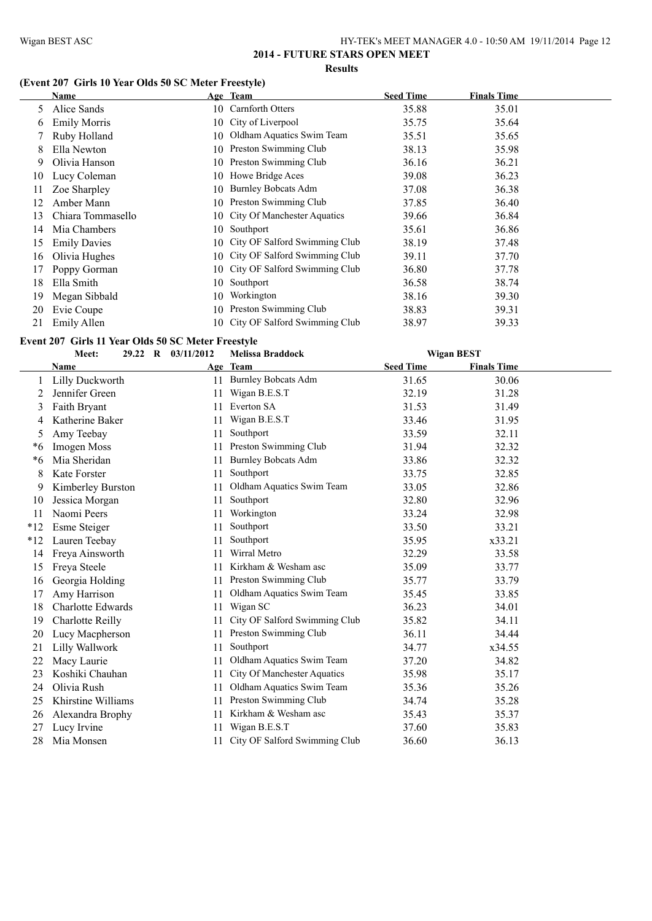## 2014 - FUTURE STARS OPEN MEET

**Results**

### (Event 207 Girls 10 Year Olds 50 SC Meter Freestyle)

| | Name | Age | Team | Seed Time | Finals Time |
|---|---|---|---|---|---|
| 5 | Alice Sands | 10 | Carnforth Otters | 35.88 | 35.01 |
| 6 | Emily Morris | 10 | City of Liverpool | 35.75 | 35.64 |
| 7 | Ruby Holland | 10 | Oldham Aquatics Swim Team | 35.51 | 35.65 |
| 8 | Ella Newton | 10 | Preston Swimming Club | 38.13 | 35.98 |
| 9 | Olivia Hanson | 10 | Preston Swimming Club | 36.16 | 36.21 |
| 10 | Lucy Coleman | 10 | Howe Bridge Aces | 39.08 | 36.23 |
| 11 | Zoe Sharpley | 10 | Burnley Bobcats Adm | 37.08 | 36.38 |
| 12 | Amber Mann | 10 | Preston Swimming Club | 37.85 | 36.40 |
| 13 | Chiara Tommasello | 10 | City Of Manchester Aquatics | 39.66 | 36.84 |
| 14 | Mia Chambers | 10 | Southport | 35.61 | 36.86 |
| 15 | Emily Davies | 10 | City OF Salford Swimming Club | 38.19 | 37.48 |
| 16 | Olivia Hughes | 10 | City OF Salford Swimming Club | 39.11 | 37.70 |
| 17 | Poppy Gorman | 10 | City OF Salford Swimming Club | 36.80 | 37.78 |
| 18 | Ella Smith | 10 | Southport | 36.58 | 38.74 |
| 19 | Megan Sibbald | 10 | Workington | 38.16 | 39.30 |
| 20 | Evie Coupe | 10 | Preston Swimming Club | 38.83 | 39.31 |
| 21 | Emily Allen | 10 | City OF Salford Swimming Club | 38.97 | 39.33 |

### Event 207 Girls 11 Year Olds 50 SC Meter Freestyle

Meet: 29.22 R 03/11/2012 Melissa Braddock Wigan BEST

| | Name | Age | Team | Seed Time | Finals Time |
|---|---|---|---|---|---|
| 1 | Lilly Duckworth | 11 | Burnley Bobcats Adm | 31.65 | 30.06 |
| 2 | Jennifer Green | 11 | Wigan B.E.S.T | 32.19 | 31.28 |
| 3 | Faith Bryant | 11 | Everton SA | 31.53 | 31.49 |
| 4 | Katherine Baker | 11 | Wigan B.E.S.T | 33.46 | 31.95 |
| 5 | Amy Teebay | 11 | Southport | 33.59 | 32.11 |
| *6 | Imogen Moss | 11 | Preston Swimming Club | 31.94 | 32.32 |
| *6 | Mia Sheridan | 11 | Burnley Bobcats Adm | 33.86 | 32.32 |
| 8 | Kate Forster | 11 | Southport | 33.75 | 32.85 |
| 9 | Kimberley Burston | 11 | Oldham Aquatics Swim Team | 33.05 | 32.86 |
| 10 | Jessica Morgan | 11 | Southport | 32.80 | 32.96 |
| 11 | Naomi Peers | 11 | Workington | 33.24 | 32.98 |
| *12 | Esme Steiger | 11 | Southport | 33.50 | 33.21 |
| *12 | Lauren Teebay | 11 | Southport | 35.95 | x33.21 |
| 14 | Freya Ainsworth | 11 | Wirral Metro | 32.29 | 33.58 |
| 15 | Freya Steele | 11 | Kirkham & Wesham asc | 35.09 | 33.77 |
| 16 | Georgia Holding | 11 | Preston Swimming Club | 35.77 | 33.79 |
| 17 | Amy Harrison | 11 | Oldham Aquatics Swim Team | 35.45 | 33.85 |
| 18 | Charlotte Edwards | 11 | Wigan SC | 36.23 | 34.01 |
| 19 | Charlotte Reilly | 11 | City OF Salford Swimming Club | 35.82 | 34.11 |
| 20 | Lucy Macpherson | 11 | Preston Swimming Club | 36.11 | 34.44 |
| 21 | Lilly Wallwork | 11 | Southport | 34.77 | x34.55 |
| 22 | Macy Laurie | 11 | Oldham Aquatics Swim Team | 37.20 | 34.82 |
| 23 | Koshiki Chauhan | 11 | City Of Manchester Aquatics | 35.98 | 35.17 |
| 24 | Olivia Rush | 11 | Oldham Aquatics Swim Team | 35.36 | 35.26 |
| 25 | Khirstine Williams | 11 | Preston Swimming Club | 34.74 | 35.28 |
| 26 | Alexandra Brophy | 11 | Kirkham & Wesham asc | 35.43 | 35.37 |
| 27 | Lucy Irvine | 11 | Wigan B.E.S.T | 37.60 | 35.83 |
| 28 | Mia Monsen | 11 | City OF Salford Swimming Club | 36.60 | 36.13 |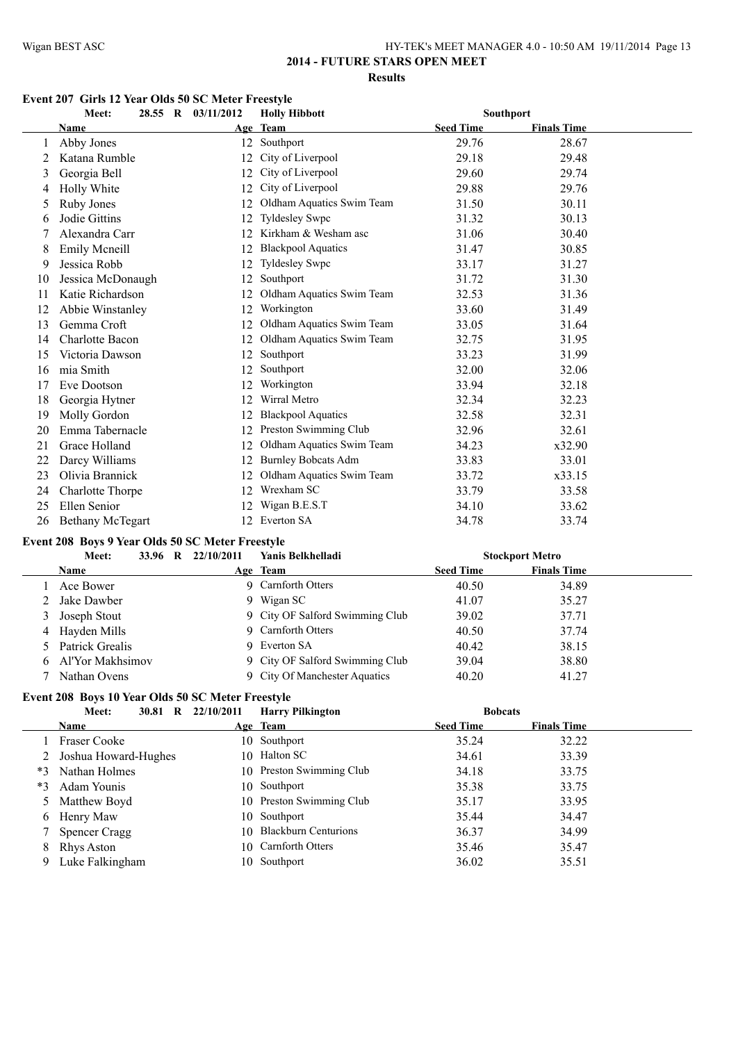# 2014 - FUTURE STARS OPEN MEET

## Results

### Event 207 Girls 12 Year Olds 50 SC Meter Freestyle

| | Name | Age | Team | Seed Time | Finals Time |
|---|---|---|---|---|---|
| Meet: 28.55 R 03/11/2012 | Holly Hibbott | | Southport | | |
| 1 | Abby Jones | 12 | Southport | 29.76 | 28.67 |
| 2 | Katana Rumble | 12 | City of Liverpool | 29.18 | 29.48 |
| 3 | Georgia Bell | 12 | City of Liverpool | 29.60 | 29.74 |
| 4 | Holly White | 12 | City of Liverpool | 29.88 | 29.76 |
| 5 | Ruby Jones | 12 | Oldham Aquatics Swim Team | 31.50 | 30.11 |
| 6 | Jodie Gittins | 12 | Tyldesley Swpc | 31.32 | 30.13 |
| 7 | Alexandra Carr | 12 | Kirkham & Wesham asc | 31.06 | 30.40 |
| 8 | Emily Mcneill | 12 | Blackpool Aquatics | 31.47 | 30.85 |
| 9 | Jessica Robb | 12 | Tyldesley Swpc | 33.17 | 31.27 |
| 10 | Jessica McDonaugh | 12 | Southport | 31.72 | 31.30 |
| 11 | Katie Richardson | 12 | Oldham Aquatics Swim Team | 32.53 | 31.36 |
| 12 | Abbie Winstanley | 12 | Workington | 33.60 | 31.49 |
| 13 | Gemma Croft | 12 | Oldham Aquatics Swim Team | 33.05 | 31.64 |
| 14 | Charlotte Bacon | 12 | Oldham Aquatics Swim Team | 32.75 | 31.95 |
| 15 | Victoria Dawson | 12 | Southport | 33.23 | 31.99 |
| 16 | mia Smith | 12 | Southport | 32.00 | 32.06 |
| 17 | Eve Dootson | 12 | Workington | 33.94 | 32.18 |
| 18 | Georgia Hytner | 12 | Wirral Metro | 32.34 | 32.23 |
| 19 | Molly Gordon | 12 | Blackpool Aquatics | 32.58 | 32.31 |
| 20 | Emma Tabernacle | 12 | Preston Swimming Club | 32.96 | 32.61 |
| 21 | Grace Holland | 12 | Oldham Aquatics Swim Team | 34.23 | x32.90 |
| 22 | Darcy Williams | 12 | Burnley Bobcats Adm | 33.83 | 33.01 |
| 23 | Olivia Brannick | 12 | Oldham Aquatics Swim Team | 33.72 | x33.15 |
| 24 | Charlotte Thorpe | 12 | Wrexham SC | 33.79 | 33.58 |
| 25 | Ellen Senior | 12 | Wigan B.E.S.T | 34.10 | 33.62 |
| 26 | Bethany McTegart | 12 | Everton SA | 34.78 | 33.74 |

### Event 208 Boys 9 Year Olds 50 SC Meter Freestyle

| | Name | Age | Team | Seed Time | Finals Time |
|---|---|---|---|---|---|
| Meet: 33.96 R 22/10/2011 | Yanis Belkhelladi | | Stockport Metro | | |
| 1 | Ace Bower | 9 | Carnforth Otters | 40.50 | 34.89 |
| 2 | Jake Dawber | 9 | Wigan SC | 41.07 | 35.27 |
| 3 | Joseph Stout | 9 | City OF Salford Swimming Club | 39.02 | 37.71 |
| 4 | Hayden Mills | 9 | Carnforth Otters | 40.50 | 37.74 |
| 5 | Patrick Grealis | 9 | Everton SA | 40.42 | 38.15 |
| 6 | Al'Yor Makhsimov | 9 | City OF Salford Swimming Club | 39.04 | 38.80 |
| 7 | Nathan Ovens | 9 | City Of Manchester Aquatics | 40.20 | 41.27 |

### Event 208 Boys 10 Year Olds 50 SC Meter Freestyle

| | Name | Age | Team | Seed Time | Finals Time |
|---|---|---|---|---|---|
| Meet: 30.81 R 22/10/2011 | Harry Pilkington | | Bobcats | | |
| 1 | Fraser Cooke | 10 | Southport | 35.24 | 32.22 |
| 2 | Joshua Howard-Hughes | 10 | Halton SC | 34.61 | 33.39 |
| *3 | Nathan Holmes | 10 | Preston Swimming Club | 34.18 | 33.75 |
| *3 | Adam Younis | 10 | Southport | 35.38 | 33.75 |
| 5 | Matthew Boyd | 10 | Preston Swimming Club | 35.17 | 33.95 |
| 6 | Henry Maw | 10 | Southport | 35.44 | 34.47 |
| 7 | Spencer Cragg | 10 | Blackburn Centurions | 36.37 | 34.99 |
| 8 | Rhys Aston | 10 | Carnforth Otters | 35.46 | 35.47 |
| 9 | Luke Falkingham | 10 | Southport | 36.02 | 35.51 |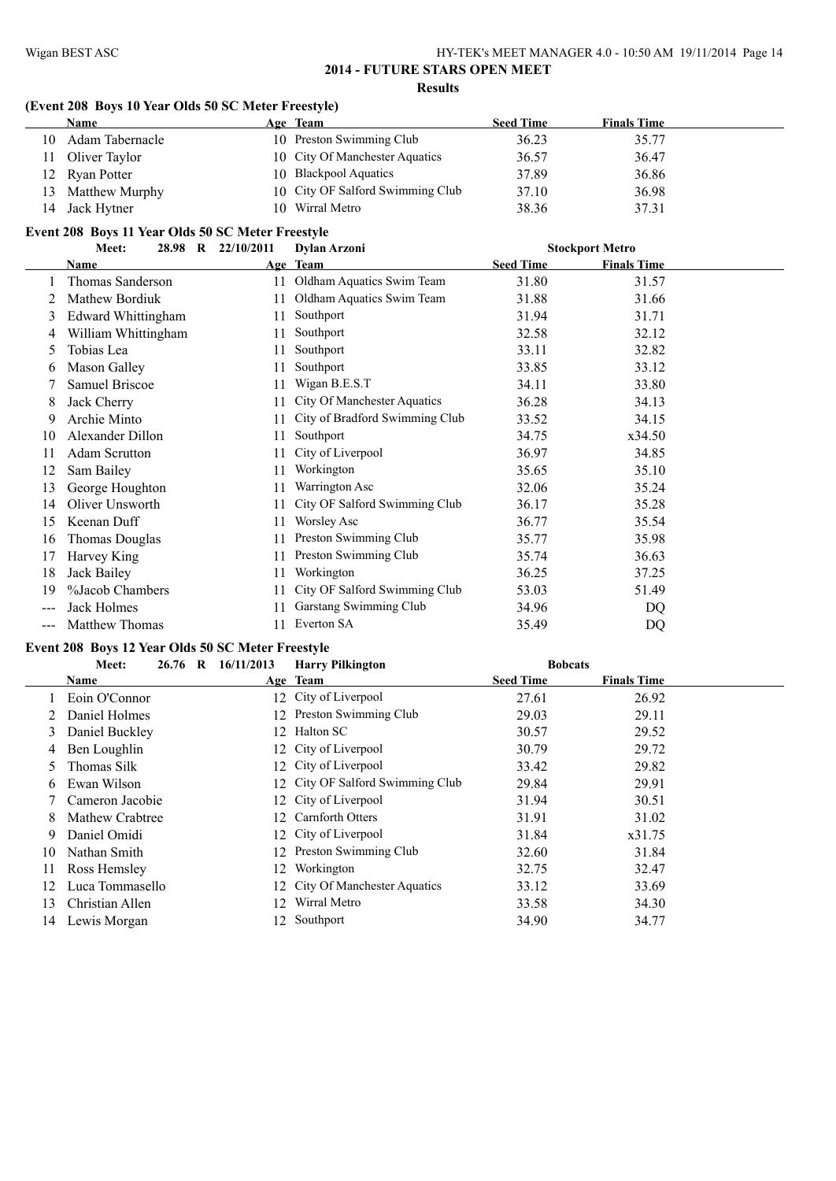## 2014 - FUTURE STARS OPEN MEET

**Results**

### (Event 208 Boys 10 Year Olds 50 SC Meter Freestyle)

| | Name | Age | Team | Seed Time | Finals Time |
|---|---|---|---|---|---|
| 10 | Adam Tabernacle | 10 | Preston Swimming Club | 36.23 | 35.77 |
| 11 | Oliver Taylor | 10 | City Of Manchester Aquatics | 36.57 | 36.47 |
| 12 | Ryan Potter | 10 | Blackpool Aquatics | 37.89 | 36.86 |
| 13 | Matthew Murphy | 10 | City OF Salford Swimming Club | 37.10 | 36.98 |
| 14 | Jack Hytner | 10 | Wirral Metro | 38.36 | 37.31 |

### Event 208 Boys 11 Year Olds 50 SC Meter Freestyle

Meet: 28.98 R 22/10/2011 Dylan Arzoni Stockport Metro

| | Name | Age | Team | Seed Time | Finals Time |
|---|---|---|---|---|---|
| 1 | Thomas Sanderson | 11 | Oldham Aquatics Swim Team | 31.80 | 31.57 |
| 2 | Mathew Bordiuk | 11 | Oldham Aquatics Swim Team | 31.88 | 31.66 |
| 3 | Edward Whittingham | 11 | Southport | 31.94 | 31.71 |
| 4 | William Whittingham | 11 | Southport | 32.58 | 32.12 |
| 5 | Tobias Lea | 11 | Southport | 33.11 | 32.82 |
| 6 | Mason Galley | 11 | Southport | 33.85 | 33.12 |
| 7 | Samuel Briscoe | 11 | Wigan B.E.S.T | 34.11 | 33.80 |
| 8 | Jack Cherry | 11 | City Of Manchester Aquatics | 36.28 | 34.13 |
| 9 | Archie Minto | 11 | City of Bradford Swimming Club | 33.52 | 34.15 |
| 10 | Alexander Dillon | 11 | Southport | 34.75 | x34.50 |
| 11 | Adam Scrutton | 11 | City of Liverpool | 36.97 | 34.85 |
| 12 | Sam Bailey | 11 | Workington | 35.65 | 35.10 |
| 13 | George Houghton | 11 | Warrington Asc | 32.06 | 35.24 |
| 14 | Oliver Unsworth | 11 | City OF Salford Swimming Club | 36.17 | 35.28 |
| 15 | Keenan Duff | 11 | Worsley Asc | 36.77 | 35.54 |
| 16 | Thomas Douglas | 11 | Preston Swimming Club | 35.77 | 35.98 |
| 17 | Harvey King | 11 | Preston Swimming Club | 35.74 | 36.63 |
| 18 | Jack Bailey | 11 | Workington | 36.25 | 37.25 |
| 19 | %Jacob Chambers | 11 | City OF Salford Swimming Club | 53.03 | 51.49 |
| --- | Jack Holmes | 11 | Garstang Swimming Club | 34.96 | DQ |
| --- | Matthew Thomas | 11 | Everton SA | 35.49 | DQ |

### Event 208 Boys 12 Year Olds 50 SC Meter Freestyle

Meet: 26.76 R 16/11/2013 Harry Pilkington Bobcats

| | Name | Age | Team | Seed Time | Finals Time |
|---|---|---|---|---|---|
| 1 | Eoin O'Connor | 12 | City of Liverpool | 27.61 | 26.92 |
| 2 | Daniel Holmes | 12 | Preston Swimming Club | 29.03 | 29.11 |
| 3 | Daniel Buckley | 12 | Halton SC | 30.57 | 29.52 |
| 4 | Ben Loughlin | 12 | City of Liverpool | 30.79 | 29.72 |
| 5 | Thomas Silk | 12 | City of Liverpool | 33.42 | 29.82 |
| 6 | Ewan Wilson | 12 | City OF Salford Swimming Club | 29.84 | 29.91 |
| 7 | Cameron Jacobie | 12 | City of Liverpool | 31.94 | 30.51 |
| 8 | Mathew Crabtree | 12 | Carnforth Otters | 31.91 | 31.02 |
| 9 | Daniel Omidi | 12 | City of Liverpool | 31.84 | x31.75 |
| 10 | Nathan Smith | 12 | Preston Swimming Club | 32.60 | 31.84 |
| 11 | Ross Hemsley | 12 | Workington | 32.75 | 32.47 |
| 12 | Luca Tommasello | 12 | City Of Manchester Aquatics | 33.12 | 33.69 |
| 13 | Christian Allen | 12 | Wirral Metro | 33.58 | 34.30 |
| 14 | Lewis Morgan | 12 | Southport | 34.90 | 34.77 |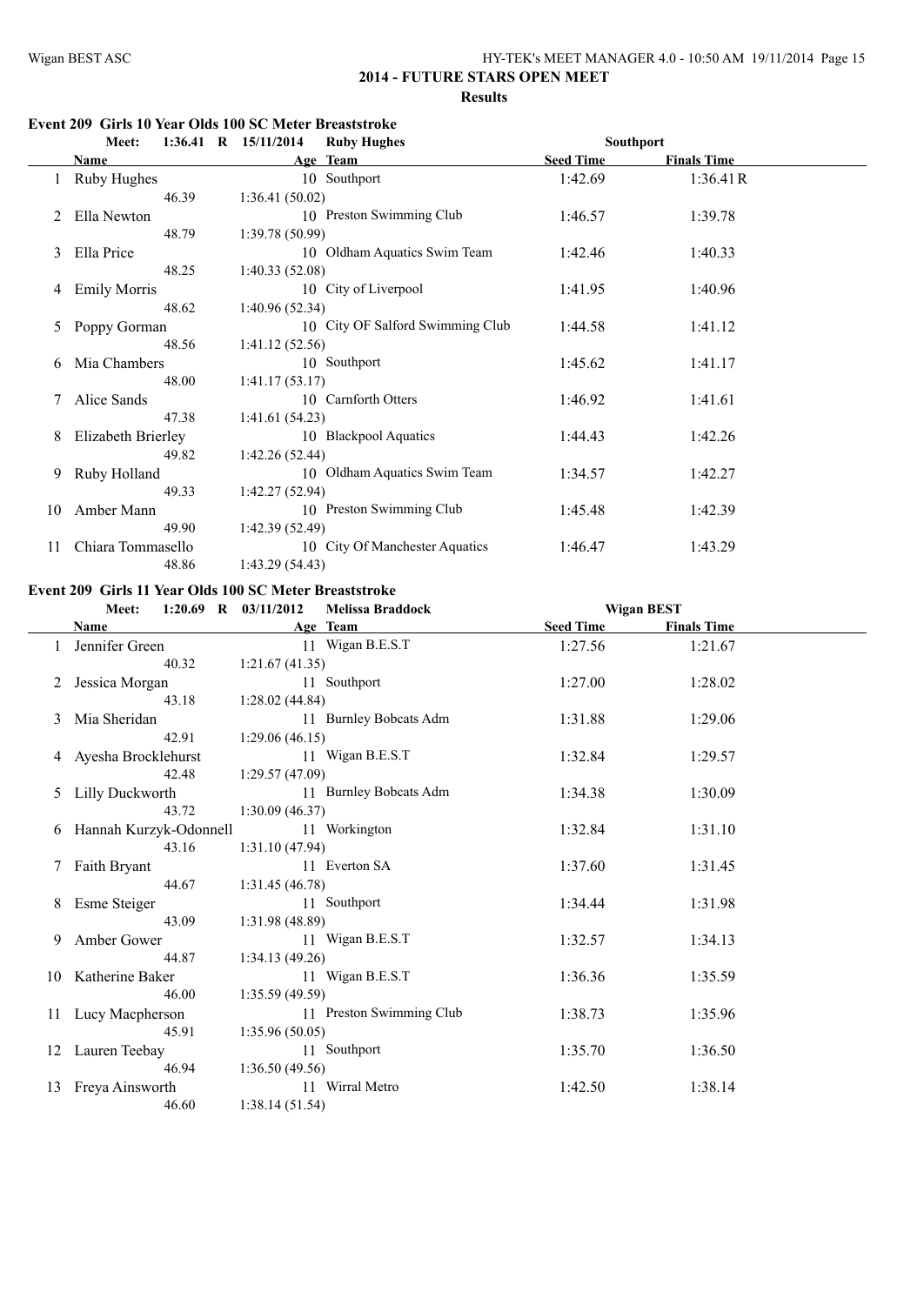# 2014 - FUTURE STARS OPEN MEET

## Results

### Event 209 Girls 10 Year Olds 100 SC Meter Breaststroke

Meet: 1:36.41 R 15/11/2014 Ruby Hughes Southport

| | Name | Age | Team | Seed Time | Finals Time |
|---|---|---|---|---|---|
| 1 | Ruby Hughes | 10 | Southport | 1:42.69 | 1:36.41 R |
| | 46.39 | 1:36.41 (50.02) | | | |
| 2 | Ella Newton | 10 | Preston Swimming Club | 1:46.57 | 1:39.78 |
| | 48.79 | 1:39.78 (50.99) | | | |
| 3 | Ella Price | 10 | Oldham Aquatics Swim Team | 1:42.46 | 1:40.33 |
| | 48.25 | 1:40.33 (52.08) | | | |
| 4 | Emily Morris | 10 | City of Liverpool | 1:41.95 | 1:40.96 |
| | 48.62 | 1:40.96 (52.34) | | | |
| 5 | Poppy Gorman | 10 | City OF Salford Swimming Club | 1:44.58 | 1:41.12 |
| | 48.56 | 1:41.12 (52.56) | | | |
| 6 | Mia Chambers | 10 | Southport | 1:45.62 | 1:41.17 |
| | 48.00 | 1:41.17 (53.17) | | | |
| 7 | Alice Sands | 10 | Carnforth Otters | 1:46.92 | 1:41.61 |
| | 47.38 | 1:41.61 (54.23) | | | |
| 8 | Elizabeth Brierley | 10 | Blackpool Aquatics | 1:44.43 | 1:42.26 |
| | 49.82 | 1:42.26 (52.44) | | | |
| 9 | Ruby Holland | 10 | Oldham Aquatics Swim Team | 1:34.57 | 1:42.27 |
| | 49.33 | 1:42.27 (52.94) | | | |
| 10 | Amber Mann | 10 | Preston Swimming Club | 1:45.48 | 1:42.39 |
| | 49.90 | 1:42.39 (52.49) | | | |
| 11 | Chiara Tommasello | 10 | City Of Manchester Aquatics | 1:46.47 | 1:43.29 |
| | 48.86 | 1:43.29 (54.43) | | | |

### Event 209 Girls 11 Year Olds 100 SC Meter Breaststroke

Meet: 1:20.69 R 03/11/2012 Melissa Braddock Wigan BEST

| | Name | Age | Team | Seed Time | Finals Time |
|---|---|---|---|---|---|
| 1 | Jennifer Green | 11 | Wigan B.E.S.T | 1:27.56 | 1:21.67 |
| | 40.32 | 1:21.67 (41.35) | | | |
| 2 | Jessica Morgan | 11 | Southport | 1:27.00 | 1:28.02 |
| | 43.18 | 1:28.02 (44.84) | | | |
| 3 | Mia Sheridan | 11 | Burnley Bobcats Adm | 1:31.88 | 1:29.06 |
| | 42.91 | 1:29.06 (46.15) | | | |
| 4 | Ayesha Brocklehurst | 11 | Wigan B.E.S.T | 1:32.84 | 1:29.57 |
| | 42.48 | 1:29.57 (47.09) | | | |
| 5 | Lilly Duckworth | 11 | Burnley Bobcats Adm | 1:34.38 | 1:30.09 |
| | 43.72 | 1:30.09 (46.37) | | | |
| 6 | Hannah Kurzyk-Odonnell | 11 | Workington | 1:32.84 | 1:31.10 |
| | 43.16 | 1:31.10 (47.94) | | | |
| 7 | Faith Bryant | 11 | Everton SA | 1:37.60 | 1:31.45 |
| | 44.67 | 1:31.45 (46.78) | | | |
| 8 | Esme Steiger | 11 | Southport | 1:34.44 | 1:31.98 |
| | 43.09 | 1:31.98 (48.89) | | | |
| 9 | Amber Gower | 11 | Wigan B.E.S.T | 1:32.57 | 1:34.13 |
| | 44.87 | 1:34.13 (49.26) | | | |
| 10 | Katherine Baker | 11 | Wigan B.E.S.T | 1:36.36 | 1:35.59 |
| | 46.00 | 1:35.59 (49.59) | | | |
| 11 | Lucy Macpherson | 11 | Preston Swimming Club | 1:38.73 | 1:35.96 |
| | 45.91 | 1:35.96 (50.05) | | | |
| 12 | Lauren Teebay | 11 | Southport | 1:35.70 | 1:36.50 |
| | 46.94 | 1:36.50 (49.56) | | | |
| 13 | Freya Ainsworth | 11 | Wirral Metro | 1:42.50 | 1:38.14 |
| | 46.60 | 1:38.14 (51.54) | | | |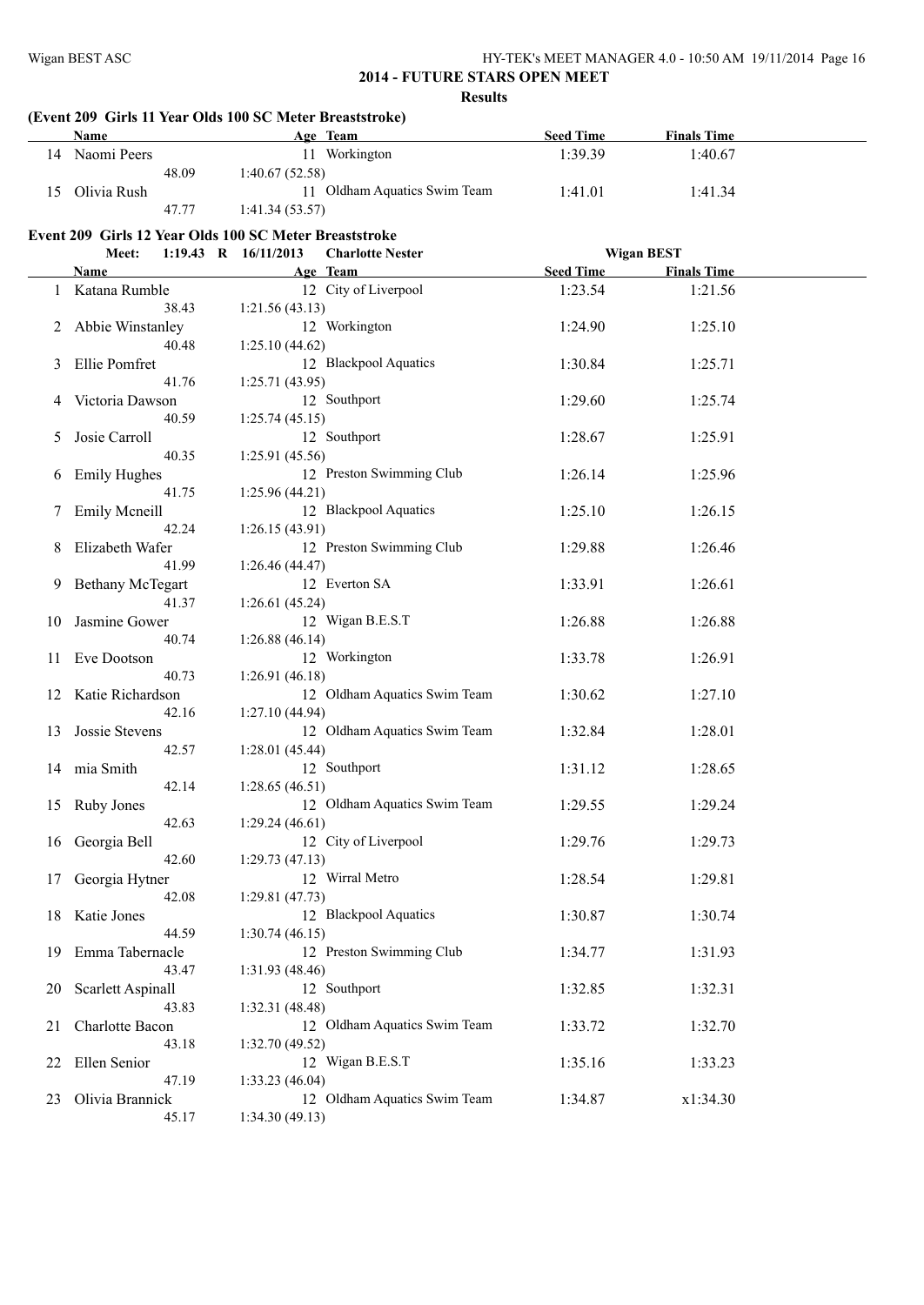## 2014 - FUTURE STARS OPEN MEET

**Results**

### (Event 209 Girls 11 Year Olds 100 SC Meter Breaststroke)

| | Name | Age | Team | Seed Time | Finals Time |
|---|---|---|---|---|---|
| 14 | Naomi Peers | 11 | Workington | 1:39.39 | 1:40.67 |
| | 48.09 | 1:40.67 (52.58) | | | |
| 15 | Olivia Rush | 11 | Oldham Aquatics Swim Team | 1:41.01 | 1:41.34 |
| | 47.77 | 1:41.34 (53.57) | | | |

### Event 209 Girls 12 Year Olds 100 SC Meter Breaststroke

Meet: 1:19.43 R 16/11/2013 Charlotte Nester Wigan BEST

| | Name | Age | Team | Seed Time | Finals Time |
|---|---|---|---|---|---|
| 1 | Katana Rumble | 12 | City of Liverpool | 1:23.54 | 1:21.56 |
| | 38.43 | 1:21.56 (43.13) | | | |
| 2 | Abbie Winstanley | 12 | Workington | 1:24.90 | 1:25.10 |
| | 40.48 | 1:25.10 (44.62) | | | |
| 3 | Ellie Pomfret | 12 | Blackpool Aquatics | 1:30.84 | 1:25.71 |
| | 41.76 | 1:25.71 (43.95) | | | |
| 4 | Victoria Dawson | 12 | Southport | 1:29.60 | 1:25.74 |
| | 40.59 | 1:25.74 (45.15) | | | |
| 5 | Josie Carroll | 12 | Southport | 1:28.67 | 1:25.91 |
| | 40.35 | 1:25.91 (45.56) | | | |
| 6 | Emily Hughes | 12 | Preston Swimming Club | 1:26.14 | 1:25.96 |
| | 41.75 | 1:25.96 (44.21) | | | |
| 7 | Emily Mcneill | 12 | Blackpool Aquatics | 1:25.10 | 1:26.15 |
| | 42.24 | 1:26.15 (43.91) | | | |
| 8 | Elizabeth Wafer | 12 | Preston Swimming Club | 1:29.88 | 1:26.46 |
| | 41.99 | 1:26.46 (44.47) | | | |
| 9 | Bethany McTegart | 12 | Everton SA | 1:33.91 | 1:26.61 |
| | 41.37 | 1:26.61 (45.24) | | | |
| 10 | Jasmine Gower | 12 | Wigan B.E.S.T | 1:26.88 | 1:26.88 |
| | 40.74 | 1:26.88 (46.14) | | | |
| 11 | Eve Dootson | 12 | Workington | 1:33.78 | 1:26.91 |
| | 40.73 | 1:26.91 (46.18) | | | |
| 12 | Katie Richardson | 12 | Oldham Aquatics Swim Team | 1:30.62 | 1:27.10 |
| | 42.16 | 1:27.10 (44.94) | | | |
| 13 | Jossie Stevens | 12 | Oldham Aquatics Swim Team | 1:32.84 | 1:28.01 |
| | 42.57 | 1:28.01 (45.44) | | | |
| 14 | mia Smith | 12 | Southport | 1:31.12 | 1:28.65 |
| | 42.14 | 1:28.65 (46.51) | | | |
| 15 | Ruby Jones | 12 | Oldham Aquatics Swim Team | 1:29.55 | 1:29.24 |
| | 42.63 | 1:29.24 (46.61) | | | |
| 16 | Georgia Bell | 12 | City of Liverpool | 1:29.76 | 1:29.73 |
| | 42.60 | 1:29.73 (47.13) | | | |
| 17 | Georgia Hytner | 12 | Wirral Metro | 1:28.54 | 1:29.81 |
| | 42.08 | 1:29.81 (47.73) | | | |
| 18 | Katie Jones | 12 | Blackpool Aquatics | 1:30.87 | 1:30.74 |
| | 44.59 | 1:30.74 (46.15) | | | |
| 19 | Emma Tabernacle | 12 | Preston Swimming Club | 1:34.77 | 1:31.93 |
| | 43.47 | 1:31.93 (48.46) | | | |
| 20 | Scarlett Aspinall | 12 | Southport | 1:32.85 | 1:32.31 |
| | 43.83 | 1:32.31 (48.48) | | | |
| 21 | Charlotte Bacon | 12 | Oldham Aquatics Swim Team | 1:33.72 | 1:32.70 |
| | 43.18 | 1:32.70 (49.52) | | | |
| 22 | Ellen Senior | 12 | Wigan B.E.S.T | 1:35.16 | 1:33.23 |
| | 47.19 | 1:33.23 (46.04) | | | |
| 23 | Olivia Brannick | 12 | Oldham Aquatics Swim Team | 1:34.87 | x1:34.30 |
| | 45.17 | 1:34.30 (49.13) | | | |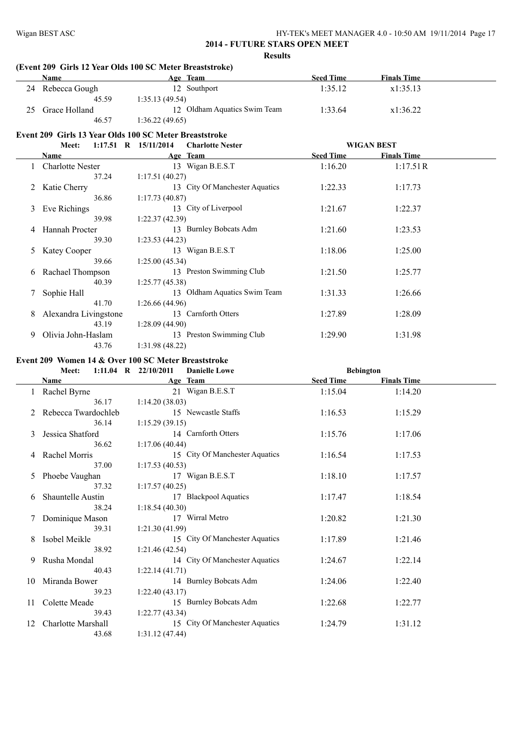## 2014 - FUTURE STARS OPEN MEET

### Results

### (Event 209 Girls 12 Year Olds 100 SC Meter Breaststroke)

| | Name | Age | Team | Seed Time | Finals Time |
|---|---|---|---|---|---|
| 24 | Rebecca Gough | 12 | Southport | 1:35.12 | x1:35.13 |
| | 45.59 | 1:35.13 (49.54) | | | |
| 25 | Grace Holland | 12 | Oldham Aquatics Swim Team | 1:33.64 | x1:36.22 |
| | 46.57 | 1:36.22 (49.65) | | | |

### Event 209 Girls 13 Year Olds 100 SC Meter Breaststroke

Meet: 1:17.51 R 15/11/2014 Charlotte Nester — WIGAN BEST

| | Name | Age | Team | Seed Time | Finals Time |
|---|---|---|---|---|---|
| 1 | Charlotte Nester | 13 | Wigan B.E.S.T | 1:16.20 | 1:17.51R |
| | 37.24 | 1:17.51 (40.27) | | | |
| 2 | Katie Cherry | 13 | City Of Manchester Aquatics | 1:22.33 | 1:17.73 |
| | 36.86 | 1:17.73 (40.87) | | | |
| 3 | Eve Richings | 13 | City of Liverpool | 1:21.67 | 1:22.37 |
| | 39.98 | 1:22.37 (42.39) | | | |
| 4 | Hannah Procter | 13 | Burnley Bobcats Adm | 1:21.60 | 1:23.53 |
| | 39.30 | 1:23.53 (44.23) | | | |
| 5 | Katey Cooper | 13 | Wigan B.E.S.T | 1:18.06 | 1:25.00 |
| | 39.66 | 1:25.00 (45.34) | | | |
| 6 | Rachael Thompson | 13 | Preston Swimming Club | 1:21.50 | 1:25.77 |
| | 40.39 | 1:25.77 (45.38) | | | |
| 7 | Sophie Hall | 13 | Oldham Aquatics Swim Team | 1:31.33 | 1:26.66 |
| | 41.70 | 1:26.66 (44.96) | | | |
| 8 | Alexandra Livingstone | 13 | Carnforth Otters | 1:27.89 | 1:28.09 |
| | 43.19 | 1:28.09 (44.90) | | | |
| 9 | Olivia John-Haslam | 13 | Preston Swimming Club | 1:29.90 | 1:31.98 |
| | 43.76 | 1:31.98 (48.22) | | | |

### Event 209 Women 14 & Over 100 SC Meter Breaststroke

Meet: 1:11.04 R 22/10/2011 Danielle Lowe — Bebington

| | Name | Age | Team | Seed Time | Finals Time |
|---|---|---|---|---|---|
| 1 | Rachel Byrne | 21 | Wigan B.E.S.T | 1:15.04 | 1:14.20 |
| | 36.17 | 1:14.20 (38.03) | | | |
| 2 | Rebecca Twardochleb | 15 | Newcastle Staffs | 1:16.53 | 1:15.29 |
| | 36.14 | 1:15.29 (39.15) | | | |
| 3 | Jessica Shatford | 14 | Carnforth Otters | 1:15.76 | 1:17.06 |
| | 36.62 | 1:17.06 (40.44) | | | |
| 4 | Rachel Morris | 15 | City Of Manchester Aquatics | 1:16.54 | 1:17.53 |
| | 37.00 | 1:17.53 (40.53) | | | |
| 5 | Phoebe Vaughan | 17 | Wigan B.E.S.T | 1:18.10 | 1:17.57 |
| | 37.32 | 1:17.57 (40.25) | | | |
| 6 | Shauntelle Austin | 17 | Blackpool Aquatics | 1:17.47 | 1:18.54 |
| | 38.24 | 1:18.54 (40.30) | | | |
| 7 | Dominique Mason | 17 | Wirral Metro | 1:20.82 | 1:21.30 |
| | 39.31 | 1:21.30 (41.99) | | | |
| 8 | Isobel Meikle | 15 | City Of Manchester Aquatics | 1:17.89 | 1:21.46 |
| | 38.92 | 1:21.46 (42.54) | | | |
| 9 | Rusha Mondal | 14 | City Of Manchester Aquatics | 1:24.67 | 1:22.14 |
| | 40.43 | 1:22.14 (41.71) | | | |
| 10 | Miranda Bower | 14 | Burnley Bobcats Adm | 1:24.06 | 1:22.40 |
| | 39.23 | 1:22.40 (43.17) | | | |
| 11 | Colette Meade | 15 | Burnley Bobcats Adm | 1:22.68 | 1:22.77 |
| | 39.43 | 1:22.77 (43.34) | | | |
| 12 | Charlotte Marshall | 15 | City Of Manchester Aquatics | 1:24.79 | 1:31.12 |
| | 43.68 | 1:31.12 (47.44) | | | |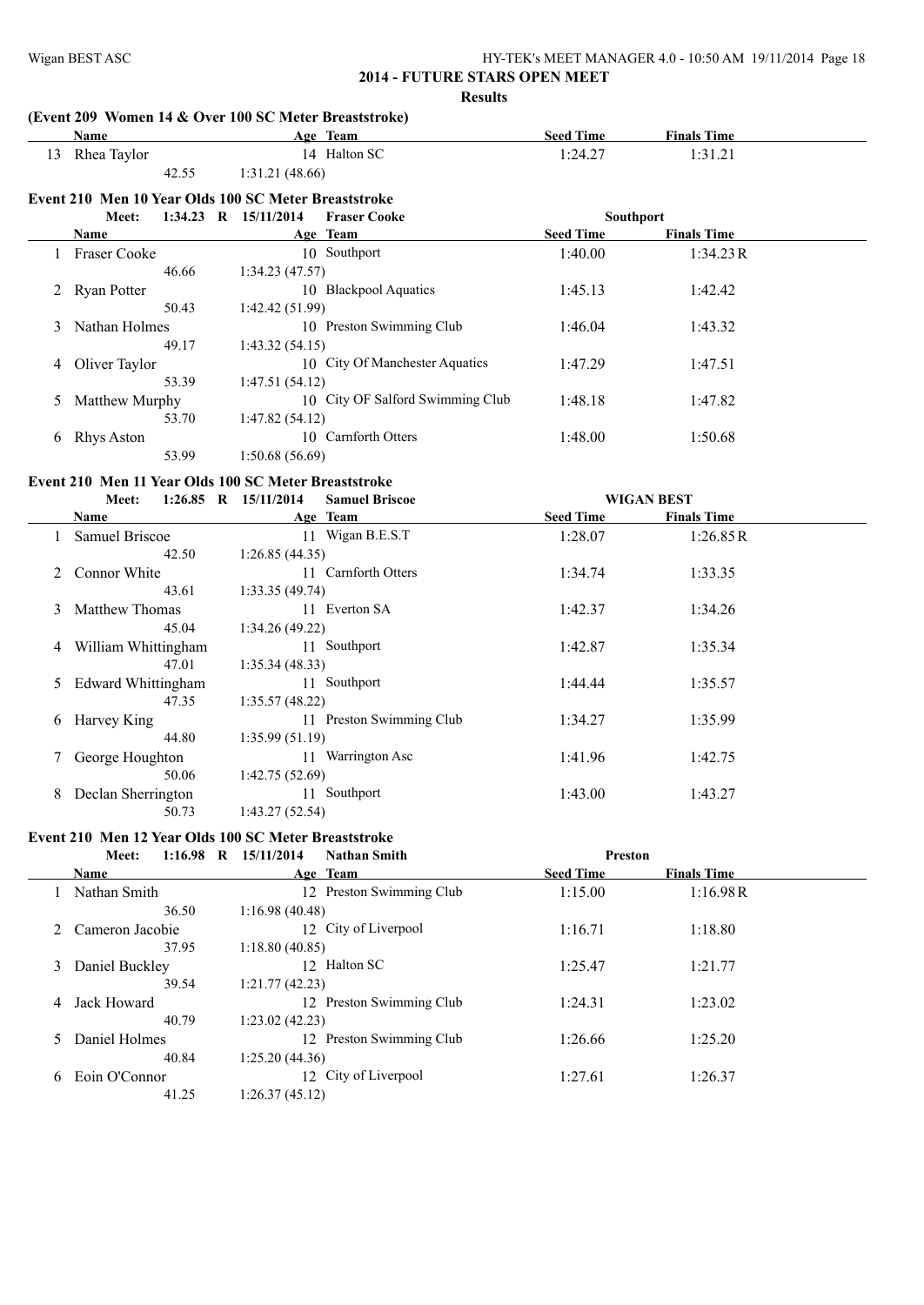## 2014 - FUTURE STARS OPEN MEET

### Results

### (Event 209 Women 14 & Over 100 SC Meter Breaststroke)

| | Name | Age | Team | Seed Time | Finals Time |
|---|---|---|---|---|---|
| 13 | Rhea Taylor | 14 | Halton SC | 1:24.27 | 1:31.21 |
| | 42.55 | 1:31.21 (48.66) | | | |

### Event 210 Men 10 Year Olds 100 SC Meter Breaststroke

Meet: 1:34.23 R 15/11/2014 Fraser Cooke — Southport

| | Name | Age | Team | Seed Time | Finals Time |
|---|---|---|---|---|---|
| 1 | Fraser Cooke | 10 | Southport | 1:40.00 | 1:34.23R |
| | 46.66 | 1:34.23 (47.57) | | | |
| 2 | Ryan Potter | 10 | Blackpool Aquatics | 1:45.13 | 1:42.42 |
| | 50.43 | 1:42.42 (51.99) | | | |
| 3 | Nathan Holmes | 10 | Preston Swimming Club | 1:46.04 | 1:43.32 |
| | 49.17 | 1:43.32 (54.15) | | | |
| 4 | Oliver Taylor | 10 | City Of Manchester Aquatics | 1:47.29 | 1:47.51 |
| | 53.39 | 1:47.51 (54.12) | | | |
| 5 | Matthew Murphy | 10 | City OF Salford Swimming Club | 1:48.18 | 1:47.82 |
| | 53.70 | 1:47.82 (54.12) | | | |
| 6 | Rhys Aston | 10 | Carnforth Otters | 1:48.00 | 1:50.68 |
| | 53.99 | 1:50.68 (56.69) | | | |

### Event 210 Men 11 Year Olds 100 SC Meter Breaststroke

Meet: 1:26.85 R 15/11/2014 Samuel Briscoe — WIGAN BEST

| | Name | Age | Team | Seed Time | Finals Time |
|---|---|---|---|---|---|
| 1 | Samuel Briscoe | 11 | Wigan B.E.S.T | 1:28.07 | 1:26.85R |
| | 42.50 | 1:26.85 (44.35) | | | |
| 2 | Connor White | 11 | Carnforth Otters | 1:34.74 | 1:33.35 |
| | 43.61 | 1:33.35 (49.74) | | | |
| 3 | Matthew Thomas | 11 | Everton SA | 1:42.37 | 1:34.26 |
| | 45.04 | 1:34.26 (49.22) | | | |
| 4 | William Whittingham | 11 | Southport | 1:42.87 | 1:35.34 |
| | 47.01 | 1:35.34 (48.33) | | | |
| 5 | Edward Whittingham | 11 | Southport | 1:44.44 | 1:35.57 |
| | 47.35 | 1:35.57 (48.22) | | | |
| 6 | Harvey King | 11 | Preston Swimming Club | 1:34.27 | 1:35.99 |
| | 44.80 | 1:35.99 (51.19) | | | |
| 7 | George Houghton | 11 | Warrington Asc | 1:41.96 | 1:42.75 |
| | 50.06 | 1:42.75 (52.69) | | | |
| 8 | Declan Sherrington | 11 | Southport | 1:43.00 | 1:43.27 |
| | 50.73 | 1:43.27 (52.54) | | | |

### Event 210 Men 12 Year Olds 100 SC Meter Breaststroke

Meet: 1:16.98 R 15/11/2014 Nathan Smith — Preston

| | Name | Age | Team | Seed Time | Finals Time |
|---|---|---|---|---|---|
| 1 | Nathan Smith | 12 | Preston Swimming Club | 1:15.00 | 1:16.98R |
| | 36.50 | 1:16.98 (40.48) | | | |
| 2 | Cameron Jacobie | 12 | City of Liverpool | 1:16.71 | 1:18.80 |
| | 37.95 | 1:18.80 (40.85) | | | |
| 3 | Daniel Buckley | 12 | Halton SC | 1:25.47 | 1:21.77 |
| | 39.54 | 1:21.77 (42.23) | | | |
| 4 | Jack Howard | 12 | Preston Swimming Club | 1:24.31 | 1:23.02 |
| | 40.79 | 1:23.02 (42.23) | | | |
| 5 | Daniel Holmes | 12 | Preston Swimming Club | 1:26.66 | 1:25.20 |
| | 40.84 | 1:25.20 (44.36) | | | |
| 6 | Eoin O'Connor | 12 | City of Liverpool | 1:27.61 | 1:26.37 |
| | 41.25 | 1:26.37 (45.12) | | | |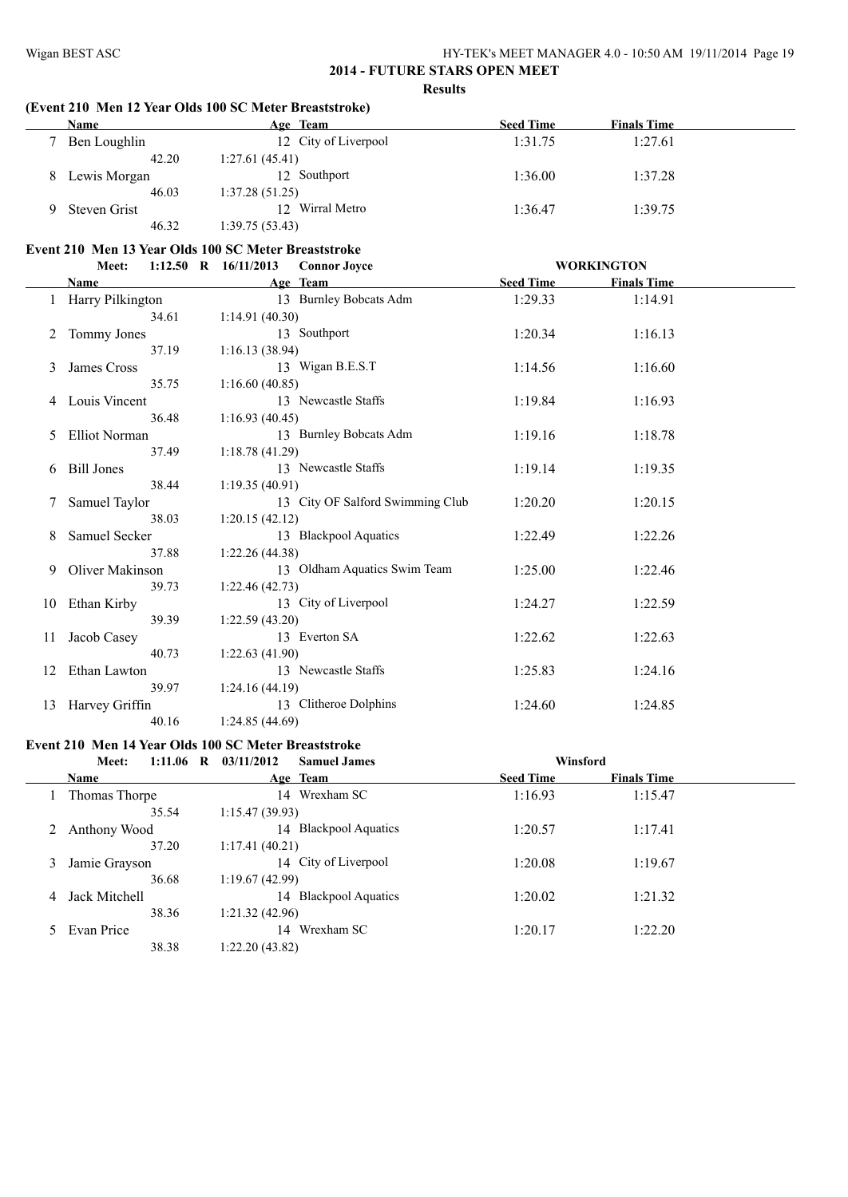## 2014 - FUTURE STARS OPEN MEET

**Results**

### (Event 210 Men 12 Year Olds 100 SC Meter Breaststroke)

| | Name | Age | Team | Seed Time | Finals Time |
|---|---|---|---|---|---|
| 7 | Ben Loughlin | 12 | City of Liverpool | 1:31.75 | 1:27.61 |
| | 42.20 | 1:27.61 (45.41) | | | |
| 8 | Lewis Morgan | 12 | Southport | 1:36.00 | 1:37.28 |
| | 46.03 | 1:37.28 (51.25) | | | |
| 9 | Steven Grist | 12 | Wirral Metro | 1:36.47 | 1:39.75 |
| | 46.32 | 1:39.75 (53.43) | | | |

### Event 210 Men 13 Year Olds 100 SC Meter Breaststroke

**Meet: 1:12.50 R 16/11/2013 Connor Joyce — WORKINGTON**

| | Name | Age | Team | Seed Time | Finals Time |
|---|---|---|---|---|---|
| 1 | Harry Pilkington | 13 | Burnley Bobcats Adm | 1:29.33 | 1:14.91 |
| | 34.61 | 1:14.91 (40.30) | | | |
| 2 | Tommy Jones | 13 | Southport | 1:20.34 | 1:16.13 |
| | 37.19 | 1:16.13 (38.94) | | | |
| 3 | James Cross | 13 | Wigan B.E.S.T | 1:14.56 | 1:16.60 |
| | 35.75 | 1:16.60 (40.85) | | | |
| 4 | Louis Vincent | 13 | Newcastle Staffs | 1:19.84 | 1:16.93 |
| | 36.48 | 1:16.93 (40.45) | | | |
| 5 | Elliot Norman | 13 | Burnley Bobcats Adm | 1:19.16 | 1:18.78 |
| | 37.49 | 1:18.78 (41.29) | | | |
| 6 | Bill Jones | 13 | Newcastle Staffs | 1:19.14 | 1:19.35 |
| | 38.44 | 1:19.35 (40.91) | | | |
| 7 | Samuel Taylor | 13 | City OF Salford Swimming Club | 1:20.20 | 1:20.15 |
| | 38.03 | 1:20.15 (42.12) | | | |
| 8 | Samuel Secker | 13 | Blackpool Aquatics | 1:22.49 | 1:22.26 |
| | 37.88 | 1:22.26 (44.38) | | | |
| 9 | Oliver Makinson | 13 | Oldham Aquatics Swim Team | 1:25.00 | 1:22.46 |
| | 39.73 | 1:22.46 (42.73) | | | |
| 10 | Ethan Kirby | 13 | City of Liverpool | 1:24.27 | 1:22.59 |
| | 39.39 | 1:22.59 (43.20) | | | |
| 11 | Jacob Casey | 13 | Everton SA | 1:22.62 | 1:22.63 |
| | 40.73 | 1:22.63 (41.90) | | | |
| 12 | Ethan Lawton | 13 | Newcastle Staffs | 1:25.83 | 1:24.16 |
| | 39.97 | 1:24.16 (44.19) | | | |
| 13 | Harvey Griffin | 13 | Clitheroe Dolphins | 1:24.60 | 1:24.85 |
| | 40.16 | 1:24.85 (44.69) | | | |

### Event 210 Men 14 Year Olds 100 SC Meter Breaststroke

**Meet: 1:11.06 R 03/11/2012 Samuel James — Winsford**

| | Name | Age | Team | Seed Time | Finals Time |
|---|---|---|---|---|---|
| 1 | Thomas Thorpe | 14 | Wrexham SC | 1:16.93 | 1:15.47 |
| | 35.54 | 1:15.47 (39.93) | | | |
| 2 | Anthony Wood | 14 | Blackpool Aquatics | 1:20.57 | 1:17.41 |
| | 37.20 | 1:17.41 (40.21) | | | |
| 3 | Jamie Grayson | 14 | City of Liverpool | 1:20.08 | 1:19.67 |
| | 36.68 | 1:19.67 (42.99) | | | |
| 4 | Jack Mitchell | 14 | Blackpool Aquatics | 1:20.02 | 1:21.32 |
| | 38.36 | 1:21.32 (42.96) | | | |
| 5 | Evan Price | 14 | Wrexham SC | 1:20.17 | 1:22.20 |
| | 38.38 | 1:22.20 (43.82) | | | |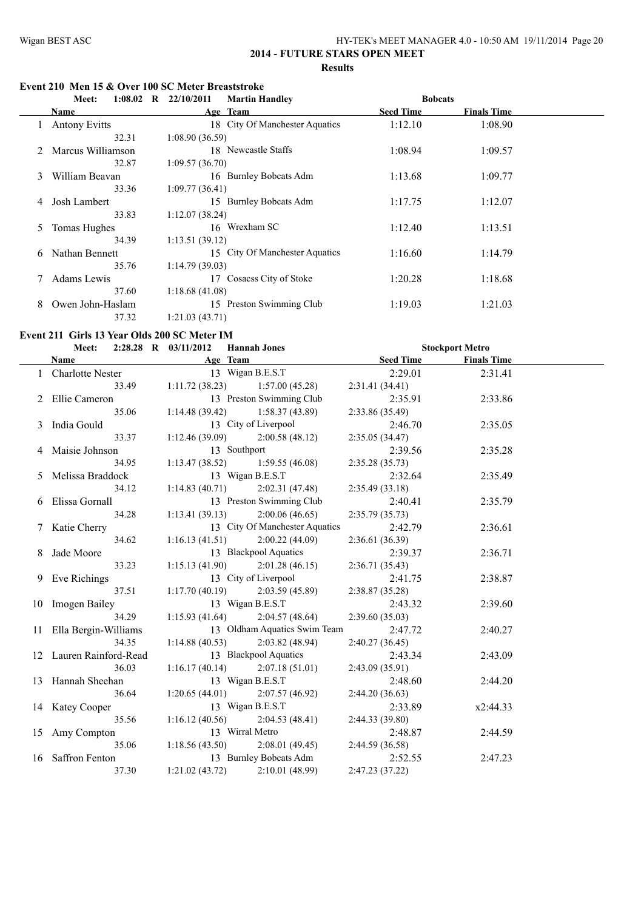## 2014 - FUTURE STARS OPEN MEET

### Results

#### Event 210 Men 15 & Over 100 SC Meter Breaststroke

Meet: 1:08.02 R 22/10/2011 Martin Handley — Bobcats

| | Name | Age | Team | Seed Time | Finals Time |
|---|---|---|---|---|---|
| 1 | Antony Evitts | 18 | City Of Manchester Aquatics | 1:12.10 | 1:08.90 |
| | 32.31 | 1:08.90 (36.59) | | | |
| 2 | Marcus Williamson | 18 | Newcastle Staffs | 1:08.94 | 1:09.57 |
| | 32.87 | 1:09.57 (36.70) | | | |
| 3 | William Beavan | 16 | Burnley Bobcats Adm | 1:13.68 | 1:09.77 |
| | 33.36 | 1:09.77 (36.41) | | | |
| 4 | Josh Lambert | 15 | Burnley Bobcats Adm | 1:17.75 | 1:12.07 |
| | 33.83 | 1:12.07 (38.24) | | | |
| 5 | Tomas Hughes | 16 | Wrexham SC | 1:12.40 | 1:13.51 |
| | 34.39 | 1:13.51 (39.12) | | | |
| 6 | Nathan Bennett | 15 | City Of Manchester Aquatics | 1:16.60 | 1:14.79 |
| | 35.76 | 1:14.79 (39.03) | | | |
| 7 | Adams Lewis | 17 | Cosacss City of Stoke | 1:20.28 | 1:18.68 |
| | 37.60 | 1:18.68 (41.08) | | | |
| 8 | Owen John-Haslam | 15 | Preston Swimming Club | 1:19.03 | 1:21.03 |
| | 37.32 | 1:21.03 (43.71) | | | |

#### Event 211 Girls 13 Year Olds 200 SC Meter IM

Meet: 2:28.28 R 03/11/2012 Hannah Jones — Stockport Metro

| | Name | Age | Team | | Seed Time | Finals Time |
|---|---|---|---|---|---|---|
| 1 | Charlotte Nester | 13 | Wigan B.E.S.T | | 2:29.01 | 2:31.41 |
| | 33.49 | 1:11.72 (38.23) | 1:57.00 (45.28) | 2:31.41 (34.41) | | |
| 2 | Ellie Cameron | 13 | Preston Swimming Club | | 2:35.91 | 2:33.86 |
| | 35.06 | 1:14.48 (39.42) | 1:58.37 (43.89) | 2:33.86 (35.49) | | |
| 3 | India Gould | 13 | City of Liverpool | | 2:46.70 | 2:35.05 |
| | 33.37 | 1:12.46 (39.09) | 2:00.58 (48.12) | 2:35.05 (34.47) | | |
| 4 | Maisie Johnson | 13 | Southport | | 2:39.56 | 2:35.28 |
| | 34.95 | 1:13.47 (38.52) | 1:59.55 (46.08) | 2:35.28 (35.73) | | |
| 5 | Melissa Braddock | 13 | Wigan B.E.S.T | | 2:32.64 | 2:35.49 |
| | 34.12 | 1:14.83 (40.71) | 2:02.31 (47.48) | 2:35.49 (33.18) | | |
| 6 | Elissa Gornall | 13 | Preston Swimming Club | | 2:40.41 | 2:35.79 |
| | 34.28 | 1:13.41 (39.13) | 2:00.06 (46.65) | 2:35.79 (35.73) | | |
| 7 | Katie Cherry | 13 | City Of Manchester Aquatics | | 2:42.79 | 2:36.61 |
| | 34.62 | 1:16.13 (41.51) | 2:00.22 (44.09) | 2:36.61 (36.39) | | |
| 8 | Jade Moore | 13 | Blackpool Aquatics | | 2:39.37 | 2:36.71 |
| | 33.23 | 1:15.13 (41.90) | 2:01.28 (46.15) | 2:36.71 (35.43) | | |
| 9 | Eve Richings | 13 | City of Liverpool | | 2:41.75 | 2:38.87 |
| | 37.51 | 1:17.70 (40.19) | 2:03.59 (45.89) | 2:38.87 (35.28) | | |
| 10 | Imogen Bailey | 13 | Wigan B.E.S.T | | 2:43.32 | 2:39.60 |
| | 34.29 | 1:15.93 (41.64) | 2:04.57 (48.64) | 2:39.60 (35.03) | | |
| 11 | Ella Bergin-Williams | 13 | Oldham Aquatics Swim Team | | 2:47.72 | 2:40.27 |
| | 34.35 | 1:14.88 (40.53) | 2:03.82 (48.94) | 2:40.27 (36.45) | | |
| 12 | Lauren Rainford-Read | 13 | Blackpool Aquatics | | 2:43.34 | 2:43.09 |
| | 36.03 | 1:16.17 (40.14) | 2:07.18 (51.01) | 2:43.09 (35.91) | | |
| 13 | Hannah Sheehan | 13 | Wigan B.E.S.T | | 2:48.60 | 2:44.20 |
| | 36.64 | 1:20.65 (44.01) | 2:07.57 (46.92) | 2:44.20 (36.63) | | |
| 14 | Katey Cooper | 13 | Wigan B.E.S.T | | 2:33.89 | x2:44.33 |
| | 35.56 | 1:16.12 (40.56) | 2:04.53 (48.41) | 2:44.33 (39.80) | | |
| 15 | Amy Compton | 13 | Wirral Metro | | 2:48.87 | 2:44.59 |
| | 35.06 | 1:18.56 (43.50) | 2:08.01 (49.45) | 2:44.59 (36.58) | | |
| 16 | Saffron Fenton | 13 | Burnley Bobcats Adm | | 2:52.55 | 2:47.23 |
| | 37.30 | 1:21.02 (43.72) | 2:10.01 (48.99) | 2:47.23 (37.22) | | |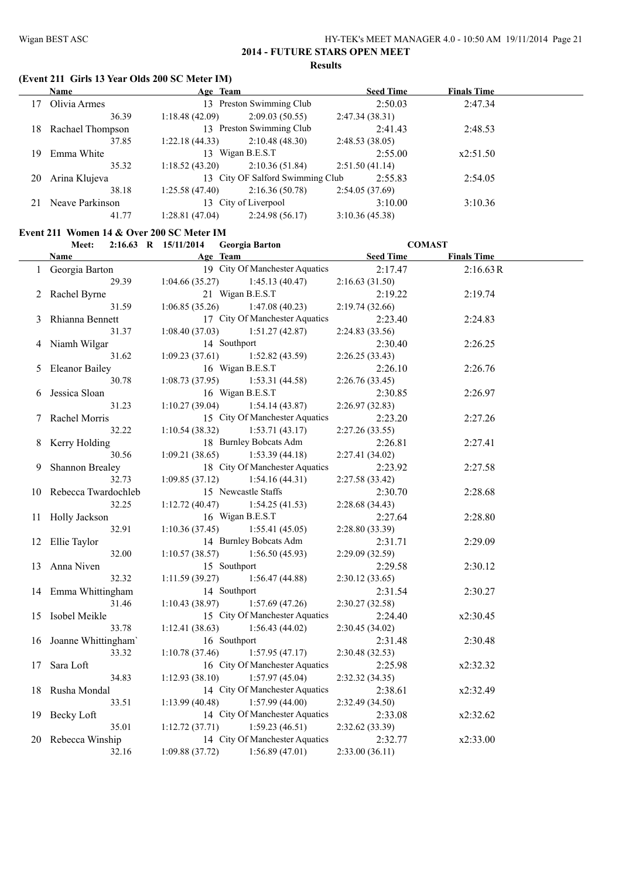## 2014 - FUTURE STARS OPEN MEET

### Results

#### (Event 211 Girls 13 Year Olds 200 SC Meter IM)

| | Name | Age | Team | Seed Time | Finals Time |
|---|---|---|---|---|---|
| 17 | Olivia Armes | 13 | Preston Swimming Club | 2:50.03 | 2:47.34 |
| | 36.39 | 1:18.48 (42.09) | 2:09.03 (50.55) | 2:47.34 (38.31) | |
| 18 | Rachael Thompson | 13 | Preston Swimming Club | 2:41.43 | 2:48.53 |
| | 37.85 | 1:22.18 (44.33) | 2:10.48 (48.30) | 2:48.53 (38.05) | |
| 19 | Emma White | 13 | Wigan B.E.S.T | 2:55.00 | x2:51.50 |
| | 35.32 | 1:18.52 (43.20) | 2:10.36 (51.84) | 2:51.50 (41.14) | |
| 20 | Arina Klujeva | 13 | City OF Salford Swimming Club | 2:55.83 | 2:54.05 |
| | 38.18 | 1:25.58 (47.40) | 2:16.36 (50.78) | 2:54.05 (37.69) | |
| 21 | Neave Parkinson | 13 | City of Liverpool | 3:10.00 | 3:10.36 |
| | 41.77 | 1:28.81 (47.04) | 2:24.98 (56.17) | 3:10.36 (45.38) | |

#### Event 211 Women 14 & Over 200 SC Meter IM

Meet: 2:16.63 R 15/11/2014 Georgia Barton COMAST

| | Name | Age | Team | Seed Time | Finals Time |
|---|---|---|---|---|---|
| 1 | Georgia Barton | 19 | City Of Manchester Aquatics | 2:17.47 | 2:16.63R |
| | 29.39 | 1:04.66 (35.27) | 1:45.13 (40.47) | 2:16.63 (31.50) | |
| 2 | Rachel Byrne | 21 | Wigan B.E.S.T | 2:19.22 | 2:19.74 |
| | 31.59 | 1:06.85 (35.26) | 1:47.08 (40.23) | 2:19.74 (32.66) | |
| 3 | Rhianna Bennett | 17 | City Of Manchester Aquatics | 2:23.40 | 2:24.83 |
| | 31.37 | 1:08.40 (37.03) | 1:51.27 (42.87) | 2:24.83 (33.56) | |
| 4 | Niamh Wilgar | 14 | Southport | 2:30.40 | 2:26.25 |
| | 31.62 | 1:09.23 (37.61) | 1:52.82 (43.59) | 2:26.25 (33.43) | |
| 5 | Eleanor Bailey | 16 | Wigan B.E.S.T | 2:26.10 | 2:26.76 |
| | 30.78 | 1:08.73 (37.95) | 1:53.31 (44.58) | 2:26.76 (33.45) | |
| 6 | Jessica Sloan | 16 | Wigan B.E.S.T | 2:30.85 | 2:26.97 |
| | 31.23 | 1:10.27 (39.04) | 1:54.14 (43.87) | 2:26.97 (32.83) | |
| 7 | Rachel Morris | 15 | City Of Manchester Aquatics | 2:23.20 | 2:27.26 |
| | 32.22 | 1:10.54 (38.32) | 1:53.71 (43.17) | 2:27.26 (33.55) | |
| 8 | Kerry Holding | 18 | Burnley Bobcats Adm | 2:26.81 | 2:27.41 |
| | 30.56 | 1:09.21 (38.65) | 1:53.39 (44.18) | 2:27.41 (34.02) | |
| 9 | Shannon Brealey | 18 | City Of Manchester Aquatics | 2:23.92 | 2:27.58 |
| | 32.73 | 1:09.85 (37.12) | 1:54.16 (44.31) | 2:27.58 (33.42) | |
| 10 | Rebecca Twardochleb | 15 | Newcastle Staffs | 2:30.70 | 2:28.68 |
| | 32.25 | 1:12.72 (40.47) | 1:54.25 (41.53) | 2:28.68 (34.43) | |
| 11 | Holly Jackson | 16 | Wigan B.E.S.T | 2:27.64 | 2:28.80 |
| | 32.91 | 1:10.36 (37.45) | 1:55.41 (45.05) | 2:28.80 (33.39) | |
| 12 | Ellie Taylor | 14 | Burnley Bobcats Adm | 2:31.71 | 2:29.09 |
| | 32.00 | 1:10.57 (38.57) | 1:56.50 (45.93) | 2:29.09 (32.59) | |
| 13 | Anna Niven | 15 | Southport | 2:29.58 | 2:30.12 |
| | 32.32 | 1:11.59 (39.27) | 1:56.47 (44.88) | 2:30.12 (33.65) | |
| 14 | Emma Whittingham | 14 | Southport | 2:31.54 | 2:30.27 |
| | 31.46 | 1:10.43 (38.97) | 1:57.69 (47.26) | 2:30.27 (32.58) | |
| 15 | Isobel Meikle | 15 | City Of Manchester Aquatics | 2:24.40 | x2:30.45 |
| | 33.78 | 1:12.41 (38.63) | 1:56.43 (44.02) | 2:30.45 (34.02) | |
| 16 | Joanne Whittingham` | 16 | Southport | 2:31.48 | 2:30.48 |
| | 33.32 | 1:10.78 (37.46) | 1:57.95 (47.17) | 2:30.48 (32.53) | |
| 17 | Sara Loft | 16 | City Of Manchester Aquatics | 2:25.98 | x2:32.32 |
| | 34.83 | 1:12.93 (38.10) | 1:57.97 (45.04) | 2:32.32 (34.35) | |
| 18 | Rusha Mondal | 14 | City Of Manchester Aquatics | 2:38.61 | x2:32.49 |
| | 33.51 | 1:13.99 (40.48) | 1:57.99 (44.00) | 2:32.49 (34.50) | |
| 19 | Becky Loft | 14 | City Of Manchester Aquatics | 2:33.08 | x2:32.62 |
| | 35.01 | 1:12.72 (37.71) | 1:59.23 (46.51) | 2:32.62 (33.39) | |
| 20 | Rebecca Winship | 14 | City Of Manchester Aquatics | 2:32.77 | x2:33.00 |
| | 32.16 | 1:09.88 (37.72) | 1:56.89 (47.01) | 2:33.00 (36.11) | |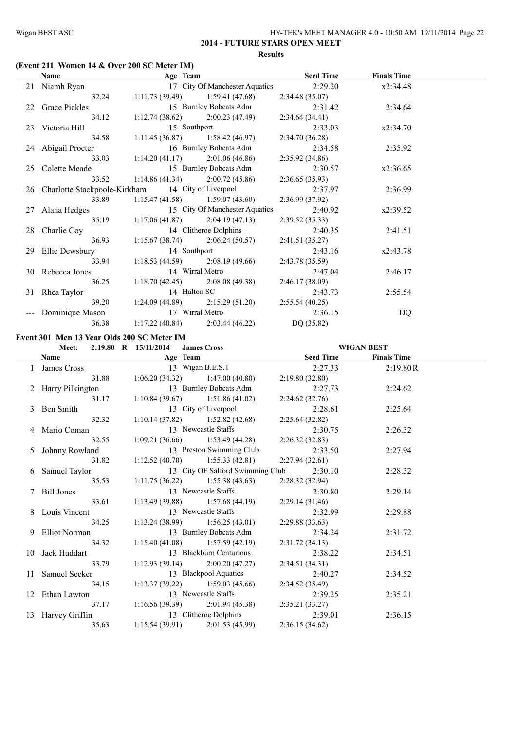## 2014 - FUTURE STARS OPEN MEET

### Results

### (Event 211 Women 14 & Over 200 SC Meter IM)

| | Name | Age | Team | Seed Time | Finals Time |
|---|---|---|---|---|---|
| 21 | Niamh Ryan | 17 | City Of Manchester Aquatics | 2:29.20 | x2:34.48 |
| | 32.24 | 1:11.73 (39.49) | 1:59.41 (47.68) | 2:34.48 (35.07) | |
| 22 | Grace Pickles | 15 | Burnley Bobcats Adm | 2:31.42 | 2:34.64 |
| | 34.12 | 1:12.74 (38.62) | 2:00.23 (47.49) | 2:34.64 (34.41) | |
| 23 | Victoria Hill | 15 | Southport | 2:33.03 | x2:34.70 |
| | 34.58 | 1:11.45 (36.87) | 1:58.42 (46.97) | 2:34.70 (36.28) | |
| 24 | Abigail Procter | 16 | Burnley Bobcats Adm | 2:34.58 | 2:35.92 |
| | 33.03 | 1:14.20 (41.17) | 2:01.06 (46.86) | 2:35.92 (34.86) | |
| 25 | Colette Meade | 15 | Burnley Bobcats Adm | 2:30.57 | x2:36.65 |
| | 33.52 | 1:14.86 (41.34) | 2:00.72 (45.86) | 2:36.65 (35.93) | |
| 26 | Charlotte Stackpoole-Kirkham | 14 | City of Liverpool | 2:37.97 | 2:36.99 |
| | 33.89 | 1:15.47 (41.58) | 1:59.07 (43.60) | 2:36.99 (37.92) | |
| 27 | Alana Hedges | 15 | City Of Manchester Aquatics | 2:40.92 | x2:39.52 |
| | 35.19 | 1:17.06 (41.87) | 2:04.19 (47.13) | 2:39.52 (35.33) | |
| 28 | Charlie Coy | 14 | Clitheroe Dolphins | 2:40.35 | 2:41.51 |
| | 36.93 | 1:15.67 (38.74) | 2:06.24 (50.57) | 2:41.51 (35.27) | |
| 29 | Ellie Dewsbury | 14 | Southport | 2:43.16 | x2:43.78 |
| | 33.94 | 1:18.53 (44.59) | 2:08.19 (49.66) | 2:43.78 (35.59) | |
| 30 | Rebecca Jones | 14 | Wirral Metro | 2:47.04 | 2:46.17 |
| | 36.25 | 1:18.70 (42.45) | 2:08.08 (49.38) | 2:46.17 (38.09) | |
| 31 | Rhea Taylor | 14 | Halton SC | 2:43.73 | 2:55.54 |
| | 39.20 | 1:24.09 (44.89) | 2:15.29 (51.20) | 2:55.54 (40.25) | |
| --- | Dominique Mason | 17 | Wirral Metro | 2:36.15 | DQ |
| | 36.38 | 1:17.22 (40.84) | 2:03.44 (46.22) | DQ (35.82) | |

### Event 301 Men 13 Year Olds 200 SC Meter IM

Meet: 2:19.80 R 15/11/2014 James Cross — WIGAN BEST

| | Name | Age | Team | Seed Time | Finals Time |
|---|---|---|---|---|---|
| 1 | James Cross | 13 | Wigan B.E.S.T | 2:27.33 | 2:19.80R |
| | 31.88 | 1:06.20 (34.32) | 1:47.00 (40.80) | 2:19.80 (32.80) | |
| 2 | Harry Pilkington | 13 | Burnley Bobcats Adm | 2:27.73 | 2:24.62 |
| | 31.17 | 1:10.84 (39.67) | 1:51.86 (41.02) | 2:24.62 (32.76) | |
| 3 | Ben Smith | 13 | City of Liverpool | 2:28.61 | 2:25.64 |
| | 32.32 | 1:10.14 (37.82) | 1:52.82 (42.68) | 2:25.64 (32.82) | |
| 4 | Mario Coman | 13 | Newcastle Staffs | 2:30.75 | 2:26.32 |
| | 32.55 | 1:09.21 (36.66) | 1:53.49 (44.28) | 2:26.32 (32.83) | |
| 5 | Johnny Rowland | 13 | Preston Swimming Club | 2:33.50 | 2:27.94 |
| | 31.82 | 1:12.52 (40.70) | 1:55.33 (42.81) | 2:27.94 (32.61) | |
| 6 | Samuel Taylor | 13 | City OF Salford Swimming Club | 2:30.10 | 2:28.32 |
| | 35.53 | 1:11.75 (36.22) | 1:55.38 (43.63) | 2:28.32 (32.94) | |
| 7 | Bill Jones | 13 | Newcastle Staffs | 2:30.80 | 2:29.14 |
| | 33.61 | 1:13.49 (39.88) | 1:57.68 (44.19) | 2:29.14 (31.46) | |
| 8 | Louis Vincent | 13 | Newcastle Staffs | 2:32.99 | 2:29.88 |
| | 34.25 | 1:13.24 (38.99) | 1:56.25 (43.01) | 2:29.88 (33.63) | |
| 9 | Elliot Norman | 13 | Burnley Bobcats Adm | 2:34.24 | 2:31.72 |
| | 34.32 | 1:15.40 (41.08) | 1:57.59 (42.19) | 2:31.72 (34.13) | |
| 10 | Jack Huddart | 13 | Blackburn Centurions | 2:38.22 | 2:34.51 |
| | 33.79 | 1:12.93 (39.14) | 2:00.20 (47.27) | 2:34.51 (34.31) | |
| 11 | Samuel Secker | 13 | Blackpool Aquatics | 2:40.27 | 2:34.52 |
| | 34.15 | 1:13.37 (39.22) | 1:59.03 (45.66) | 2:34.52 (35.49) | |
| 12 | Ethan Lawton | 13 | Newcastle Staffs | 2:39.25 | 2:35.21 |
| | 37.17 | 1:16.56 (39.39) | 2:01.94 (45.38) | 2:35.21 (33.27) | |
| 13 | Harvey Griffin | 13 | Clitheroe Dolphins | 2:39.01 | 2:36.15 |
| | 35.63 | 1:15.54 (39.91) | 2:01.53 (45.99) | 2:36.15 (34.62) | |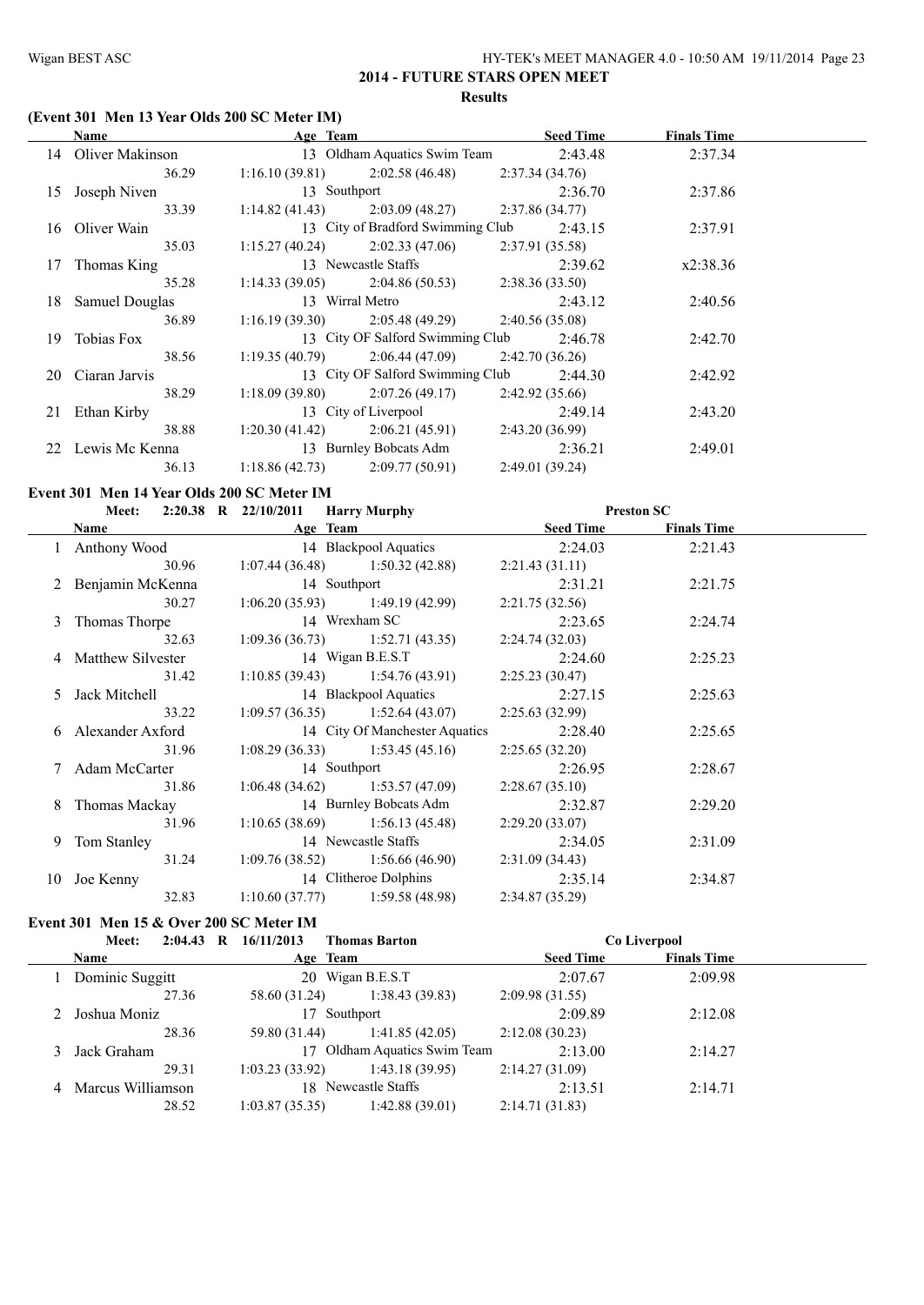## 2014 - FUTURE STARS OPEN MEET

### Results

### (Event 301 Men 13 Year Olds 200 SC Meter IM)

| | Name | Age | Team | Seed Time | Finals Time |
|---|---|---|---|---|---|
| 14 | Oliver Makinson | 13 | Oldham Aquatics Swim Team | 2:43.48 | 2:37.34 |
| | 36.29 | 1:16.10 (39.81) | 2:02.58 (46.48) | 2:37.34 (34.76) | |
| 15 | Joseph Niven | 13 | Southport | 2:36.70 | 2:37.86 |
| | 33.39 | 1:14.82 (41.43) | 2:03.09 (48.27) | 2:37.86 (34.77) | |
| 16 | Oliver Wain | 13 | City of Bradford Swimming Club | 2:43.15 | 2:37.91 |
| | 35.03 | 1:15.27 (40.24) | 2:02.33 (47.06) | 2:37.91 (35.58) | |
| 17 | Thomas King | 13 | Newcastle Staffs | 2:39.62 | x2:38.36 |
| | 35.28 | 1:14.33 (39.05) | 2:04.86 (50.53) | 2:38.36 (33.50) | |
| 18 | Samuel Douglas | 13 | Wirral Metro | 2:43.12 | 2:40.56 |
| | 36.89 | 1:16.19 (39.30) | 2:05.48 (49.29) | 2:40.56 (35.08) | |
| 19 | Tobias Fox | 13 | City OF Salford Swimming Club | 2:46.78 | 2:42.70 |
| | 38.56 | 1:19.35 (40.79) | 2:06.44 (47.09) | 2:42.70 (36.26) | |
| 20 | Ciaran Jarvis | 13 | City OF Salford Swimming Club | 2:44.30 | 2:42.92 |
| | 38.29 | 1:18.09 (39.80) | 2:07.26 (49.17) | 2:42.92 (35.66) | |
| 21 | Ethan Kirby | 13 | City of Liverpool | 2:49.14 | 2:43.20 |
| | 38.88 | 1:20.30 (41.42) | 2:06.21 (45.91) | 2:43.20 (36.99) | |
| 22 | Lewis Mc Kenna | 13 | Burnley Bobcats Adm | 2:36.21 | 2:49.01 |
| | 36.13 | 1:18.86 (42.73) | 2:09.77 (50.91) | 2:49.01 (39.24) | |

### Event 301 Men 14 Year Olds 200 SC Meter IM

Meet: 2:20.38 R 22/10/2011 Harry Murphy — Preston SC

| | Name | Age | Team | Seed Time | Finals Time |
|---|---|---|---|---|---|
| 1 | Anthony Wood | 14 | Blackpool Aquatics | 2:24.03 | 2:21.43 |
| | 30.96 | 1:07.44 (36.48) | 1:50.32 (42.88) | 2:21.43 (31.11) | |
| 2 | Benjamin McKenna | 14 | Southport | 2:31.21 | 2:21.75 |
| | 30.27 | 1:06.20 (35.93) | 1:49.19 (42.99) | 2:21.75 (32.56) | |
| 3 | Thomas Thorpe | 14 | Wrexham SC | 2:23.65 | 2:24.74 |
| | 32.63 | 1:09.36 (36.73) | 1:52.71 (43.35) | 2:24.74 (32.03) | |
| 4 | Matthew Silvester | 14 | Wigan B.E.S.T | 2:24.60 | 2:25.23 |
| | 31.42 | 1:10.85 (39.43) | 1:54.76 (43.91) | 2:25.23 (30.47) | |
| 5 | Jack Mitchell | 14 | Blackpool Aquatics | 2:27.15 | 2:25.63 |
| | 33.22 | 1:09.57 (36.35) | 1:52.64 (43.07) | 2:25.63 (32.99) | |
| 6 | Alexander Axford | 14 | City Of Manchester Aquatics | 2:28.40 | 2:25.65 |
| | 31.96 | 1:08.29 (36.33) | 1:53.45 (45.16) | 2:25.65 (32.20) | |
| 7 | Adam McCarter | 14 | Southport | 2:26.95 | 2:28.67 |
| | 31.86 | 1:06.48 (34.62) | 1:53.57 (47.09) | 2:28.67 (35.10) | |
| 8 | Thomas Mackay | 14 | Burnley Bobcats Adm | 2:32.87 | 2:29.20 |
| | 31.96 | 1:10.65 (38.69) | 1:56.13 (45.48) | 2:29.20 (33.07) | |
| 9 | Tom Stanley | 14 | Newcastle Staffs | 2:34.05 | 2:31.09 |
| | 31.24 | 1:09.76 (38.52) | 1:56.66 (46.90) | 2:31.09 (34.43) | |
| 10 | Joe Kenny | 14 | Clitheroe Dolphins | 2:35.14 | 2:34.87 |
| | 32.83 | 1:10.60 (37.77) | 1:59.58 (48.98) | 2:34.87 (35.29) | |

### Event 301 Men 15 & Over 200 SC Meter IM

Meet: 2:04.43 R 16/11/2013 Thomas Barton — Co Liverpool

| | Name | Age | Team | Seed Time | Finals Time |
|---|---|---|---|---|---|
| 1 | Dominic Suggitt | 20 | Wigan B.E.S.T | 2:07.67 | 2:09.98 |
| | 27.36 | 58.60 (31.24) | 1:38.43 (39.83) | 2:09.98 (31.55) | |
| 2 | Joshua Moniz | 17 | Southport | 2:09.89 | 2:12.08 |
| | 28.36 | 59.80 (31.44) | 1:41.85 (42.05) | 2:12.08 (30.23) | |
| 3 | Jack Graham | 17 | Oldham Aquatics Swim Team | 2:13.00 | 2:14.27 |
| | 29.31 | 1:03.23 (33.92) | 1:43.18 (39.95) | 2:14.27 (31.09) | |
| 4 | Marcus Williamson | 18 | Newcastle Staffs | 2:13.51 | 2:14.71 |
| | 28.52 | 1:03.87 (35.35) | 1:42.88 (39.01) | 2:14.71 (31.83) | |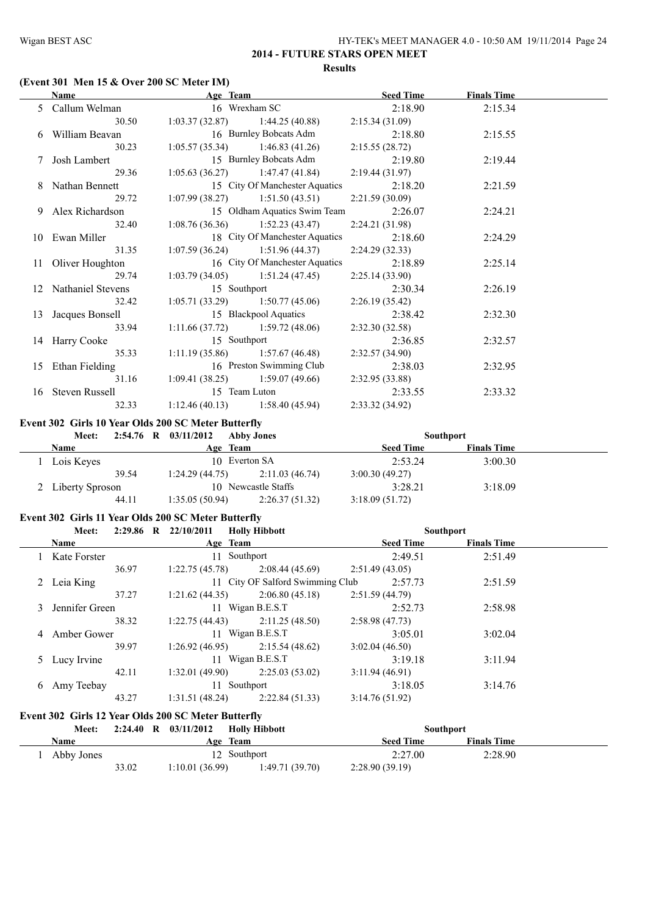## 2014 - FUTURE STARS OPEN MEET

### Results

### (Event 301 Men 15 & Over 200 SC Meter IM)

| | Name | Age | Team | Seed Time | Finals Time |
|---|---|---|---|---|---|
| 5 | Callum Welman | 16 | Wrexham SC | 2:18.90 | 2:15.34 |
| | 30.50 | 1:03.37 (32.87) | 1:44.25 (40.88) | 2:15.34 (31.09) | |
| 6 | William Beavan | 16 | Burnley Bobcats Adm | 2:18.80 | 2:15.55 |
| | 30.23 | 1:05.57 (35.34) | 1:46.83 (41.26) | 2:15.55 (28.72) | |
| 7 | Josh Lambert | 15 | Burnley Bobcats Adm | 2:19.80 | 2:19.44 |
| | 29.36 | 1:05.63 (36.27) | 1:47.47 (41.84) | 2:19.44 (31.97) | |
| 8 | Nathan Bennett | 15 | City Of Manchester Aquatics | 2:18.20 | 2:21.59 |
| | 29.72 | 1:07.99 (38.27) | 1:51.50 (43.51) | 2:21.59 (30.09) | |
| 9 | Alex Richardson | 15 | Oldham Aquatics Swim Team | 2:26.07 | 2:24.21 |
| | 32.40 | 1:08.76 (36.36) | 1:52.23 (43.47) | 2:24.21 (31.98) | |
| 10 | Ewan Miller | 18 | City Of Manchester Aquatics | 2:18.60 | 2:24.29 |
| | 31.35 | 1:07.59 (36.24) | 1:51.96 (44.37) | 2:24.29 (32.33) | |
| 11 | Oliver Houghton | 16 | City Of Manchester Aquatics | 2:18.89 | 2:25.14 |
| | 29.74 | 1:03.79 (34.05) | 1:51.24 (47.45) | 2:25.14 (33.90) | |
| 12 | Nathaniel Stevens | 15 | Southport | 2:30.34 | 2:26.19 |
| | 32.42 | 1:05.71 (33.29) | 1:50.77 (45.06) | 2:26.19 (35.42) | |
| 13 | Jacques Bonsell | 15 | Blackpool Aquatics | 2:38.42 | 2:32.30 |
| | 33.94 | 1:11.66 (37.72) | 1:59.72 (48.06) | 2:32.30 (32.58) | |
| 14 | Harry Cooke | 15 | Southport | 2:36.85 | 2:32.57 |
| | 35.33 | 1:11.19 (35.86) | 1:57.67 (46.48) | 2:32.57 (34.90) | |
| 15 | Ethan Fielding | 16 | Preston Swimming Club | 2:38.03 | 2:32.95 |
| | 31.16 | 1:09.41 (38.25) | 1:59.07 (49.66) | 2:32.95 (33.88) | |
| 16 | Steven Russell | 15 | Team Luton | 2:33.55 | 2:33.32 |
| | 32.33 | 1:12.46 (40.13) | 1:58.40 (45.94) | 2:33.32 (34.92) | |

### Event 302 Girls 10 Year Olds 200 SC Meter Butterfly

Meet: 2:54.76 R 03/11/2012 Abby Jones — Southport

| | Name | Age | Team | Seed Time | Finals Time |
|---|---|---|---|---|---|
| 1 | Lois Keyes | 10 | Everton SA | 2:53.24 | 3:00.30 |
| | 39.54 | 1:24.29 (44.75) | 2:11.03 (46.74) | 3:00.30 (49.27) | |
| 2 | Liberty Sproson | 10 | Newcastle Staffs | 3:28.21 | 3:18.09 |
| | 44.11 | 1:35.05 (50.94) | 2:26.37 (51.32) | 3:18.09 (51.72) | |

### Event 302 Girls 11 Year Olds 200 SC Meter Butterfly

Meet: 2:29.86 R 22/10/2011 Holly Hibbott — Southport

| | Name | Age | Team | Seed Time | Finals Time |
|---|---|---|---|---|---|
| 1 | Kate Forster | 11 | Southport | 2:49.51 | 2:51.49 |
| | 36.97 | 1:22.75 (45.78) | 2:08.44 (45.69) | 2:51.49 (43.05) | |
| 2 | Leia King | 11 | City OF Salford Swimming Club | 2:57.73 | 2:51.59 |
| | 37.27 | 1:21.62 (44.35) | 2:06.80 (45.18) | 2:51.59 (44.79) | |
| 3 | Jennifer Green | 11 | Wigan B.E.S.T | 2:52.73 | 2:58.98 |
| | 38.32 | 1:22.75 (44.43) | 2:11.25 (48.50) | 2:58.98 (47.73) | |
| 4 | Amber Gower | 11 | Wigan B.E.S.T | 3:05.01 | 3:02.04 |
| | 39.97 | 1:26.92 (46.95) | 2:15.54 (48.62) | 3:02.04 (46.50) | |
| 5 | Lucy Irvine | 11 | Wigan B.E.S.T | 3:19.18 | 3:11.94 |
| | 42.11 | 1:32.01 (49.90) | 2:25.03 (53.02) | 3:11.94 (46.91) | |
| 6 | Amy Teebay | 11 | Southport | 3:18.05 | 3:14.76 |
| | 43.27 | 1:31.51 (48.24) | 2:22.84 (51.33) | 3:14.76 (51.92) | |

### Event 302 Girls 12 Year Olds 200 SC Meter Butterfly

Meet: 2:24.40 R 03/11/2012 Holly Hibbott — Southport

| | Name | Age | Team | Seed Time | Finals Time |
|---|---|---|---|---|---|
| 1 | Abby Jones | 12 | Southport | 2:27.00 | 2:28.90 |
| | 33.02 | 1:10.01 (36.99) | 1:49.71 (39.70) | 2:28.90 (39.19) | |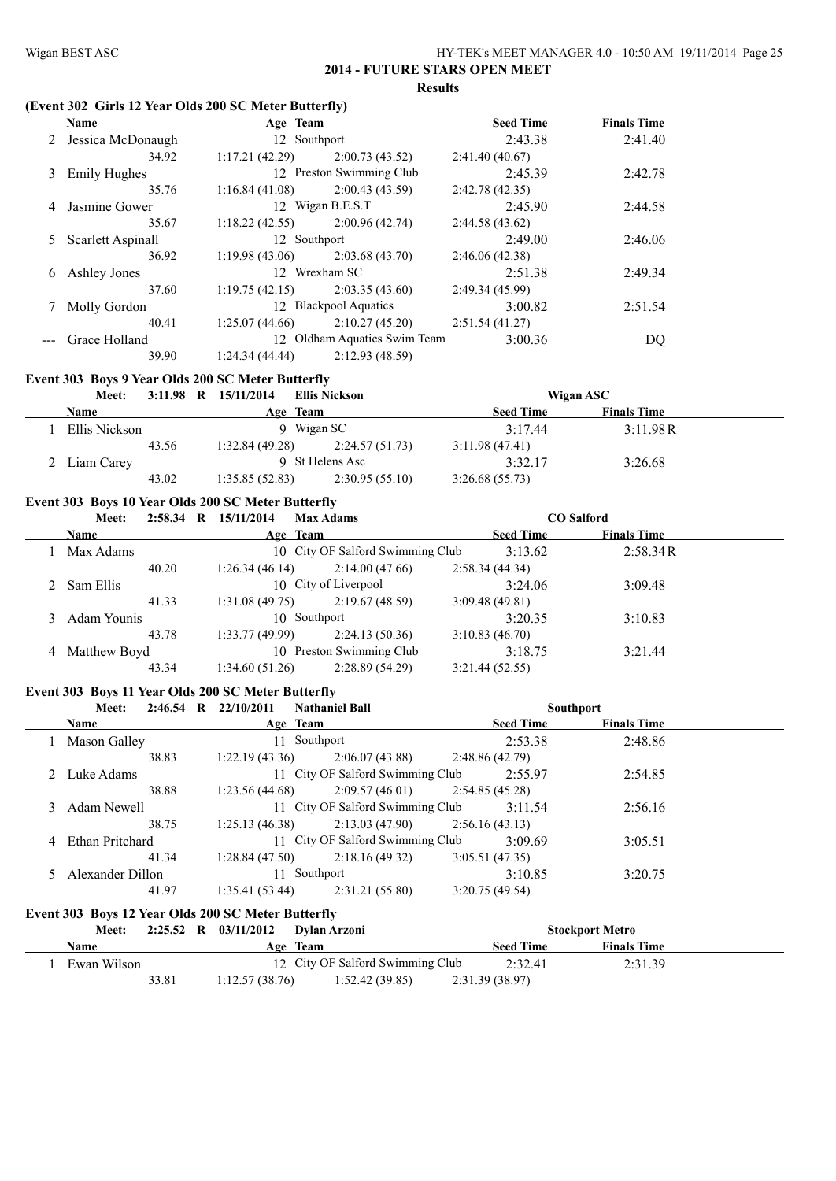## 2014 - FUTURE STARS OPEN MEET

**Results**

### (Event 302 Girls 12 Year Olds 200 SC Meter Butterfly)

| | Name | Age | Team | Seed Time | Finals Time |
|---|---|---|---|---|---|
| 2 | Jessica McDonaugh | 12 | Southport | 2:43.38 | 2:41.40 |
| | 34.92 | 1:17.21 (42.29) | 2:00.73 (43.52) | 2:41.40 (40.67) | |
| 3 | Emily Hughes | 12 | Preston Swimming Club | 2:45.39 | 2:42.78 |
| | 35.76 | 1:16.84 (41.08) | 2:00.43 (43.59) | 2:42.78 (42.35) | |
| 4 | Jasmine Gower | 12 | Wigan B.E.S.T | 2:45.90 | 2:44.58 |
| | 35.67 | 1:18.22 (42.55) | 2:00.96 (42.74) | 2:44.58 (43.62) | |
| 5 | Scarlett Aspinall | 12 | Southport | 2:49.00 | 2:46.06 |
| | 36.92 | 1:19.98 (43.06) | 2:03.68 (43.70) | 2:46.06 (42.38) | |
| 6 | Ashley Jones | 12 | Wrexham SC | 2:51.38 | 2:49.34 |
| | 37.60 | 1:19.75 (42.15) | 2:03.35 (43.60) | 2:49.34 (45.99) | |
| 7 | Molly Gordon | 12 | Blackpool Aquatics | 3:00.82 | 2:51.54 |
| | 40.41 | 1:25.07 (44.66) | 2:10.27 (45.20) | 2:51.54 (41.27) | |
| --- | Grace Holland | 12 | Oldham Aquatics Swim Team | 3:00.36 | DQ |
| | 39.90 | 1:24.34 (44.44) | 2:12.93 (48.59) | | |

### Event 303 Boys 9 Year Olds 200 SC Meter Butterfly

Meet: 3:11.98 R 15/11/2014 Ellis Nickson — Wigan ASC

| | Name | Age | Team | Seed Time | Finals Time |
|---|---|---|---|---|---|
| 1 | Ellis Nickson | 9 | Wigan SC | 3:17.44 | 3:11.98R |
| | 43.56 | 1:32.84 (49.28) | 2:24.57 (51.73) | 3:11.98 (47.41) | |
| 2 | Liam Carey | 9 | St Helens Asc | 3:32.17 | 3:26.68 |
| | 43.02 | 1:35.85 (52.83) | 2:30.95 (55.10) | 3:26.68 (55.73) | |

### Event 303 Boys 10 Year Olds 200 SC Meter Butterfly

Meet: 2:58.34 R 15/11/2014 Max Adams — CO Salford

| | Name | Age | Team | Seed Time | Finals Time |
|---|---|---|---|---|---|
| 1 | Max Adams | 10 | City OF Salford Swimming Club | 3:13.62 | 2:58.34R |
| | 40.20 | 1:26.34 (46.14) | 2:14.00 (47.66) | 2:58.34 (44.34) | |
| 2 | Sam Ellis | 10 | City of Liverpool | 3:24.06 | 3:09.48 |
| | 41.33 | 1:31.08 (49.75) | 2:19.67 (48.59) | 3:09.48 (49.81) | |
| 3 | Adam Younis | 10 | Southport | 3:20.35 | 3:10.83 |
| | 43.78 | 1:33.77 (49.99) | 2:24.13 (50.36) | 3:10.83 (46.70) | |
| 4 | Matthew Boyd | 10 | Preston Swimming Club | 3:18.75 | 3:21.44 |
| | 43.34 | 1:34.60 (51.26) | 2:28.89 (54.29) | 3:21.44 (52.55) | |

### Event 303 Boys 11 Year Olds 200 SC Meter Butterfly

Meet: 2:46.54 R 22/10/2011 Nathaniel Ball — Southport

| | Name | Age | Team | Seed Time | Finals Time |
|---|---|---|---|---|---|
| 1 | Mason Galley | 11 | Southport | 2:53.38 | 2:48.86 |
| | 38.83 | 1:22.19 (43.36) | 2:06.07 (43.88) | 2:48.86 (42.79) | |
| 2 | Luke Adams | 11 | City OF Salford Swimming Club | 2:55.97 | 2:54.85 |
| | 38.88 | 1:23.56 (44.68) | 2:09.57 (46.01) | 2:54.85 (45.28) | |
| 3 | Adam Newell | 11 | City OF Salford Swimming Club | 3:11.54 | 2:56.16 |
| | 38.75 | 1:25.13 (46.38) | 2:13.03 (47.90) | 2:56.16 (43.13) | |
| 4 | Ethan Pritchard | 11 | City OF Salford Swimming Club | 3:09.69 | 3:05.51 |
| | 41.34 | 1:28.84 (47.50) | 2:18.16 (49.32) | 3:05.51 (47.35) | |
| 5 | Alexander Dillon | 11 | Southport | 3:10.85 | 3:20.75 |
| | 41.97 | 1:35.41 (53.44) | 2:31.21 (55.80) | 3:20.75 (49.54) | |

### Event 303 Boys 12 Year Olds 200 SC Meter Butterfly

Meet: 2:25.52 R 03/11/2012 Dylan Arzoni — Stockport Metro

| | Name | Age | Team | Seed Time | Finals Time |
|---|---|---|---|---|---|
| 1 | Ewan Wilson | 12 | City OF Salford Swimming Club | 2:32.41 | 2:31.39 |
| | 33.81 | 1:12.57 (38.76) | 1:52.42 (39.85) | 2:31.39 (38.97) | |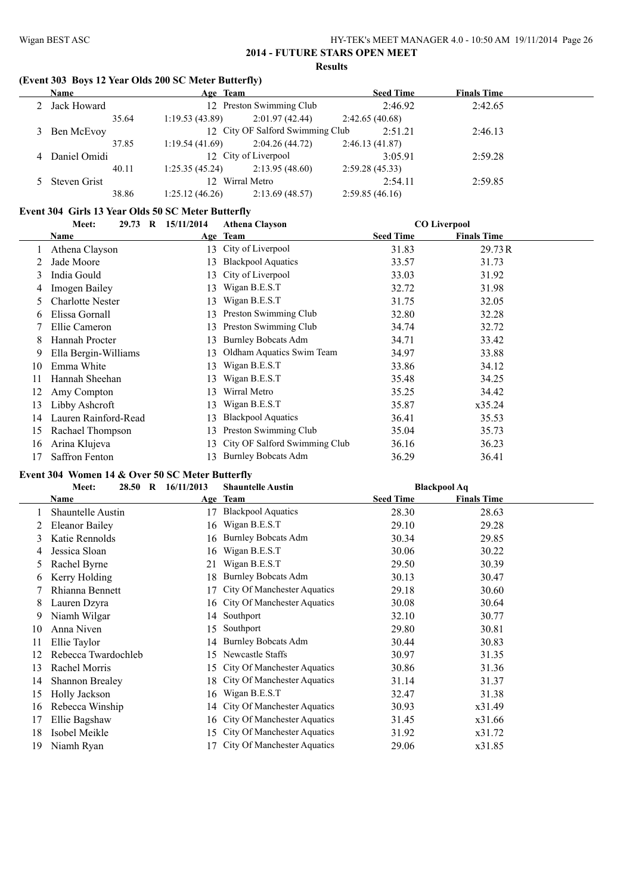## 2014 - FUTURE STARS OPEN MEET

**Results**

### (Event 303 Boys 12 Year Olds 200 SC Meter Butterfly)

| | Name | Age | Team | Seed Time | Finals Time |
|---|---|---|---|---|---|
| 2 | Jack Howard | 12 | Preston Swimming Club | 2:46.92 | 2:42.65 |
| | 35.64 | 1:19.53 (43.89) | 2:01.97 (42.44) | 2:42.65 (40.68) | |
| 3 | Ben McEvoy | 12 | City OF Salford Swimming Club | 2:51.21 | 2:46.13 |
| | 37.85 | 1:19.54 (41.69) | 2:04.26 (44.72) | 2:46.13 (41.87) | |
| 4 | Daniel Omidi | 12 | City of Liverpool | 3:05.91 | 2:59.28 |
| | 40.11 | 1:25.35 (45.24) | 2:13.95 (48.60) | 2:59.28 (45.33) | |
| 5 | Steven Grist | 12 | Wirral Metro | 2:54.11 | 2:59.85 |
| | 38.86 | 1:25.12 (46.26) | 2:13.69 (48.57) | 2:59.85 (46.16) | |

### Event 304 Girls 13 Year Olds 50 SC Meter Butterfly

Meet: 29.73 R 15/11/2014 Athena Clayson CO Liverpool

| | Name | Age | Team | Seed Time | Finals Time |
|---|---|---|---|---|---|
| 1 | Athena Clayson | 13 | City of Liverpool | 31.83 | 29.73R |
| 2 | Jade Moore | 13 | Blackpool Aquatics | 33.57 | 31.73 |
| 3 | India Gould | 13 | City of Liverpool | 33.03 | 31.92 |
| 4 | Imogen Bailey | 13 | Wigan B.E.S.T | 32.72 | 31.98 |
| 5 | Charlotte Nester | 13 | Wigan B.E.S.T | 31.75 | 32.05 |
| 6 | Elissa Gornall | 13 | Preston Swimming Club | 32.80 | 32.28 |
| 7 | Ellie Cameron | 13 | Preston Swimming Club | 34.74 | 32.72 |
| 8 | Hannah Procter | 13 | Burnley Bobcats Adm | 34.71 | 33.42 |
| 9 | Ella Bergin-Williams | 13 | Oldham Aquatics Swim Team | 34.97 | 33.88 |
| 10 | Emma White | 13 | Wigan B.E.S.T | 33.86 | 34.12 |
| 11 | Hannah Sheehan | 13 | Wigan B.E.S.T | 35.48 | 34.25 |
| 12 | Amy Compton | 13 | Wirral Metro | 35.25 | 34.42 |
| 13 | Libby Ashcroft | 13 | Wigan B.E.S.T | 35.87 | x35.24 |
| 14 | Lauren Rainford-Read | 13 | Blackpool Aquatics | 36.41 | 35.53 |
| 15 | Rachael Thompson | 13 | Preston Swimming Club | 35.04 | 35.73 |
| 16 | Arina Klujeva | 13 | City OF Salford Swimming Club | 36.16 | 36.23 |
| 17 | Saffron Fenton | 13 | Burnley Bobcats Adm | 36.29 | 36.41 |

### Event 304 Women 14 & Over 50 SC Meter Butterfly

Meet: 28.50 R 16/11/2013 Shauntelle Austin Blackpool Aq

| | Name | Age | Team | Seed Time | Finals Time |
|---|---|---|---|---|---|
| 1 | Shauntelle Austin | 17 | Blackpool Aquatics | 28.30 | 28.63 |
| 2 | Eleanor Bailey | 16 | Wigan B.E.S.T | 29.10 | 29.28 |
| 3 | Katie Rennolds | 16 | Burnley Bobcats Adm | 30.34 | 29.85 |
| 4 | Jessica Sloan | 16 | Wigan B.E.S.T | 30.06 | 30.22 |
| 5 | Rachel Byrne | 21 | Wigan B.E.S.T | 29.50 | 30.39 |
| 6 | Kerry Holding | 18 | Burnley Bobcats Adm | 30.13 | 30.47 |
| 7 | Rhianna Bennett | 17 | City Of Manchester Aquatics | 29.18 | 30.60 |
| 8 | Lauren Dzyra | 16 | City Of Manchester Aquatics | 30.08 | 30.64 |
| 9 | Niamh Wilgar | 14 | Southport | 32.10 | 30.77 |
| 10 | Anna Niven | 15 | Southport | 29.80 | 30.81 |
| 11 | Ellie Taylor | 14 | Burnley Bobcats Adm | 30.44 | 30.83 |
| 12 | Rebecca Twardochleb | 15 | Newcastle Staffs | 30.97 | 31.35 |
| 13 | Rachel Morris | 15 | City Of Manchester Aquatics | 30.86 | 31.36 |
| 14 | Shannon Brealey | 18 | City Of Manchester Aquatics | 31.14 | 31.37 |
| 15 | Holly Jackson | 16 | Wigan B.E.S.T | 32.47 | 31.38 |
| 16 | Rebecca Winship | 14 | City Of Manchester Aquatics | 30.93 | x31.49 |
| 17 | Ellie Bagshaw | 16 | City Of Manchester Aquatics | 31.45 | x31.66 |
| 18 | Isobel Meikle | 15 | City Of Manchester Aquatics | 31.92 | x31.72 |
| 19 | Niamh Ryan | 17 | City Of Manchester Aquatics | 29.06 | x31.85 |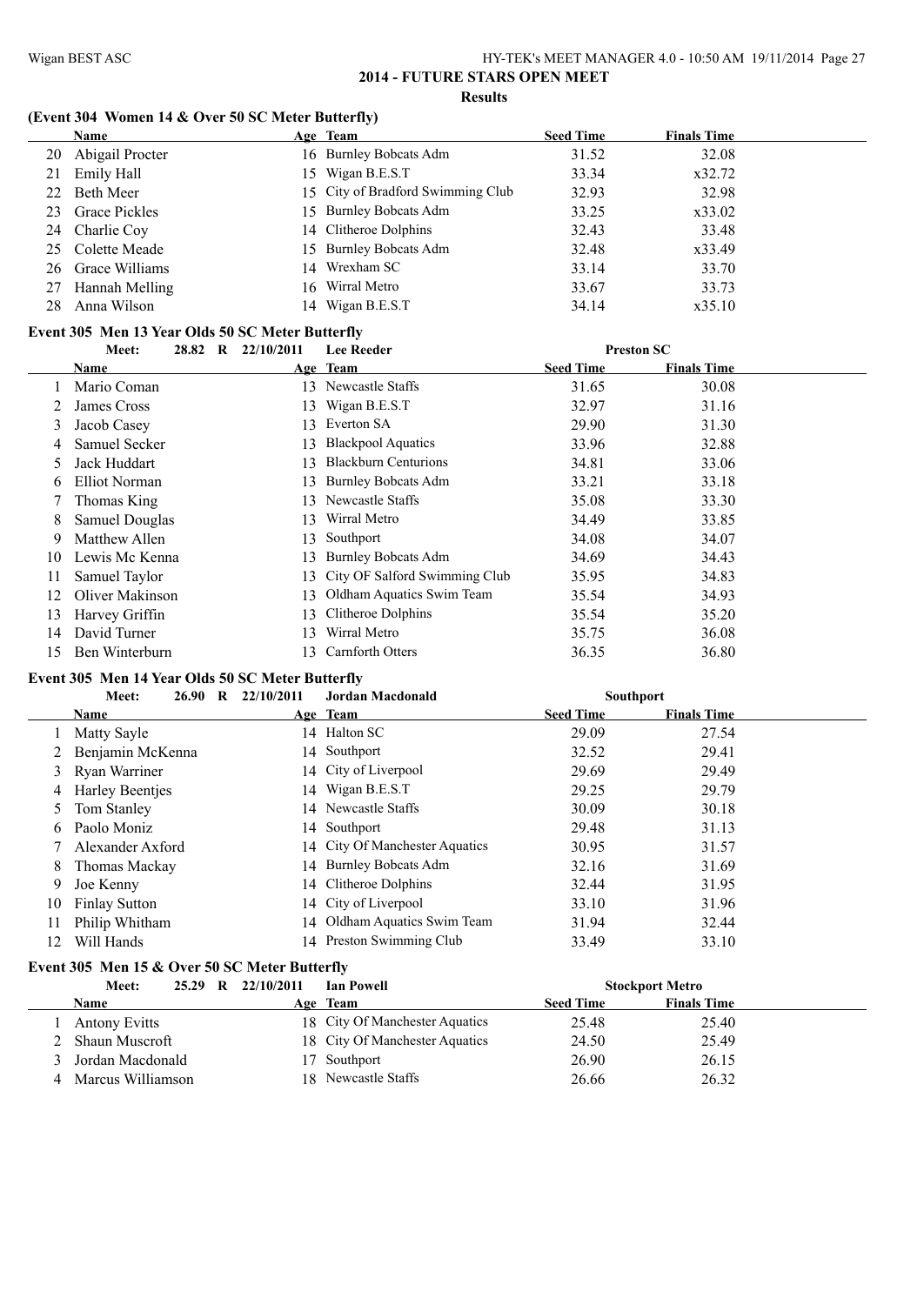## 2014 - FUTURE STARS OPEN MEET

**Results**

### (Event 304 Women 14 & Over 50 SC Meter Butterfly)

| | Name | Age | Team | Seed Time | Finals Time |
|---|---|---|---|---|---|
| 20 | Abigail Procter | 16 | Burnley Bobcats Adm | 31.52 | 32.08 |
| 21 | Emily Hall | 15 | Wigan B.E.S.T | 33.34 | x32.72 |
| 22 | Beth Meer | 15 | City of Bradford Swimming Club | 32.93 | 32.98 |
| 23 | Grace Pickles | 15 | Burnley Bobcats Adm | 33.25 | x33.02 |
| 24 | Charlie Coy | 14 | Clitheroe Dolphins | 32.43 | 33.48 |
| 25 | Colette Meade | 15 | Burnley Bobcats Adm | 32.48 | x33.49 |
| 26 | Grace Williams | 14 | Wrexham SC | 33.14 | 33.70 |
| 27 | Hannah Melling | 16 | Wirral Metro | 33.67 | 33.73 |
| 28 | Anna Wilson | 14 | Wigan B.E.S.T | 34.14 | x35.10 |

### Event 305 Men 13 Year Olds 50 SC Meter Butterfly

Meet: 28.82 R 22/10/2011 Lee Reeder Preston SC

| | Name | Age | Team | Seed Time | Finals Time |
|---|---|---|---|---|---|
| 1 | Mario Coman | 13 | Newcastle Staffs | 31.65 | 30.08 |
| 2 | James Cross | 13 | Wigan B.E.S.T | 32.97 | 31.16 |
| 3 | Jacob Casey | 13 | Everton SA | 29.90 | 31.30 |
| 4 | Samuel Secker | 13 | Blackpool Aquatics | 33.96 | 32.88 |
| 5 | Jack Huddart | 13 | Blackburn Centurions | 34.81 | 33.06 |
| 6 | Elliot Norman | 13 | Burnley Bobcats Adm | 33.21 | 33.18 |
| 7 | Thomas King | 13 | Newcastle Staffs | 35.08 | 33.30 |
| 8 | Samuel Douglas | 13 | Wirral Metro | 34.49 | 33.85 |
| 9 | Matthew Allen | 13 | Southport | 34.08 | 34.07 |
| 10 | Lewis Mc Kenna | 13 | Burnley Bobcats Adm | 34.69 | 34.43 |
| 11 | Samuel Taylor | 13 | City OF Salford Swimming Club | 35.95 | 34.83 |
| 12 | Oliver Makinson | 13 | Oldham Aquatics Swim Team | 35.54 | 34.93 |
| 13 | Harvey Griffin | 13 | Clitheroe Dolphins | 35.54 | 35.20 |
| 14 | David Turner | 13 | Wirral Metro | 35.75 | 36.08 |
| 15 | Ben Winterburn | 13 | Carnforth Otters | 36.35 | 36.80 |

### Event 305 Men 14 Year Olds 50 SC Meter Butterfly

Meet: 26.90 R 22/10/2011 Jordan Macdonald Southport

| | Name | Age | Team | Seed Time | Finals Time |
|---|---|---|---|---|---|
| 1 | Matty Sayle | 14 | Halton SC | 29.09 | 27.54 |
| 2 | Benjamin McKenna | 14 | Southport | 32.52 | 29.41 |
| 3 | Ryan Warriner | 14 | City of Liverpool | 29.69 | 29.49 |
| 4 | Harley Beentjes | 14 | Wigan B.E.S.T | 29.25 | 29.79 |
| 5 | Tom Stanley | 14 | Newcastle Staffs | 30.09 | 30.18 |
| 6 | Paolo Moniz | 14 | Southport | 29.48 | 31.13 |
| 7 | Alexander Axford | 14 | City Of Manchester Aquatics | 30.95 | 31.57 |
| 8 | Thomas Mackay | 14 | Burnley Bobcats Adm | 32.16 | 31.69 |
| 9 | Joe Kenny | 14 | Clitheroe Dolphins | 32.44 | 31.95 |
| 10 | Finlay Sutton | 14 | City of Liverpool | 33.10 | 31.96 |
| 11 | Philip Whitham | 14 | Oldham Aquatics Swim Team | 31.94 | 32.44 |
| 12 | Will Hands | 14 | Preston Swimming Club | 33.49 | 33.10 |

### Event 305 Men 15 & Over 50 SC Meter Butterfly

Meet: 25.29 R 22/10/2011 Ian Powell Stockport Metro

| | Name | Age | Team | Seed Time | Finals Time |
|---|---|---|---|---|---|
| 1 | Antony Evitts | 18 | City Of Manchester Aquatics | 25.48 | 25.40 |
| 2 | Shaun Muscroft | 18 | City Of Manchester Aquatics | 24.50 | 25.49 |
| 3 | Jordan Macdonald | 17 | Southport | 26.90 | 26.15 |
| 4 | Marcus Williamson | 18 | Newcastle Staffs | 26.66 | 26.32 |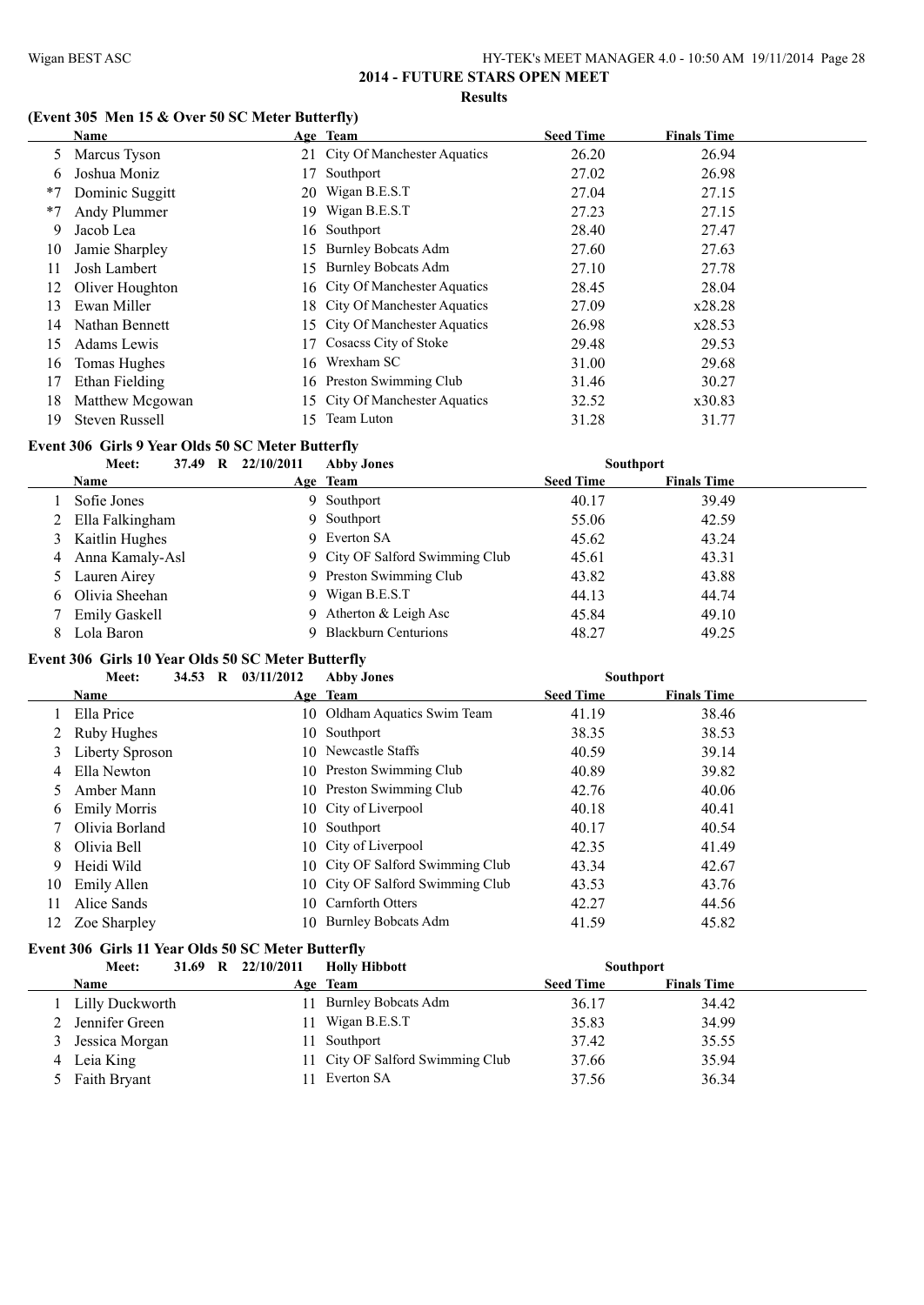## 2014 - FUTURE STARS OPEN MEET

### Results

### (Event 305 Men 15 & Over 50 SC Meter Butterfly)

| | Name | Age | Team | Seed Time | Finals Time |
|---|---|---|---|---|---|
| 5 | Marcus Tyson | 21 | City Of Manchester Aquatics | 26.20 | 26.94 |
| 6 | Joshua Moniz | 17 | Southport | 27.02 | 26.98 |
| *7 | Dominic Suggitt | 20 | Wigan B.E.S.T | 27.04 | 27.15 |
| *7 | Andy Plummer | 19 | Wigan B.E.S.T | 27.23 | 27.15 |
| 9 | Jacob Lea | 16 | Southport | 28.40 | 27.47 |
| 10 | Jamie Sharpley | 15 | Burnley Bobcats Adm | 27.60 | 27.63 |
| 11 | Josh Lambert | 15 | Burnley Bobcats Adm | 27.10 | 27.78 |
| 12 | Oliver Houghton | 16 | City Of Manchester Aquatics | 28.45 | 28.04 |
| 13 | Ewan Miller | 18 | City Of Manchester Aquatics | 27.09 | x28.28 |
| 14 | Nathan Bennett | 15 | City Of Manchester Aquatics | 26.98 | x28.53 |
| 15 | Adams Lewis | 17 | Cosacss City of Stoke | 29.48 | 29.53 |
| 16 | Tomas Hughes | 16 | Wrexham SC | 31.00 | 29.68 |
| 17 | Ethan Fielding | 16 | Preston Swimming Club | 31.46 | 30.27 |
| 18 | Matthew Mcgowan | 15 | City Of Manchester Aquatics | 32.52 | x30.83 |
| 19 | Steven Russell | 15 | Team Luton | 31.28 | 31.77 |

### Event 306 Girls 9 Year Olds 50 SC Meter Butterfly

Meet: 37.49 R 22/10/2011 Abby Jones Southport

| | Name | Age | Team | Seed Time | Finals Time |
|---|---|---|---|---|---|
| 1 | Sofie Jones | 9 | Southport | 40.17 | 39.49 |
| 2 | Ella Falkingham | 9 | Southport | 55.06 | 42.59 |
| 3 | Kaitlin Hughes | 9 | Everton SA | 45.62 | 43.24 |
| 4 | Anna Kamaly-Asl | 9 | City OF Salford Swimming Club | 45.61 | 43.31 |
| 5 | Lauren Airey | 9 | Preston Swimming Club | 43.82 | 43.88 |
| 6 | Olivia Sheehan | 9 | Wigan B.E.S.T | 44.13 | 44.74 |
| 7 | Emily Gaskell | 9 | Atherton & Leigh Asc | 45.84 | 49.10 |
| 8 | Lola Baron | 9 | Blackburn Centurions | 48.27 | 49.25 |

### Event 306 Girls 10 Year Olds 50 SC Meter Butterfly

Meet: 34.53 R 03/11/2012 Abby Jones Southport

| | Name | Age | Team | Seed Time | Finals Time |
|---|---|---|---|---|---|
| 1 | Ella Price | 10 | Oldham Aquatics Swim Team | 41.19 | 38.46 |
| 2 | Ruby Hughes | 10 | Southport | 38.35 | 38.53 |
| 3 | Liberty Sproson | 10 | Newcastle Staffs | 40.59 | 39.14 |
| 4 | Ella Newton | 10 | Preston Swimming Club | 40.89 | 39.82 |
| 5 | Amber Mann | 10 | Preston Swimming Club | 42.76 | 40.06 |
| 6 | Emily Morris | 10 | City of Liverpool | 40.18 | 40.41 |
| 7 | Olivia Borland | 10 | Southport | 40.17 | 40.54 |
| 8 | Olivia Bell | 10 | City of Liverpool | 42.35 | 41.49 |
| 9 | Heidi Wild | 10 | City OF Salford Swimming Club | 43.34 | 42.67 |
| 10 | Emily Allen | 10 | City OF Salford Swimming Club | 43.53 | 43.76 |
| 11 | Alice Sands | 10 | Carnforth Otters | 42.27 | 44.56 |
| 12 | Zoe Sharpley | 10 | Burnley Bobcats Adm | 41.59 | 45.82 |

### Event 306 Girls 11 Year Olds 50 SC Meter Butterfly

Meet: 31.69 R 22/10/2011 Holly Hibbott Southport

| | Name | Age | Team | Seed Time | Finals Time |
|---|---|---|---|---|---|
| 1 | Lilly Duckworth | 11 | Burnley Bobcats Adm | 36.17 | 34.42 |
| 2 | Jennifer Green | 11 | Wigan B.E.S.T | 35.83 | 34.99 |
| 3 | Jessica Morgan | 11 | Southport | 37.42 | 35.55 |
| 4 | Leia King | 11 | City OF Salford Swimming Club | 37.66 | 35.94 |
| 5 | Faith Bryant | 11 | Everton SA | 37.56 | 36.34 |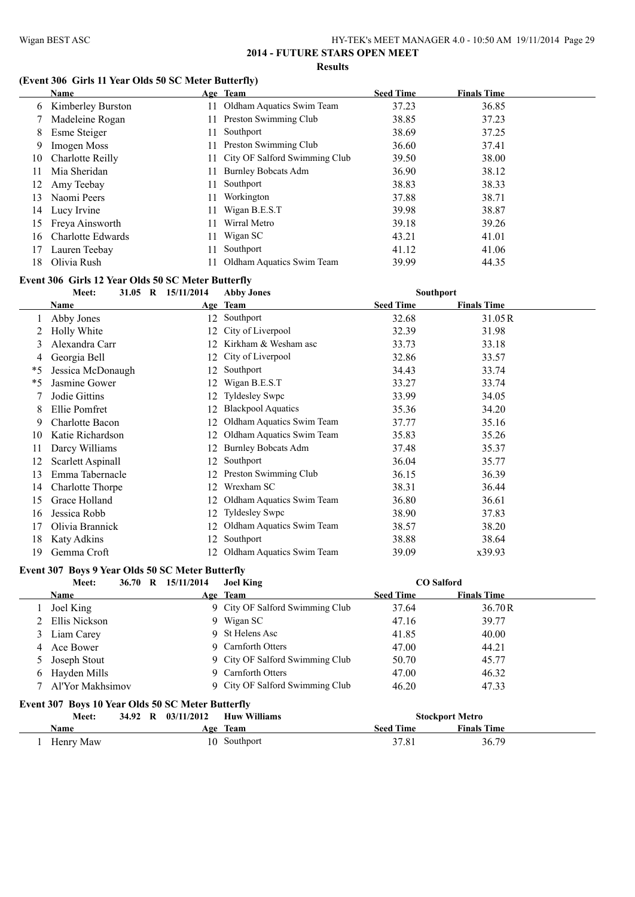## 2014 - FUTURE STARS OPEN MEET

**Results**

### (Event 306 Girls 11 Year Olds 50 SC Meter Butterfly)

| | Name | Age | Team | Seed Time | Finals Time |
|---|---|---|---|---|---|
| 6 | Kimberley Burston | 11 | Oldham Aquatics Swim Team | 37.23 | 36.85 |
| 7 | Madeleine Rogan | 11 | Preston Swimming Club | 38.85 | 37.23 |
| 8 | Esme Steiger | 11 | Southport | 38.69 | 37.25 |
| 9 | Imogen Moss | 11 | Preston Swimming Club | 36.60 | 37.41 |
| 10 | Charlotte Reilly | 11 | City OF Salford Swimming Club | 39.50 | 38.00 |
| 11 | Mia Sheridan | 11 | Burnley Bobcats Adm | 36.90 | 38.12 |
| 12 | Amy Teebay | 11 | Southport | 38.83 | 38.33 |
| 13 | Naomi Peers | 11 | Workington | 37.88 | 38.71 |
| 14 | Lucy Irvine | 11 | Wigan B.E.S.T | 39.98 | 38.87 |
| 15 | Freya Ainsworth | 11 | Wirral Metro | 39.18 | 39.26 |
| 16 | Charlotte Edwards | 11 | Wigan SC | 43.21 | 41.01 |
| 17 | Lauren Teebay | 11 | Southport | 41.12 | 41.06 |
| 18 | Olivia Rush | 11 | Oldham Aquatics Swim Team | 39.99 | 44.35 |

### Event 306 Girls 12 Year Olds 50 SC Meter Butterfly

Meet: 31.05 R 15/11/2014 Abby Jones — Southport

| | Name | Age | Team | Seed Time | Finals Time |
|---|---|---|---|---|---|
| 1 | Abby Jones | 12 | Southport | 32.68 | 31.05R |
| 2 | Holly White | 12 | City of Liverpool | 32.39 | 31.98 |
| 3 | Alexandra Carr | 12 | Kirkham & Wesham asc | 33.73 | 33.18 |
| 4 | Georgia Bell | 12 | City of Liverpool | 32.86 | 33.57 |
| *5 | Jessica McDonaugh | 12 | Southport | 34.43 | 33.74 |
| *5 | Jasmine Gower | 12 | Wigan B.E.S.T | 33.27 | 33.74 |
| 7 | Jodie Gittins | 12 | Tyldesley Swpc | 33.99 | 34.05 |
| 8 | Ellie Pomfret | 12 | Blackpool Aquatics | 35.36 | 34.20 |
| 9 | Charlotte Bacon | 12 | Oldham Aquatics Swim Team | 37.77 | 35.16 |
| 10 | Katie Richardson | 12 | Oldham Aquatics Swim Team | 35.83 | 35.26 |
| 11 | Darcy Williams | 12 | Burnley Bobcats Adm | 37.48 | 35.37 |
| 12 | Scarlett Aspinall | 12 | Southport | 36.04 | 35.77 |
| 13 | Emma Tabernacle | 12 | Preston Swimming Club | 36.15 | 36.39 |
| 14 | Charlotte Thorpe | 12 | Wrexham SC | 38.31 | 36.44 |
| 15 | Grace Holland | 12 | Oldham Aquatics Swim Team | 36.80 | 36.61 |
| 16 | Jessica Robb | 12 | Tyldesley Swpc | 38.90 | 37.83 |
| 17 | Olivia Brannick | 12 | Oldham Aquatics Swim Team | 38.57 | 38.20 |
| 18 | Katy Adkins | 12 | Southport | 38.88 | 38.64 |
| 19 | Gemma Croft | 12 | Oldham Aquatics Swim Team | 39.09 | x39.93 |

### Event 307 Boys 9 Year Olds 50 SC Meter Butterfly

Meet: 36.70 R 15/11/2014 Joel King — CO Salford

| | Name | Age | Team | Seed Time | Finals Time |
|---|---|---|---|---|---|
| 1 | Joel King | 9 | City OF Salford Swimming Club | 37.64 | 36.70R |
| 2 | Ellis Nickson | 9 | Wigan SC | 47.16 | 39.77 |
| 3 | Liam Carey | 9 | St Helens Asc | 41.85 | 40.00 |
| 4 | Ace Bower | 9 | Carnforth Otters | 47.00 | 44.21 |
| 5 | Joseph Stout | 9 | City OF Salford Swimming Club | 50.70 | 45.77 |
| 6 | Hayden Mills | 9 | Carnforth Otters | 47.00 | 46.32 |
| 7 | Al'Yor Makhsimov | 9 | City OF Salford Swimming Club | 46.20 | 47.33 |

### Event 307 Boys 10 Year Olds 50 SC Meter Butterfly

Meet: 34.92 R 03/11/2012 Huw Williams — Stockport Metro

| | Name | Age | Team | Seed Time | Finals Time |
|---|---|---|---|---|---|
| 1 | Henry Maw | 10 | Southport | 37.81 | 36.79 |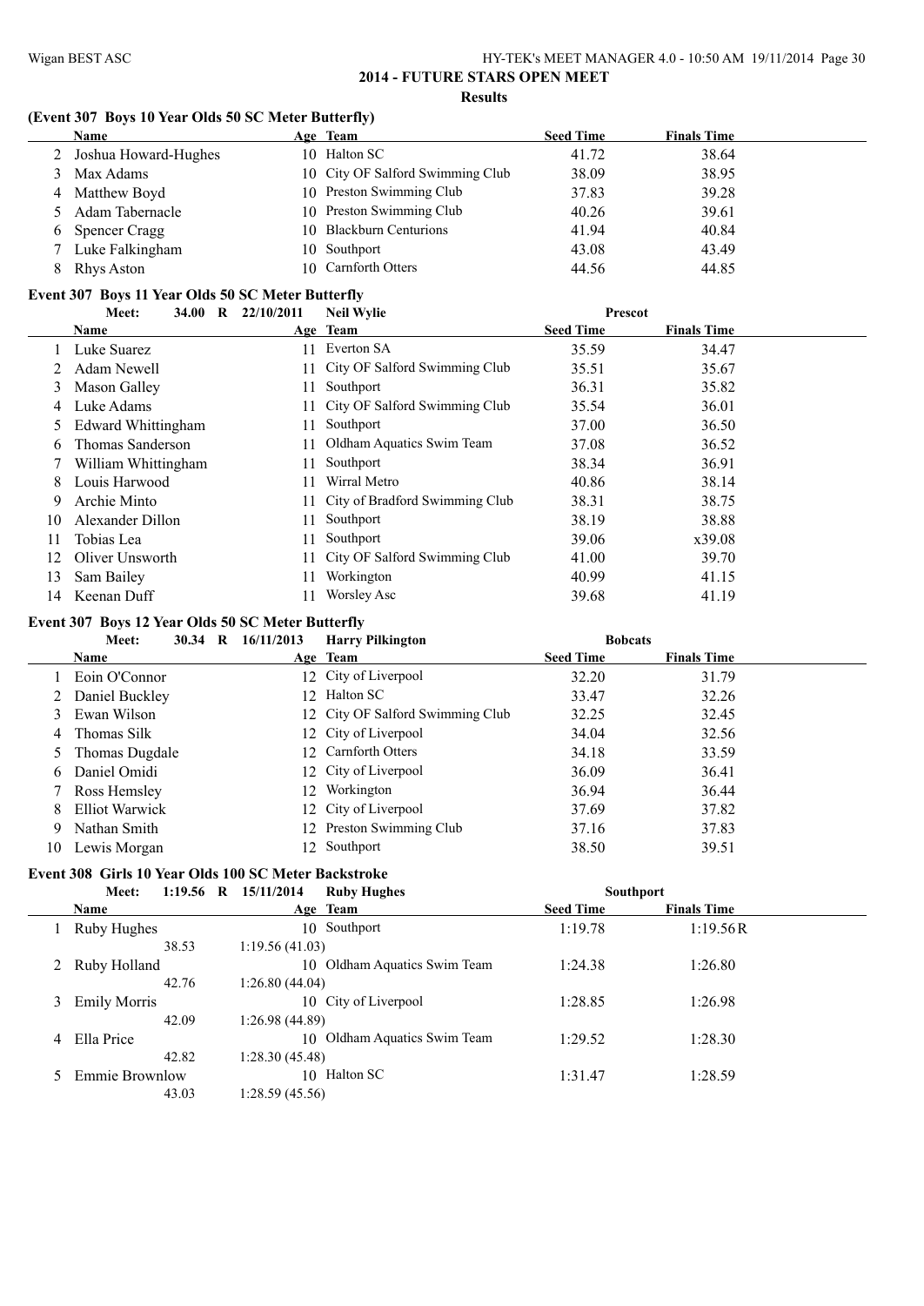## 2014 - FUTURE STARS OPEN MEET

### Results

### (Event 307 Boys 10 Year Olds 50 SC Meter Butterfly)

| | Name | Age | Team | Seed Time | Finals Time |
|---|---|---|---|---|---|
| 2 | Joshua Howard-Hughes | 10 | Halton SC | 41.72 | 38.64 |
| 3 | Max Adams | 10 | City OF Salford Swimming Club | 38.09 | 38.95 |
| 4 | Matthew Boyd | 10 | Preston Swimming Club | 37.83 | 39.28 |
| 5 | Adam Tabernacle | 10 | Preston Swimming Club | 40.26 | 39.61 |
| 6 | Spencer Cragg | 10 | Blackburn Centurions | 41.94 | 40.84 |
| 7 | Luke Falkingham | 10 | Southport | 43.08 | 43.49 |
| 8 | Rhys Aston | 10 | Carnforth Otters | 44.56 | 44.85 |

### Event 307 Boys 11 Year Olds 50 SC Meter Butterfly

**Meet: 34.00 R 22/10/2011 Neil Wylie — Prescot**

| | Name | Age | Team | Seed Time | Finals Time |
|---|---|---|---|---|---|
| 1 | Luke Suarez | 11 | Everton SA | 35.59 | 34.47 |
| 2 | Adam Newell | 11 | City OF Salford Swimming Club | 35.51 | 35.67 |
| 3 | Mason Galley | 11 | Southport | 36.31 | 35.82 |
| 4 | Luke Adams | 11 | City OF Salford Swimming Club | 35.54 | 36.01 |
| 5 | Edward Whittingham | 11 | Southport | 37.00 | 36.50 |
| 6 | Thomas Sanderson | 11 | Oldham Aquatics Swim Team | 37.08 | 36.52 |
| 7 | William Whittingham | 11 | Southport | 38.34 | 36.91 |
| 8 | Louis Harwood | 11 | Wirral Metro | 40.86 | 38.14 |
| 9 | Archie Minto | 11 | City of Bradford Swimming Club | 38.31 | 38.75 |
| 10 | Alexander Dillon | 11 | Southport | 38.19 | 38.88 |
| 11 | Tobias Lea | 11 | Southport | 39.06 | x39.08 |
| 12 | Oliver Unsworth | 11 | City OF Salford Swimming Club | 41.00 | 39.70 |
| 13 | Sam Bailey | 11 | Workington | 40.99 | 41.15 |
| 14 | Keenan Duff | 11 | Worsley Asc | 39.68 | 41.19 |

### Event 307 Boys 12 Year Olds 50 SC Meter Butterfly

**Meet: 30.34 R 16/11/2013 Harry Pilkington — Bobcats**

| | Name | Age | Team | Seed Time | Finals Time |
|---|---|---|---|---|---|
| 1 | Eoin O'Connor | 12 | City of Liverpool | 32.20 | 31.79 |
| 2 | Daniel Buckley | 12 | Halton SC | 33.47 | 32.26 |
| 3 | Ewan Wilson | 12 | City OF Salford Swimming Club | 32.25 | 32.45 |
| 4 | Thomas Silk | 12 | City of Liverpool | 34.04 | 32.56 |
| 5 | Thomas Dugdale | 12 | Carnforth Otters | 34.18 | 33.59 |
| 6 | Daniel Omidi | 12 | City of Liverpool | 36.09 | 36.41 |
| 7 | Ross Hemsley | 12 | Workington | 36.94 | 36.44 |
| 8 | Elliot Warwick | 12 | City of Liverpool | 37.69 | 37.82 |
| 9 | Nathan Smith | 12 | Preston Swimming Club | 37.16 | 37.83 |
| 10 | Lewis Morgan | 12 | Southport | 38.50 | 39.51 |

### Event 308 Girls 10 Year Olds 100 SC Meter Backstroke

**Meet: 1:19.56 R 15/11/2014 Ruby Hughes — Southport**

| | Name | Age | Team | Seed Time | Finals Time |
|---|---|---|---|---|---|
| 1 | Ruby Hughes | 10 | Southport | 1:19.78 | 1:19.56R |
| | 38.53 | | 1:19.56 (41.03) | | |
| 2 | Ruby Holland | 10 | Oldham Aquatics Swim Team | 1:24.38 | 1:26.80 |
| | 42.76 | | 1:26.80 (44.04) | | |
| 3 | Emily Morris | 10 | City of Liverpool | 1:28.85 | 1:26.98 |
| | 42.09 | | 1:26.98 (44.89) | | |
| 4 | Ella Price | 10 | Oldham Aquatics Swim Team | 1:29.52 | 1:28.30 |
| | 42.82 | | 1:28.30 (45.48) | | |
| 5 | Emmie Brownlow | 10 | Halton SC | 1:31.47 | 1:28.59 |
| | 43.03 | | 1:28.59 (45.56) | | |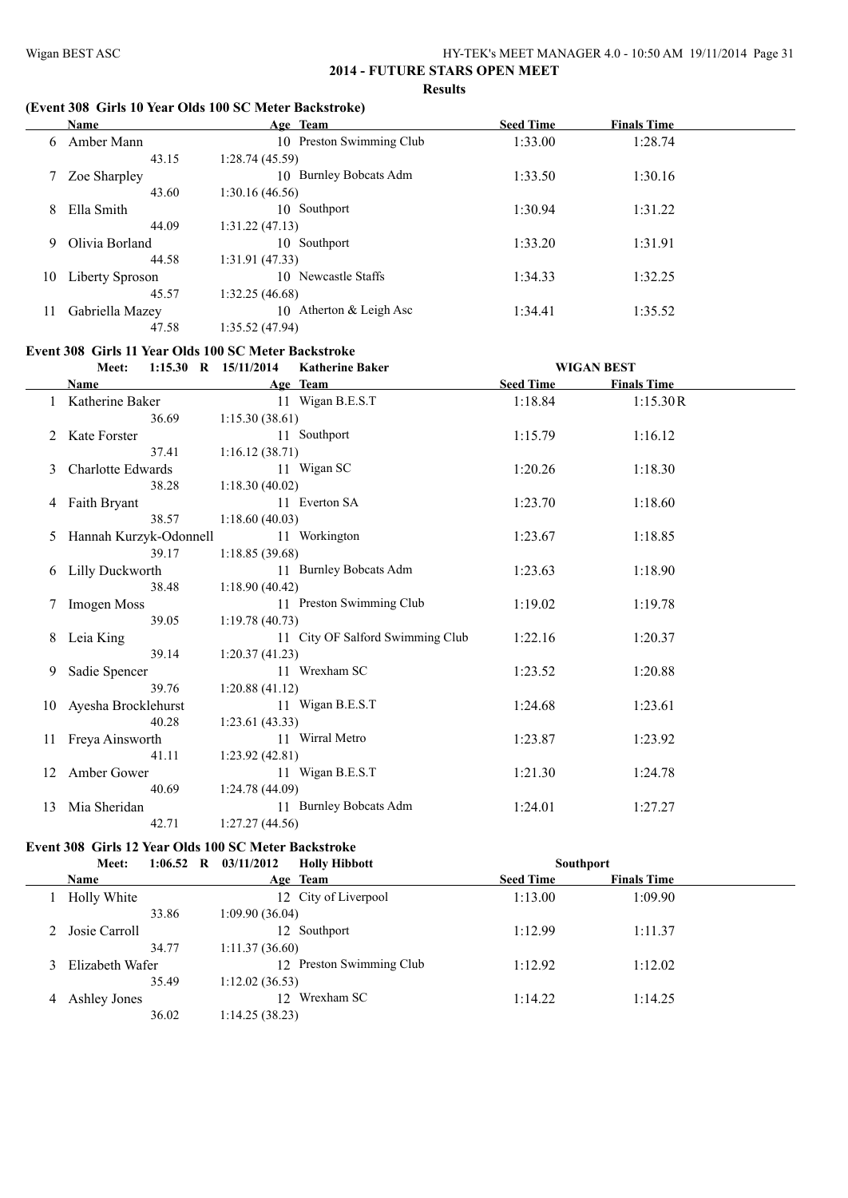## 2014 - FUTURE STARS OPEN MEET

### Results

### (Event 308 Girls 10 Year Olds 100 SC Meter Backstroke)

| | Name | Age | Team | Seed Time | Finals Time |
|---|---|---|---|---|---|
| 6 | Amber Mann | 10 | Preston Swimming Club | 1:33.00 | 1:28.74 |
| | 43.15 | 1:28.74 (45.59) | | | |
| 7 | Zoe Sharpley | 10 | Burnley Bobcats Adm | 1:33.50 | 1:30.16 |
| | 43.60 | 1:30.16 (46.56) | | | |
| 8 | Ella Smith | 10 | Southport | 1:30.94 | 1:31.22 |
| | 44.09 | 1:31.22 (47.13) | | | |
| 9 | Olivia Borland | 10 | Southport | 1:33.20 | 1:31.91 |
| | 44.58 | 1:31.91 (47.33) | | | |
| 10 | Liberty Sproson | 10 | Newcastle Staffs | 1:34.33 | 1:32.25 |
| | 45.57 | 1:32.25 (46.68) | | | |
| 11 | Gabriella Mazey | 10 | Atherton & Leigh Asc | 1:34.41 | 1:35.52 |
| | 47.58 | 1:35.52 (47.94) | | | |

### Event 308 Girls 11 Year Olds 100 SC Meter Backstroke

Meet: 1:15.30 R 15/11/2014 Katherine Baker — WIGAN BEST

| | Name | Age | Team | Seed Time | Finals Time |
|---|---|---|---|---|---|
| 1 | Katherine Baker | 11 | Wigan B.E.S.T | 1:18.84 | 1:15.30R |
| | 36.69 | 1:15.30 (38.61) | | | |
| 2 | Kate Forster | 11 | Southport | 1:15.79 | 1:16.12 |
| | 37.41 | 1:16.12 (38.71) | | | |
| 3 | Charlotte Edwards | 11 | Wigan SC | 1:20.26 | 1:18.30 |
| | 38.28 | 1:18.30 (40.02) | | | |
| 4 | Faith Bryant | 11 | Everton SA | 1:23.70 | 1:18.60 |
| | 38.57 | 1:18.60 (40.03) | | | |
| 5 | Hannah Kurzyk-Odonnell | 11 | Workington | 1:23.67 | 1:18.85 |
| | 39.17 | 1:18.85 (39.68) | | | |
| 6 | Lilly Duckworth | 11 | Burnley Bobcats Adm | 1:23.63 | 1:18.90 |
| | 38.48 | 1:18.90 (40.42) | | | |
| 7 | Imogen Moss | 11 | Preston Swimming Club | 1:19.02 | 1:19.78 |
| | 39.05 | 1:19.78 (40.73) | | | |
| 8 | Leia King | 11 | City OF Salford Swimming Club | 1:22.16 | 1:20.37 |
| | 39.14 | 1:20.37 (41.23) | | | |
| 9 | Sadie Spencer | 11 | Wrexham SC | 1:23.52 | 1:20.88 |
| | 39.76 | 1:20.88 (41.12) | | | |
| 10 | Ayesha Brocklehurst | 11 | Wigan B.E.S.T | 1:24.68 | 1:23.61 |
| | 40.28 | 1:23.61 (43.33) | | | |
| 11 | Freya Ainsworth | 11 | Wirral Metro | 1:23.87 | 1:23.92 |
| | 41.11 | 1:23.92 (42.81) | | | |
| 12 | Amber Gower | 11 | Wigan B.E.S.T | 1:21.30 | 1:24.78 |
| | 40.69 | 1:24.78 (44.09) | | | |
| 13 | Mia Sheridan | 11 | Burnley Bobcats Adm | 1:24.01 | 1:27.27 |
| | 42.71 | 1:27.27 (44.56) | | | |

### Event 308 Girls 12 Year Olds 100 SC Meter Backstroke

Meet: 1:06.52 R 03/11/2012 Holly Hibbott — Southport

| | Name | Age | Team | Seed Time | Finals Time |
|---|---|---|---|---|---|
| 1 | Holly White | 12 | City of Liverpool | 1:13.00 | 1:09.90 |
| | 33.86 | 1:09.90 (36.04) | | | |
| 2 | Josie Carroll | 12 | Southport | 1:12.99 | 1:11.37 |
| | 34.77 | 1:11.37 (36.60) | | | |
| 3 | Elizabeth Wafer | 12 | Preston Swimming Club | 1:12.92 | 1:12.02 |
| | 35.49 | 1:12.02 (36.53) | | | |
| 4 | Ashley Jones | 12 | Wrexham SC | 1:14.22 | 1:14.25 |
| | 36.02 | 1:14.25 (38.23) | | | |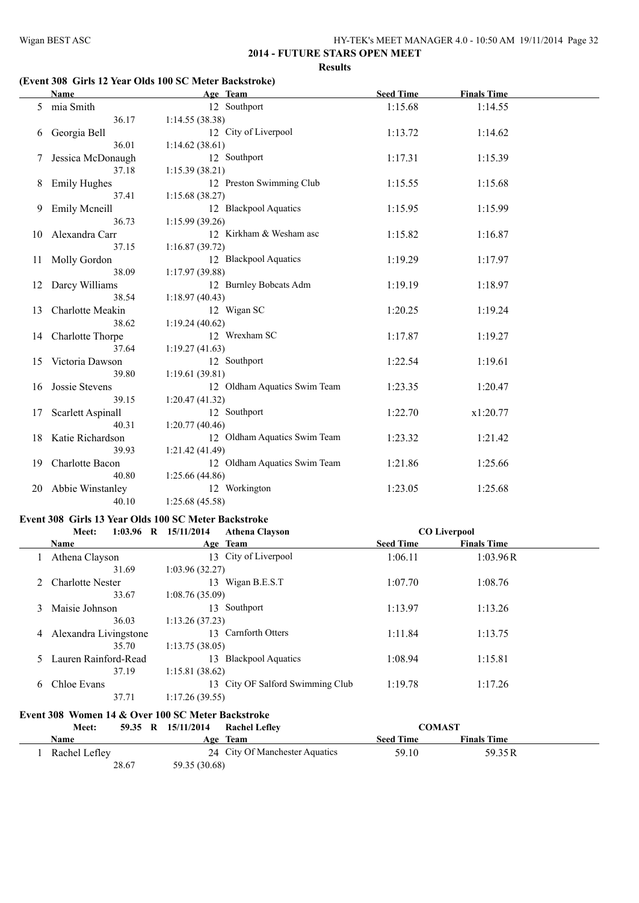## 2014 - FUTURE STARS OPEN MEET

### Results

### (Event 308 Girls 12 Year Olds 100 SC Meter Backstroke)

| | Name | Age | Team | Seed Time | Finals Time |
|---|---|---|---|---|---|
| 5 | mia Smith | 12 | Southport | 1:15.68 | 1:14.55 |
| | 36.17 | 1:14.55 (38.38) | | | |
| 6 | Georgia Bell | 12 | City of Liverpool | 1:13.72 | 1:14.62 |
| | 36.01 | 1:14.62 (38.61) | | | |
| 7 | Jessica McDonaugh | 12 | Southport | 1:17.31 | 1:15.39 |
| | 37.18 | 1:15.39 (38.21) | | | |
| 8 | Emily Hughes | 12 | Preston Swimming Club | 1:15.55 | 1:15.68 |
| | 37.41 | 1:15.68 (38.27) | | | |
| 9 | Emily Mcneill | 12 | Blackpool Aquatics | 1:15.95 | 1:15.99 |
| | 36.73 | 1:15.99 (39.26) | | | |
| 10 | Alexandra Carr | 12 | Kirkham & Wesham asc | 1:15.82 | 1:16.87 |
| | 37.15 | 1:16.87 (39.72) | | | |
| 11 | Molly Gordon | 12 | Blackpool Aquatics | 1:19.29 | 1:17.97 |
| | 38.09 | 1:17.97 (39.88) | | | |
| 12 | Darcy Williams | 12 | Burnley Bobcats Adm | 1:19.19 | 1:18.97 |
| | 38.54 | 1:18.97 (40.43) | | | |
| 13 | Charlotte Meakin | 12 | Wigan SC | 1:20.25 | 1:19.24 |
| | 38.62 | 1:19.24 (40.62) | | | |
| 14 | Charlotte Thorpe | 12 | Wrexham SC | 1:17.87 | 1:19.27 |
| | 37.64 | 1:19.27 (41.63) | | | |
| 15 | Victoria Dawson | 12 | Southport | 1:22.54 | 1:19.61 |
| | 39.80 | 1:19.61 (39.81) | | | |
| 16 | Jossie Stevens | 12 | Oldham Aquatics Swim Team | 1:23.35 | 1:20.47 |
| | 39.15 | 1:20.47 (41.32) | | | |
| 17 | Scarlett Aspinall | 12 | Southport | 1:22.70 | x1:20.77 |
| | 40.31 | 1:20.77 (40.46) | | | |
| 18 | Katie Richardson | 12 | Oldham Aquatics Swim Team | 1:23.32 | 1:21.42 |
| | 39.93 | 1:21.42 (41.49) | | | |
| 19 | Charlotte Bacon | 12 | Oldham Aquatics Swim Team | 1:21.86 | 1:25.66 |
| | 40.80 | 1:25.66 (44.86) | | | |
| 20 | Abbie Winstanley | 12 | Workington | 1:23.05 | 1:25.68 |
| | 40.10 | 1:25.68 (45.58) | | | |

### Event 308 Girls 13 Year Olds 100 SC Meter Backstroke

Meet: 1:03.96 R 15/11/2014 Athena Clayson — CO Liverpool

| | Name | Age | Team | Seed Time | Finals Time |
|---|---|---|---|---|---|
| 1 | Athena Clayson | 13 | City of Liverpool | 1:06.11 | 1:03.96R |
| | 31.69 | 1:03.96 (32.27) | | | |
| 2 | Charlotte Nester | 13 | Wigan B.E.S.T | 1:07.70 | 1:08.76 |
| | 33.67 | 1:08.76 (35.09) | | | |
| 3 | Maisie Johnson | 13 | Southport | 1:13.97 | 1:13.26 |
| | 36.03 | 1:13.26 (37.23) | | | |
| 4 | Alexandra Livingstone | 13 | Carnforth Otters | 1:11.84 | 1:13.75 |
| | 35.70 | 1:13.75 (38.05) | | | |
| 5 | Lauren Rainford-Read | 13 | Blackpool Aquatics | 1:08.94 | 1:15.81 |
| | 37.19 | 1:15.81 (38.62) | | | |
| 6 | Chloe Evans | 13 | City OF Salford Swimming Club | 1:19.78 | 1:17.26 |
| | 37.71 | 1:17.26 (39.55) | | | |

### Event 308 Women 14 & Over 100 SC Meter Backstroke

Meet: 59.35 R 15/11/2014 Rachel Lefley — COMAST

| | Name | Age | Team | Seed Time | Finals Time |
|---|---|---|---|---|---|
| 1 | Rachel Lefley | 24 | City Of Manchester Aquatics | 59.10 | 59.35R |
| | 28.67 | 59.35 (30.68) | | | |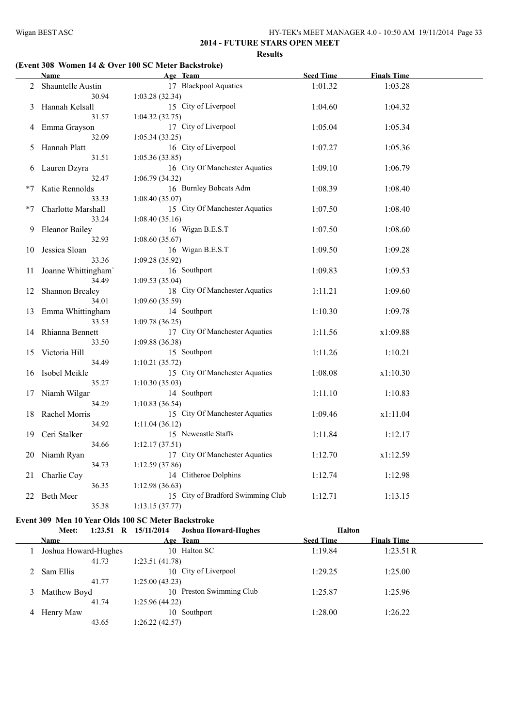## 2014 - FUTURE STARS OPEN MEET

### Results

### (Event 308 Women 14 & Over 100 SC Meter Backstroke)

| | Name | Age | Team | Seed Time | Finals Time |
|---|---|---|---|---|---|
| 2 | Shauntelle Austin | 17 | Blackpool Aquatics | 1:01.32 | 1:03.28 |
| | 30.94 | 1:03.28 (32.34) | | | |
| 3 | Hannah Kelsall | 15 | City of Liverpool | 1:04.60 | 1:04.32 |
| | 31.57 | 1:04.32 (32.75) | | | |
| 4 | Emma Grayson | 17 | City of Liverpool | 1:05.04 | 1:05.34 |
| | 32.09 | 1:05.34 (33.25) | | | |
| 5 | Hannah Platt | 16 | City of Liverpool | 1:07.27 | 1:05.36 |
| | 31.51 | 1:05.36 (33.85) | | | |
| 6 | Lauren Dzyra | 16 | City Of Manchester Aquatics | 1:09.10 | 1:06.79 |
| | 32.47 | 1:06.79 (34.32) | | | |
| *7 | Katie Rennolds | 16 | Burnley Bobcats Adm | 1:08.39 | 1:08.40 |
| | 33.33 | 1:08.40 (35.07) | | | |
| *7 | Charlotte Marshall | 15 | City Of Manchester Aquatics | 1:07.50 | 1:08.40 |
| | 33.24 | 1:08.40 (35.16) | | | |
| 9 | Eleanor Bailey | 16 | Wigan B.E.S.T | 1:07.50 | 1:08.60 |
| | 32.93 | 1:08.60 (35.67) | | | |
| 10 | Jessica Sloan | 16 | Wigan B.E.S.T | 1:09.50 | 1:09.28 |
| | 33.36 | 1:09.28 (35.92) | | | |
| 11 | Joanne Whittingham` | 16 | Southport | 1:09.83 | 1:09.53 |
| | 34.49 | 1:09.53 (35.04) | | | |
| 12 | Shannon Brealey | 18 | City Of Manchester Aquatics | 1:11.21 | 1:09.60 |
| | 34.01 | 1:09.60 (35.59) | | | |
| 13 | Emma Whittingham | 14 | Southport | 1:10.30 | 1:09.78 |
| | 33.53 | 1:09.78 (36.25) | | | |
| 14 | Rhianna Bennett | 17 | City Of Manchester Aquatics | 1:11.56 | x1:09.88 |
| | 33.50 | 1:09.88 (36.38) | | | |
| 15 | Victoria Hill | 15 | Southport | 1:11.26 | 1:10.21 |
| | 34.49 | 1:10.21 (35.72) | | | |
| 16 | Isobel Meikle | 15 | City Of Manchester Aquatics | 1:08.08 | x1:10.30 |
| | 35.27 | 1:10.30 (35.03) | | | |
| 17 | Niamh Wilgar | 14 | Southport | 1:11.10 | 1:10.83 |
| | 34.29 | 1:10.83 (36.54) | | | |
| 18 | Rachel Morris | 15 | City Of Manchester Aquatics | 1:09.46 | x1:11.04 |
| | 34.92 | 1:11.04 (36.12) | | | |
| 19 | Ceri Stalker | 15 | Newcastle Staffs | 1:11.84 | 1:12.17 |
| | 34.66 | 1:12.17 (37.51) | | | |
| 20 | Niamh Ryan | 17 | City Of Manchester Aquatics | 1:12.70 | x1:12.59 |
| | 34.73 | 1:12.59 (37.86) | | | |
| 21 | Charlie Coy | 14 | Clitheroe Dolphins | 1:12.74 | 1:12.98 |
| | 36.35 | 1:12.98 (36.63) | | | |
| 22 | Beth Meer | 15 | City of Bradford Swimming Club | 1:12.71 | 1:13.15 |
| | 35.38 | 1:13.15 (37.77) | | | |

### Event 309 Men 10 Year Olds 100 SC Meter Backstroke

Meet: 1:23.51 R 15/11/2014 Joshua Howard-Hughes Halton

| | Name | Age | Team | Seed Time | Finals Time |
|---|---|---|---|---|---|
| 1 | Joshua Howard-Hughes | 10 | Halton SC | 1:19.84 | 1:23.51 R |
| | 41.73 | 1:23.51 (41.78) | | | |
| 2 | Sam Ellis | 10 | City of Liverpool | 1:29.25 | 1:25.00 |
| | 41.77 | 1:25.00 (43.23) | | | |
| 3 | Matthew Boyd | 10 | Preston Swimming Club | 1:25.87 | 1:25.96 |
| | 41.74 | 1:25.96 (44.22) | | | |
| 4 | Henry Maw | 10 | Southport | 1:28.00 | 1:26.22 |
| | 43.65 | 1:26.22 (42.57) | | | |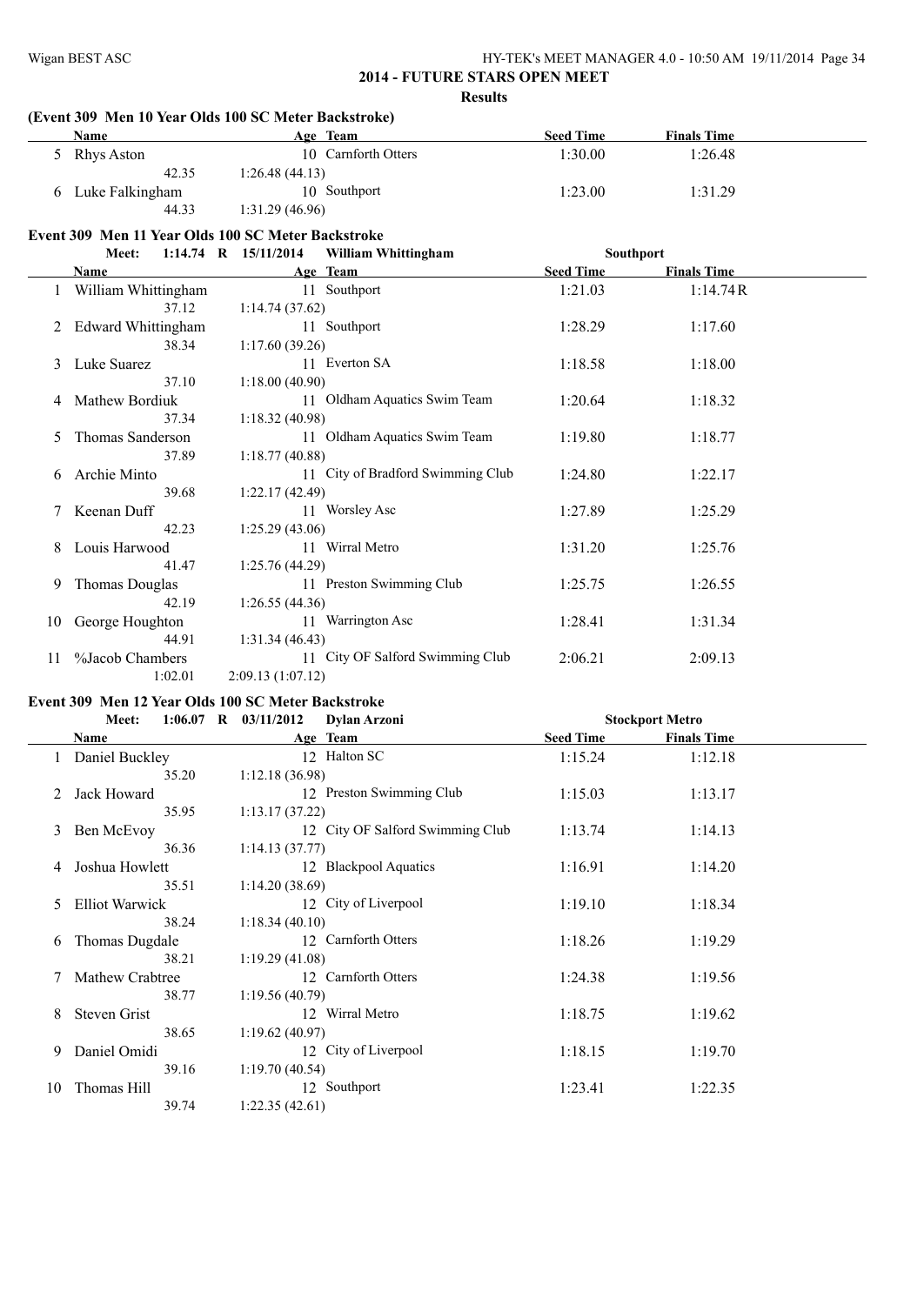## 2014 - FUTURE STARS OPEN MEET

### Results

**(Event 309 Men 10 Year Olds 100 SC Meter Backstroke)**

| | Name | | Age | Team | Seed Time | Finals Time |
|---|---|---|---|---|---|---|
| 5 | Rhys Aston | | 10 | Carnforth Otters | 1:30.00 | 1:26.48 |
| | 42.35 | 1:26.48 (44.13) | | | | |
| 6 | Luke Falkingham | | 10 | Southport | 1:23.00 | 1:31.29 |
| | 44.33 | 1:31.29 (46.96) | | | | |

**Event 309 Men 11 Year Olds 100 SC Meter Backstroke**

Meet: 1:14.74 R 15/11/2014 William Whittingham Southport

| | Name | | Age | Team | Seed Time | Finals Time |
|---|---|---|---|---|---|---|
| 1 | William Whittingham | | 11 | Southport | 1:21.03 | 1:14.74R |
| | 37.12 | 1:14.74 (37.62) | | | | |
| 2 | Edward Whittingham | | 11 | Southport | 1:28.29 | 1:17.60 |
| | 38.34 | 1:17.60 (39.26) | | | | |
| 3 | Luke Suarez | | 11 | Everton SA | 1:18.58 | 1:18.00 |
| | 37.10 | 1:18.00 (40.90) | | | | |
| 4 | Mathew Bordiuk | | 11 | Oldham Aquatics Swim Team | 1:20.64 | 1:18.32 |
| | 37.34 | 1:18.32 (40.98) | | | | |
| 5 | Thomas Sanderson | | 11 | Oldham Aquatics Swim Team | 1:19.80 | 1:18.77 |
| | 37.89 | 1:18.77 (40.88) | | | | |
| 6 | Archie Minto | | 11 | City of Bradford Swimming Club | 1:24.80 | 1:22.17 |
| | 39.68 | 1:22.17 (42.49) | | | | |
| 7 | Keenan Duff | | 11 | Worsley Asc | 1:27.89 | 1:25.29 |
| | 42.23 | 1:25.29 (43.06) | | | | |
| 8 | Louis Harwood | | 11 | Wirral Metro | 1:31.20 | 1:25.76 |
| | 41.47 | 1:25.76 (44.29) | | | | |
| 9 | Thomas Douglas | | 11 | Preston Swimming Club | 1:25.75 | 1:26.55 |
| | 42.19 | 1:26.55 (44.36) | | | | |
| 10 | George Houghton | | 11 | Warrington Asc | 1:28.41 | 1:31.34 |
| | 44.91 | 1:31.34 (46.43) | | | | |
| 11 | %Jacob Chambers | | 11 | City OF Salford Swimming Club | 2:06.21 | 2:09.13 |
| | 1:02.01 | 2:09.13 (1:07.12) | | | | |

**Event 309 Men 12 Year Olds 100 SC Meter Backstroke**

Meet: 1:06.07 R 03/11/2012 Dylan Arzoni Stockport Metro

| | Name | | Age | Team | Seed Time | Finals Time |
|---|---|---|---|---|---|---|
| 1 | Daniel Buckley | | 12 | Halton SC | 1:15.24 | 1:12.18 |
| | 35.20 | 1:12.18 (36.98) | | | | |
| 2 | Jack Howard | | 12 | Preston Swimming Club | 1:15.03 | 1:13.17 |
| | 35.95 | 1:13.17 (37.22) | | | | |
| 3 | Ben McEvoy | | 12 | City OF Salford Swimming Club | 1:13.74 | 1:14.13 |
| | 36.36 | 1:14.13 (37.77) | | | | |
| 4 | Joshua Howlett | | 12 | Blackpool Aquatics | 1:16.91 | 1:14.20 |
| | 35.51 | 1:14.20 (38.69) | | | | |
| 5 | Elliot Warwick | | 12 | City of Liverpool | 1:19.10 | 1:18.34 |
| | 38.24 | 1:18.34 (40.10) | | | | |
| 6 | Thomas Dugdale | | 12 | Carnforth Otters | 1:18.26 | 1:19.29 |
| | 38.21 | 1:19.29 (41.08) | | | | |
| 7 | Mathew Crabtree | | 12 | Carnforth Otters | 1:24.38 | 1:19.56 |
| | 38.77 | 1:19.56 (40.79) | | | | |
| 8 | Steven Grist | | 12 | Wirral Metro | 1:18.75 | 1:19.62 |
| | 38.65 | 1:19.62 (40.97) | | | | |
| 9 | Daniel Omidi | | 12 | City of Liverpool | 1:18.15 | 1:19.70 |
| | 39.16 | 1:19.70 (40.54) | | | | |
| 10 | Thomas Hill | | 12 | Southport | 1:23.41 | 1:22.35 |
| | 39.74 | 1:22.35 (42.61) | | | | |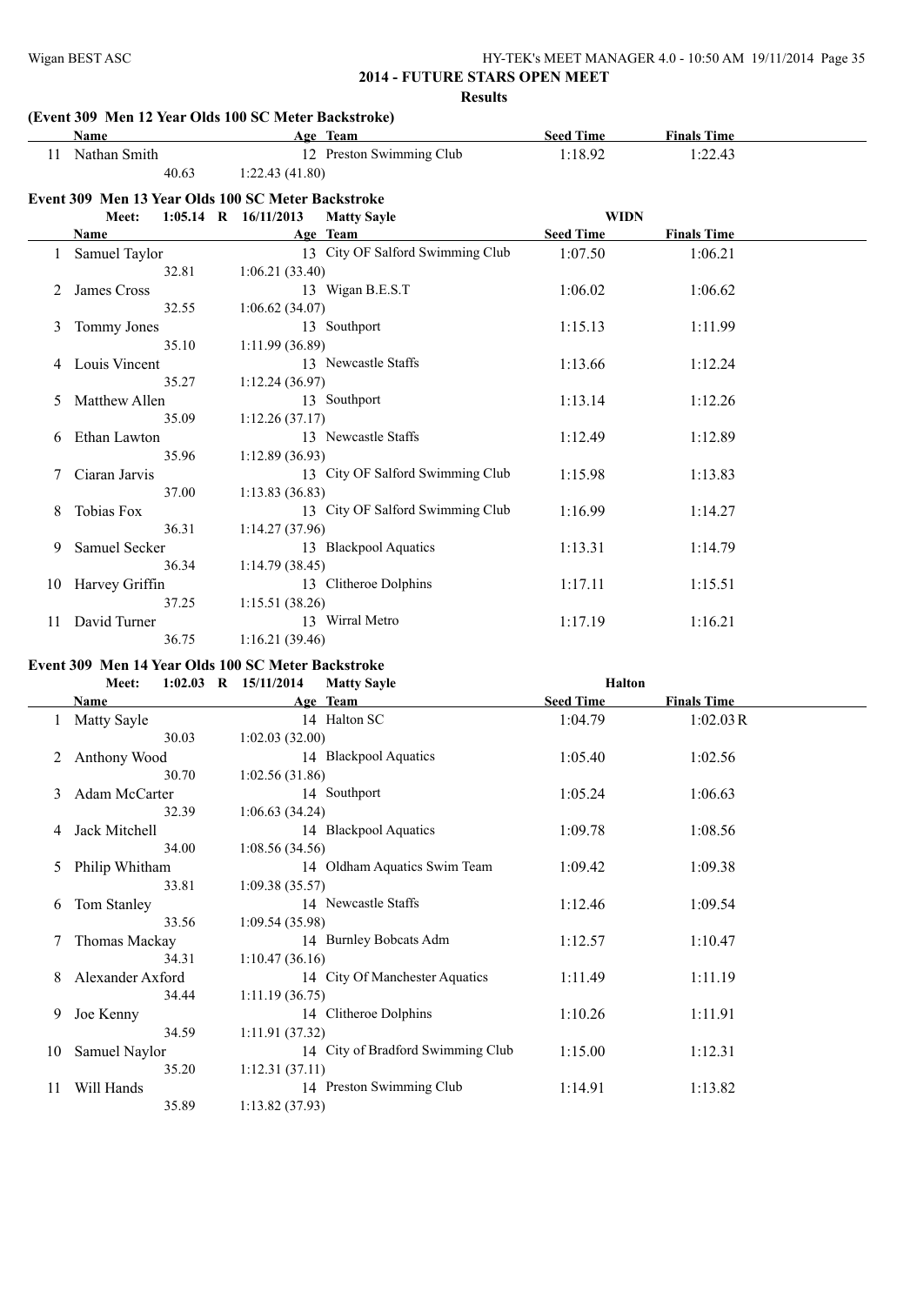## 2014 - FUTURE STARS OPEN MEET

### Results

**(Event 309 Men 12 Year Olds 100 SC Meter Backstroke)**

| | Name | Age | Team | Seed Time | Finals Time |
|---|---|---|---|---|---|
| 11 | Nathan Smith | 12 | Preston Swimming Club | 1:18.92 | 1:22.43 |
| | 40.63 | 1:22.43 (41.80) | | | |

**Event 309 Men 13 Year Olds 100 SC Meter Backstroke**

Meet: 1:05.14 R 16/11/2013 Matty Sayle WIDN

| | Name | Age | Team | Seed Time | Finals Time |
|---|---|---|---|---|---|
| 1 | Samuel Taylor | 13 | City OF Salford Swimming Club | 1:07.50 | 1:06.21 |
| | 32.81 | 1:06.21 (33.40) | | | |
| 2 | James Cross | 13 | Wigan B.E.S.T | 1:06.02 | 1:06.62 |
| | 32.55 | 1:06.62 (34.07) | | | |
| 3 | Tommy Jones | 13 | Southport | 1:15.13 | 1:11.99 |
| | 35.10 | 1:11.99 (36.89) | | | |
| 4 | Louis Vincent | 13 | Newcastle Staffs | 1:13.66 | 1:12.24 |
| | 35.27 | 1:12.24 (36.97) | | | |
| 5 | Matthew Allen | 13 | Southport | 1:13.14 | 1:12.26 |
| | 35.09 | 1:12.26 (37.17) | | | |
| 6 | Ethan Lawton | 13 | Newcastle Staffs | 1:12.49 | 1:12.89 |
| | 35.96 | 1:12.89 (36.93) | | | |
| 7 | Ciaran Jarvis | 13 | City OF Salford Swimming Club | 1:15.98 | 1:13.83 |
| | 37.00 | 1:13.83 (36.83) | | | |
| 8 | Tobias Fox | 13 | City OF Salford Swimming Club | 1:16.99 | 1:14.27 |
| | 36.31 | 1:14.27 (37.96) | | | |
| 9 | Samuel Secker | 13 | Blackpool Aquatics | 1:13.31 | 1:14.79 |
| | 36.34 | 1:14.79 (38.45) | | | |
| 10 | Harvey Griffin | 13 | Clitheroe Dolphins | 1:17.11 | 1:15.51 |
| | 37.25 | 1:15.51 (38.26) | | | |
| 11 | David Turner | 13 | Wirral Metro | 1:17.19 | 1:16.21 |
| | 36.75 | 1:16.21 (39.46) | | | |

**Event 309 Men 14 Year Olds 100 SC Meter Backstroke**

Meet: 1:02.03 R 15/11/2014 Matty Sayle Halton

| | Name | Age | Team | Seed Time | Finals Time |
|---|---|---|---|---|---|
| 1 | Matty Sayle | 14 | Halton SC | 1:04.79 | 1:02.03 R |
| | 30.03 | 1:02.03 (32.00) | | | |
| 2 | Anthony Wood | 14 | Blackpool Aquatics | 1:05.40 | 1:02.56 |
| | 30.70 | 1:02.56 (31.86) | | | |
| 3 | Adam McCarter | 14 | Southport | 1:05.24 | 1:06.63 |
| | 32.39 | 1:06.63 (34.24) | | | |
| 4 | Jack Mitchell | 14 | Blackpool Aquatics | 1:09.78 | 1:08.56 |
| | 34.00 | 1:08.56 (34.56) | | | |
| 5 | Philip Whitham | 14 | Oldham Aquatics Swim Team | 1:09.42 | 1:09.38 |
| | 33.81 | 1:09.38 (35.57) | | | |
| 6 | Tom Stanley | 14 | Newcastle Staffs | 1:12.46 | 1:09.54 |
| | 33.56 | 1:09.54 (35.98) | | | |
| 7 | Thomas Mackay | 14 | Burnley Bobcats Adm | 1:12.57 | 1:10.47 |
| | 34.31 | 1:10.47 (36.16) | | | |
| 8 | Alexander Axford | 14 | City Of Manchester Aquatics | 1:11.49 | 1:11.19 |
| | 34.44 | 1:11.19 (36.75) | | | |
| 9 | Joe Kenny | 14 | Clitheroe Dolphins | 1:10.26 | 1:11.91 |
| | 34.59 | 1:11.91 (37.32) | | | |
| 10 | Samuel Naylor | 14 | City of Bradford Swimming Club | 1:15.00 | 1:12.31 |
| | 35.20 | 1:12.31 (37.11) | | | |
| 11 | Will Hands | 14 | Preston Swimming Club | 1:14.91 | 1:13.82 |
| | 35.89 | 1:13.82 (37.93) | | | |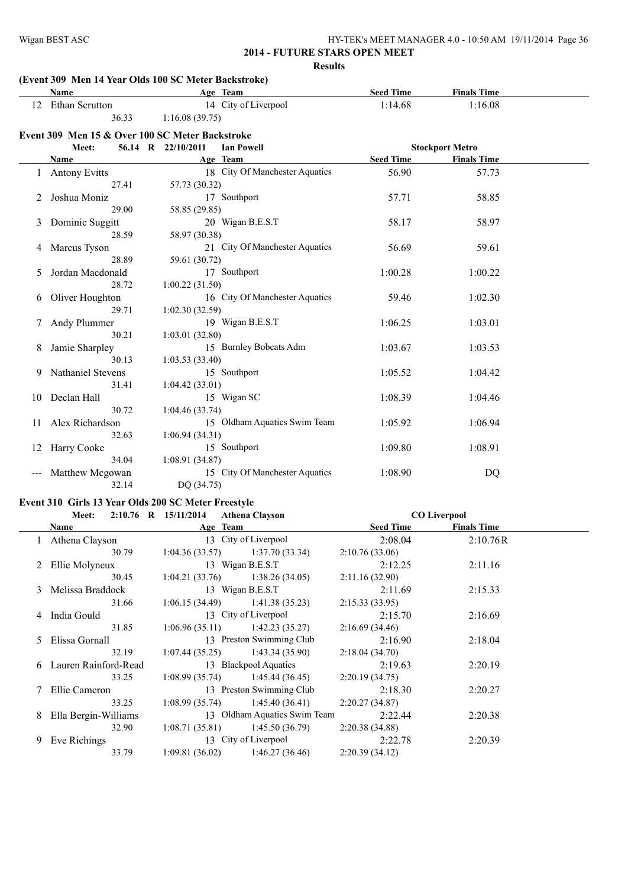**2014 - FUTURE STARS OPEN MEET**

**Results**

### (Event 309 Men 14 Year Olds 100 SC Meter Backstroke)

| | Name | Age | Team | Seed Time | Finals Time |
|---|---|---|---|---|---|
| 12 | Ethan Scrutton | 14 | City of Liverpool | 1:14.68 | 1:16.08 |
| | 36.33 | 1:16.08 (39.75) | | | |

### Event 309 Men 15 & Over 100 SC Meter Backstroke

Meet: 56.14 R 22/10/2011 Ian Powell — Stockport Metro

| | Name | Age | Team | Seed Time | Finals Time |
|---|---|---|---|---|---|
| 1 | Antony Evitts | 18 | City Of Manchester Aquatics | 56.90 | 57.73 |
| | 27.41 | 57.73 (30.32) | | | |
| 2 | Joshua Moniz | 17 | Southport | 57.71 | 58.85 |
| | 29.00 | 58.85 (29.85) | | | |
| 3 | Dominic Suggitt | 20 | Wigan B.E.S.T | 58.17 | 58.97 |
| | 28.59 | 58.97 (30.38) | | | |
| 4 | Marcus Tyson | 21 | City Of Manchester Aquatics | 56.69 | 59.61 |
| | 28.89 | 59.61 (30.72) | | | |
| 5 | Jordan Macdonald | 17 | Southport | 1:00.28 | 1:00.22 |
| | 28.72 | 1:00.22 (31.50) | | | |
| 6 | Oliver Houghton | 16 | City Of Manchester Aquatics | 59.46 | 1:02.30 |
| | 29.71 | 1:02.30 (32.59) | | | |
| 7 | Andy Plummer | 19 | Wigan B.E.S.T | 1:06.25 | 1:03.01 |
| | 30.21 | 1:03.01 (32.80) | | | |
| 8 | Jamie Sharpley | 15 | Burnley Bobcats Adm | 1:03.67 | 1:03.53 |
| | 30.13 | 1:03.53 (33.40) | | | |
| 9 | Nathaniel Stevens | 15 | Southport | 1:05.52 | 1:04.42 |
| | 31.41 | 1:04.42 (33.01) | | | |
| 10 | Declan Hall | 15 | Wigan SC | 1:08.39 | 1:04.46 |
| | 30.72 | 1:04.46 (33.74) | | | |
| 11 | Alex Richardson | 15 | Oldham Aquatics Swim Team | 1:05.92 | 1:06.94 |
| | 32.63 | 1:06.94 (34.31) | | | |
| 12 | Harry Cooke | 15 | Southport | 1:09.80 | 1:08.91 |
| | 34.04 | 1:08.91 (34.87) | | | |
| --- | Matthew Mcgowan | 15 | City Of Manchester Aquatics | 1:08.90 | DQ |
| | 32.14 | DQ (34.75) | | | |

### Event 310 Girls 13 Year Olds 200 SC Meter Freestyle

Meet: 2:10.76 R 15/11/2014 Athena Clayson — CO Liverpool

| | Name | Age | Team | | Seed Time | Finals Time |
|---|---|---|---|---|---|---|
| 1 | Athena Clayson | 13 | City of Liverpool | | 2:08.04 | 2:10.76R |
| | 30.79 | 1:04.36 (33.57) | 1:37.70 (33.34) | 2:10.76 (33.06) | | |
| 2 | Ellie Molyneux | 13 | Wigan B.E.S.T | | 2:12.25 | 2:11.16 |
| | 30.45 | 1:04.21 (33.76) | 1:38.26 (34.05) | 2:11.16 (32.90) | | |
| 3 | Melissa Braddock | 13 | Wigan B.E.S.T | | 2:11.69 | 2:15.33 |
| | 31.66 | 1:06.15 (34.49) | 1:41.38 (35.23) | 2:15.33 (33.95) | | |
| 4 | India Gould | 13 | City of Liverpool | | 2:15.70 | 2:16.69 |
| | 31.85 | 1:06.96 (35.11) | 1:42.23 (35.27) | 2:16.69 (34.46) | | |
| 5 | Elissa Gornall | 13 | Preston Swimming Club | | 2:16.90 | 2:18.04 |
| | 32.19 | 1:07.44 (35.25) | 1:43.34 (35.90) | 2:18.04 (34.70) | | |
| 6 | Lauren Rainford-Read | 13 | Blackpool Aquatics | | 2:19.63 | 2:20.19 |
| | 33.25 | 1:08.99 (35.74) | 1:45.44 (36.45) | 2:20.19 (34.75) | | |
| 7 | Ellie Cameron | 13 | Preston Swimming Club | | 2:18.30 | 2:20.27 |
| | 33.25 | 1:08.99 (35.74) | 1:45.40 (36.41) | 2:20.27 (34.87) | | |
| 8 | Ella Bergin-Williams | 13 | Oldham Aquatics Swim Team | | 2:22.44 | 2:20.38 |
| | 32.90 | 1:08.71 (35.81) | 1:45.50 (36.79) | 2:20.38 (34.88) | | |
| 9 | Eve Richings | 13 | City of Liverpool | | 2:22.78 | 2:20.39 |
| | 33.79 | 1:09.81 (36.02) | 1:46.27 (36.46) | 2:20.39 (34.12) | | |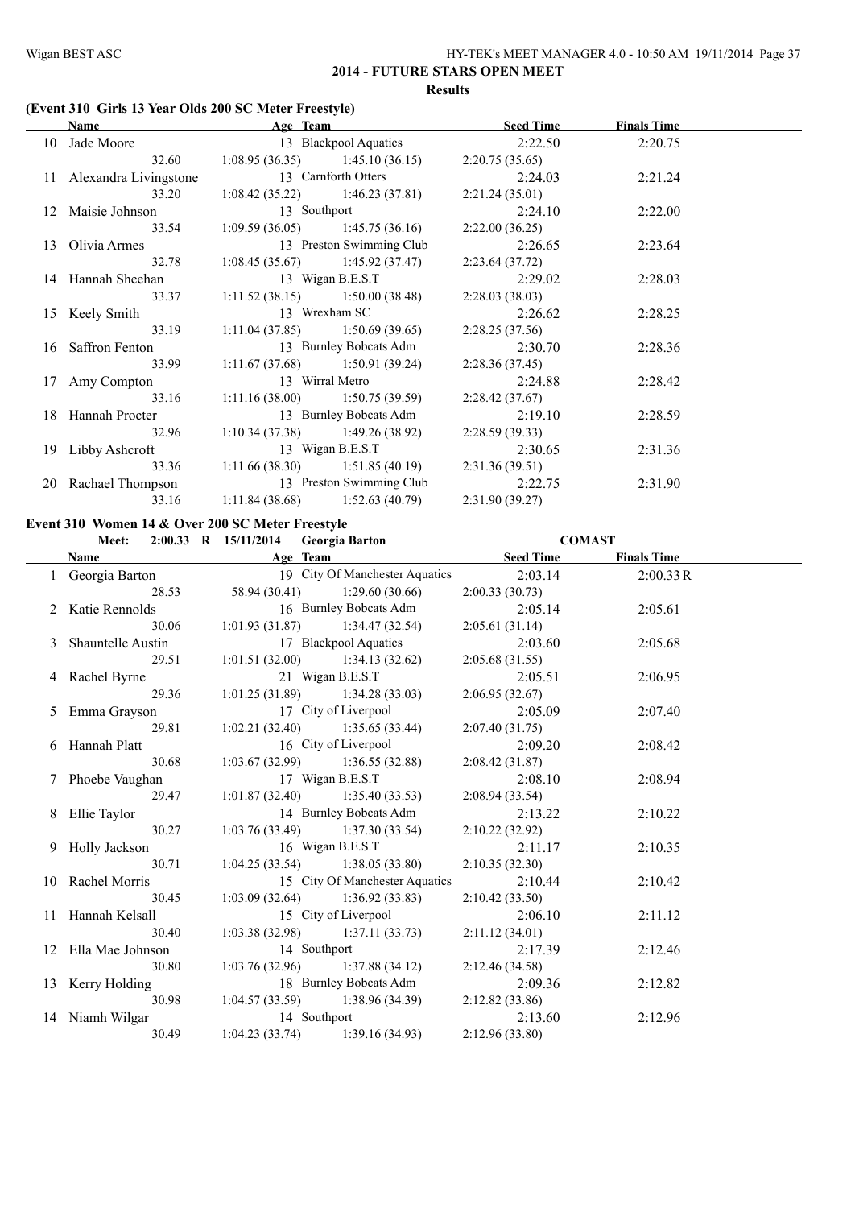## 2014 - FUTURE STARS OPEN MEET

**Results**

### (Event 310 Girls 13 Year Olds 200 SC Meter Freestyle)

| | Name | Age | Team | Seed Time | Finals Time |
|---|---|---|---|---|---|
| 10 | Jade Moore | 13 | Blackpool Aquatics | 2:22.50 | 2:20.75 |
| | 32.60 | 1:08.95 (36.35) | 1:45.10 (36.15) | 2:20.75 (35.65) | |
| 11 | Alexandra Livingstone | 13 | Carnforth Otters | 2:24.03 | 2:21.24 |
| | 33.20 | 1:08.42 (35.22) | 1:46.23 (37.81) | 2:21.24 (35.01) | |
| 12 | Maisie Johnson | 13 | Southport | 2:24.10 | 2:22.00 |
| | 33.54 | 1:09.59 (36.05) | 1:45.75 (36.16) | 2:22.00 (36.25) | |
| 13 | Olivia Armes | 13 | Preston Swimming Club | 2:26.65 | 2:23.64 |
| | 32.78 | 1:08.45 (35.67) | 1:45.92 (37.47) | 2:23.64 (37.72) | |
| 14 | Hannah Sheehan | 13 | Wigan B.E.S.T | 2:29.02 | 2:28.03 |
| | 33.37 | 1:11.52 (38.15) | 1:50.00 (38.48) | 2:28.03 (38.03) | |
| 15 | Keely Smith | 13 | Wrexham SC | 2:26.62 | 2:28.25 |
| | 33.19 | 1:11.04 (37.85) | 1:50.69 (39.65) | 2:28.25 (37.56) | |
| 16 | Saffron Fenton | 13 | Burnley Bobcats Adm | 2:30.70 | 2:28.36 |
| | 33.99 | 1:11.67 (37.68) | 1:50.91 (39.24) | 2:28.36 (37.45) | |
| 17 | Amy Compton | 13 | Wirral Metro | 2:24.88 | 2:28.42 |
| | 33.16 | 1:11.16 (38.00) | 1:50.75 (39.59) | 2:28.42 (37.67) | |
| 18 | Hannah Procter | 13 | Burnley Bobcats Adm | 2:19.10 | 2:28.59 |
| | 32.96 | 1:10.34 (37.38) | 1:49.26 (38.92) | 2:28.59 (39.33) | |
| 19 | Libby Ashcroft | 13 | Wigan B.E.S.T | 2:30.65 | 2:31.36 |
| | 33.36 | 1:11.66 (38.30) | 1:51.85 (40.19) | 2:31.36 (39.51) | |
| 20 | Rachael Thompson | 13 | Preston Swimming Club | 2:22.75 | 2:31.90 |
| | 33.16 | 1:11.84 (38.68) | 1:52.63 (40.79) | 2:31.90 (39.27) | |

### Event 310 Women 14 & Over 200 SC Meter Freestyle

Meet: 2:00.33 R 15/11/2014 Georgia Barton COMAST

| | Name | Age | Team | Seed Time | Finals Time |
|---|---|---|---|---|---|
| 1 | Georgia Barton | 19 | City Of Manchester Aquatics | 2:03.14 | 2:00.33R |
| | 28.53 | 58.94 (30.41) | 1:29.60 (30.66) | 2:00.33 (30.73) | |
| 2 | Katie Rennolds | 16 | Burnley Bobcats Adm | 2:05.14 | 2:05.61 |
| | 30.06 | 1:01.93 (31.87) | 1:34.47 (32.54) | 2:05.61 (31.14) | |
| 3 | Shauntelle Austin | 17 | Blackpool Aquatics | 2:03.60 | 2:05.68 |
| | 29.51 | 1:01.51 (32.00) | 1:34.13 (32.62) | 2:05.68 (31.55) | |
| 4 | Rachel Byrne | 21 | Wigan B.E.S.T | 2:05.51 | 2:06.95 |
| | 29.36 | 1:01.25 (31.89) | 1:34.28 (33.03) | 2:06.95 (32.67) | |
| 5 | Emma Grayson | 17 | City of Liverpool | 2:05.09 | 2:07.40 |
| | 29.81 | 1:02.21 (32.40) | 1:35.65 (33.44) | 2:07.40 (31.75) | |
| 6 | Hannah Platt | 16 | City of Liverpool | 2:09.20 | 2:08.42 |
| | 30.68 | 1:03.67 (32.99) | 1:36.55 (32.88) | 2:08.42 (31.87) | |
| 7 | Phoebe Vaughan | 17 | Wigan B.E.S.T | 2:08.10 | 2:08.94 |
| | 29.47 | 1:01.87 (32.40) | 1:35.40 (33.53) | 2:08.94 (33.54) | |
| 8 | Ellie Taylor | 14 | Burnley Bobcats Adm | 2:13.22 | 2:10.22 |
| | 30.27 | 1:03.76 (33.49) | 1:37.30 (33.54) | 2:10.22 (32.92) | |
| 9 | Holly Jackson | 16 | Wigan B.E.S.T | 2:11.17 | 2:10.35 |
| | 30.71 | 1:04.25 (33.54) | 1:38.05 (33.80) | 2:10.35 (32.30) | |
| 10 | Rachel Morris | 15 | City Of Manchester Aquatics | 2:10.44 | 2:10.42 |
| | 30.45 | 1:03.09 (32.64) | 1:36.92 (33.83) | 2:10.42 (33.50) | |
| 11 | Hannah Kelsall | 15 | City of Liverpool | 2:06.10 | 2:11.12 |
| | 30.40 | 1:03.38 (32.98) | 1:37.11 (33.73) | 2:11.12 (34.01) | |
| 12 | Ella Mae Johnson | 14 | Southport | 2:17.39 | 2:12.46 |
| | 30.80 | 1:03.76 (32.96) | 1:37.88 (34.12) | 2:12.46 (34.58) | |
| 13 | Kerry Holding | 18 | Burnley Bobcats Adm | 2:09.36 | 2:12.82 |
| | 30.98 | 1:04.57 (33.59) | 1:38.96 (34.39) | 2:12.82 (33.86) | |
| 14 | Niamh Wilgar | 14 | Southport | 2:13.60 | 2:12.96 |
| | 30.49 | 1:04.23 (33.74) | 1:39.16 (34.93) | 2:12.96 (33.80) | |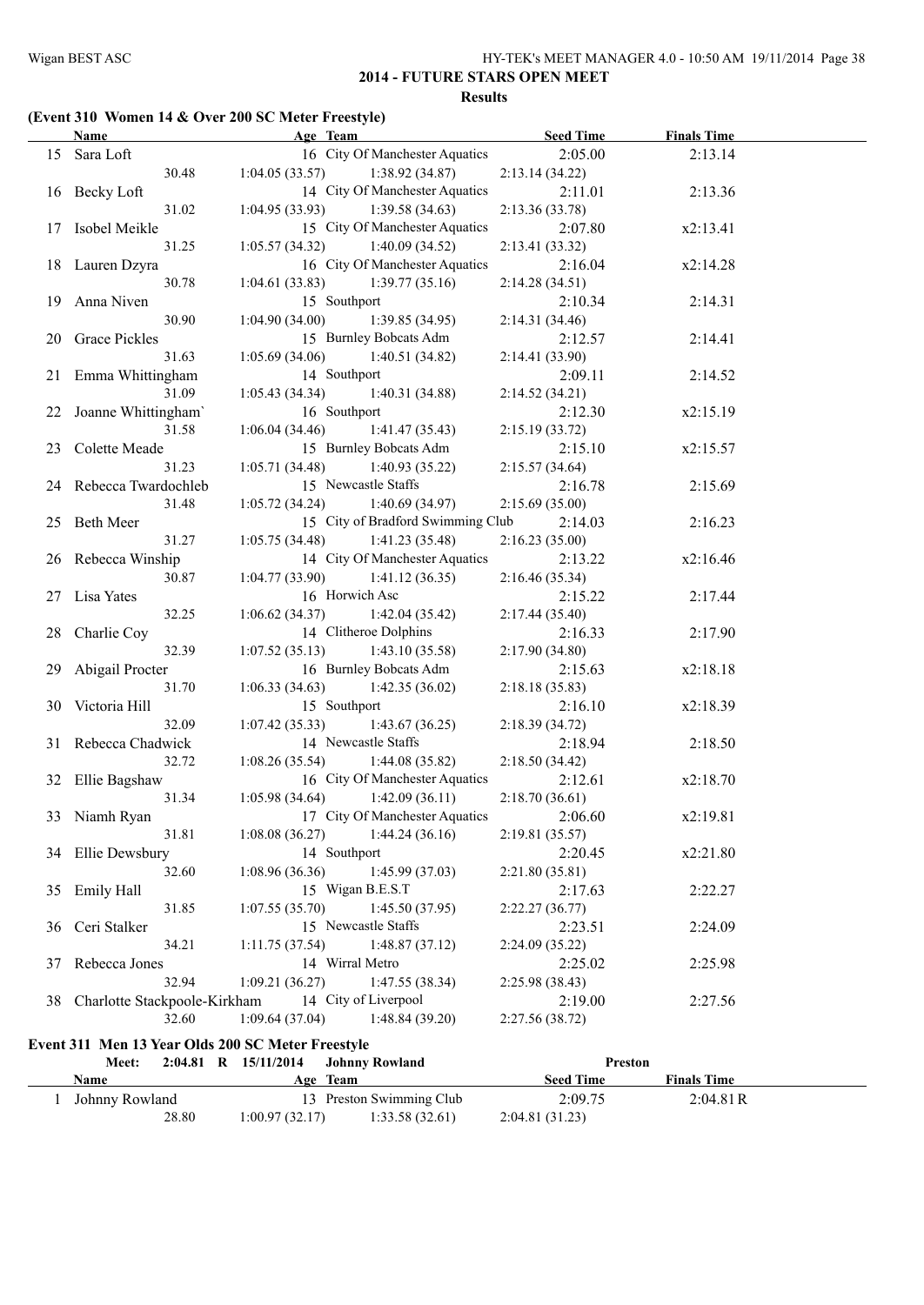## 2014 - FUTURE STARS OPEN MEET

### Results

### (Event 310 Women 14 & Over 200 SC Meter Freestyle)

| | Name | Age | Team | Seed Time | Finals Time |
|---|---|---|---|---|---|
| 15 | Sara Loft | 16 | City Of Manchester Aquatics | 2:05.00 | 2:13.14 |
| | 30.48 | 1:04.05 (33.57) | 1:38.92 (34.87) | 2:13.14 (34.22) | |
| 16 | Becky Loft | 14 | City Of Manchester Aquatics | 2:11.01 | 2:13.36 |
| | 31.02 | 1:04.95 (33.93) | 1:39.58 (34.63) | 2:13.36 (33.78) | |
| 17 | Isobel Meikle | 15 | City Of Manchester Aquatics | 2:07.80 | x2:13.41 |
| | 31.25 | 1:05.57 (34.32) | 1:40.09 (34.52) | 2:13.41 (33.32) | |
| 18 | Lauren Dzyra | 16 | City Of Manchester Aquatics | 2:16.04 | x2:14.28 |
| | 30.78 | 1:04.61 (33.83) | 1:39.77 (35.16) | 2:14.28 (34.51) | |
| 19 | Anna Niven | 15 | Southport | 2:10.34 | 2:14.31 |
| | 30.90 | 1:04.90 (34.00) | 1:39.85 (34.95) | 2:14.31 (34.46) | |
| 20 | Grace Pickles | 15 | Burnley Bobcats Adm | 2:12.57 | 2:14.41 |
| | 31.63 | 1:05.69 (34.06) | 1:40.51 (34.82) | 2:14.41 (33.90) | |
| 21 | Emma Whittingham | 14 | Southport | 2:09.11 | 2:14.52 |
| | 31.09 | 1:05.43 (34.34) | 1:40.31 (34.88) | 2:14.52 (34.21) | |
| 22 | Joanne Whittingham` | 16 | Southport | 2:12.30 | x2:15.19 |
| | 31.58 | 1:06.04 (34.46) | 1:41.47 (35.43) | 2:15.19 (33.72) | |
| 23 | Colette Meade | 15 | Burnley Bobcats Adm | 2:15.10 | x2:15.57 |
| | 31.23 | 1:05.71 (34.48) | 1:40.93 (35.22) | 2:15.57 (34.64) | |
| 24 | Rebecca Twardochleb | 15 | Newcastle Staffs | 2:16.78 | 2:15.69 |
| | 31.48 | 1:05.72 (34.24) | 1:40.69 (34.97) | 2:15.69 (35.00) | |
| 25 | Beth Meer | 15 | City of Bradford Swimming Club | 2:14.03 | 2:16.23 |
| | 31.27 | 1:05.75 (34.48) | 1:41.23 (35.48) | 2:16.23 (35.00) | |
| 26 | Rebecca Winship | 14 | City Of Manchester Aquatics | 2:13.22 | x2:16.46 |
| | 30.87 | 1:04.77 (33.90) | 1:41.12 (36.35) | 2:16.46 (35.34) | |
| 27 | Lisa Yates | 16 | Horwich Asc | 2:15.22 | 2:17.44 |
| | 32.25 | 1:06.62 (34.37) | 1:42.04 (35.42) | 2:17.44 (35.40) | |
| 28 | Charlie Coy | 14 | Clitheroe Dolphins | 2:16.33 | 2:17.90 |
| | 32.39 | 1:07.52 (35.13) | 1:43.10 (35.58) | 2:17.90 (34.80) | |
| 29 | Abigail Procter | 16 | Burnley Bobcats Adm | 2:15.63 | x2:18.18 |
| | 31.70 | 1:06.33 (34.63) | 1:42.35 (36.02) | 2:18.18 (35.83) | |
| 30 | Victoria Hill | 15 | Southport | 2:16.10 | x2:18.39 |
| | 32.09 | 1:07.42 (35.33) | 1:43.67 (36.25) | 2:18.39 (34.72) | |
| 31 | Rebecca Chadwick | 14 | Newcastle Staffs | 2:18.94 | 2:18.50 |
| | 32.72 | 1:08.26 (35.54) | 1:44.08 (35.82) | 2:18.50 (34.42) | |
| 32 | Ellie Bagshaw | 16 | City Of Manchester Aquatics | 2:12.61 | x2:18.70 |
| | 31.34 | 1:05.98 (34.64) | 1:42.09 (36.11) | 2:18.70 (36.61) | |
| 33 | Niamh Ryan | 17 | City Of Manchester Aquatics | 2:06.60 | x2:19.81 |
| | 31.81 | 1:08.08 (36.27) | 1:44.24 (36.16) | 2:19.81 (35.57) | |
| 34 | Ellie Dewsbury | 14 | Southport | 2:20.45 | x2:21.80 |
| | 32.60 | 1:08.96 (36.36) | 1:45.99 (37.03) | 2:21.80 (35.81) | |
| 35 | Emily Hall | 15 | Wigan B.E.S.T | 2:17.63 | 2:22.27 |
| | 31.85 | 1:07.55 (35.70) | 1:45.50 (37.95) | 2:22.27 (36.77) | |
| 36 | Ceri Stalker | 15 | Newcastle Staffs | 2:23.51 | 2:24.09 |
| | 34.21 | 1:11.75 (37.54) | 1:48.87 (37.12) | 2:24.09 (35.22) | |
| 37 | Rebecca Jones | 14 | Wirral Metro | 2:25.02 | 2:25.98 |
| | 32.94 | 1:09.21 (36.27) | 1:47.55 (38.34) | 2:25.98 (38.43) | |
| 38 | Charlotte Stackpoole-Kirkham | 14 | City of Liverpool | 2:19.00 | 2:27.56 |
| | 32.60 | 1:09.64 (37.04) | 1:48.84 (39.20) | 2:27.56 (38.72) | |

### Event 311 Men 13 Year Olds 200 SC Meter Freestyle

Meet: 2:04.81 R 15/11/2014 Johnny Rowland Preston

| | Name | Age | Team | Seed Time | Finals Time |
|---|---|---|---|---|---|
| 1 | Johnny Rowland | 13 | Preston Swimming Club | 2:09.75 | 2:04.81 R |
| | 28.80 | 1:00.97 (32.17) | 1:33.58 (32.61) | 2:04.81 (31.23) | |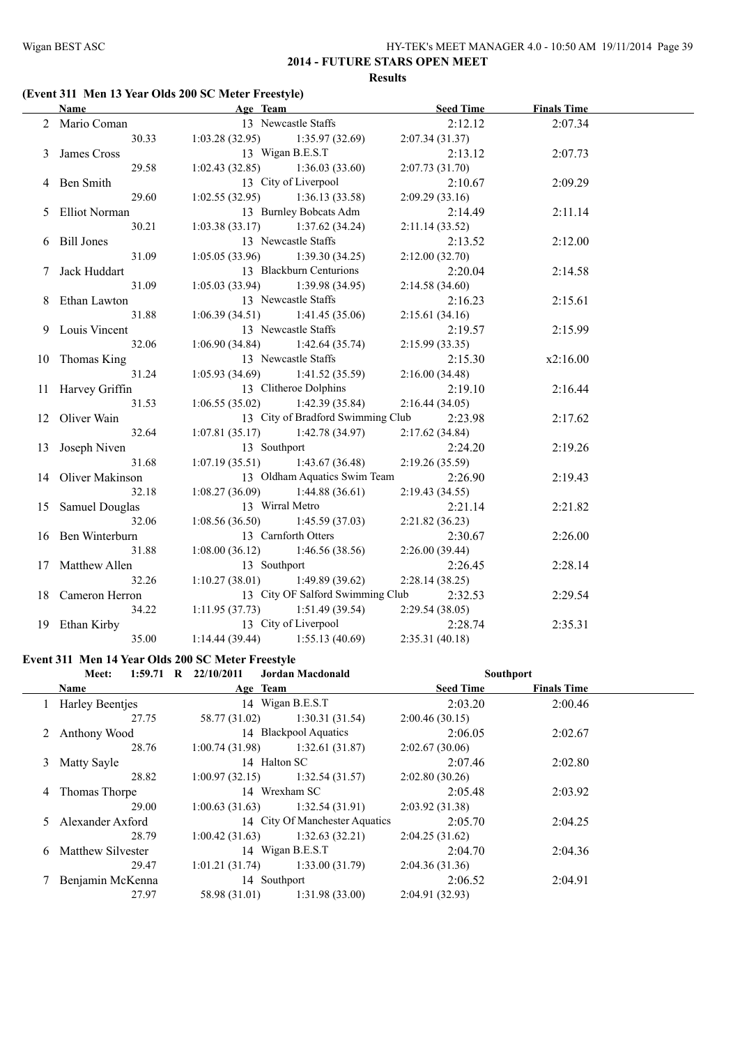## 2014 - FUTURE STARS OPEN MEET

### Results

### (Event 311 Men 13 Year Olds 200 SC Meter Freestyle)

| | Name | Age | Team | Seed Time | Finals Time |
|---|---|---|---|---|---|
| 2 | Mario Coman | 13 | Newcastle Staffs | 2:12.12 | 2:07.34 |
| | 30.33 | 1:03.28 (32.95) | 1:35.97 (32.69) | 2:07.34 (31.37) | |
| 3 | James Cross | 13 | Wigan B.E.S.T | 2:13.12 | 2:07.73 |
| | 29.58 | 1:02.43 (32.85) | 1:36.03 (33.60) | 2:07.73 (31.70) | |
| 4 | Ben Smith | 13 | City of Liverpool | 2:10.67 | 2:09.29 |
| | 29.60 | 1:02.55 (32.95) | 1:36.13 (33.58) | 2:09.29 (33.16) | |
| 5 | Elliot Norman | 13 | Burnley Bobcats Adm | 2:14.49 | 2:11.14 |
| | 30.21 | 1:03.38 (33.17) | 1:37.62 (34.24) | 2:11.14 (33.52) | |
| 6 | Bill Jones | 13 | Newcastle Staffs | 2:13.52 | 2:12.00 |
| | 31.09 | 1:05.05 (33.96) | 1:39.30 (34.25) | 2:12.00 (32.70) | |
| 7 | Jack Huddart | 13 | Blackburn Centurions | 2:20.04 | 2:14.58 |
| | 31.09 | 1:05.03 (33.94) | 1:39.98 (34.95) | 2:14.58 (34.60) | |
| 8 | Ethan Lawton | 13 | Newcastle Staffs | 2:16.23 | 2:15.61 |
| | 31.88 | 1:06.39 (34.51) | 1:41.45 (35.06) | 2:15.61 (34.16) | |
| 9 | Louis Vincent | 13 | Newcastle Staffs | 2:19.57 | 2:15.99 |
| | 32.06 | 1:06.90 (34.84) | 1:42.64 (35.74) | 2:15.99 (33.35) | |
| 10 | Thomas King | 13 | Newcastle Staffs | 2:15.30 | x2:16.00 |
| | 31.24 | 1:05.93 (34.69) | 1:41.52 (35.59) | 2:16.00 (34.48) | |
| 11 | Harvey Griffin | 13 | Clitheroe Dolphins | 2:19.10 | 2:16.44 |
| | 31.53 | 1:06.55 (35.02) | 1:42.39 (35.84) | 2:16.44 (34.05) | |
| 12 | Oliver Wain | 13 | City of Bradford Swimming Club | 2:23.98 | 2:17.62 |
| | 32.64 | 1:07.81 (35.17) | 1:42.78 (34.97) | 2:17.62 (34.84) | |
| 13 | Joseph Niven | 13 | Southport | 2:24.20 | 2:19.26 |
| | 31.68 | 1:07.19 (35.51) | 1:43.67 (36.48) | 2:19.26 (35.59) | |
| 14 | Oliver Makinson | 13 | Oldham Aquatics Swim Team | 2:26.90 | 2:19.43 |
| | 32.18 | 1:08.27 (36.09) | 1:44.88 (36.61) | 2:19.43 (34.55) | |
| 15 | Samuel Douglas | 13 | Wirral Metro | 2:21.14 | 2:21.82 |
| | 32.06 | 1:08.56 (36.50) | 1:45.59 (37.03) | 2:21.82 (36.23) | |
| 16 | Ben Winterburn | 13 | Carnforth Otters | 2:30.67 | 2:26.00 |
| | 31.88 | 1:08.00 (36.12) | 1:46.56 (38.56) | 2:26.00 (39.44) | |
| 17 | Matthew Allen | 13 | Southport | 2:26.45 | 2:28.14 |
| | 32.26 | 1:10.27 (38.01) | 1:49.89 (39.62) | 2:28.14 (38.25) | |
| 18 | Cameron Herron | 13 | City OF Salford Swimming Club | 2:32.53 | 2:29.54 |
| | 34.22 | 1:11.95 (37.73) | 1:51.49 (39.54) | 2:29.54 (38.05) | |
| 19 | Ethan Kirby | 13 | City of Liverpool | 2:28.74 | 2:35.31 |
| | 35.00 | 1:14.44 (39.44) | 1:55.13 (40.69) | 2:35.31 (40.18) | |

### Event 311 Men 14 Year Olds 200 SC Meter Freestyle

Meet: 1:59.71 R 22/10/2011 Jordan Macdonald Southport

| | Name | Age | Team | Seed Time | Finals Time |
|---|---|---|---|---|---|
| 1 | Harley Beentjes | 14 | Wigan B.E.S.T | 2:03.20 | 2:00.46 |
| | 27.75 | 58.77 (31.02) | 1:30.31 (31.54) | 2:00.46 (30.15) | |
| 2 | Anthony Wood | 14 | Blackpool Aquatics | 2:06.05 | 2:02.67 |
| | 28.76 | 1:00.74 (31.98) | 1:32.61 (31.87) | 2:02.67 (30.06) | |
| 3 | Matty Sayle | 14 | Halton SC | 2:07.46 | 2:02.80 |
| | 28.82 | 1:00.97 (32.15) | 1:32.54 (31.57) | 2:02.80 (30.26) | |
| 4 | Thomas Thorpe | 14 | Wrexham SC | 2:05.48 | 2:03.92 |
| | 29.00 | 1:00.63 (31.63) | 1:32.54 (31.91) | 2:03.92 (31.38) | |
| 5 | Alexander Axford | 14 | City Of Manchester Aquatics | 2:05.70 | 2:04.25 |
| | 28.79 | 1:00.42 (31.63) | 1:32.63 (32.21) | 2:04.25 (31.62) | |
| 6 | Matthew Silvester | 14 | Wigan B.E.S.T | 2:04.70 | 2:04.36 |
| | 29.47 | 1:01.21 (31.74) | 1:33.00 (31.79) | 2:04.36 (31.36) | |
| 7 | Benjamin McKenna | 14 | Southport | 2:06.52 | 2:04.91 |
| | 27.97 | 58.98 (31.01) | 1:31.98 (33.00) | 2:04.91 (32.93) | |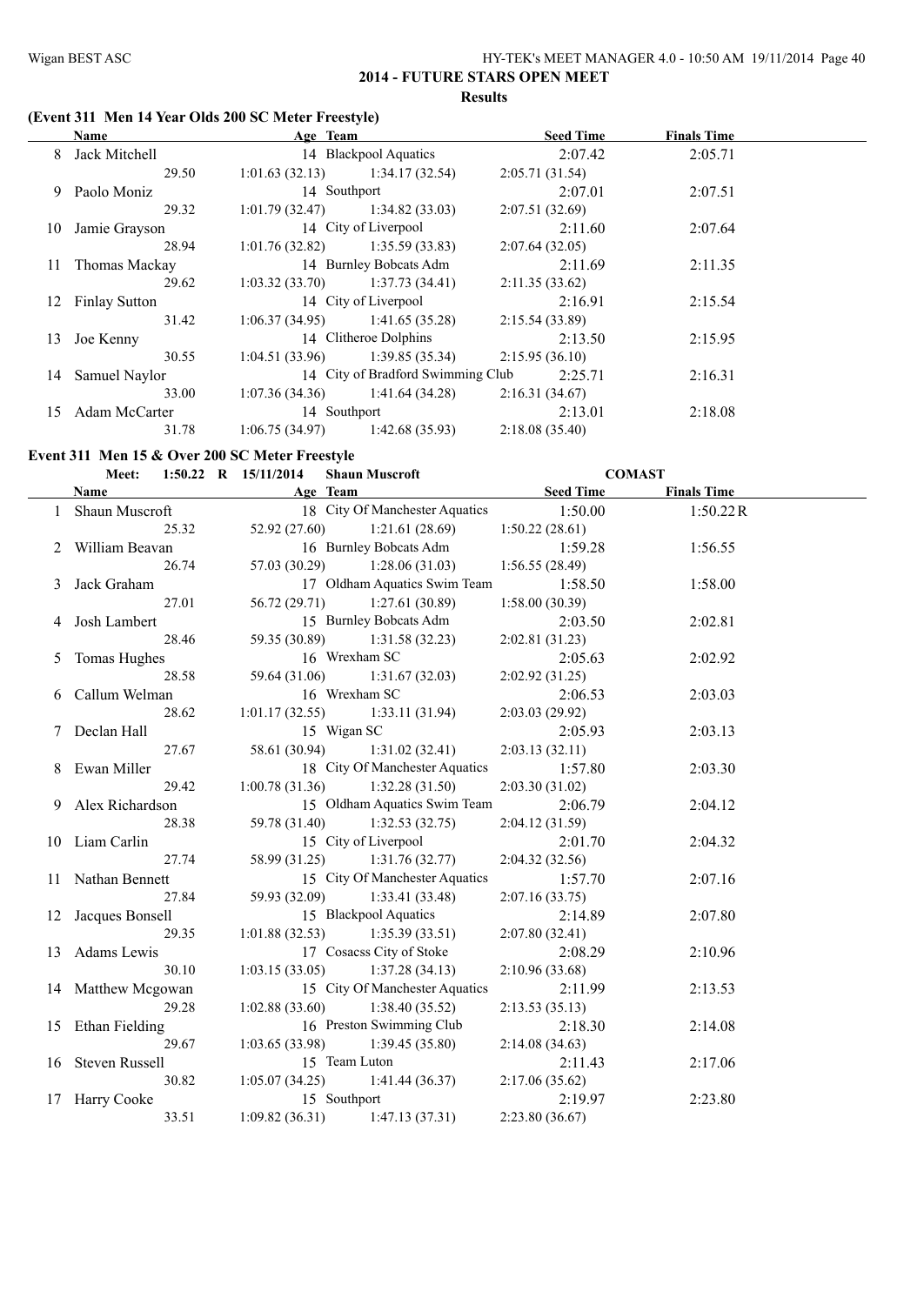## 2014 - FUTURE STARS OPEN MEET

### Results

#### (Event 311 Men 14 Year Olds 200 SC Meter Freestyle)

| | Name | Age | Team | Seed Time | Finals Time |
|---|---|---|---|---|---|
| 8 | Jack Mitchell | 14 | Blackpool Aquatics | 2:07.42 | 2:05.71 |
| | 29.50 | 1:01.63 (32.13) | 1:34.17 (32.54) | 2:05.71 (31.54) | |
| 9 | Paolo Moniz | 14 | Southport | 2:07.01 | 2:07.51 |
| | 29.32 | 1:01.79 (32.47) | 1:34.82 (33.03) | 2:07.51 (32.69) | |
| 10 | Jamie Grayson | 14 | City of Liverpool | 2:11.60 | 2:07.64 |
| | 28.94 | 1:01.76 (32.82) | 1:35.59 (33.83) | 2:07.64 (32.05) | |
| 11 | Thomas Mackay | 14 | Burnley Bobcats Adm | 2:11.69 | 2:11.35 |
| | 29.62 | 1:03.32 (33.70) | 1:37.73 (34.41) | 2:11.35 (33.62) | |
| 12 | Finlay Sutton | 14 | City of Liverpool | 2:16.91 | 2:15.54 |
| | 31.42 | 1:06.37 (34.95) | 1:41.65 (35.28) | 2:15.54 (33.89) | |
| 13 | Joe Kenny | 14 | Clitheroe Dolphins | 2:13.50 | 2:15.95 |
| | 30.55 | 1:04.51 (33.96) | 1:39.85 (35.34) | 2:15.95 (36.10) | |
| 14 | Samuel Naylor | 14 | City of Bradford Swimming Club | 2:25.71 | 2:16.31 |
| | 33.00 | 1:07.36 (34.36) | 1:41.64 (34.28) | 2:16.31 (34.67) | |
| 15 | Adam McCarter | 14 | Southport | 2:13.01 | 2:18.08 |
| | 31.78 | 1:06.75 (34.97) | 1:42.68 (35.93) | 2:18.08 (35.40) | |

#### Event 311 Men 15 & Over 200 SC Meter Freestyle

Meet: 1:50.22 R 15/11/2014 Shaun Muscroft COMAST

| | Name | Age | Team | Seed Time | Finals Time |
|---|---|---|---|---|---|
| 1 | Shaun Muscroft | 18 | City Of Manchester Aquatics | 1:50.00 | 1:50.22R |
| | 25.32 | 52.92 (27.60) | 1:21.61 (28.69) | 1:50.22 (28.61) | |
| 2 | William Beavan | 16 | Burnley Bobcats Adm | 1:59.28 | 1:56.55 |
| | 26.74 | 57.03 (30.29) | 1:28.06 (31.03) | 1:56.55 (28.49) | |
| 3 | Jack Graham | 17 | Oldham Aquatics Swim Team | 1:58.50 | 1:58.00 |
| | 27.01 | 56.72 (29.71) | 1:27.61 (30.89) | 1:58.00 (30.39) | |
| 4 | Josh Lambert | 15 | Burnley Bobcats Adm | 2:03.50 | 2:02.81 |
| | 28.46 | 59.35 (30.89) | 1:31.58 (32.23) | 2:02.81 (31.23) | |
| 5 | Tomas Hughes | 16 | Wrexham SC | 2:05.63 | 2:02.92 |
| | 28.58 | 59.64 (31.06) | 1:31.67 (32.03) | 2:02.92 (31.25) | |
| 6 | Callum Welman | 16 | Wrexham SC | 2:06.53 | 2:03.03 |
| | 28.62 | 1:01.17 (32.55) | 1:33.11 (31.94) | 2:03.03 (29.92) | |
| 7 | Declan Hall | 15 | Wigan SC | 2:05.93 | 2:03.13 |
| | 27.67 | 58.61 (30.94) | 1:31.02 (32.41) | 2:03.13 (32.11) | |
| 8 | Ewan Miller | 18 | City Of Manchester Aquatics | 1:57.80 | 2:03.30 |
| | 29.42 | 1:00.78 (31.36) | 1:32.28 (31.50) | 2:03.30 (31.02) | |
| 9 | Alex Richardson | 15 | Oldham Aquatics Swim Team | 2:06.79 | 2:04.12 |
| | 28.38 | 59.78 (31.40) | 1:32.53 (32.75) | 2:04.12 (31.59) | |
| 10 | Liam Carlin | 15 | City of Liverpool | 2:01.70 | 2:04.32 |
| | 27.74 | 58.99 (31.25) | 1:31.76 (32.77) | 2:04.32 (32.56) | |
| 11 | Nathan Bennett | 15 | City Of Manchester Aquatics | 1:57.70 | 2:07.16 |
| | 27.84 | 59.93 (32.09) | 1:33.41 (33.48) | 2:07.16 (33.75) | |
| 12 | Jacques Bonsell | 15 | Blackpool Aquatics | 2:14.89 | 2:07.80 |
| | 29.35 | 1:01.88 (32.53) | 1:35.39 (33.51) | 2:07.80 (32.41) | |
| 13 | Adams Lewis | 17 | Cosacss City of Stoke | 2:08.29 | 2:10.96 |
| | 30.10 | 1:03.15 (33.05) | 1:37.28 (34.13) | 2:10.96 (33.68) | |
| 14 | Matthew Mcgowan | 15 | City Of Manchester Aquatics | 2:11.99 | 2:13.53 |
| | 29.28 | 1:02.88 (33.60) | 1:38.40 (35.52) | 2:13.53 (35.13) | |
| 15 | Ethan Fielding | 16 | Preston Swimming Club | 2:18.30 | 2:14.08 |
| | 29.67 | 1:03.65 (33.98) | 1:39.45 (35.80) | 2:14.08 (34.63) | |
| 16 | Steven Russell | 15 | Team Luton | 2:11.43 | 2:17.06 |
| | 30.82 | 1:05.07 (34.25) | 1:41.44 (36.37) | 2:17.06 (35.62) | |
| 17 | Harry Cooke | 15 | Southport | 2:19.97 | 2:23.80 |
| | 33.51 | 1:09.82 (36.31) | 1:47.13 (37.31) | 2:23.80 (36.67) | |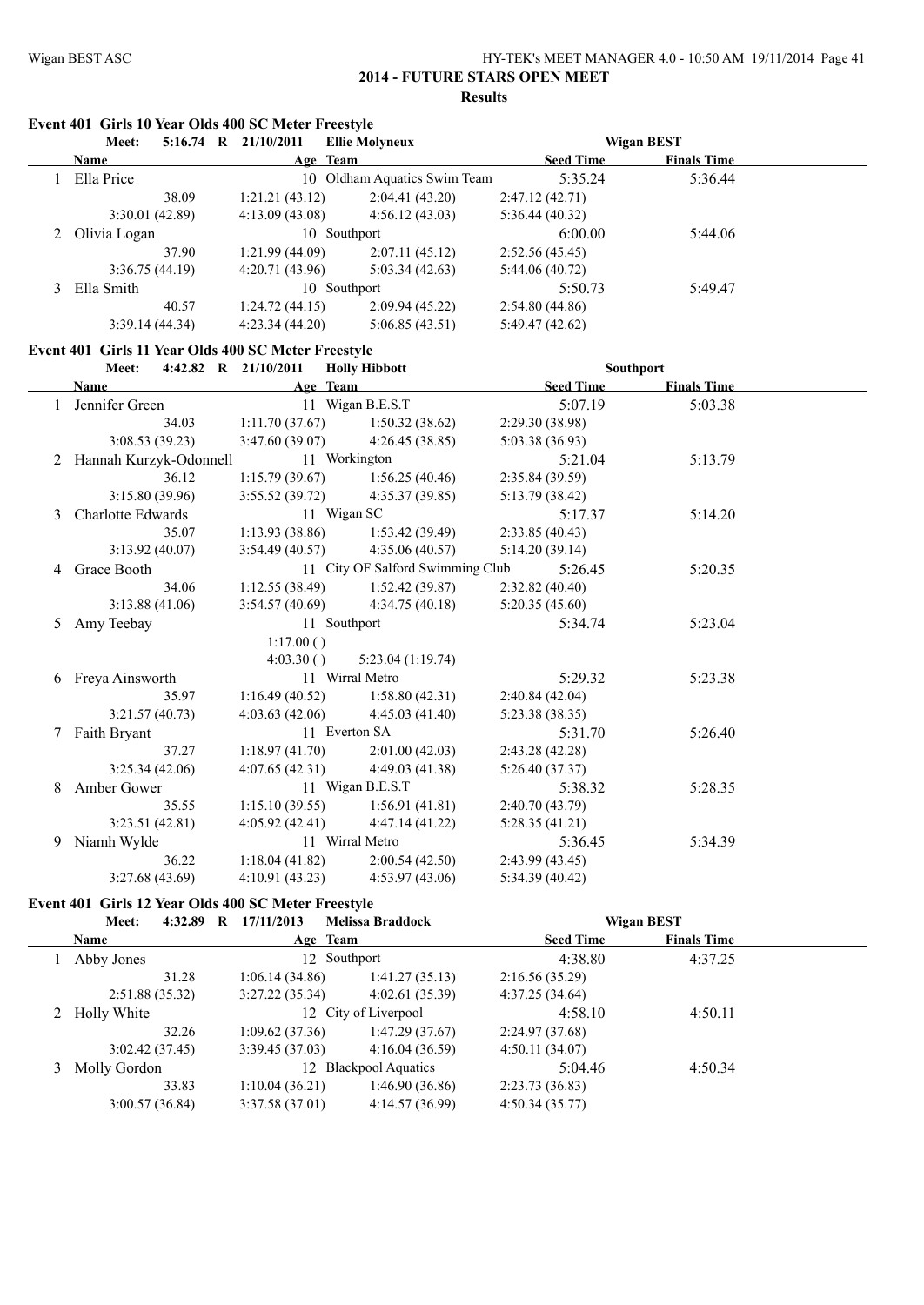## 2014 - FUTURE STARS OPEN MEET

**Results**

### Event 401 Girls 10 Year Olds 400 SC Meter Freestyle

| Meet: | 5:16.74 R 21/10/2011 | Ellie Molyneux | | Wigan BEST |
|---|---|---|---|---|
| **Name** | **Age Team** | | **Seed Time** | **Finals Time** |
| 1 Ella Price | 10 Oldham Aquatics Swim Team | | 5:35.24 | 5:36.44 |
| 38.09 | 1:21.21 (43.12) | 2:04.41 (43.20) | 2:47.12 (42.71) | |
| 3:30.01 (42.89) | 4:13.09 (43.08) | 4:56.12 (43.03) | 5:36.44 (40.32) | |
| 2 Olivia Logan | 10 Southport | | 6:00.00 | 5:44.06 |
| 37.90 | 1:21.99 (44.09) | 2:07.11 (45.12) | 2:52.56 (45.45) | |
| 3:36.75 (44.19) | 4:20.71 (43.96) | 5:03.34 (42.63) | 5:44.06 (40.72) | |
| 3 Ella Smith | 10 Southport | | 5:50.73 | 5:49.47 |
| 40.57 | 1:24.72 (44.15) | 2:09.94 (45.22) | 2:54.80 (44.86) | |
| 3:39.14 (44.34) | 4:23.34 (44.20) | 5:06.85 (43.51) | 5:49.47 (42.62) | |

### Event 401 Girls 11 Year Olds 400 SC Meter Freestyle

| Meet: | 4:42.82 R 21/10/2011 | Holly Hibbott | | Southport |
|---|---|---|---|---|
| **Name** | **Age Team** | | **Seed Time** | **Finals Time** |
| 1 Jennifer Green | 11 Wigan B.E.S.T | | 5:07.19 | 5:03.38 |
| 34.03 | 1:11.70 (37.67) | 1:50.32 (38.62) | 2:29.30 (38.98) | |
| 3:08.53 (39.23) | 3:47.60 (39.07) | 4:26.45 (38.85) | 5:03.38 (36.93) | |
| 2 Hannah Kurzyk-Odonnell | 11 Workington | | 5:21.04 | 5:13.79 |
| 36.12 | 1:15.79 (39.67) | 1:56.25 (40.46) | 2:35.84 (39.59) | |
| 3:15.80 (39.96) | 3:55.52 (39.72) | 4:35.37 (39.85) | 5:13.79 (38.42) | |
| 3 Charlotte Edwards | 11 Wigan SC | | 5:17.37 | 5:14.20 |
| 35.07 | 1:13.93 (38.86) | 1:53.42 (39.49) | 2:33.85 (40.43) | |
| 3:13.92 (40.07) | 3:54.49 (40.57) | 4:35.06 (40.57) | 5:14.20 (39.14) | |
| 4 Grace Booth | 11 City OF Salford Swimming Club | | 5:26.45 | 5:20.35 |
| 34.06 | 1:12.55 (38.49) | 1:52.42 (39.87) | 2:32.82 (40.40) | |
| 3:13.88 (41.06) | 3:54.57 (40.69) | 4:34.75 (40.18) | 5:20.35 (45.60) | |
| 5 Amy Teebay | 11 Southport | | 5:34.74 | 5:23.04 |
| | 1:17.00 ( ) | | | |
| | 4:03.30 ( ) | 5:23.04 (1:19.74) | | |
| 6 Freya Ainsworth | 11 Wirral Metro | | 5:29.32 | 5:23.38 |
| 35.97 | 1:16.49 (40.52) | 1:58.80 (42.31) | 2:40.84 (42.04) | |
| 3:21.57 (40.73) | 4:03.63 (42.06) | 4:45.03 (41.40) | 5:23.38 (38.35) | |
| 7 Faith Bryant | 11 Everton SA | | 5:31.70 | 5:26.40 |
| 37.27 | 1:18.97 (41.70) | 2:01.00 (42.03) | 2:43.28 (42.28) | |
| 3:25.34 (42.06) | 4:07.65 (42.31) | 4:49.03 (41.38) | 5:26.40 (37.37) | |
| 8 Amber Gower | 11 Wigan B.E.S.T | | 5:38.32 | 5:28.35 |
| 35.55 | 1:15.10 (39.55) | 1:56.91 (41.81) | 2:40.70 (43.79) | |
| 3:23.51 (42.81) | 4:05.92 (42.41) | 4:47.14 (41.22) | 5:28.35 (41.21) | |
| 9 Niamh Wylde | 11 Wirral Metro | | 5:36.45 | 5:34.39 |
| 36.22 | 1:18.04 (41.82) | 2:00.54 (42.50) | 2:43.99 (43.45) | |
| 3:27.68 (43.69) | 4:10.91 (43.23) | 4:53.97 (43.06) | 5:34.39 (40.42) | |

### Event 401 Girls 12 Year Olds 400 SC Meter Freestyle

| Meet: | 4:32.89 R 17/11/2013 | Melissa Braddock | | Wigan BEST |
|---|---|---|---|---|
| **Name** | **Age Team** | | **Seed Time** | **Finals Time** |
| 1 Abby Jones | 12 Southport | | 4:38.80 | 4:37.25 |
| 31.28 | 1:06.14 (34.86) | 1:41.27 (35.13) | 2:16.56 (35.29) | |
| 2:51.88 (35.32) | 3:27.22 (35.34) | 4:02.61 (35.39) | 4:37.25 (34.64) | |
| 2 Holly White | 12 City of Liverpool | | 4:58.10 | 4:50.11 |
| 32.26 | 1:09.62 (37.36) | 1:47.29 (37.67) | 2:24.97 (37.68) | |
| 3:02.42 (37.45) | 3:39.45 (37.03) | 4:16.04 (36.59) | 4:50.11 (34.07) | |
| 3 Molly Gordon | 12 Blackpool Aquatics | | 5:04.46 | 4:50.34 |
| 33.83 | 1:10.04 (36.21) | 1:46.90 (36.86) | 2:23.73 (36.83) | |
| 3:00.57 (36.84) | 3:37.58 (37.01) | 4:14.57 (36.99) | 4:50.34 (35.77) | |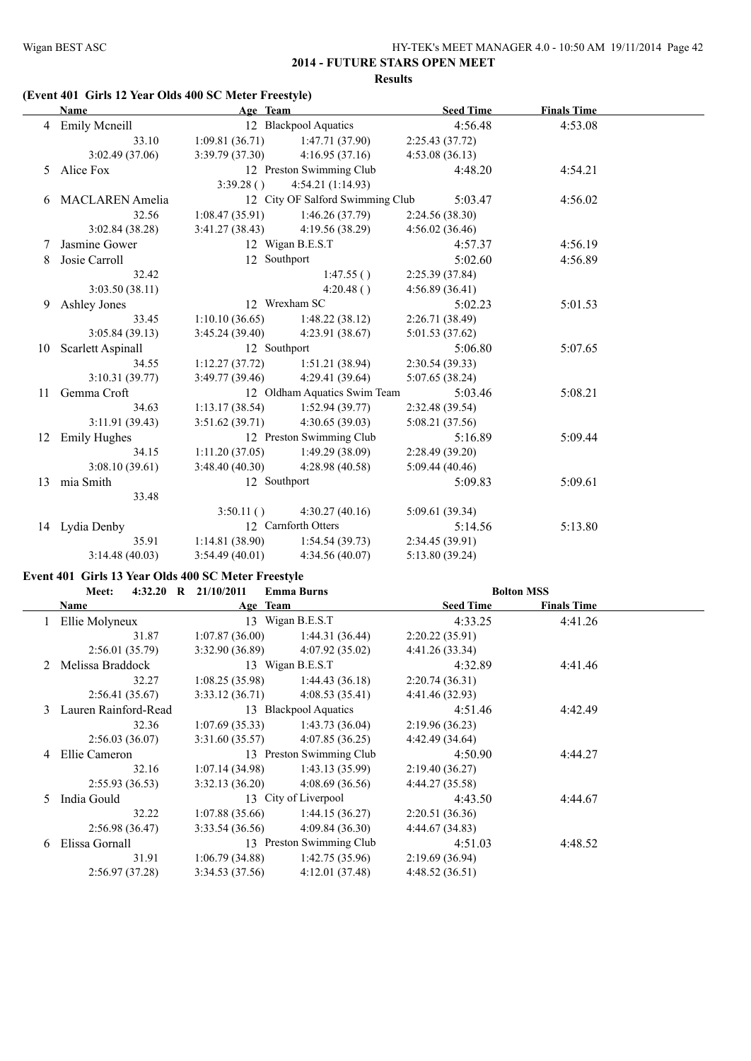## 2014 - FUTURE STARS OPEN MEET

### Results

### (Event 401 Girls 12 Year Olds 400 SC Meter Freestyle)

| | Name | Age | Team | Seed Time | Finals Time |
|---|---|---|---|---|---|
| 4 | Emily Mcneill | 12 | Blackpool Aquatics | 4:56.48 | 4:53.08 |
| | 33.10 | 1:09.81 (36.71) | 1:47.71 (37.90) | 2:25.43 (37.72) | |
| | 3:02.49 (37.06) | 3:39.79 (37.30) | 4:16.95 (37.16) | 4:53.08 (36.13) | |
| 5 | Alice Fox | 12 | Preston Swimming Club | 4:48.20 | 4:54.21 |
| | | 3:39.28 ( ) | 4:54.21 (1:14.93) | | |
| 6 | MACLAREN Amelia | 12 | City OF Salford Swimming Club | 5:03.47 | 4:56.02 |
| | 32.56 | 1:08.47 (35.91) | 1:46.26 (37.79) | 2:24.56 (38.30) | |
| | 3:02.84 (38.28) | 3:41.27 (38.43) | 4:19.56 (38.29) | 4:56.02 (36.46) | |
| 7 | Jasmine Gower | 12 | Wigan B.E.S.T | 4:57.37 | 4:56.19 |
| 8 | Josie Carroll | 12 | Southport | 5:02.60 | 4:56.89 |
| | 32.42 | | 1:47.55 ( ) | 2:25.39 (37.84) | |
| | 3:03.50 (38.11) | | 4:20.48 ( ) | 4:56.89 (36.41) | |
| 9 | Ashley Jones | 12 | Wrexham SC | 5:02.23 | 5:01.53 |
| | 33.45 | 1:10.10 (36.65) | 1:48.22 (38.12) | 2:26.71 (38.49) | |
| | 3:05.84 (39.13) | 3:45.24 (39.40) | 4:23.91 (38.67) | 5:01.53 (37.62) | |
| 10 | Scarlett Aspinall | 12 | Southport | 5:06.80 | 5:07.65 |
| | 34.55 | 1:12.27 (37.72) | 1:51.21 (38.94) | 2:30.54 (39.33) | |
| | 3:10.31 (39.77) | 3:49.77 (39.46) | 4:29.41 (39.64) | 5:07.65 (38.24) | |
| 11 | Gemma Croft | 12 | Oldham Aquatics Swim Team | 5:03.46 | 5:08.21 |
| | 34.63 | 1:13.17 (38.54) | 1:52.94 (39.77) | 2:32.48 (39.54) | |
| | 3:11.91 (39.43) | 3:51.62 (39.71) | 4:30.65 (39.03) | 5:08.21 (37.56) | |
| 12 | Emily Hughes | 12 | Preston Swimming Club | 5:16.89 | 5:09.44 |
| | 34.15 | 1:11.20 (37.05) | 1:49.29 (38.09) | 2:28.49 (39.20) | |
| | 3:08.10 (39.61) | 3:48.40 (40.30) | 4:28.98 (40.58) | 5:09.44 (40.46) | |
| 13 | mia Smith | 12 | Southport | 5:09.83 | 5:09.61 |
| | 33.48 | | | | |
| | | 3:50.11 ( ) | 4:30.27 (40.16) | 5:09.61 (39.34) | |
| 14 | Lydia Denby | 12 | Carnforth Otters | 5:14.56 | 5:13.80 |
| | 35.91 | 1:14.81 (38.90) | 1:54.54 (39.73) | 2:34.45 (39.91) | |
| | 3:14.48 (40.03) | 3:54.49 (40.01) | 4:34.56 (40.07) | 5:13.80 (39.24) | |

### Event 401 Girls 13 Year Olds 400 SC Meter Freestyle

Meet: 4:32.20 R 21/10/2011 Emma Burns Bolton MSS

| | Name | Age | Team | Seed Time | Finals Time |
|---|---|---|---|---|---|
| 1 | Ellie Molyneux | 13 | Wigan B.E.S.T | 4:33.25 | 4:41.26 |
| | 31.87 | 1:07.87 (36.00) | 1:44.31 (36.44) | 2:20.22 (35.91) | |
| | 2:56.01 (35.79) | 3:32.90 (36.89) | 4:07.92 (35.02) | 4:41.26 (33.34) | |
| 2 | Melissa Braddock | 13 | Wigan B.E.S.T | 4:32.89 | 4:41.46 |
| | 32.27 | 1:08.25 (35.98) | 1:44.43 (36.18) | 2:20.74 (36.31) | |
| | 2:56.41 (35.67) | 3:33.12 (36.71) | 4:08.53 (35.41) | 4:41.46 (32.93) | |
| 3 | Lauren Rainford-Read | 13 | Blackpool Aquatics | 4:51.46 | 4:42.49 |
| | 32.36 | 1:07.69 (35.33) | 1:43.73 (36.04) | 2:19.96 (36.23) | |
| | 2:56.03 (36.07) | 3:31.60 (35.57) | 4:07.85 (36.25) | 4:42.49 (34.64) | |
| 4 | Ellie Cameron | 13 | Preston Swimming Club | 4:50.90 | 4:44.27 |
| | 32.16 | 1:07.14 (34.98) | 1:43.13 (35.99) | 2:19.40 (36.27) | |
| | 2:55.93 (36.53) | 3:32.13 (36.20) | 4:08.69 (36.56) | 4:44.27 (35.58) | |
| 5 | India Gould | 13 | City of Liverpool | 4:43.50 | 4:44.67 |
| | 32.22 | 1:07.88 (35.66) | 1:44.15 (36.27) | 2:20.51 (36.36) | |
| | 2:56.98 (36.47) | 3:33.54 (36.56) | 4:09.84 (36.30) | 4:44.67 (34.83) | |
| 6 | Elissa Gornall | 13 | Preston Swimming Club | 4:51.03 | 4:48.52 |
| | 31.91 | 1:06.79 (34.88) | 1:42.75 (35.96) | 2:19.69 (36.94) | |
| | 2:56.97 (37.28) | 3:34.53 (37.56) | 4:12.01 (37.48) | 4:48.52 (36.51) | |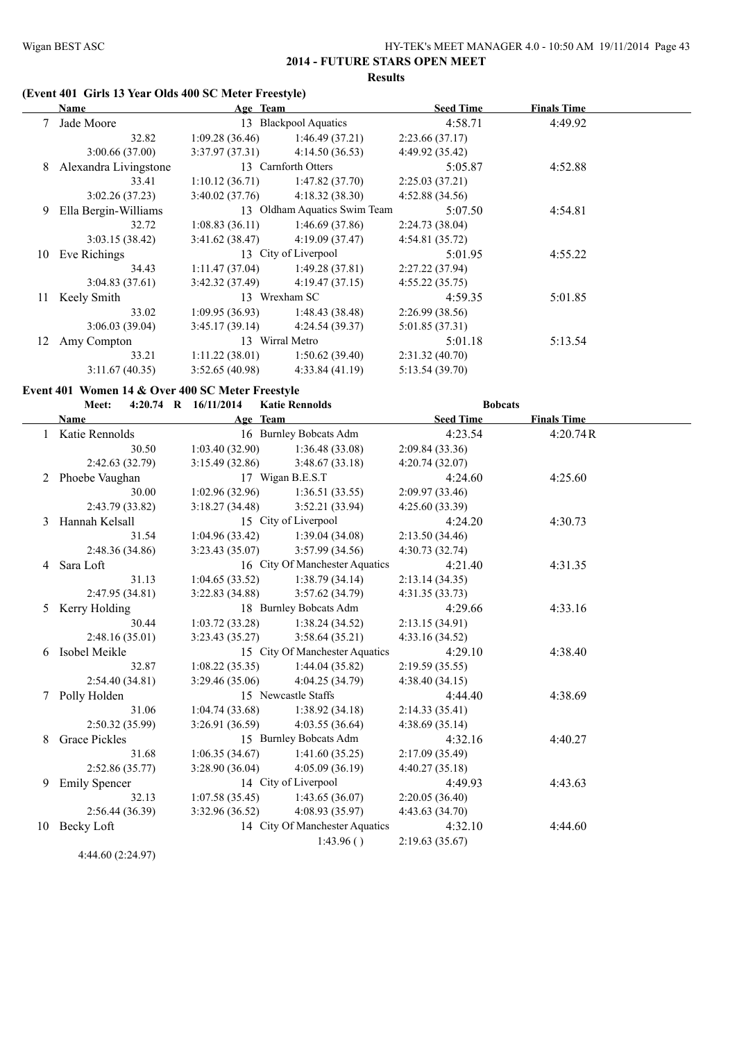## 2014 - FUTURE STARS OPEN MEET

**Results**

### (Event 401 Girls 13 Year Olds 400 SC Meter Freestyle)

| | Name | Age | Team | Seed Time | Finals Time |
|---|---|---|---|---|---|
| 7 | Jade Moore | 13 | Blackpool Aquatics | 4:58.71 | 4:49.92 |
| | 32.82 | 1:09.28 (36.46) | 1:46.49 (37.21) | 2:23.66 (37.17) | |
| | 3:00.66 (37.00) | 3:37.97 (37.31) | 4:14.50 (36.53) | 4:49.92 (35.42) | |
| 8 | Alexandra Livingstone | 13 | Carnforth Otters | 5:05.87 | 4:52.88 |
| | 33.41 | 1:10.12 (36.71) | 1:47.82 (37.70) | 2:25.03 (37.21) | |
| | 3:02.26 (37.23) | 3:40.02 (37.76) | 4:18.32 (38.30) | 4:52.88 (34.56) | |
| 9 | Ella Bergin-Williams | 13 | Oldham Aquatics Swim Team | 5:07.50 | 4:54.81 |
| | 32.72 | 1:08.83 (36.11) | 1:46.69 (37.86) | 2:24.73 (38.04) | |
| | 3:03.15 (38.42) | 3:41.62 (38.47) | 4:19.09 (37.47) | 4:54.81 (35.72) | |
| 10 | Eve Richings | 13 | City of Liverpool | 5:01.95 | 4:55.22 |
| | 34.43 | 1:11.47 (37.04) | 1:49.28 (37.81) | 2:27.22 (37.94) | |
| | 3:04.83 (37.61) | 3:42.32 (37.49) | 4:19.47 (37.15) | 4:55.22 (35.75) | |
| 11 | Keely Smith | 13 | Wrexham SC | 4:59.35 | 5:01.85 |
| | 33.02 | 1:09.95 (36.93) | 1:48.43 (38.48) | 2:26.99 (38.56) | |
| | 3:06.03 (39.04) | 3:45.17 (39.14) | 4:24.54 (39.37) | 5:01.85 (37.31) | |
| 12 | Amy Compton | 13 | Wirral Metro | 5:01.18 | 5:13.54 |
| | 33.21 | 1:11.22 (38.01) | 1:50.62 (39.40) | 2:31.32 (40.70) | |
| | 3:11.67 (40.35) | 3:52.65 (40.98) | 4:33.84 (41.19) | 5:13.54 (39.70) | |

### Event 401 Women 14 & Over 400 SC Meter Freestyle

Meet: 4:20.74 R 16/11/2014 Katie Rennolds — Bobcats

| | Name | Age | Team | Seed Time | Finals Time |
|---|---|---|---|---|---|
| 1 | Katie Rennolds | 16 | Burnley Bobcats Adm | 4:23.54 | 4:20.74R |
| | 30.50 | 1:03.40 (32.90) | 1:36.48 (33.08) | 2:09.84 (33.36) | |
| | 2:42.63 (32.79) | 3:15.49 (32.86) | 3:48.67 (33.18) | 4:20.74 (32.07) | |
| 2 | Phoebe Vaughan | 17 | Wigan B.E.S.T | 4:24.60 | 4:25.60 |
| | 30.00 | 1:02.96 (32.96) | 1:36.51 (33.55) | 2:09.97 (33.46) | |
| | 2:43.79 (33.82) | 3:18.27 (34.48) | 3:52.21 (33.94) | 4:25.60 (33.39) | |
| 3 | Hannah Kelsall | 15 | City of Liverpool | 4:24.20 | 4:30.73 |
| | 31.54 | 1:04.96 (33.42) | 1:39.04 (34.08) | 2:13.50 (34.46) | |
| | 2:48.36 (34.86) | 3:23.43 (35.07) | 3:57.99 (34.56) | 4:30.73 (32.74) | |
| 4 | Sara Loft | 16 | City Of Manchester Aquatics | 4:21.40 | 4:31.35 |
| | 31.13 | 1:04.65 (33.52) | 1:38.79 (34.14) | 2:13.14 (34.35) | |
| | 2:47.95 (34.81) | 3:22.83 (34.88) | 3:57.62 (34.79) | 4:31.35 (33.73) | |
| 5 | Kerry Holding | 18 | Burnley Bobcats Adm | 4:29.66 | 4:33.16 |
| | 30.44 | 1:03.72 (33.28) | 1:38.24 (34.52) | 2:13.15 (34.91) | |
| | 2:48.16 (35.01) | 3:23.43 (35.27) | 3:58.64 (35.21) | 4:33.16 (34.52) | |
| 6 | Isobel Meikle | 15 | City Of Manchester Aquatics | 4:29.10 | 4:38.40 |
| | 32.87 | 1:08.22 (35.35) | 1:44.04 (35.82) | 2:19.59 (35.55) | |
| | 2:54.40 (34.81) | 3:29.46 (35.06) | 4:04.25 (34.79) | 4:38.40 (34.15) | |
| 7 | Polly Holden | 15 | Newcastle Staffs | 4:44.40 | 4:38.69 |
| | 31.06 | 1:04.74 (33.68) | 1:38.92 (34.18) | 2:14.33 (35.41) | |
| | 2:50.32 (35.99) | 3:26.91 (36.59) | 4:03.55 (36.64) | 4:38.69 (35.14) | |
| 8 | Grace Pickles | 15 | Burnley Bobcats Adm | 4:32.16 | 4:40.27 |
| | 31.68 | 1:06.35 (34.67) | 1:41.60 (35.25) | 2:17.09 (35.49) | |
| | 2:52.86 (35.77) | 3:28.90 (36.04) | 4:05.09 (36.19) | 4:40.27 (35.18) | |
| 9 | Emily Spencer | 14 | City of Liverpool | 4:49.93 | 4:43.63 |
| | 32.13 | 1:07.58 (35.45) | 1:43.65 (36.07) | 2:20.05 (36.40) | |
| | 2:56.44 (36.39) | 3:32.96 (36.52) | 4:08.93 (35.97) | 4:43.63 (34.70) | |
| 10 | Becky Loft | 14 | City Of Manchester Aquatics | 4:32.10 | 4:44.60 |
| | | | 1:43.96 ( ) | 2:19.63 (35.67) | |
| | 4:44.60 (2:24.97) | | | | |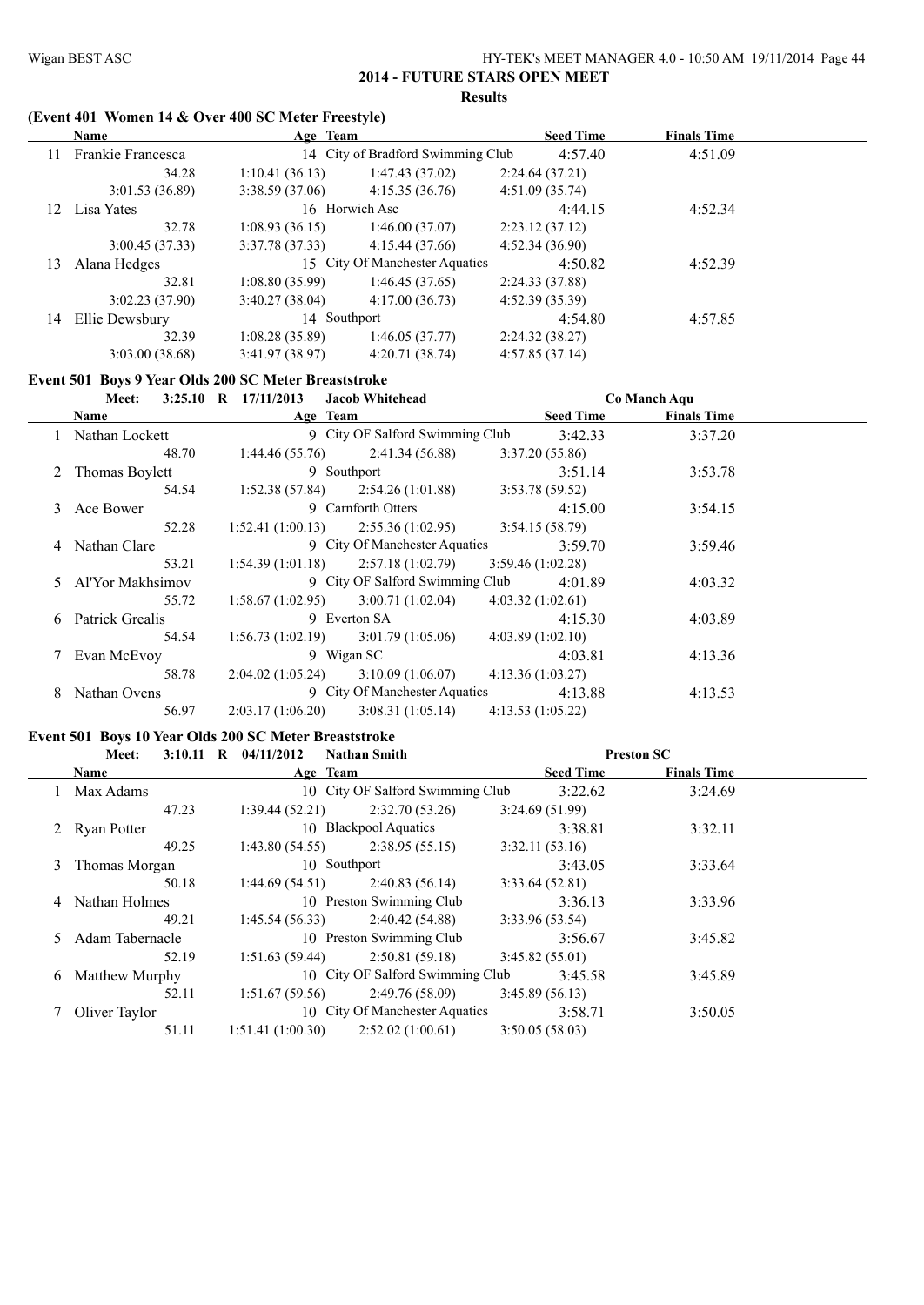## 2014 - FUTURE STARS OPEN MEET

**Results**

### (Event 401 Women 14 & Over 400 SC Meter Freestyle)

| | Name | Age | Team | Seed Time | Finals Time |
|---|---|---|---|---|---|
| 11 | Frankie Francesca | 14 | City of Bradford Swimming Club | 4:57.40 | 4:51.09 |
| | 34.28 | 1:10.41 (36.13) | 1:47.43 (37.02) | 2:24.64 (37.21) | |
| | 3:01.53 (36.89) | 3:38.59 (37.06) | 4:15.35 (36.76) | 4:51.09 (35.74) | |
| 12 | Lisa Yates | 16 | Horwich Asc | 4:44.15 | 4:52.34 |
| | 32.78 | 1:08.93 (36.15) | 1:46.00 (37.07) | 2:23.12 (37.12) | |
| | 3:00.45 (37.33) | 3:37.78 (37.33) | 4:15.44 (37.66) | 4:52.34 (36.90) | |
| 13 | Alana Hedges | 15 | City Of Manchester Aquatics | 4:50.82 | 4:52.39 |
| | 32.81 | 1:08.80 (35.99) | 1:46.45 (37.65) | 2:24.33 (37.88) | |
| | 3:02.23 (37.90) | 3:40.27 (38.04) | 4:17.00 (36.73) | 4:52.39 (35.39) | |
| 14 | Ellie Dewsbury | 14 | Southport | 4:54.80 | 4:57.85 |
| | 32.39 | 1:08.28 (35.89) | 1:46.05 (37.77) | 2:24.32 (38.27) | |
| | 3:03.00 (38.68) | 3:41.97 (38.97) | 4:20.71 (38.74) | 4:57.85 (37.14) | |

### Event 501 Boys 9 Year Olds 200 SC Meter Breaststroke

**Meet: 3:25.10 R 17/11/2013 Jacob Whitehead Co Manch Aqu**

| | Name | Age | Team | Seed Time | Finals Time |
|---|---|---|---|---|---|
| 1 | Nathan Lockett | 9 | City OF Salford Swimming Club | 3:42.33 | 3:37.20 |
| | 48.70 | 1:44.46 (55.76) | 2:41.34 (56.88) | 3:37.20 (55.86) | |
| 2 | Thomas Boylett | 9 | Southport | 3:51.14 | 3:53.78 |
| | 54.54 | 1:52.38 (57.84) | 2:54.26 (1:01.88) | 3:53.78 (59.52) | |
| 3 | Ace Bower | 9 | Carnforth Otters | 4:15.00 | 3:54.15 |
| | 52.28 | 1:52.41 (1:00.13) | 2:55.36 (1:02.95) | 3:54.15 (58.79) | |
| 4 | Nathan Clare | 9 | City Of Manchester Aquatics | 3:59.70 | 3:59.46 |
| | 53.21 | 1:54.39 (1:01.18) | 2:57.18 (1:02.79) | 3:59.46 (1:02.28) | |
| 5 | Al'Yor Makhsimov | 9 | City OF Salford Swimming Club | 4:01.89 | 4:03.32 |
| | 55.72 | 1:58.67 (1:02.95) | 3:00.71 (1:02.04) | 4:03.32 (1:02.61) | |
| 6 | Patrick Grealis | 9 | Everton SA | 4:15.30 | 4:03.89 |
| | 54.54 | 1:56.73 (1:02.19) | 3:01.79 (1:05.06) | 4:03.89 (1:02.10) | |
| 7 | Evan McEvoy | 9 | Wigan SC | 4:03.81 | 4:13.36 |
| | 58.78 | 2:04.02 (1:05.24) | 3:10.09 (1:06.07) | 4:13.36 (1:03.27) | |
| 8 | Nathan Ovens | 9 | City Of Manchester Aquatics | 4:13.88 | 4:13.53 |
| | 56.97 | 2:03.17 (1:06.20) | 3:08.31 (1:05.14) | 4:13.53 (1:05.22) | |

### Event 501 Boys 10 Year Olds 200 SC Meter Breaststroke

**Meet: 3:10.11 R 04/11/2012 Nathan Smith Preston SC**

| | Name | Age | Team | Seed Time | Finals Time |
|---|---|---|---|---|---|
| 1 | Max Adams | 10 | City OF Salford Swimming Club | 3:22.62 | 3:24.69 |
| | 47.23 | 1:39.44 (52.21) | 2:32.70 (53.26) | 3:24.69 (51.99) | |
| 2 | Ryan Potter | 10 | Blackpool Aquatics | 3:38.81 | 3:32.11 |
| | 49.25 | 1:43.80 (54.55) | 2:38.95 (55.15) | 3:32.11 (53.16) | |
| 3 | Thomas Morgan | 10 | Southport | 3:43.05 | 3:33.64 |
| | 50.18 | 1:44.69 (54.51) | 2:40.83 (56.14) | 3:33.64 (52.81) | |
| 4 | Nathan Holmes | 10 | Preston Swimming Club | 3:36.13 | 3:33.96 |
| | 49.21 | 1:45.54 (56.33) | 2:40.42 (54.88) | 3:33.96 (53.54) | |
| 5 | Adam Tabernacle | 10 | Preston Swimming Club | 3:56.67 | 3:45.82 |
| | 52.19 | 1:51.63 (59.44) | 2:50.81 (59.18) | 3:45.82 (55.01) | |
| 6 | Matthew Murphy | 10 | City OF Salford Swimming Club | 3:45.58 | 3:45.89 |
| | 52.11 | 1:51.67 (59.56) | 2:49.76 (58.09) | 3:45.89 (56.13) | |
| 7 | Oliver Taylor | 10 | City Of Manchester Aquatics | 3:58.71 | 3:50.05 |
| | 51.11 | 1:51.41 (1:00.30) | 2:52.02 (1:00.61) | 3:50.05 (58.03) | |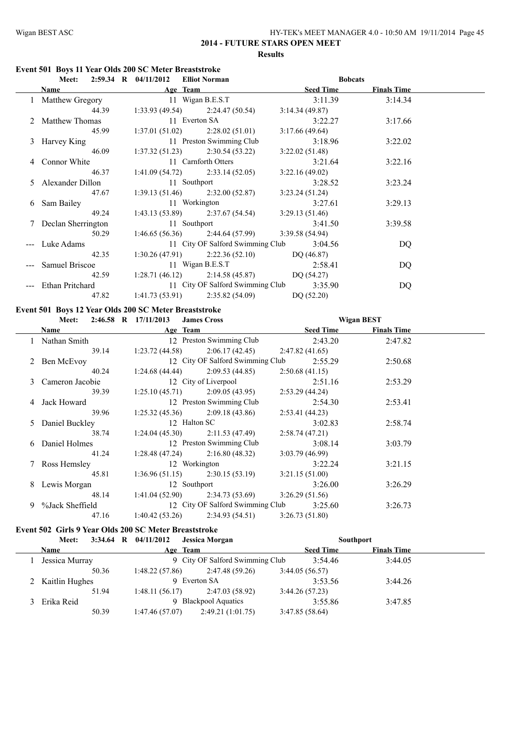## 2014 - FUTURE STARS OPEN MEET

### Results

#### Event 501 Boys 11 Year Olds 200 SC Meter Breaststroke

Meet: 2:59.34 R 04/11/2012 Elliot Norman — Bobcats

| | Name | Age | Team | Seed Time | Finals Time |
|---|---|---|---|---|---|
| 1 | Matthew Gregory | 11 | Wigan B.E.S.T | 3:11.39 | 3:14.34 |
| | 44.39 | 1:33.93 (49.54) | 2:24.47 (50.54) | 3:14.34 (49.87) | |
| 2 | Matthew Thomas | 11 | Everton SA | 3:22.27 | 3:17.66 |
| | 45.99 | 1:37.01 (51.02) | 2:28.02 (51.01) | 3:17.66 (49.64) | |
| 3 | Harvey King | 11 | Preston Swimming Club | 3:18.96 | 3:22.02 |
| | 46.09 | 1:37.32 (51.23) | 2:30.54 (53.22) | 3:22.02 (51.48) | |
| 4 | Connor White | 11 | Carnforth Otters | 3:21.64 | 3:22.16 |
| | 46.37 | 1:41.09 (54.72) | 2:33.14 (52.05) | 3:22.16 (49.02) | |
| 5 | Alexander Dillon | 11 | Southport | 3:28.52 | 3:23.24 |
| | 47.67 | 1:39.13 (51.46) | 2:32.00 (52.87) | 3:23.24 (51.24) | |
| 6 | Sam Bailey | 11 | Workington | 3:27.61 | 3:29.13 |
| | 49.24 | 1:43.13 (53.89) | 2:37.67 (54.54) | 3:29.13 (51.46) | |
| 7 | Declan Sherrington | 11 | Southport | 3:41.50 | 3:39.58 |
| | 50.29 | 1:46.65 (56.36) | 2:44.64 (57.99) | 3:39.58 (54.94) | |
| --- | Luke Adams | 11 | City OF Salford Swimming Club | 3:04.56 | DQ |
| | 42.35 | 1:30.26 (47.91) | 2:22.36 (52.10) | DQ (46.87) | |
| --- | Samuel Briscoe | 11 | Wigan B.E.S.T | 2:58.41 | DQ |
| | 42.59 | 1:28.71 (46.12) | 2:14.58 (45.87) | DQ (54.27) | |
| --- | Ethan Pritchard | 11 | City OF Salford Swimming Club | 3:35.90 | DQ |
| | 47.82 | 1:41.73 (53.91) | 2:35.82 (54.09) | DQ (52.20) | |

#### Event 501 Boys 12 Year Olds 200 SC Meter Breaststroke

Meet: 2:46.58 R 17/11/2013 James Cross — Wigan BEST

| | Name | Age | Team | Seed Time | Finals Time |
|---|---|---|---|---|---|
| 1 | Nathan Smith | 12 | Preston Swimming Club | 2:43.20 | 2:47.82 |
| | 39.14 | 1:23.72 (44.58) | 2:06.17 (42.45) | 2:47.82 (41.65) | |
| 2 | Ben McEvoy | 12 | City OF Salford Swimming Club | 2:55.29 | 2:50.68 |
| | 40.24 | 1:24.68 (44.44) | 2:09.53 (44.85) | 2:50.68 (41.15) | |
| 3 | Cameron Jacobie | 12 | City of Liverpool | 2:51.16 | 2:53.29 |
| | 39.39 | 1:25.10 (45.71) | 2:09.05 (43.95) | 2:53.29 (44.24) | |
| 4 | Jack Howard | 12 | Preston Swimming Club | 2:54.30 | 2:53.41 |
| | 39.96 | 1:25.32 (45.36) | 2:09.18 (43.86) | 2:53.41 (44.23) | |
| 5 | Daniel Buckley | 12 | Halton SC | 3:02.83 | 2:58.74 |
| | 38.74 | 1:24.04 (45.30) | 2:11.53 (47.49) | 2:58.74 (47.21) | |
| 6 | Daniel Holmes | 12 | Preston Swimming Club | 3:08.14 | 3:03.79 |
| | 41.24 | 1:28.48 (47.24) | 2:16.80 (48.32) | 3:03.79 (46.99) | |
| 7 | Ross Hemsley | 12 | Workington | 3:22.24 | 3:21.15 |
| | 45.81 | 1:36.96 (51.15) | 2:30.15 (53.19) | 3:21.15 (51.00) | |
| 8 | Lewis Morgan | 12 | Southport | 3:26.00 | 3:26.29 |
| | 48.14 | 1:41.04 (52.90) | 2:34.73 (53.69) | 3:26.29 (51.56) | |
| 9 | %Jack Sheffield | 12 | City OF Salford Swimming Club | 3:25.60 | 3:26.73 |
| | 47.16 | 1:40.42 (53.26) | 2:34.93 (54.51) | 3:26.73 (51.80) | |

#### Event 502 Girls 9 Year Olds 200 SC Meter Breaststroke

Meet: 3:34.64 R 04/11/2012 Jessica Morgan — Southport

| | Name | Age | Team | Seed Time | Finals Time |
|---|---|---|---|---|---|
| 1 | Jessica Murray | 9 | City OF Salford Swimming Club | 3:54.46 | 3:44.05 |
| | 50.36 | 1:48.22 (57.86) | 2:47.48 (59.26) | 3:44.05 (56.57) | |
| 2 | Kaitlin Hughes | 9 | Everton SA | 3:53.56 | 3:44.26 |
| | 51.94 | 1:48.11 (56.17) | 2:47.03 (58.92) | 3:44.26 (57.23) | |
| 3 | Erika Reid | 9 | Blackpool Aquatics | 3:55.86 | 3:47.85 |
| | 50.39 | 1:47.46 (57.07) | 2:49.21 (1:01.75) | 3:47.85 (58.64) | |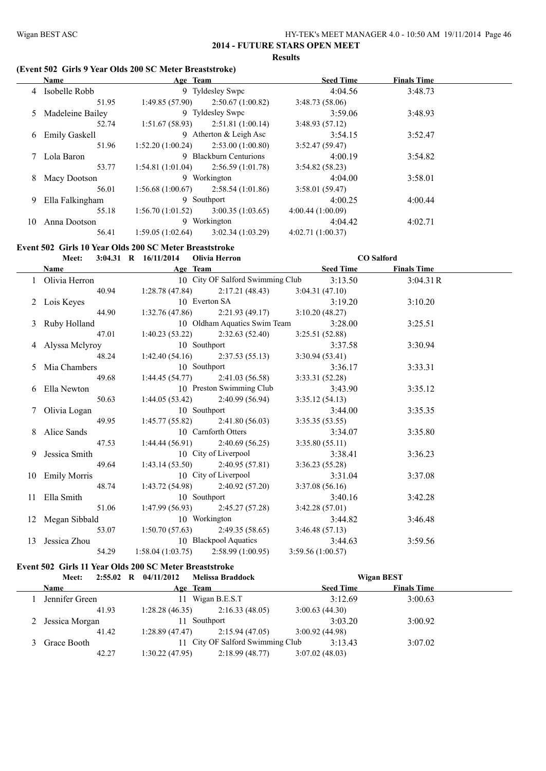## 2014 - FUTURE STARS OPEN MEET

### Results

### (Event 502 Girls 9 Year Olds 200 SC Meter Breaststroke)

| | Name | Age | Team | Seed Time | Finals Time |
|---|---|---|---|---|---|
| 4 | Isobelle Robb | 9 | Tyldesley Swpc | 4:04.56 | 3:48.73 |
| | 51.95 | 1:49.85 (57.90) | 2:50.67 (1:00.82) | 3:48.73 (58.06) | |
| 5 | Madeleine Bailey | 9 | Tyldesley Swpc | 3:59.06 | 3:48.93 |
| | 52.74 | 1:51.67 (58.93) | 2:51.81 (1:00.14) | 3:48.93 (57.12) | |
| 6 | Emily Gaskell | 9 | Atherton & Leigh Asc | 3:54.15 | 3:52.47 |
| | 51.96 | 1:52.20 (1:00.24) | 2:53.00 (1:00.80) | 3:52.47 (59.47) | |
| 7 | Lola Baron | 9 | Blackburn Centurions | 4:00.19 | 3:54.82 |
| | 53.77 | 1:54.81 (1:01.04) | 2:56.59 (1:01.78) | 3:54.82 (58.23) | |
| 8 | Macy Dootson | 9 | Workington | 4:04.00 | 3:58.01 |
| | 56.01 | 1:56.68 (1:00.67) | 2:58.54 (1:01.86) | 3:58.01 (59.47) | |
| 9 | Ella Falkingham | 9 | Southport | 4:00.25 | 4:00.44 |
| | 55.18 | 1:56.70 (1:01.52) | 3:00.35 (1:03.65) | 4:00.44 (1:00.09) | |
| 10 | Anna Dootson | 9 | Workington | 4:04.42 | 4:02.71 |
| | 56.41 | 1:59.05 (1:02.64) | 3:02.34 (1:03.29) | 4:02.71 (1:00.37) | |

### Event 502 Girls 10 Year Olds 200 SC Meter Breaststroke

Meet: 3:04.31 R 16/11/2014 Olivia Herron CO Salford

| | Name | Age | Team | Seed Time | Finals Time |
|---|---|---|---|---|---|
| 1 | Olivia Herron | 10 | City OF Salford Swimming Club | 3:13.50 | 3:04.31 R |
| | 40.94 | 1:28.78 (47.84) | 2:17.21 (48.43) | 3:04.31 (47.10) | |
| 2 | Lois Keyes | 10 | Everton SA | 3:19.20 | 3:10.20 |
| | 44.90 | 1:32.76 (47.86) | 2:21.93 (49.17) | 3:10.20 (48.27) | |
| 3 | Ruby Holland | 10 | Oldham Aquatics Swim Team | 3:28.00 | 3:25.51 |
| | 47.01 | 1:40.23 (53.22) | 2:32.63 (52.40) | 3:25.51 (52.88) | |
| 4 | Alyssa Mclyroy | 10 | Southport | 3:37.58 | 3:30.94 |
| | 48.24 | 1:42.40 (54.16) | 2:37.53 (55.13) | 3:30.94 (53.41) | |
| 5 | Mia Chambers | 10 | Southport | 3:36.17 | 3:33.31 |
| | 49.68 | 1:44.45 (54.77) | 2:41.03 (56.58) | 3:33.31 (52.28) | |
| 6 | Ella Newton | 10 | Preston Swimming Club | 3:43.90 | 3:35.12 |
| | 50.63 | 1:44.05 (53.42) | 2:40.99 (56.94) | 3:35.12 (54.13) | |
| 7 | Olivia Logan | 10 | Southport | 3:44.00 | 3:35.35 |
| | 49.95 | 1:45.77 (55.82) | 2:41.80 (56.03) | 3:35.35 (53.55) | |
| 8 | Alice Sands | 10 | Carnforth Otters | 3:34.07 | 3:35.80 |
| | 47.53 | 1:44.44 (56.91) | 2:40.69 (56.25) | 3:35.80 (55.11) | |
| 9 | Jessica Smith | 10 | City of Liverpool | 3:38.41 | 3:36.23 |
| | 49.64 | 1:43.14 (53.50) | 2:40.95 (57.81) | 3:36.23 (55.28) | |
| 10 | Emily Morris | 10 | City of Liverpool | 3:31.04 | 3:37.08 |
| | 48.74 | 1:43.72 (54.98) | 2:40.92 (57.20) | 3:37.08 (56.16) | |
| 11 | Ella Smith | 10 | Southport | 3:40.16 | 3:42.28 |
| | 51.06 | 1:47.99 (56.93) | 2:45.27 (57.28) | 3:42.28 (57.01) | |
| 12 | Megan Sibbald | 10 | Workington | 3:44.82 | 3:46.48 |
| | 53.07 | 1:50.70 (57.63) | 2:49.35 (58.65) | 3:46.48 (57.13) | |
| 13 | Jessica Zhou | 10 | Blackpool Aquatics | 3:44.63 | 3:59.56 |
| | 54.29 | 1:58.04 (1:03.75) | 2:58.99 (1:00.95) | 3:59.56 (1:00.57) | |

### Event 502 Girls 11 Year Olds 200 SC Meter Breaststroke

Meet: 2:55.02 R 04/11/2012 Melissa Braddock Wigan BEST

| | Name | Age | Team | Seed Time | Finals Time |
|---|---|---|---|---|---|
| 1 | Jennifer Green | 11 | Wigan B.E.S.T | 3:12.69 | 3:00.63 |
| | 41.93 | 1:28.28 (46.35) | 2:16.33 (48.05) | 3:00.63 (44.30) | |
| 2 | Jessica Morgan | 11 | Southport | 3:03.20 | 3:00.92 |
| | 41.42 | 1:28.89 (47.47) | 2:15.94 (47.05) | 3:00.92 (44.98) | |
| 3 | Grace Booth | 11 | City OF Salford Swimming Club | 3:13.43 | 3:07.02 |
| | 42.27 | 1:30.22 (47.95) | 2:18.99 (48.77) | 3:07.02 (48.03) | |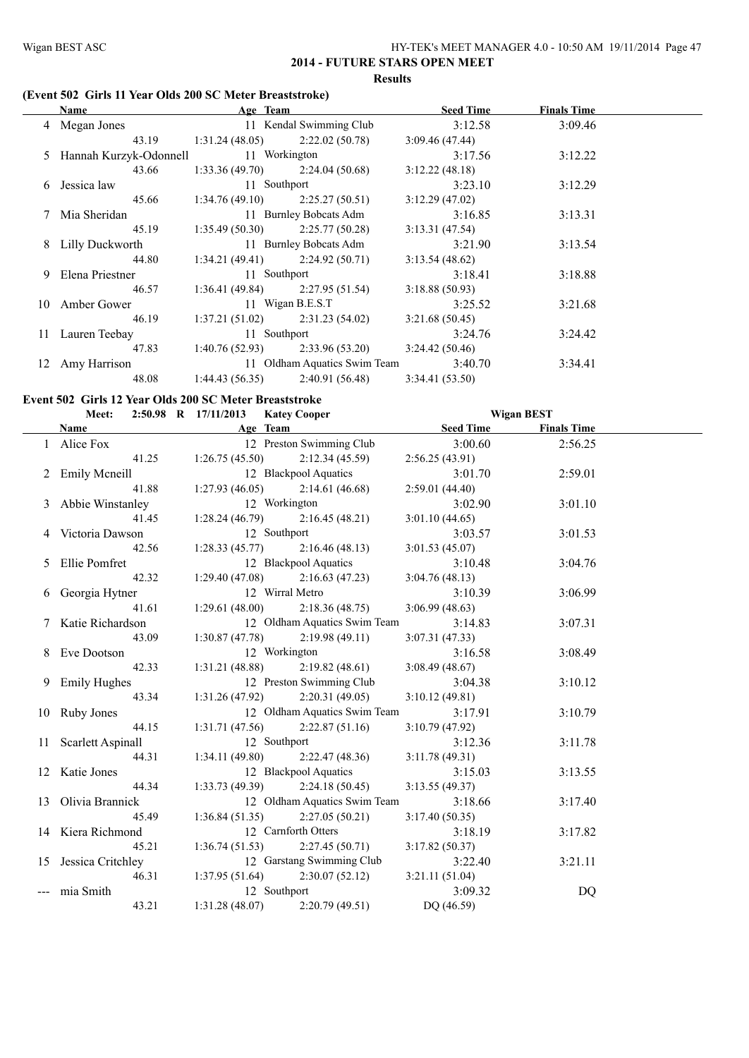## 2014 - FUTURE STARS OPEN MEET

### Results

#### (Event 502 Girls 11 Year Olds 200 SC Meter Breaststroke)

| | Name | Age | Team | Seed Time | Finals Time |
|---|---|---|---|---|---|
| 4 | Megan Jones | 11 | Kendal Swimming Club | 3:12.58 | 3:09.46 |
| | 43.19 | 1:31.24 (48.05) | 2:22.02 (50.78) | 3:09.46 (47.44) | |
| 5 | Hannah Kurzyk-Odonnell | 11 | Workington | 3:17.56 | 3:12.22 |
| | 43.66 | 1:33.36 (49.70) | 2:24.04 (50.68) | 3:12.22 (48.18) | |
| 6 | Jessica law | 11 | Southport | 3:23.10 | 3:12.29 |
| | 45.66 | 1:34.76 (49.10) | 2:25.27 (50.51) | 3:12.29 (47.02) | |
| 7 | Mia Sheridan | 11 | Burnley Bobcats Adm | 3:16.85 | 3:13.31 |
| | 45.19 | 1:35.49 (50.30) | 2:25.77 (50.28) | 3:13.31 (47.54) | |
| 8 | Lilly Duckworth | 11 | Burnley Bobcats Adm | 3:21.90 | 3:13.54 |
| | 44.80 | 1:34.21 (49.41) | 2:24.92 (50.71) | 3:13.54 (48.62) | |
| 9 | Elena Priestner | 11 | Southport | 3:18.41 | 3:18.88 |
| | 46.57 | 1:36.41 (49.84) | 2:27.95 (51.54) | 3:18.88 (50.93) | |
| 10 | Amber Gower | 11 | Wigan B.E.S.T | 3:25.52 | 3:21.68 |
| | 46.19 | 1:37.21 (51.02) | 2:31.23 (54.02) | 3:21.68 (50.45) | |
| 11 | Lauren Teebay | 11 | Southport | 3:24.76 | 3:24.42 |
| | 47.83 | 1:40.76 (52.93) | 2:33.96 (53.20) | 3:24.42 (50.46) | |
| 12 | Amy Harrison | 11 | Oldham Aquatics Swim Team | 3:40.70 | 3:34.41 |
| | 48.08 | 1:44.43 (56.35) | 2:40.91 (56.48) | 3:34.41 (53.50) | |

#### Event 502 Girls 12 Year Olds 200 SC Meter Breaststroke

Meet: 2:50.98 R 17/11/2013 Katey Cooper — Wigan BEST

| | Name | Age | Team | Seed Time | Finals Time |
|---|---|---|---|---|---|
| 1 | Alice Fox | 12 | Preston Swimming Club | 3:00.60 | 2:56.25 |
| | 41.25 | 1:26.75 (45.50) | 2:12.34 (45.59) | 2:56.25 (43.91) | |
| 2 | Emily Mcneill | 12 | Blackpool Aquatics | 3:01.70 | 2:59.01 |
| | 41.88 | 1:27.93 (46.05) | 2:14.61 (46.68) | 2:59.01 (44.40) | |
| 3 | Abbie Winstanley | 12 | Workington | 3:02.90 | 3:01.10 |
| | 41.45 | 1:28.24 (46.79) | 2:16.45 (48.21) | 3:01.10 (44.65) | |
| 4 | Victoria Dawson | 12 | Southport | 3:03.57 | 3:01.53 |
| | 42.56 | 1:28.33 (45.77) | 2:16.46 (48.13) | 3:01.53 (45.07) | |
| 5 | Ellie Pomfret | 12 | Blackpool Aquatics | 3:10.48 | 3:04.76 |
| | 42.32 | 1:29.40 (47.08) | 2:16.63 (47.23) | 3:04.76 (48.13) | |
| 6 | Georgia Hytner | 12 | Wirral Metro | 3:10.39 | 3:06.99 |
| | 41.61 | 1:29.61 (48.00) | 2:18.36 (48.75) | 3:06.99 (48.63) | |
| 7 | Katie Richardson | 12 | Oldham Aquatics Swim Team | 3:14.83 | 3:07.31 |
| | 43.09 | 1:30.87 (47.78) | 2:19.98 (49.11) | 3:07.31 (47.33) | |
| 8 | Eve Dootson | 12 | Workington | 3:16.58 | 3:08.49 |
| | 42.33 | 1:31.21 (48.88) | 2:19.82 (48.61) | 3:08.49 (48.67) | |
| 9 | Emily Hughes | 12 | Preston Swimming Club | 3:04.38 | 3:10.12 |
| | 43.34 | 1:31.26 (47.92) | 2:20.31 (49.05) | 3:10.12 (49.81) | |
| 10 | Ruby Jones | 12 | Oldham Aquatics Swim Team | 3:17.91 | 3:10.79 |
| | 44.15 | 1:31.71 (47.56) | 2:22.87 (51.16) | 3:10.79 (47.92) | |
| 11 | Scarlett Aspinall | 12 | Southport | 3:12.36 | 3:11.78 |
| | 44.31 | 1:34.11 (49.80) | 2:22.47 (48.36) | 3:11.78 (49.31) | |
| 12 | Katie Jones | 12 | Blackpool Aquatics | 3:15.03 | 3:13.55 |
| | 44.34 | 1:33.73 (49.39) | 2:24.18 (50.45) | 3:13.55 (49.37) | |
| 13 | Olivia Brannick | 12 | Oldham Aquatics Swim Team | 3:18.66 | 3:17.40 |
| | 45.49 | 1:36.84 (51.35) | 2:27.05 (50.21) | 3:17.40 (50.35) | |
| 14 | Kiera Richmond | 12 | Carnforth Otters | 3:18.19 | 3:17.82 |
| | 45.21 | 1:36.74 (51.53) | 2:27.45 (50.71) | 3:17.82 (50.37) | |
| 15 | Jessica Critchley | 12 | Garstang Swimming Club | 3:22.40 | 3:21.11 |
| | 46.31 | 1:37.95 (51.64) | 2:30.07 (52.12) | 3:21.11 (51.04) | |
| --- | mia Smith | 12 | Southport | 3:09.32 | DQ |
| | 43.21 | 1:31.28 (48.07) | 2:20.79 (49.51) | DQ (46.59) | |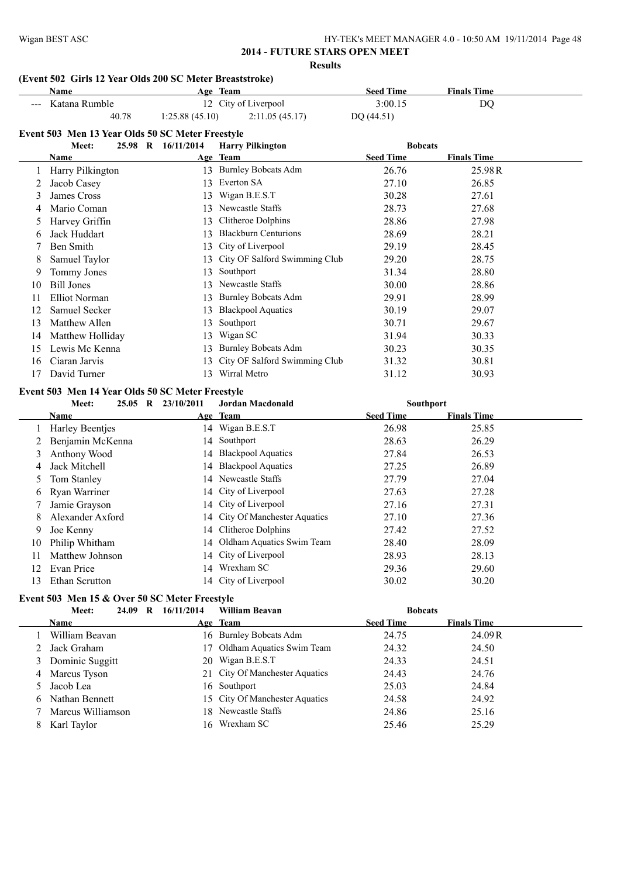**2014 - FUTURE STARS OPEN MEET**

**Results**

### (Event 502 Girls 12 Year Olds 200 SC Meter Breaststroke)

| | Name | Age | Team | Seed Time | Finals Time |
|---|---|---|---|---|---|
| --- | Katana Rumble | 12 | City of Liverpool | 3:00.15 | DQ |
| | 40.78 | 1:25.88 (45.10) | 2:11.05 (45.17) | DQ (44.51) | |

### Event 503 Men 13 Year Olds 50 SC Meter Freestyle

Meet: 25.98 R 16/11/2014 Harry Pilkington Bobcats

| | Name | Age | Team | Seed Time | Finals Time |
|---|---|---|---|---|---|
| 1 | Harry Pilkington | 13 | Burnley Bobcats Adm | 26.76 | 25.98R |
| 2 | Jacob Casey | 13 | Everton SA | 27.10 | 26.85 |
| 3 | James Cross | 13 | Wigan B.E.S.T | 30.28 | 27.61 |
| 4 | Mario Coman | 13 | Newcastle Staffs | 28.73 | 27.68 |
| 5 | Harvey Griffin | 13 | Clitheroe Dolphins | 28.86 | 27.98 |
| 6 | Jack Huddart | 13 | Blackburn Centurions | 28.69 | 28.21 |
| 7 | Ben Smith | 13 | City of Liverpool | 29.19 | 28.45 |
| 8 | Samuel Taylor | 13 | City OF Salford Swimming Club | 29.20 | 28.75 |
| 9 | Tommy Jones | 13 | Southport | 31.34 | 28.80 |
| 10 | Bill Jones | 13 | Newcastle Staffs | 30.00 | 28.86 |
| 11 | Elliot Norman | 13 | Burnley Bobcats Adm | 29.91 | 28.99 |
| 12 | Samuel Secker | 13 | Blackpool Aquatics | 30.19 | 29.07 |
| 13 | Matthew Allen | 13 | Southport | 30.71 | 29.67 |
| 14 | Matthew Holliday | 13 | Wigan SC | 31.94 | 30.33 |
| 15 | Lewis Mc Kenna | 13 | Burnley Bobcats Adm | 30.23 | 30.35 |
| 16 | Ciaran Jarvis | 13 | City OF Salford Swimming Club | 31.32 | 30.81 |
| 17 | David Turner | 13 | Wirral Metro | 31.12 | 30.93 |

### Event 503 Men 14 Year Olds 50 SC Meter Freestyle

Meet: 25.05 R 23/10/2011 Jordan Macdonald Southport

| | Name | Age | Team | Seed Time | Finals Time |
|---|---|---|---|---|---|
| 1 | Harley Beentjes | 14 | Wigan B.E.S.T | 26.98 | 25.85 |
| 2 | Benjamin McKenna | 14 | Southport | 28.63 | 26.29 |
| 3 | Anthony Wood | 14 | Blackpool Aquatics | 27.84 | 26.53 |
| 4 | Jack Mitchell | 14 | Blackpool Aquatics | 27.25 | 26.89 |
| 5 | Tom Stanley | 14 | Newcastle Staffs | 27.79 | 27.04 |
| 6 | Ryan Warriner | 14 | City of Liverpool | 27.63 | 27.28 |
| 7 | Jamie Grayson | 14 | City of Liverpool | 27.16 | 27.31 |
| 8 | Alexander Axford | 14 | City Of Manchester Aquatics | 27.10 | 27.36 |
| 9 | Joe Kenny | 14 | Clitheroe Dolphins | 27.42 | 27.52 |
| 10 | Philip Whitham | 14 | Oldham Aquatics Swim Team | 28.40 | 28.09 |
| 11 | Matthew Johnson | 14 | City of Liverpool | 28.93 | 28.13 |
| 12 | Evan Price | 14 | Wrexham SC | 29.36 | 29.60 |
| 13 | Ethan Scrutton | 14 | City of Liverpool | 30.02 | 30.20 |

### Event 503 Men 15 & Over 50 SC Meter Freestyle

Meet: 24.09 R 16/11/2014 William Beavan Bobcats

| | Name | Age | Team | Seed Time | Finals Time |
|---|---|---|---|---|---|
| 1 | William Beavan | 16 | Burnley Bobcats Adm | 24.75 | 24.09R |
| 2 | Jack Graham | 17 | Oldham Aquatics Swim Team | 24.32 | 24.50 |
| 3 | Dominic Suggitt | 20 | Wigan B.E.S.T | 24.33 | 24.51 |
| 4 | Marcus Tyson | 21 | City Of Manchester Aquatics | 24.43 | 24.76 |
| 5 | Jacob Lea | 16 | Southport | 25.03 | 24.84 |
| 6 | Nathan Bennett | 15 | City Of Manchester Aquatics | 24.58 | 24.92 |
| 7 | Marcus Williamson | 18 | Newcastle Staffs | 24.86 | 25.16 |
| 8 | Karl Taylor | 16 | Wrexham SC | 25.46 | 25.29 |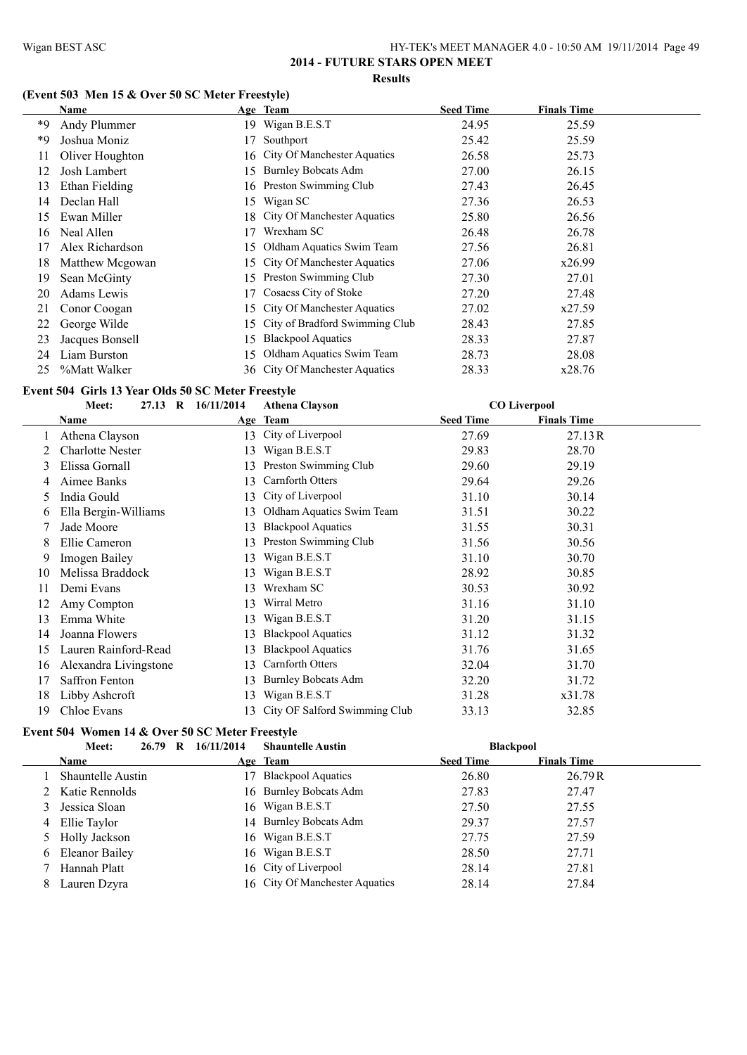## 2014 - FUTURE STARS OPEN MEET

### Results

### (Event 503 Men 15 & Over 50 SC Meter Freestyle)

| | Name | Age | Team | Seed Time | Finals Time |
|---|---|---|---|---|---|
| *9 | Andy Plummer | 19 | Wigan B.E.S.T | 24.95 | 25.59 |
| *9 | Joshua Moniz | 17 | Southport | 25.42 | 25.59 |
| 11 | Oliver Houghton | 16 | City Of Manchester Aquatics | 26.58 | 25.73 |
| 12 | Josh Lambert | 15 | Burnley Bobcats Adm | 27.00 | 26.15 |
| 13 | Ethan Fielding | 16 | Preston Swimming Club | 27.43 | 26.45 |
| 14 | Declan Hall | 15 | Wigan SC | 27.36 | 26.53 |
| 15 | Ewan Miller | 18 | City Of Manchester Aquatics | 25.80 | 26.56 |
| 16 | Neal Allen | 17 | Wrexham SC | 26.48 | 26.78 |
| 17 | Alex Richardson | 15 | Oldham Aquatics Swim Team | 27.56 | 26.81 |
| 18 | Matthew Mcgowan | 15 | City Of Manchester Aquatics | 27.06 | x26.99 |
| 19 | Sean McGinty | 15 | Preston Swimming Club | 27.30 | 27.01 |
| 20 | Adams Lewis | 17 | Cosacss City of Stoke | 27.20 | 27.48 |
| 21 | Conor Coogan | 15 | City Of Manchester Aquatics | 27.02 | x27.59 |
| 22 | George Wilde | 15 | City of Bradford Swimming Club | 28.43 | 27.85 |
| 23 | Jacques Bonsell | 15 | Blackpool Aquatics | 28.33 | 27.87 |
| 24 | Liam Burston | 15 | Oldham Aquatics Swim Team | 28.73 | 28.08 |
| 25 | %Matt Walker | 36 | City Of Manchester Aquatics | 28.33 | x28.76 |

### Event 504 Girls 13 Year Olds 50 SC Meter Freestyle

Meet: 27.13 R 16/11/2014 Athena Clayson CO Liverpool

| | Name | Age | Team | Seed Time | Finals Time |
|---|---|---|---|---|---|
| 1 | Athena Clayson | 13 | City of Liverpool | 27.69 | 27.13R |
| 2 | Charlotte Nester | 13 | Wigan B.E.S.T | 29.83 | 28.70 |
| 3 | Elissa Gornall | 13 | Preston Swimming Club | 29.60 | 29.19 |
| 4 | Aimee Banks | 13 | Carnforth Otters | 29.64 | 29.26 |
| 5 | India Gould | 13 | City of Liverpool | 31.10 | 30.14 |
| 6 | Ella Bergin-Williams | 13 | Oldham Aquatics Swim Team | 31.51 | 30.22 |
| 7 | Jade Moore | 13 | Blackpool Aquatics | 31.55 | 30.31 |
| 8 | Ellie Cameron | 13 | Preston Swimming Club | 31.56 | 30.56 |
| 9 | Imogen Bailey | 13 | Wigan B.E.S.T | 31.10 | 30.70 |
| 10 | Melissa Braddock | 13 | Wigan B.E.S.T | 28.92 | 30.85 |
| 11 | Demi Evans | 13 | Wrexham SC | 30.53 | 30.92 |
| 12 | Amy Compton | 13 | Wirral Metro | 31.16 | 31.10 |
| 13 | Emma White | 13 | Wigan B.E.S.T | 31.20 | 31.15 |
| 14 | Joanna Flowers | 13 | Blackpool Aquatics | 31.12 | 31.32 |
| 15 | Lauren Rainford-Read | 13 | Blackpool Aquatics | 31.76 | 31.65 |
| 16 | Alexandra Livingstone | 13 | Carnforth Otters | 32.04 | 31.70 |
| 17 | Saffron Fenton | 13 | Burnley Bobcats Adm | 32.20 | 31.72 |
| 18 | Libby Ashcroft | 13 | Wigan B.E.S.T | 31.28 | x31.78 |
| 19 | Chloe Evans | 13 | City OF Salford Swimming Club | 33.13 | 32.85 |

### Event 504 Women 14 & Over 50 SC Meter Freestyle

Meet: 26.79 R 16/11/2014 Shauntelle Austin Blackpool

| | Name | Age | Team | Seed Time | Finals Time |
|---|---|---|---|---|---|
| 1 | Shauntelle Austin | 17 | Blackpool Aquatics | 26.80 | 26.79R |
| 2 | Katie Rennolds | 16 | Burnley Bobcats Adm | 27.83 | 27.47 |
| 3 | Jessica Sloan | 16 | Wigan B.E.S.T | 27.50 | 27.55 |
| 4 | Ellie Taylor | 14 | Burnley Bobcats Adm | 29.37 | 27.57 |
| 5 | Holly Jackson | 16 | Wigan B.E.S.T | 27.75 | 27.59 |
| 6 | Eleanor Bailey | 16 | Wigan B.E.S.T | 28.50 | 27.71 |
| 7 | Hannah Platt | 16 | City of Liverpool | 28.14 | 27.81 |
| 8 | Lauren Dzyra | 16 | City Of Manchester Aquatics | 28.14 | 27.84 |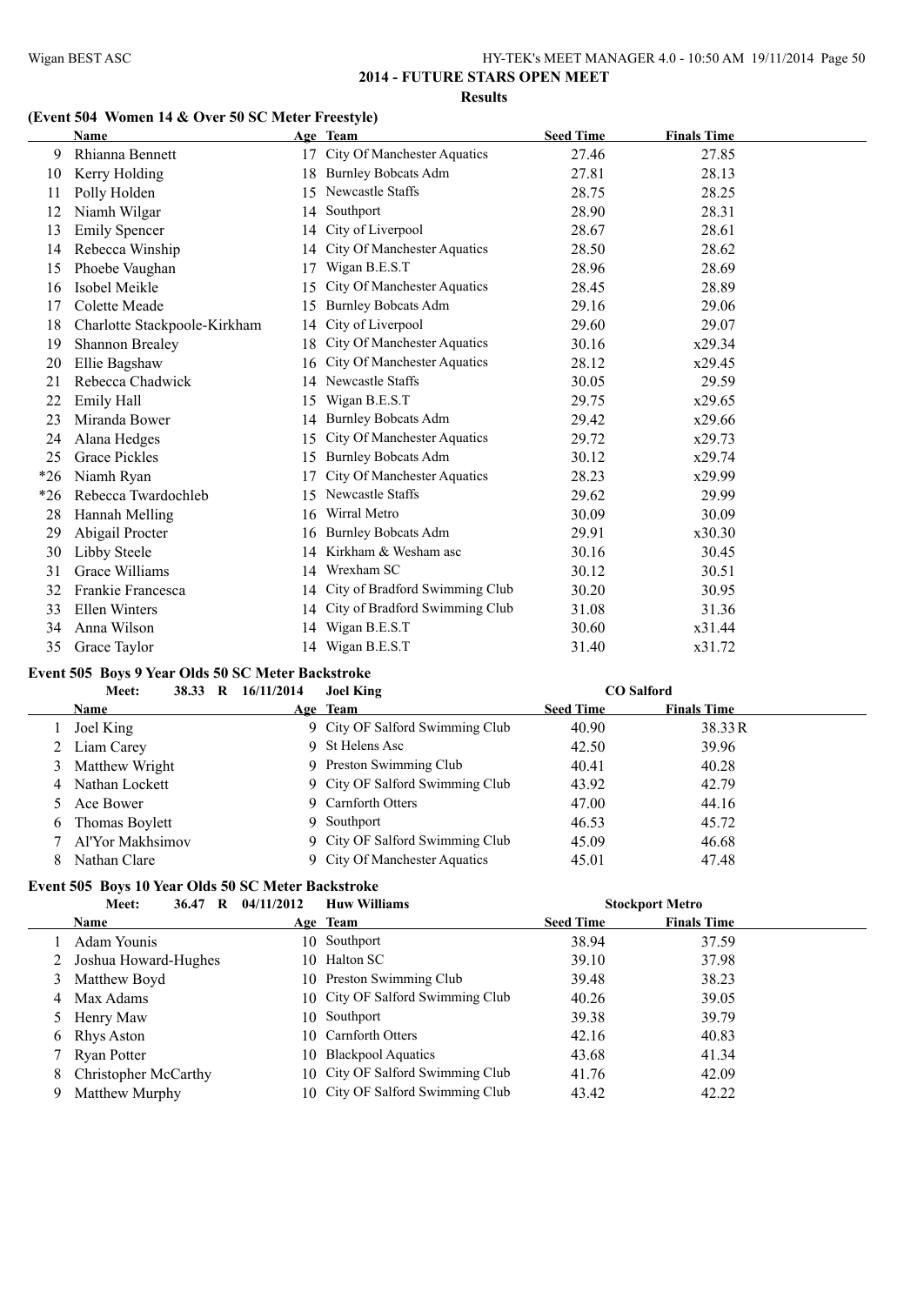**2014 - FUTURE STARS OPEN MEET**

**Results**

### (Event 504 Women 14 & Over 50 SC Meter Freestyle)

| | Name | Age | Team | Seed Time | Finals Time |
|---|---|---|---|---|---|
| 9 | Rhianna Bennett | 17 | City Of Manchester Aquatics | 27.46 | 27.85 |
| 10 | Kerry Holding | 18 | Burnley Bobcats Adm | 27.81 | 28.13 |
| 11 | Polly Holden | 15 | Newcastle Staffs | 28.75 | 28.25 |
| 12 | Niamh Wilgar | 14 | Southport | 28.90 | 28.31 |
| 13 | Emily Spencer | 14 | City of Liverpool | 28.67 | 28.61 |
| 14 | Rebecca Winship | 14 | City Of Manchester Aquatics | 28.50 | 28.62 |
| 15 | Phoebe Vaughan | 17 | Wigan B.E.S.T | 28.96 | 28.69 |
| 16 | Isobel Meikle | 15 | City Of Manchester Aquatics | 28.45 | 28.89 |
| 17 | Colette Meade | 15 | Burnley Bobcats Adm | 29.16 | 29.06 |
| 18 | Charlotte Stackpoole-Kirkham | 14 | City of Liverpool | 29.60 | 29.07 |
| 19 | Shannon Brealey | 18 | City Of Manchester Aquatics | 30.16 | x29.34 |
| 20 | Ellie Bagshaw | 16 | City Of Manchester Aquatics | 28.12 | x29.45 |
| 21 | Rebecca Chadwick | 14 | Newcastle Staffs | 30.05 | 29.59 |
| 22 | Emily Hall | 15 | Wigan B.E.S.T | 29.75 | x29.65 |
| 23 | Miranda Bower | 14 | Burnley Bobcats Adm | 29.42 | x29.66 |
| 24 | Alana Hedges | 15 | City Of Manchester Aquatics | 29.72 | x29.73 |
| 25 | Grace Pickles | 15 | Burnley Bobcats Adm | 30.12 | x29.74 |
| *26 | Niamh Ryan | 17 | City Of Manchester Aquatics | 28.23 | x29.99 |
| *26 | Rebecca Twardochleb | 15 | Newcastle Staffs | 29.62 | 29.99 |
| 28 | Hannah Melling | 16 | Wirral Metro | 30.09 | 30.09 |
| 29 | Abigail Procter | 16 | Burnley Bobcats Adm | 29.91 | x30.30 |
| 30 | Libby Steele | 14 | Kirkham & Wesham asc | 30.16 | 30.45 |
| 31 | Grace Williams | 14 | Wrexham SC | 30.12 | 30.51 |
| 32 | Frankie Francesca | 14 | City of Bradford Swimming Club | 30.20 | 30.95 |
| 33 | Ellen Winters | 14 | City of Bradford Swimming Club | 31.08 | 31.36 |
| 34 | Anna Wilson | 14 | Wigan B.E.S.T | 30.60 | x31.44 |
| 35 | Grace Taylor | 14 | Wigan B.E.S.T | 31.40 | x31.72 |

### Event 505 Boys 9 Year Olds 50 SC Meter Backstroke

Meet: 38.33 R 16/11/2014 Joel King CO Salford

| | Name | Age | Team | Seed Time | Finals Time |
|---|---|---|---|---|---|
| 1 | Joel King | 9 | City OF Salford Swimming Club | 40.90 | 38.33R |
| 2 | Liam Carey | 9 | St Helens Asc | 42.50 | 39.96 |
| 3 | Matthew Wright | 9 | Preston Swimming Club | 40.41 | 40.28 |
| 4 | Nathan Lockett | 9 | City OF Salford Swimming Club | 43.92 | 42.79 |
| 5 | Ace Bower | 9 | Carnforth Otters | 47.00 | 44.16 |
| 6 | Thomas Boylett | 9 | Southport | 46.53 | 45.72 |
| 7 | Al'Yor Makhsimov | 9 | City OF Salford Swimming Club | 45.09 | 46.68 |
| 8 | Nathan Clare | 9 | City Of Manchester Aquatics | 45.01 | 47.48 |

### Event 505 Boys 10 Year Olds 50 SC Meter Backstroke

Meet: 36.47 R 04/11/2012 Huw Williams Stockport Metro

| | Name | Age | Team | Seed Time | Finals Time |
|---|---|---|---|---|---|
| 1 | Adam Younis | 10 | Southport | 38.94 | 37.59 |
| 2 | Joshua Howard-Hughes | 10 | Halton SC | 39.10 | 37.98 |
| 3 | Matthew Boyd | 10 | Preston Swimming Club | 39.48 | 38.23 |
| 4 | Max Adams | 10 | City OF Salford Swimming Club | 40.26 | 39.05 |
| 5 | Henry Maw | 10 | Southport | 39.38 | 39.79 |
| 6 | Rhys Aston | 10 | Carnforth Otters | 42.16 | 40.83 |
| 7 | Ryan Potter | 10 | Blackpool Aquatics | 43.68 | 41.34 |
| 8 | Christopher McCarthy | 10 | City OF Salford Swimming Club | 41.76 | 42.09 |
| 9 | Matthew Murphy | 10 | City OF Salford Swimming Club | 43.42 | 42.22 |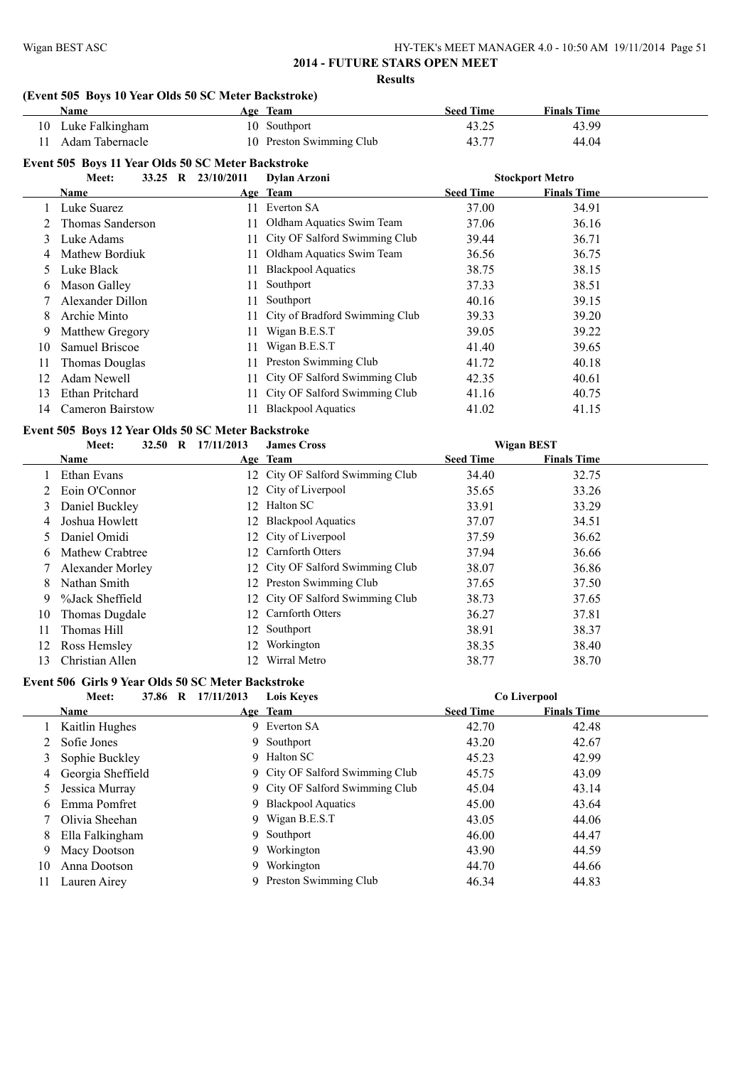## 2014 - FUTURE STARS OPEN MEET

**Results**

### (Event 505 Boys 10 Year Olds 50 SC Meter Backstroke)

| | Name | Age | Team | Seed Time | Finals Time |
|---|---|---|---|---|---|
| 10 | Luke Falkingham | 10 | Southport | 43.25 | 43.99 |
| 11 | Adam Tabernacle | 10 | Preston Swimming Club | 43.77 | 44.04 |

### Event 505 Boys 11 Year Olds 50 SC Meter Backstroke

Meet: 33.25 R 23/10/2011 Dylan Arzoni — Stockport Metro

| | Name | Age | Team | Seed Time | Finals Time |
|---|---|---|---|---|---|
| 1 | Luke Suarez | 11 | Everton SA | 37.00 | 34.91 |
| 2 | Thomas Sanderson | 11 | Oldham Aquatics Swim Team | 37.06 | 36.16 |
| 3 | Luke Adams | 11 | City OF Salford Swimming Club | 39.44 | 36.71 |
| 4 | Mathew Bordiuk | 11 | Oldham Aquatics Swim Team | 36.56 | 36.75 |
| 5 | Luke Black | 11 | Blackpool Aquatics | 38.75 | 38.15 |
| 6 | Mason Galley | 11 | Southport | 37.33 | 38.51 |
| 7 | Alexander Dillon | 11 | Southport | 40.16 | 39.15 |
| 8 | Archie Minto | 11 | City of Bradford Swimming Club | 39.33 | 39.20 |
| 9 | Matthew Gregory | 11 | Wigan B.E.S.T | 39.05 | 39.22 |
| 10 | Samuel Briscoe | 11 | Wigan B.E.S.T | 41.40 | 39.65 |
| 11 | Thomas Douglas | 11 | Preston Swimming Club | 41.72 | 40.18 |
| 12 | Adam Newell | 11 | City OF Salford Swimming Club | 42.35 | 40.61 |
| 13 | Ethan Pritchard | 11 | City OF Salford Swimming Club | 41.16 | 40.75 |
| 14 | Cameron Bairstow | 11 | Blackpool Aquatics | 41.02 | 41.15 |

### Event 505 Boys 12 Year Olds 50 SC Meter Backstroke

Meet: 32.50 R 17/11/2013 James Cross — Wigan BEST

| | Name | Age | Team | Seed Time | Finals Time |
|---|---|---|---|---|---|
| 1 | Ethan Evans | 12 | City OF Salford Swimming Club | 34.40 | 32.75 |
| 2 | Eoin O'Connor | 12 | City of Liverpool | 35.65 | 33.26 |
| 3 | Daniel Buckley | 12 | Halton SC | 33.91 | 33.29 |
| 4 | Joshua Howlett | 12 | Blackpool Aquatics | 37.07 | 34.51 |
| 5 | Daniel Omidi | 12 | City of Liverpool | 37.59 | 36.62 |
| 6 | Mathew Crabtree | 12 | Carnforth Otters | 37.94 | 36.66 |
| 7 | Alexander Morley | 12 | City OF Salford Swimming Club | 38.07 | 36.86 |
| 8 | Nathan Smith | 12 | Preston Swimming Club | 37.65 | 37.50 |
| 9 | %Jack Sheffield | 12 | City OF Salford Swimming Club | 38.73 | 37.65 |
| 10 | Thomas Dugdale | 12 | Carnforth Otters | 36.27 | 37.81 |
| 11 | Thomas Hill | 12 | Southport | 38.91 | 38.37 |
| 12 | Ross Hemsley | 12 | Workington | 38.35 | 38.40 |
| 13 | Christian Allen | 12 | Wirral Metro | 38.77 | 38.70 |

### Event 506 Girls 9 Year Olds 50 SC Meter Backstroke

Meet: 37.86 R 17/11/2013 Lois Keyes — Co Liverpool

| | Name | Age | Team | Seed Time | Finals Time |
|---|---|---|---|---|---|
| 1 | Kaitlin Hughes | 9 | Everton SA | 42.70 | 42.48 |
| 2 | Sofie Jones | 9 | Southport | 43.20 | 42.67 |
| 3 | Sophie Buckley | 9 | Halton SC | 45.23 | 42.99 |
| 4 | Georgia Sheffield | 9 | City OF Salford Swimming Club | 45.75 | 43.09 |
| 5 | Jessica Murray | 9 | City OF Salford Swimming Club | 45.04 | 43.14 |
| 6 | Emma Pomfret | 9 | Blackpool Aquatics | 45.00 | 43.64 |
| 7 | Olivia Sheehan | 9 | Wigan B.E.S.T | 43.05 | 44.06 |
| 8 | Ella Falkingham | 9 | Southport | 46.00 | 44.47 |
| 9 | Macy Dootson | 9 | Workington | 43.90 | 44.59 |
| 10 | Anna Dootson | 9 | Workington | 44.70 | 44.66 |
| 11 | Lauren Airey | 9 | Preston Swimming Club | 46.34 | 44.83 |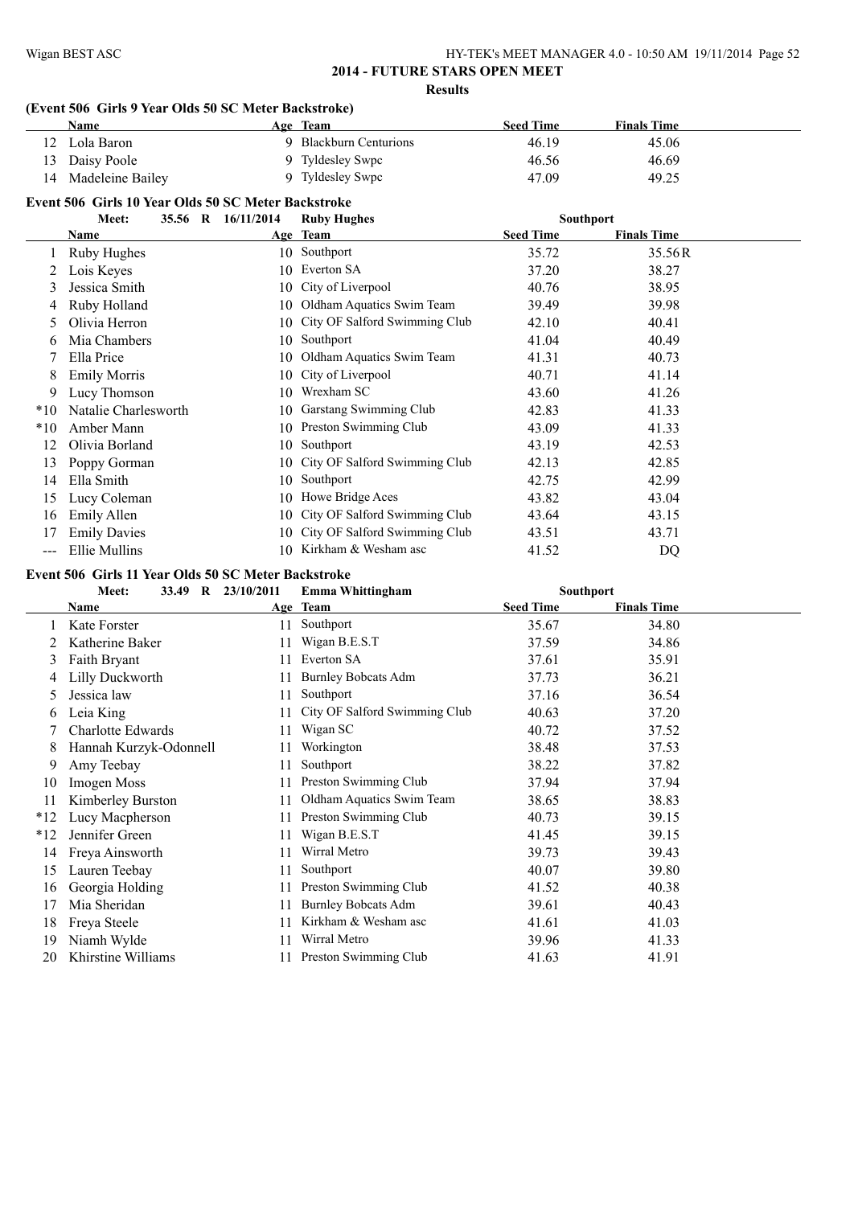**2014 - FUTURE STARS OPEN MEET**

**Results**

### (Event 506 Girls 9 Year Olds 50 SC Meter Backstroke)

| | Name | Age | Team | Seed Time | Finals Time |
|---|---|---|---|---|---|
| 12 | Lola Baron | 9 | Blackburn Centurions | 46.19 | 45.06 |
| 13 | Daisy Poole | 9 | Tyldesley Swpc | 46.56 | 46.69 |
| 14 | Madeleine Bailey | 9 | Tyldesley Swpc | 47.09 | 49.25 |

### Event 506 Girls 10 Year Olds 50 SC Meter Backstroke

Meet: 35.56 R 16/11/2014 Ruby Hughes Southport

| | Name | Age | Team | Seed Time | Finals Time |
|---|---|---|---|---|---|
| 1 | Ruby Hughes | 10 | Southport | 35.72 | 35.56R |
| 2 | Lois Keyes | 10 | Everton SA | 37.20 | 38.27 |
| 3 | Jessica Smith | 10 | City of Liverpool | 40.76 | 38.95 |
| 4 | Ruby Holland | 10 | Oldham Aquatics Swim Team | 39.49 | 39.98 |
| 5 | Olivia Herron | 10 | City OF Salford Swimming Club | 42.10 | 40.41 |
| 6 | Mia Chambers | 10 | Southport | 41.04 | 40.49 |
| 7 | Ella Price | 10 | Oldham Aquatics Swim Team | 41.31 | 40.73 |
| 8 | Emily Morris | 10 | City of Liverpool | 40.71 | 41.14 |
| 9 | Lucy Thomson | 10 | Wrexham SC | 43.60 | 41.26 |
| *10 | Natalie Charlesworth | 10 | Garstang Swimming Club | 42.83 | 41.33 |
| *10 | Amber Mann | 10 | Preston Swimming Club | 43.09 | 41.33 |
| 12 | Olivia Borland | 10 | Southport | 43.19 | 42.53 |
| 13 | Poppy Gorman | 10 | City OF Salford Swimming Club | 42.13 | 42.85 |
| 14 | Ella Smith | 10 | Southport | 42.75 | 42.99 |
| 15 | Lucy Coleman | 10 | Howe Bridge Aces | 43.82 | 43.04 |
| 16 | Emily Allen | 10 | City OF Salford Swimming Club | 43.64 | 43.15 |
| 17 | Emily Davies | 10 | City OF Salford Swimming Club | 43.51 | 43.71 |
| --- | Ellie Mullins | 10 | Kirkham & Wesham asc | 41.52 | DQ |

### Event 506 Girls 11 Year Olds 50 SC Meter Backstroke

Meet: 33.49 R 23/10/2011 Emma Whittingham Southport

| | Name | Age | Team | Seed Time | Finals Time |
|---|---|---|---|---|---|
| 1 | Kate Forster | 11 | Southport | 35.67 | 34.80 |
| 2 | Katherine Baker | 11 | Wigan B.E.S.T | 37.59 | 34.86 |
| 3 | Faith Bryant | 11 | Everton SA | 37.61 | 35.91 |
| 4 | Lilly Duckworth | 11 | Burnley Bobcats Adm | 37.73 | 36.21 |
| 5 | Jessica law | 11 | Southport | 37.16 | 36.54 |
| 6 | Leia King | 11 | City OF Salford Swimming Club | 40.63 | 37.20 |
| 7 | Charlotte Edwards | 11 | Wigan SC | 40.72 | 37.52 |
| 8 | Hannah Kurzyk-Odonnell | 11 | Workington | 38.48 | 37.53 |
| 9 | Amy Teebay | 11 | Southport | 38.22 | 37.82 |
| 10 | Imogen Moss | 11 | Preston Swimming Club | 37.94 | 37.94 |
| 11 | Kimberley Burston | 11 | Oldham Aquatics Swim Team | 38.65 | 38.83 |
| *12 | Lucy Macpherson | 11 | Preston Swimming Club | 40.73 | 39.15 |
| *12 | Jennifer Green | 11 | Wigan B.E.S.T | 41.45 | 39.15 |
| 14 | Freya Ainsworth | 11 | Wirral Metro | 39.73 | 39.43 |
| 15 | Lauren Teebay | 11 | Southport | 40.07 | 39.80 |
| 16 | Georgia Holding | 11 | Preston Swimming Club | 41.52 | 40.38 |
| 17 | Mia Sheridan | 11 | Burnley Bobcats Adm | 39.61 | 40.43 |
| 18 | Freya Steele | 11 | Kirkham & Wesham asc | 41.61 | 41.03 |
| 19 | Niamh Wylde | 11 | Wirral Metro | 39.96 | 41.33 |
| 20 | Khirstine Williams | 11 | Preston Swimming Club | 41.63 | 41.91 |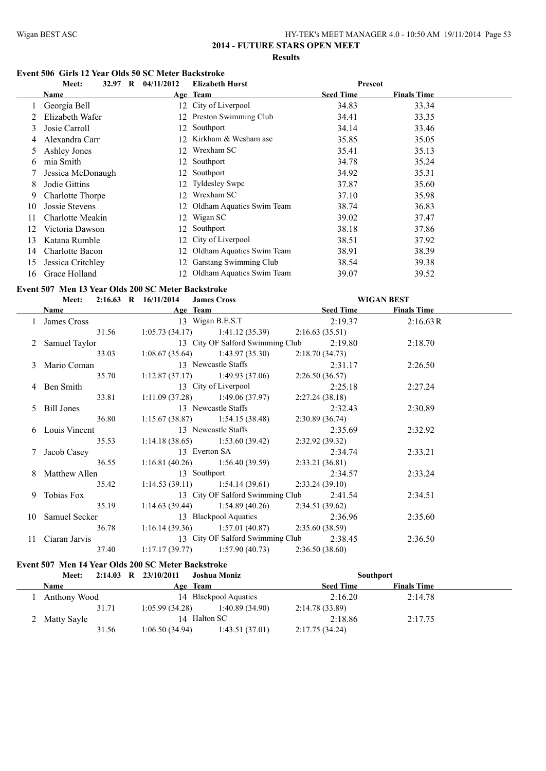## 2014 - FUTURE STARS OPEN MEET

### Results

#### Event 506 Girls 12 Year Olds 50 SC Meter Backstroke

Meet: 32.97 R 04/11/2012 Elizabeth Hurst — Prescot

| | Name | Age | Team | Seed Time | Finals Time |
|---|---|---|---|---|---|
| 1 | Georgia Bell | 12 | City of Liverpool | 34.83 | 33.34 |
| 2 | Elizabeth Wafer | 12 | Preston Swimming Club | 34.41 | 33.35 |
| 3 | Josie Carroll | 12 | Southport | 34.14 | 33.46 |
| 4 | Alexandra Carr | 12 | Kirkham & Wesham asc | 35.85 | 35.05 |
| 5 | Ashley Jones | 12 | Wrexham SC | 35.41 | 35.13 |
| 6 | mia Smith | 12 | Southport | 34.78 | 35.24 |
| 7 | Jessica McDonaugh | 12 | Southport | 34.92 | 35.31 |
| 8 | Jodie Gittins | 12 | Tyldesley Swpc | 37.87 | 35.60 |
| 9 | Charlotte Thorpe | 12 | Wrexham SC | 37.10 | 35.98 |
| 10 | Jossie Stevens | 12 | Oldham Aquatics Swim Team | 38.74 | 36.83 |
| 11 | Charlotte Meakin | 12 | Wigan SC | 39.02 | 37.47 |
| 12 | Victoria Dawson | 12 | Southport | 38.18 | 37.86 |
| 13 | Katana Rumble | 12 | City of Liverpool | 38.51 | 37.92 |
| 14 | Charlotte Bacon | 12 | Oldham Aquatics Swim Team | 38.91 | 38.39 |
| 15 | Jessica Critchley | 12 | Garstang Swimming Club | 38.54 | 39.38 |
| 16 | Grace Holland | 12 | Oldham Aquatics Swim Team | 39.07 | 39.52 |

#### Event 507 Men 13 Year Olds 200 SC Meter Backstroke

Meet: 2:16.63 R 16/11/2014 James Cross — WIGAN BEST

| | Name | Age | Team | Seed Time | Finals Time |
|---|---|---|---|---|---|
| 1 | James Cross | 13 | Wigan B.E.S.T | 2:19.37 | 2:16.63R |
| | 31.56 | 1:05.73 (34.17) | 1:41.12 (35.39) | 2:16.63 (35.51) | |
| 2 | Samuel Taylor | 13 | City OF Salford Swimming Club | 2:19.80 | 2:18.70 |
| | 33.03 | 1:08.67 (35.64) | 1:43.97 (35.30) | 2:18.70 (34.73) | |
| 3 | Mario Coman | 13 | Newcastle Staffs | 2:31.17 | 2:26.50 |
| | 35.70 | 1:12.87 (37.17) | 1:49.93 (37.06) | 2:26.50 (36.57) | |
| 4 | Ben Smith | 13 | City of Liverpool | 2:25.18 | 2:27.24 |
| | 33.81 | 1:11.09 (37.28) | 1:49.06 (37.97) | 2:27.24 (38.18) | |
| 5 | Bill Jones | 13 | Newcastle Staffs | 2:32.43 | 2:30.89 |
| | 36.80 | 1:15.67 (38.87) | 1:54.15 (38.48) | 2:30.89 (36.74) | |
| 6 | Louis Vincent | 13 | Newcastle Staffs | 2:35.69 | 2:32.92 |
| | 35.53 | 1:14.18 (38.65) | 1:53.60 (39.42) | 2:32.92 (39.32) | |
| 7 | Jacob Casey | 13 | Everton SA | 2:34.74 | 2:33.21 |
| | 36.55 | 1:16.81 (40.26) | 1:56.40 (39.59) | 2:33.21 (36.81) | |
| 8 | Matthew Allen | 13 | Southport | 2:34.57 | 2:33.24 |
| | 35.42 | 1:14.53 (39.11) | 1:54.14 (39.61) | 2:33.24 (39.10) | |
| 9 | Tobias Fox | 13 | City OF Salford Swimming Club | 2:41.54 | 2:34.51 |
| | 35.19 | 1:14.63 (39.44) | 1:54.89 (40.26) | 2:34.51 (39.62) | |
| 10 | Samuel Secker | 13 | Blackpool Aquatics | 2:36.96 | 2:35.60 |
| | 36.78 | 1:16.14 (39.36) | 1:57.01 (40.87) | 2:35.60 (38.59) | |
| 11 | Ciaran Jarvis | 13 | City OF Salford Swimming Club | 2:38.45 | 2:36.50 |
| | 37.40 | 1:17.17 (39.77) | 1:57.90 (40.73) | 2:36.50 (38.60) | |

#### Event 507 Men 14 Year Olds 200 SC Meter Backstroke

Meet: 2:14.03 R 23/10/2011 Joshua Moniz — Southport

| | Name | Age | Team | Seed Time | Finals Time |
|---|---|---|---|---|---|
| 1 | Anthony Wood | 14 | Blackpool Aquatics | 2:16.20 | 2:14.78 |
| | 31.71 | 1:05.99 (34.28) | 1:40.89 (34.90) | 2:14.78 (33.89) | |
| 2 | Matty Sayle | 14 | Halton SC | 2:18.86 | 2:17.75 |
| | 31.56 | 1:06.50 (34.94) | 1:43.51 (37.01) | 2:17.75 (34.24) | |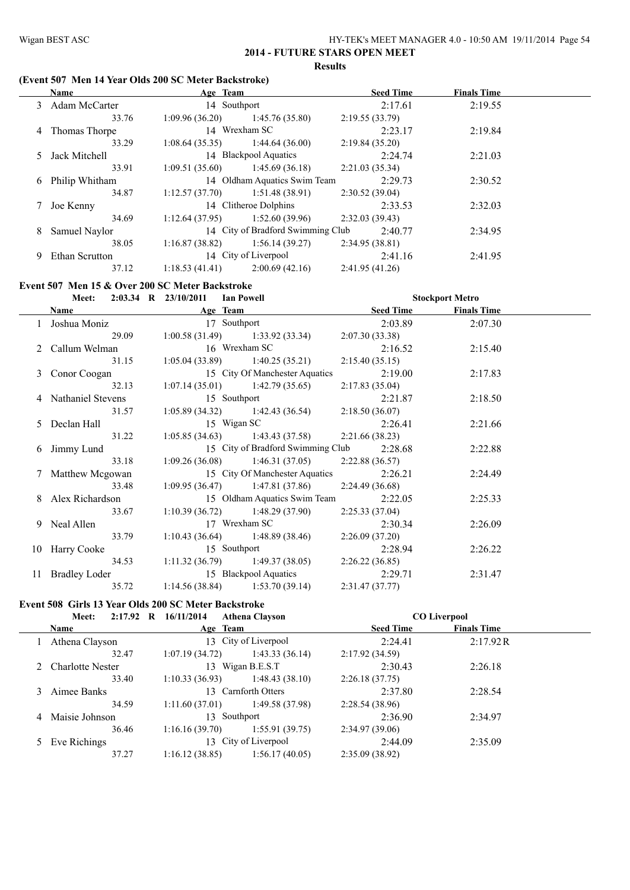## 2014 - FUTURE STARS OPEN MEET

**Results**

### (Event 507 Men 14 Year Olds 200 SC Meter Backstroke)

| | Name | Age | Team | Seed Time | Finals Time |
|---|---|---|---|---|---|
| 3 | Adam McCarter | 14 | Southport | 2:17.61 | 2:19.55 |
| | 33.76 | 1:09.96 (36.20) | 1:45.76 (35.80) | 2:19.55 (33.79) | |
| 4 | Thomas Thorpe | 14 | Wrexham SC | 2:23.17 | 2:19.84 |
| | 33.29 | 1:08.64 (35.35) | 1:44.64 (36.00) | 2:19.84 (35.20) | |
| 5 | Jack Mitchell | 14 | Blackpool Aquatics | 2:24.74 | 2:21.03 |
| | 33.91 | 1:09.51 (35.60) | 1:45.69 (36.18) | 2:21.03 (35.34) | |
| 6 | Philip Whitham | 14 | Oldham Aquatics Swim Team | 2:29.73 | 2:30.52 |
| | 34.87 | 1:12.57 (37.70) | 1:51.48 (38.91) | 2:30.52 (39.04) | |
| 7 | Joe Kenny | 14 | Clitheroe Dolphins | 2:33.53 | 2:32.03 |
| | 34.69 | 1:12.64 (37.95) | 1:52.60 (39.96) | 2:32.03 (39.43) | |
| 8 | Samuel Naylor | 14 | City of Bradford Swimming Club | 2:40.77 | 2:34.95 |
| | 38.05 | 1:16.87 (38.82) | 1:56.14 (39.27) | 2:34.95 (38.81) | |
| 9 | Ethan Scrutton | 14 | City of Liverpool | 2:41.16 | 2:41.95 |
| | 37.12 | 1:18.53 (41.41) | 2:00.69 (42.16) | 2:41.95 (41.26) | |

### Event 507 Men 15 & Over 200 SC Meter Backstroke

Meet: 2:03.34 R 23/10/2011 Ian Powell — Stockport Metro

| | Name | Age | Team | Seed Time | Finals Time |
|---|---|---|---|---|---|
| 1 | Joshua Moniz | 17 | Southport | 2:03.89 | 2:07.30 |
| | 29.09 | 1:00.58 (31.49) | 1:33.92 (33.34) | 2:07.30 (33.38) | |
| 2 | Callum Welman | 16 | Wrexham SC | 2:16.52 | 2:15.40 |
| | 31.15 | 1:05.04 (33.89) | 1:40.25 (35.21) | 2:15.40 (35.15) | |
| 3 | Conor Coogan | 15 | City Of Manchester Aquatics | 2:19.00 | 2:17.83 |
| | 32.13 | 1:07.14 (35.01) | 1:42.79 (35.65) | 2:17.83 (35.04) | |
| 4 | Nathaniel Stevens | 15 | Southport | 2:21.87 | 2:18.50 |
| | 31.57 | 1:05.89 (34.32) | 1:42.43 (36.54) | 2:18.50 (36.07) | |
| 5 | Declan Hall | 15 | Wigan SC | 2:26.41 | 2:21.66 |
| | 31.22 | 1:05.85 (34.63) | 1:43.43 (37.58) | 2:21.66 (38.23) | |
| 6 | Jimmy Lund | 15 | City of Bradford Swimming Club | 2:28.68 | 2:22.88 |
| | 33.18 | 1:09.26 (36.08) | 1:46.31 (37.05) | 2:22.88 (36.57) | |
| 7 | Matthew Mcgowan | 15 | City Of Manchester Aquatics | 2:26.21 | 2:24.49 |
| | 33.48 | 1:09.95 (36.47) | 1:47.81 (37.86) | 2:24.49 (36.68) | |
| 8 | Alex Richardson | 15 | Oldham Aquatics Swim Team | 2:22.05 | 2:25.33 |
| | 33.67 | 1:10.39 (36.72) | 1:48.29 (37.90) | 2:25.33 (37.04) | |
| 9 | Neal Allen | 17 | Wrexham SC | 2:30.34 | 2:26.09 |
| | 33.79 | 1:10.43 (36.64) | 1:48.89 (38.46) | 2:26.09 (37.20) | |
| 10 | Harry Cooke | 15 | Southport | 2:28.94 | 2:26.22 |
| | 34.53 | 1:11.32 (36.79) | 1:49.37 (38.05) | 2:26.22 (36.85) | |
| 11 | Bradley Loder | 15 | Blackpool Aquatics | 2:29.71 | 2:31.47 |
| | 35.72 | 1:14.56 (38.84) | 1:53.70 (39.14) | 2:31.47 (37.77) | |

### Event 508 Girls 13 Year Olds 200 SC Meter Backstroke

Meet: 2:17.92 R 16/11/2014 Athena Clayson — CO Liverpool

| | Name | Age | Team | Seed Time | Finals Time |
|---|---|---|---|---|---|
| 1 | Athena Clayson | 13 | City of Liverpool | 2:24.41 | 2:17.92R |
| | 32.47 | 1:07.19 (34.72) | 1:43.33 (36.14) | 2:17.92 (34.59) | |
| 2 | Charlotte Nester | 13 | Wigan B.E.S.T | 2:30.43 | 2:26.18 |
| | 33.40 | 1:10.33 (36.93) | 1:48.43 (38.10) | 2:26.18 (37.75) | |
| 3 | Aimee Banks | 13 | Carnforth Otters | 2:37.80 | 2:28.54 |
| | 34.59 | 1:11.60 (37.01) | 1:49.58 (37.98) | 2:28.54 (38.96) | |
| 4 | Maisie Johnson | 13 | Southport | 2:36.90 | 2:34.97 |
| | 36.46 | 1:16.16 (39.70) | 1:55.91 (39.75) | 2:34.97 (39.06) | |
| 5 | Eve Richings | 13 | City of Liverpool | 2:44.09 | 2:35.09 |
| | 37.27 | 1:16.12 (38.85) | 1:56.17 (40.05) | 2:35.09 (38.92) | |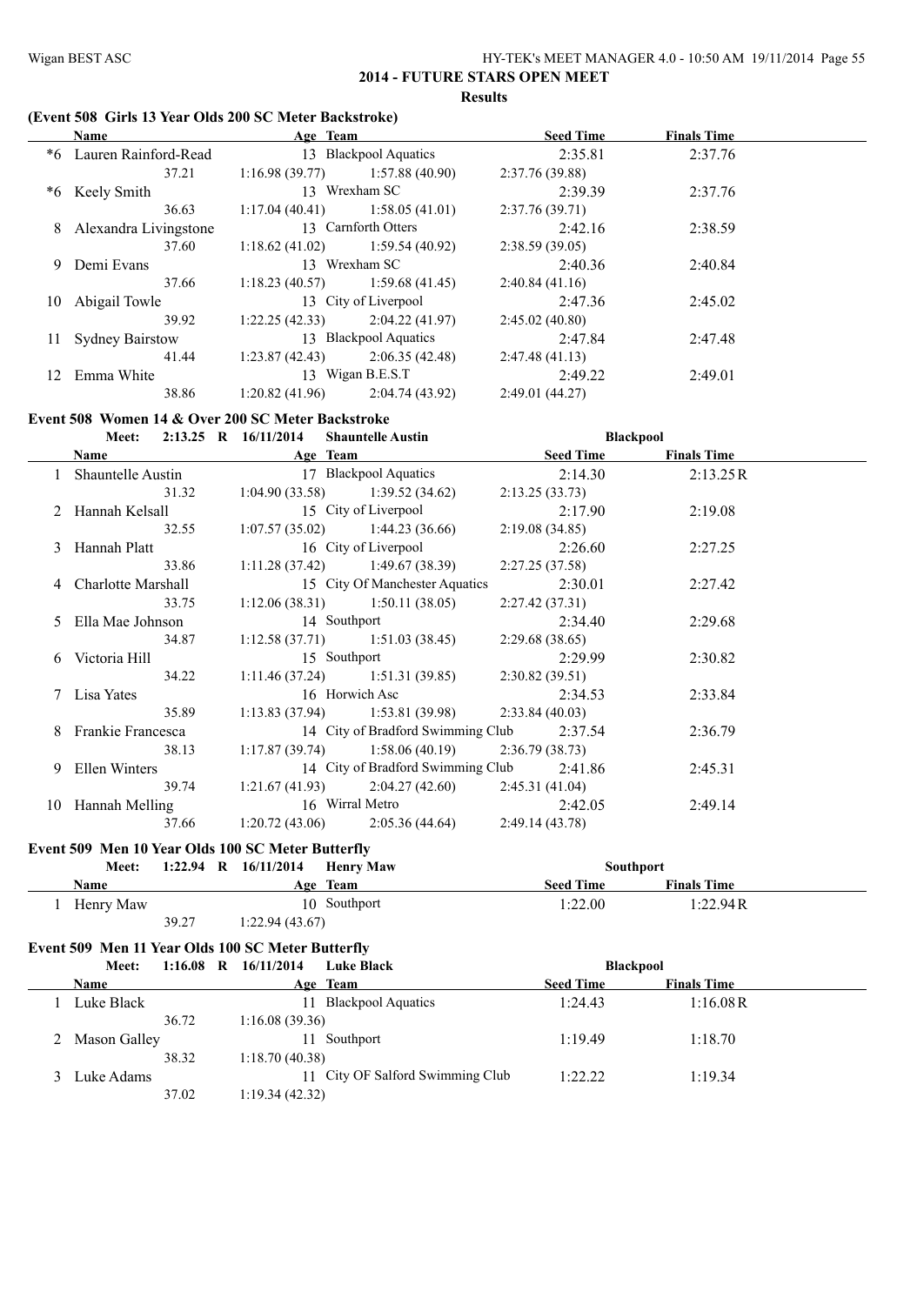# 2014 - FUTURE STARS OPEN MEET

**Results**

### (Event 508 Girls 13 Year Olds 200 SC Meter Backstroke)

| | Name | Age | Team | Seed Time | Finals Time |
|---|---|---|---|---|---|
| *6 | Lauren Rainford-Read | 13 | Blackpool Aquatics | 2:35.81 | 2:37.76 |
| | 37.21 | 1:16.98 (39.77) | 1:57.88 (40.90) | 2:37.76 (39.88) | |
| *6 | Keely Smith | 13 | Wrexham SC | 2:39.39 | 2:37.76 |
| | 36.63 | 1:17.04 (40.41) | 1:58.05 (41.01) | 2:37.76 (39.71) | |
| 8 | Alexandra Livingstone | 13 | Carnforth Otters | 2:42.16 | 2:38.59 |
| | 37.60 | 1:18.62 (41.02) | 1:59.54 (40.92) | 2:38.59 (39.05) | |
| 9 | Demi Evans | 13 | Wrexham SC | 2:40.36 | 2:40.84 |
| | 37.66 | 1:18.23 (40.57) | 1:59.68 (41.45) | 2:40.84 (41.16) | |
| 10 | Abigail Towle | 13 | City of Liverpool | 2:47.36 | 2:45.02 |
| | 39.92 | 1:22.25 (42.33) | 2:04.22 (41.97) | 2:45.02 (40.80) | |
| 11 | Sydney Bairstow | 13 | Blackpool Aquatics | 2:47.84 | 2:47.48 |
| | 41.44 | 1:23.87 (42.43) | 2:06.35 (42.48) | 2:47.48 (41.13) | |
| 12 | Emma White | 13 | Wigan B.E.S.T | 2:49.22 | 2:49.01 |
| | 38.86 | 1:20.82 (41.96) | 2:04.74 (43.92) | 2:49.01 (44.27) | |

### Event 508 Women 14 & Over 200 SC Meter Backstroke

Meet: 2:13.25 R 16/11/2014 Shauntelle Austin — Blackpool

| | Name | Age | Team | Seed Time | Finals Time |
|---|---|---|---|---|---|
| 1 | Shauntelle Austin | 17 | Blackpool Aquatics | 2:14.30 | 2:13.25R |
| | 31.32 | 1:04.90 (33.58) | 1:39.52 (34.62) | 2:13.25 (33.73) | |
| 2 | Hannah Kelsall | 15 | City of Liverpool | 2:17.90 | 2:19.08 |
| | 32.55 | 1:07.57 (35.02) | 1:44.23 (36.66) | 2:19.08 (34.85) | |
| 3 | Hannah Platt | 16 | City of Liverpool | 2:26.60 | 2:27.25 |
| | 33.86 | 1:11.28 (37.42) | 1:49.67 (38.39) | 2:27.25 (37.58) | |
| 4 | Charlotte Marshall | 15 | City Of Manchester Aquatics | 2:30.01 | 2:27.42 |
| | 33.75 | 1:12.06 (38.31) | 1:50.11 (38.05) | 2:27.42 (37.31) | |
| 5 | Ella Mae Johnson | 14 | Southport | 2:34.40 | 2:29.68 |
| | 34.87 | 1:12.58 (37.71) | 1:51.03 (38.45) | 2:29.68 (38.65) | |
| 6 | Victoria Hill | 15 | Southport | 2:29.99 | 2:30.82 |
| | 34.22 | 1:11.46 (37.24) | 1:51.31 (39.85) | 2:30.82 (39.51) | |
| 7 | Lisa Yates | 16 | Horwich Asc | 2:34.53 | 2:33.84 |
| | 35.89 | 1:13.83 (37.94) | 1:53.81 (39.98) | 2:33.84 (40.03) | |
| 8 | Frankie Francesca | 14 | City of Bradford Swimming Club | 2:37.54 | 2:36.79 |
| | 38.13 | 1:17.87 (39.74) | 1:58.06 (40.19) | 2:36.79 (38.73) | |
| 9 | Ellen Winters | 14 | City of Bradford Swimming Club | 2:41.86 | 2:45.31 |
| | 39.74 | 1:21.67 (41.93) | 2:04.27 (42.60) | 2:45.31 (41.04) | |
| 10 | Hannah Melling | 16 | Wirral Metro | 2:42.05 | 2:49.14 |
| | 37.66 | 1:20.72 (43.06) | 2:05.36 (44.64) | 2:49.14 (43.78) | |

### Event 509 Men 10 Year Olds 100 SC Meter Butterfly

Meet: 1:22.94 R 16/11/2014 Henry Maw — Southport

| | Name | Age | Team | Seed Time | Finals Time |
|---|---|---|---|---|---|
| 1 | Henry Maw | 10 | Southport | 1:22.00 | 1:22.94R |
| | 39.27 | 1:22.94 (43.67) | | | |

### Event 509 Men 11 Year Olds 100 SC Meter Butterfly

Meet: 1:16.08 R 16/11/2014 Luke Black — Blackpool

| | Name | Age | Team | Seed Time | Finals Time |
|---|---|---|---|---|---|
| 1 | Luke Black | 11 | Blackpool Aquatics | 1:24.43 | 1:16.08R |
| | 36.72 | 1:16.08 (39.36) | | | |
| 2 | Mason Galley | 11 | Southport | 1:19.49 | 1:18.70 |
| | 38.32 | 1:18.70 (40.38) | | | |
| 3 | Luke Adams | 11 | City OF Salford Swimming Club | 1:22.22 | 1:19.34 |
| | 37.02 | 1:19.34 (42.32) | | | |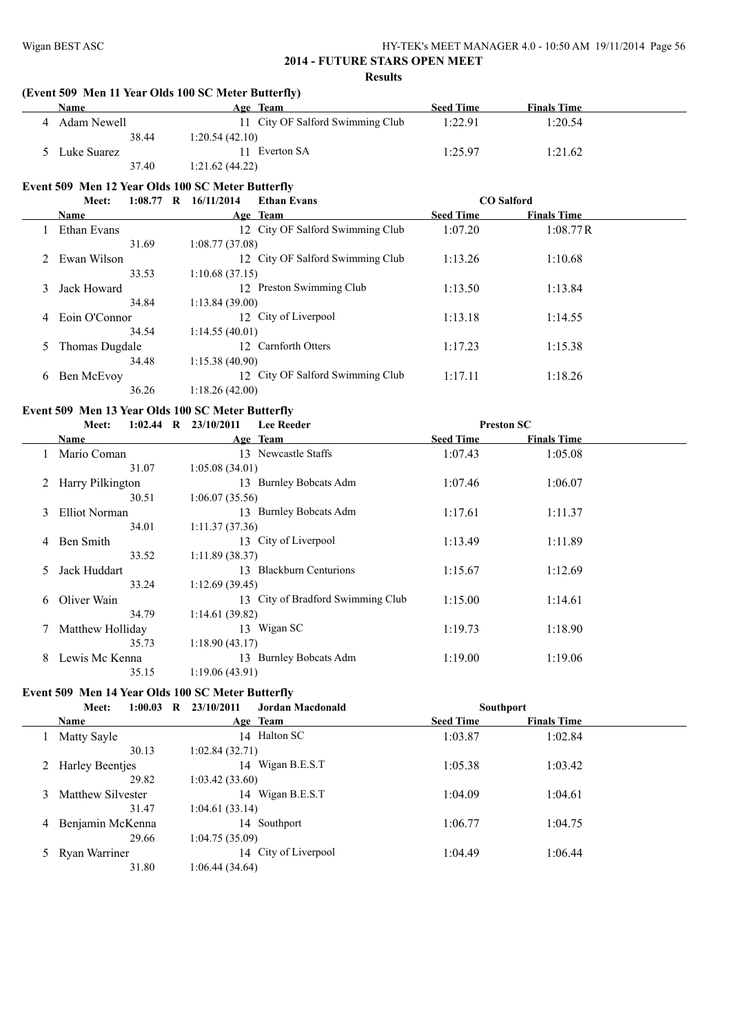## 2014 - FUTURE STARS OPEN MEET

**Results**

### (Event 509 Men 11 Year Olds 100 SC Meter Butterfly)

| | Name | Age | Team | Seed Time | Finals Time |
|---|---|---|---|---|---|
| 4 | Adam Newell | 11 | City OF Salford Swimming Club | 1:22.91 | 1:20.54 |
| | 38.44 | 1:20.54 (42.10) | | | |
| 5 | Luke Suarez | 11 | Everton SA | 1:25.97 | 1:21.62 |
| | 37.40 | 1:21.62 (44.22) | | | |

### Event 509 Men 12 Year Olds 100 SC Meter Butterfly

**Meet: 1:08.77 R 16/11/2014 Ethan Evans — CO Salford**

| | Name | Age | Team | Seed Time | Finals Time |
|---|---|---|---|---|---|
| 1 | Ethan Evans | 12 | City OF Salford Swimming Club | 1:07.20 | 1:08.77R |
| | 31.69 | 1:08.77 (37.08) | | | |
| 2 | Ewan Wilson | 12 | City OF Salford Swimming Club | 1:13.26 | 1:10.68 |
| | 33.53 | 1:10.68 (37.15) | | | |
| 3 | Jack Howard | 12 | Preston Swimming Club | 1:13.50 | 1:13.84 |
| | 34.84 | 1:13.84 (39.00) | | | |
| 4 | Eoin O'Connor | 12 | City of Liverpool | 1:13.18 | 1:14.55 |
| | 34.54 | 1:14.55 (40.01) | | | |
| 5 | Thomas Dugdale | 12 | Carnforth Otters | 1:17.23 | 1:15.38 |
| | 34.48 | 1:15.38 (40.90) | | | |
| 6 | Ben McEvoy | 12 | City OF Salford Swimming Club | 1:17.11 | 1:18.26 |
| | 36.26 | 1:18.26 (42.00) | | | |

### Event 509 Men 13 Year Olds 100 SC Meter Butterfly

**Meet: 1:02.44 R 23/10/2011 Lee Reeder — Preston SC**

| | Name | Age | Team | Seed Time | Finals Time |
|---|---|---|---|---|---|
| 1 | Mario Coman | 13 | Newcastle Staffs | 1:07.43 | 1:05.08 |
| | 31.07 | 1:05.08 (34.01) | | | |
| 2 | Harry Pilkington | 13 | Burnley Bobcats Adm | 1:07.46 | 1:06.07 |
| | 30.51 | 1:06.07 (35.56) | | | |
| 3 | Elliot Norman | 13 | Burnley Bobcats Adm | 1:17.61 | 1:11.37 |
| | 34.01 | 1:11.37 (37.36) | | | |
| 4 | Ben Smith | 13 | City of Liverpool | 1:13.49 | 1:11.89 |
| | 33.52 | 1:11.89 (38.37) | | | |
| 5 | Jack Huddart | 13 | Blackburn Centurions | 1:15.67 | 1:12.69 |
| | 33.24 | 1:12.69 (39.45) | | | |
| 6 | Oliver Wain | 13 | City of Bradford Swimming Club | 1:15.00 | 1:14.61 |
| | 34.79 | 1:14.61 (39.82) | | | |
| 7 | Matthew Holliday | 13 | Wigan SC | 1:19.73 | 1:18.90 |
| | 35.73 | 1:18.90 (43.17) | | | |
| 8 | Lewis Mc Kenna | 13 | Burnley Bobcats Adm | 1:19.00 | 1:19.06 |
| | 35.15 | 1:19.06 (43.91) | | | |

### Event 509 Men 14 Year Olds 100 SC Meter Butterfly

**Meet: 1:00.03 R 23/10/2011 Jordan Macdonald — Southport**

| | Name | Age | Team | Seed Time | Finals Time |
|---|---|---|---|---|---|
| 1 | Matty Sayle | 14 | Halton SC | 1:03.87 | 1:02.84 |
| | 30.13 | 1:02.84 (32.71) | | | |
| 2 | Harley Beentjes | 14 | Wigan B.E.S.T | 1:05.38 | 1:03.42 |
| | 29.82 | 1:03.42 (33.60) | | | |
| 3 | Matthew Silvester | 14 | Wigan B.E.S.T | 1:04.09 | 1:04.61 |
| | 31.47 | 1:04.61 (33.14) | | | |
| 4 | Benjamin McKenna | 14 | Southport | 1:06.77 | 1:04.75 |
| | 29.66 | 1:04.75 (35.09) | | | |
| 5 | Ryan Warriner | 14 | City of Liverpool | 1:04.49 | 1:06.44 |
| | 31.80 | 1:06.44 (34.64) | | | |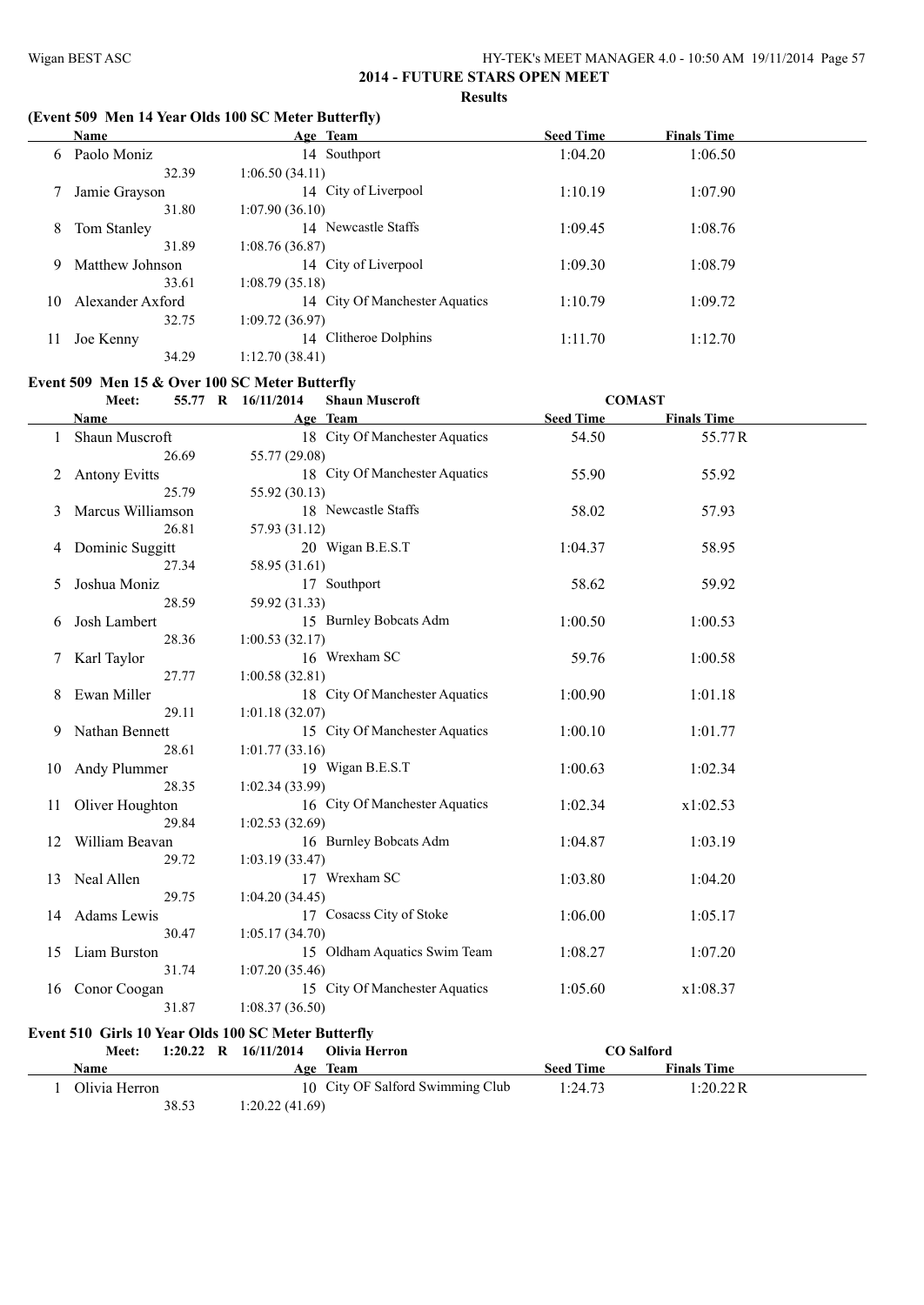## 2014 - FUTURE STARS OPEN MEET

**Results**

### (Event 509 Men 14 Year Olds 100 SC Meter Butterfly)

| | Name | Age | Team | Seed Time | Finals Time |
|---|---|---|---|---|---|
| 6 | Paolo Moniz | 14 | Southport | 1:04.20 | 1:06.50 |
| | 32.39 | 1:06.50 (34.11) | | | |
| 7 | Jamie Grayson | 14 | City of Liverpool | 1:10.19 | 1:07.90 |
| | 31.80 | 1:07.90 (36.10) | | | |
| 8 | Tom Stanley | 14 | Newcastle Staffs | 1:09.45 | 1:08.76 |
| | 31.89 | 1:08.76 (36.87) | | | |
| 9 | Matthew Johnson | 14 | City of Liverpool | 1:09.30 | 1:08.79 |
| | 33.61 | 1:08.79 (35.18) | | | |
| 10 | Alexander Axford | 14 | City Of Manchester Aquatics | 1:10.79 | 1:09.72 |
| | 32.75 | 1:09.72 (36.97) | | | |
| 11 | Joe Kenny | 14 | Clitheroe Dolphins | 1:11.70 | 1:12.70 |
| | 34.29 | 1:12.70 (38.41) | | | |

### Event 509 Men 15 & Over 100 SC Meter Butterfly

Meet: 55.77 R 16/11/2014 Shaun Muscroft COMAST

| | Name | Age | Team | Seed Time | Finals Time |
|---|---|---|---|---|---|
| 1 | Shaun Muscroft | 18 | City Of Manchester Aquatics | 54.50 | 55.77R |
| | 26.69 | 55.77 (29.08) | | | |
| 2 | Antony Evitts | 18 | City Of Manchester Aquatics | 55.90 | 55.92 |
| | 25.79 | 55.92 (30.13) | | | |
| 3 | Marcus Williamson | 18 | Newcastle Staffs | 58.02 | 57.93 |
| | 26.81 | 57.93 (31.12) | | | |
| 4 | Dominic Suggitt | 20 | Wigan B.E.S.T | 1:04.37 | 58.95 |
| | 27.34 | 58.95 (31.61) | | | |
| 5 | Joshua Moniz | 17 | Southport | 58.62 | 59.92 |
| | 28.59 | 59.92 (31.33) | | | |
| 6 | Josh Lambert | 15 | Burnley Bobcats Adm | 1:00.50 | 1:00.53 |
| | 28.36 | 1:00.53 (32.17) | | | |
| 7 | Karl Taylor | 16 | Wrexham SC | 59.76 | 1:00.58 |
| | 27.77 | 1:00.58 (32.81) | | | |
| 8 | Ewan Miller | 18 | City Of Manchester Aquatics | 1:00.90 | 1:01.18 |
| | 29.11 | 1:01.18 (32.07) | | | |
| 9 | Nathan Bennett | 15 | City Of Manchester Aquatics | 1:00.10 | 1:01.77 |
| | 28.61 | 1:01.77 (33.16) | | | |
| 10 | Andy Plummer | 19 | Wigan B.E.S.T | 1:00.63 | 1:02.34 |
| | 28.35 | 1:02.34 (33.99) | | | |
| 11 | Oliver Houghton | 16 | City Of Manchester Aquatics | 1:02.34 | x1:02.53 |
| | 29.84 | 1:02.53 (32.69) | | | |
| 12 | William Beavan | 16 | Burnley Bobcats Adm | 1:04.87 | 1:03.19 |
| | 29.72 | 1:03.19 (33.47) | | | |
| 13 | Neal Allen | 17 | Wrexham SC | 1:03.80 | 1:04.20 |
| | 29.75 | 1:04.20 (34.45) | | | |
| 14 | Adams Lewis | 17 | Cosacss City of Stoke | 1:06.00 | 1:05.17 |
| | 30.47 | 1:05.17 (34.70) | | | |
| 15 | Liam Burston | 15 | Oldham Aquatics Swim Team | 1:08.27 | 1:07.20 |
| | 31.74 | 1:07.20 (35.46) | | | |
| 16 | Conor Coogan | 15 | City Of Manchester Aquatics | 1:05.60 | x1:08.37 |
| | 31.87 | 1:08.37 (36.50) | | | |

### Event 510 Girls 10 Year Olds 100 SC Meter Butterfly

Meet: 1:20.22 R 16/11/2014 Olivia Herron CO Salford

| | Name | Age | Team | Seed Time | Finals Time |
|---|---|---|---|---|---|
| 1 | Olivia Herron | 10 | City OF Salford Swimming Club | 1:24.73 | 1:20.22R |
| | 38.53 | 1:20.22 (41.69) | | | |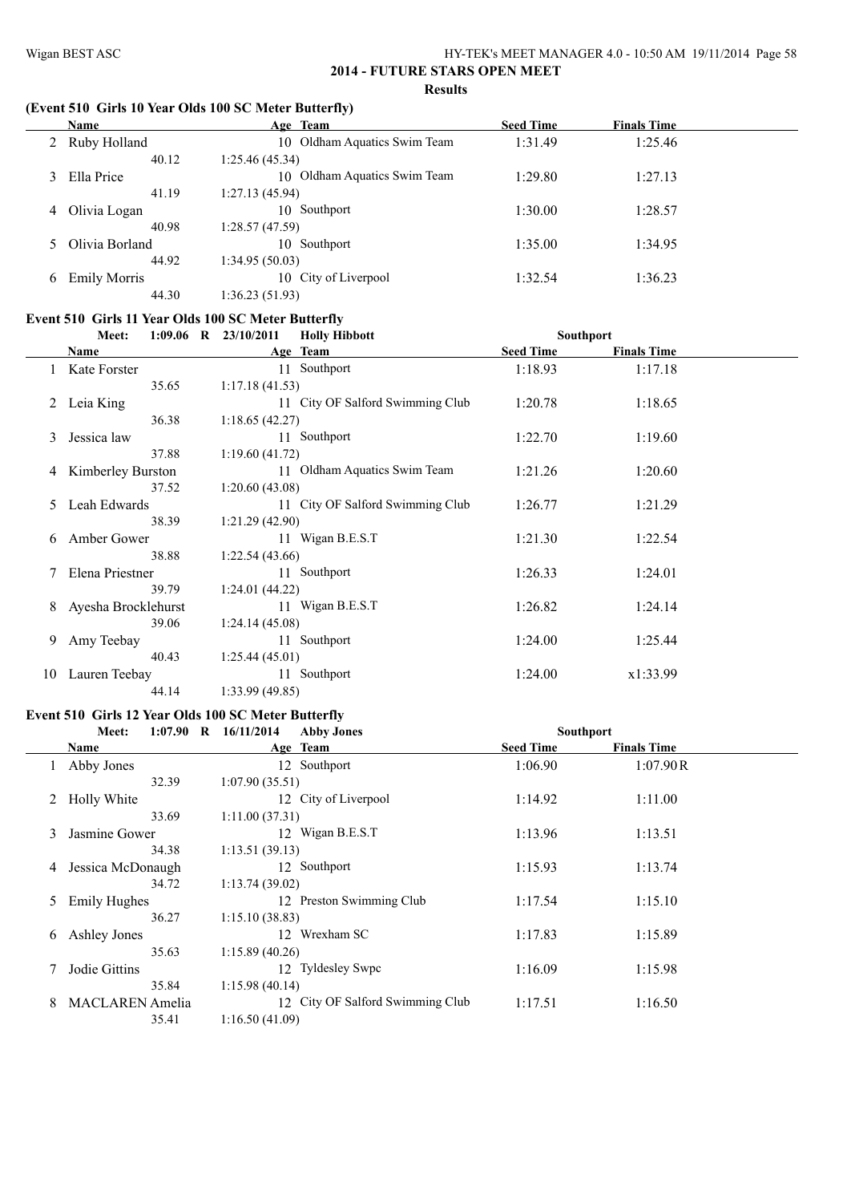## 2014 - FUTURE STARS OPEN MEET

### Results

### (Event 510 Girls 10 Year Olds 100 SC Meter Butterfly)

| | Name | Age | Team | Seed Time | Finals Time |
|---|---|---|---|---|---|
| 2 | Ruby Holland | 10 | Oldham Aquatics Swim Team | 1:31.49 | 1:25.46 |
| | 40.12 | 1:25.46 (45.34) | | | |
| 3 | Ella Price | 10 | Oldham Aquatics Swim Team | 1:29.80 | 1:27.13 |
| | 41.19 | 1:27.13 (45.94) | | | |
| 4 | Olivia Logan | 10 | Southport | 1:30.00 | 1:28.57 |
| | 40.98 | 1:28.57 (47.59) | | | |
| 5 | Olivia Borland | 10 | Southport | 1:35.00 | 1:34.95 |
| | 44.92 | 1:34.95 (50.03) | | | |
| 6 | Emily Morris | 10 | City of Liverpool | 1:32.54 | 1:36.23 |
| | 44.30 | 1:36.23 (51.93) | | | |

### Event 510 Girls 11 Year Olds 100 SC Meter Butterfly

Meet: 1:09.06 R 23/10/2011 Holly Hibbott Southport

| | Name | Age | Team | Seed Time | Finals Time |
|---|---|---|---|---|---|
| 1 | Kate Forster | 11 | Southport | 1:18.93 | 1:17.18 |
| | 35.65 | 1:17.18 (41.53) | | | |
| 2 | Leia King | 11 | City OF Salford Swimming Club | 1:20.78 | 1:18.65 |
| | 36.38 | 1:18.65 (42.27) | | | |
| 3 | Jessica law | 11 | Southport | 1:22.70 | 1:19.60 |
| | 37.88 | 1:19.60 (41.72) | | | |
| 4 | Kimberley Burston | 11 | Oldham Aquatics Swim Team | 1:21.26 | 1:20.60 |
| | 37.52 | 1:20.60 (43.08) | | | |
| 5 | Leah Edwards | 11 | City OF Salford Swimming Club | 1:26.77 | 1:21.29 |
| | 38.39 | 1:21.29 (42.90) | | | |
| 6 | Amber Gower | 11 | Wigan B.E.S.T | 1:21.30 | 1:22.54 |
| | 38.88 | 1:22.54 (43.66) | | | |
| 7 | Elena Priestner | 11 | Southport | 1:26.33 | 1:24.01 |
| | 39.79 | 1:24.01 (44.22) | | | |
| 8 | Ayesha Brocklehurst | 11 | Wigan B.E.S.T | 1:26.82 | 1:24.14 |
| | 39.06 | 1:24.14 (45.08) | | | |
| 9 | Amy Teebay | 11 | Southport | 1:24.00 | 1:25.44 |
| | 40.43 | 1:25.44 (45.01) | | | |
| 10 | Lauren Teebay | 11 | Southport | 1:24.00 | x1:33.99 |
| | 44.14 | 1:33.99 (49.85) | | | |

### Event 510 Girls 12 Year Olds 100 SC Meter Butterfly

Meet: 1:07.90 R 16/11/2014 Abby Jones Southport

| | Name | Age | Team | Seed Time | Finals Time |
|---|---|---|---|---|---|
| 1 | Abby Jones | 12 | Southport | 1:06.90 | 1:07.90R |
| | 32.39 | 1:07.90 (35.51) | | | |
| 2 | Holly White | 12 | City of Liverpool | 1:14.92 | 1:11.00 |
| | 33.69 | 1:11.00 (37.31) | | | |
| 3 | Jasmine Gower | 12 | Wigan B.E.S.T | 1:13.96 | 1:13.51 |
| | 34.38 | 1:13.51 (39.13) | | | |
| 4 | Jessica McDonaugh | 12 | Southport | 1:15.93 | 1:13.74 |
| | 34.72 | 1:13.74 (39.02) | | | |
| 5 | Emily Hughes | 12 | Preston Swimming Club | 1:17.54 | 1:15.10 |
| | 36.27 | 1:15.10 (38.83) | | | |
| 6 | Ashley Jones | 12 | Wrexham SC | 1:17.83 | 1:15.89 |
| | 35.63 | 1:15.89 (40.26) | | | |
| 7 | Jodie Gittins | 12 | Tyldesley Swpc | 1:16.09 | 1:15.98 |
| | 35.84 | 1:15.98 (40.14) | | | |
| 8 | MACLAREN Amelia | 12 | City OF Salford Swimming Club | 1:17.51 | 1:16.50 |
| | 35.41 | 1:16.50 (41.09) | | | |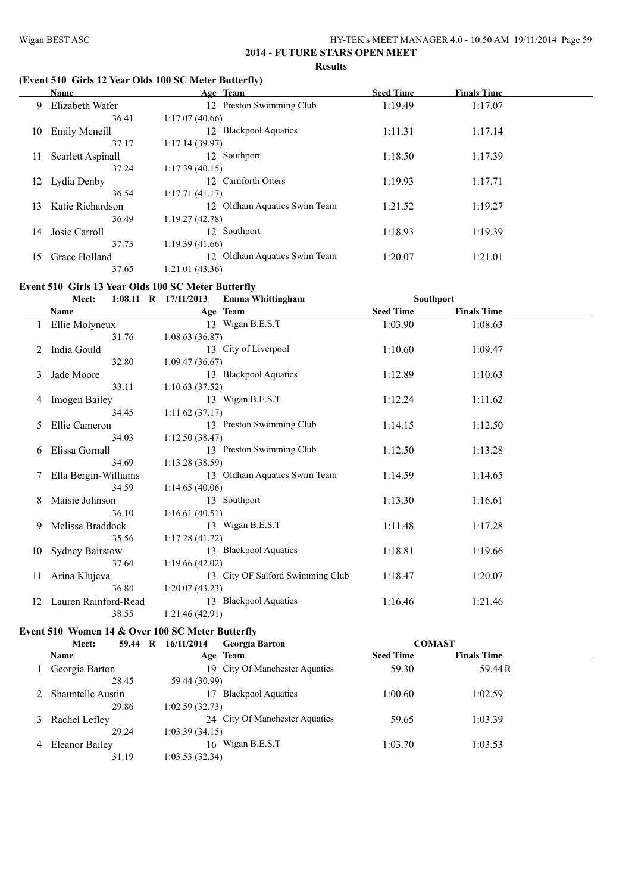## 2014 - FUTURE STARS OPEN MEET

**Results**

### (Event 510 Girls 12 Year Olds 100 SC Meter Butterfly)

| | Name | Age | Team | Seed Time | Finals Time |
|---|---|---|---|---|---|
| 9 | Elizabeth Wafer | 12 | Preston Swimming Club | 1:19.49 | 1:17.07 |
| | 36.41 | 1:17.07 (40.66) | | | |
| 10 | Emily Mcneill | 12 | Blackpool Aquatics | 1:11.31 | 1:17.14 |
| | 37.17 | 1:17.14 (39.97) | | | |
| 11 | Scarlett Aspinall | 12 | Southport | 1:18.50 | 1:17.39 |
| | 37.24 | 1:17.39 (40.15) | | | |
| 12 | Lydia Denby | 12 | Carnforth Otters | 1:19.93 | 1:17.71 |
| | 36.54 | 1:17.71 (41.17) | | | |
| 13 | Katie Richardson | 12 | Oldham Aquatics Swim Team | 1:21.52 | 1:19.27 |
| | 36.49 | 1:19.27 (42.78) | | | |
| 14 | Josie Carroll | 12 | Southport | 1:18.93 | 1:19.39 |
| | 37.73 | 1:19.39 (41.66) | | | |
| 15 | Grace Holland | 12 | Oldham Aquatics Swim Team | 1:20.07 | 1:21.01 |
| | 37.65 | 1:21.01 (43.36) | | | |

### Event 510 Girls 13 Year Olds 100 SC Meter Butterfly

Meet: 1:08.11 R 17/11/2013 Emma Whittingham Southport

| | Name | Age | Team | Seed Time | Finals Time |
|---|---|---|---|---|---|
| 1 | Ellie Molyneux | 13 | Wigan B.E.S.T | 1:03.90 | 1:08.63 |
| | 31.76 | 1:08.63 (36.87) | | | |
| 2 | India Gould | 13 | City of Liverpool | 1:10.60 | 1:09.47 |
| | 32.80 | 1:09.47 (36.67) | | | |
| 3 | Jade Moore | 13 | Blackpool Aquatics | 1:12.89 | 1:10.63 |
| | 33.11 | 1:10.63 (37.52) | | | |
| 4 | Imogen Bailey | 13 | Wigan B.E.S.T | 1:12.24 | 1:11.62 |
| | 34.45 | 1:11.62 (37.17) | | | |
| 5 | Ellie Cameron | 13 | Preston Swimming Club | 1:14.15 | 1:12.50 |
| | 34.03 | 1:12.50 (38.47) | | | |
| 6 | Elissa Gornall | 13 | Preston Swimming Club | 1:12.50 | 1:13.28 |
| | 34.69 | 1:13.28 (38.59) | | | |
| 7 | Ella Bergin-Williams | 13 | Oldham Aquatics Swim Team | 1:14.59 | 1:14.65 |
| | 34.59 | 1:14.65 (40.06) | | | |
| 8 | Maisie Johnson | 13 | Southport | 1:13.30 | 1:16.61 |
| | 36.10 | 1:16.61 (40.51) | | | |
| 9 | Melissa Braddock | 13 | Wigan B.E.S.T | 1:11.48 | 1:17.28 |
| | 35.56 | 1:17.28 (41.72) | | | |
| 10 | Sydney Bairstow | 13 | Blackpool Aquatics | 1:18.81 | 1:19.66 |
| | 37.64 | 1:19.66 (42.02) | | | |
| 11 | Arina Klujeva | 13 | City OF Salford Swimming Club | 1:18.47 | 1:20.07 |
| | 36.84 | 1:20.07 (43.23) | | | |
| 12 | Lauren Rainford-Read | 13 | Blackpool Aquatics | 1:16.46 | 1:21.46 |
| | 38.55 | 1:21.46 (42.91) | | | |

### Event 510 Women 14 & Over 100 SC Meter Butterfly

Meet: 59.44 R 16/11/2014 Georgia Barton COMAST

| | Name | Age | Team | Seed Time | Finals Time |
|---|---|---|---|---|---|
| 1 | Georgia Barton | 19 | City Of Manchester Aquatics | 59.30 | 59.44R |
| | 28.45 | 59.44 (30.99) | | | |
| 2 | Shauntelle Austin | 17 | Blackpool Aquatics | 1:00.60 | 1:02.59 |
| | 29.86 | 1:02.59 (32.73) | | | |
| 3 | Rachel Lefley | 24 | City Of Manchester Aquatics | 59.65 | 1:03.39 |
| | 29.24 | 1:03.39 (34.15) | | | |
| 4 | Eleanor Bailey | 16 | Wigan B.E.S.T | 1:03.70 | 1:03.53 |
| | 31.19 | 1:03.53 (32.34) | | | |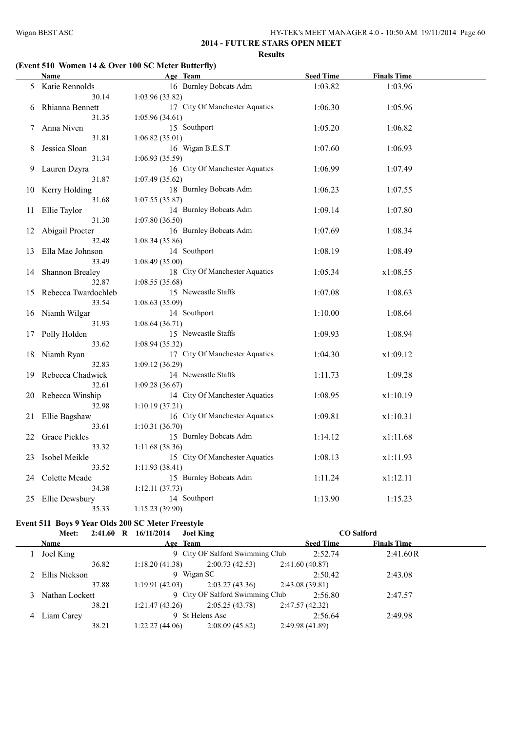## 2014 - FUTURE STARS OPEN MEET

### Results

### (Event 510 Women 14 & Over 100 SC Meter Butterfly)

| | Name | Age | Team | Seed Time | Finals Time |
|---|---|---|---|---|---|
| 5 | Katie Rennolds | 16 | Burnley Bobcats Adm | 1:03.82 | 1:03.96 |
| | 30.14 | 1:03.96 (33.82) | | | |
| 6 | Rhianna Bennett | 17 | City Of Manchester Aquatics | 1:06.30 | 1:05.96 |
| | 31.35 | 1:05.96 (34.61) | | | |
| 7 | Anna Niven | 15 | Southport | 1:05.20 | 1:06.82 |
| | 31.81 | 1:06.82 (35.01) | | | |
| 8 | Jessica Sloan | 16 | Wigan B.E.S.T | 1:07.60 | 1:06.93 |
| | 31.34 | 1:06.93 (35.59) | | | |
| 9 | Lauren Dzyra | 16 | City Of Manchester Aquatics | 1:06.99 | 1:07.49 |
| | 31.87 | 1:07.49 (35.62) | | | |
| 10 | Kerry Holding | 18 | Burnley Bobcats Adm | 1:06.23 | 1:07.55 |
| | 31.68 | 1:07.55 (35.87) | | | |
| 11 | Ellie Taylor | 14 | Burnley Bobcats Adm | 1:09.14 | 1:07.80 |
| | 31.30 | 1:07.80 (36.50) | | | |
| 12 | Abigail Procter | 16 | Burnley Bobcats Adm | 1:07.69 | 1:08.34 |
| | 32.48 | 1:08.34 (35.86) | | | |
| 13 | Ella Mae Johnson | 14 | Southport | 1:08.19 | 1:08.49 |
| | 33.49 | 1:08.49 (35.00) | | | |
| 14 | Shannon Brealey | 18 | City Of Manchester Aquatics | 1:05.34 | x1:08.55 |
| | 32.87 | 1:08.55 (35.68) | | | |
| 15 | Rebecca Twardochleb | 15 | Newcastle Staffs | 1:07.08 | 1:08.63 |
| | 33.54 | 1:08.63 (35.09) | | | |
| 16 | Niamh Wilgar | 14 | Southport | 1:10.00 | 1:08.64 |
| | 31.93 | 1:08.64 (36.71) | | | |
| 17 | Polly Holden | 15 | Newcastle Staffs | 1:09.93 | 1:08.94 |
| | 33.62 | 1:08.94 (35.32) | | | |
| 18 | Niamh Ryan | 17 | City Of Manchester Aquatics | 1:04.30 | x1:09.12 |
| | 32.83 | 1:09.12 (36.29) | | | |
| 19 | Rebecca Chadwick | 14 | Newcastle Staffs | 1:11.73 | 1:09.28 |
| | 32.61 | 1:09.28 (36.67) | | | |
| 20 | Rebecca Winship | 14 | City Of Manchester Aquatics | 1:08.95 | x1:10.19 |
| | 32.98 | 1:10.19 (37.21) | | | |
| 21 | Ellie Bagshaw | 16 | City Of Manchester Aquatics | 1:09.81 | x1:10.31 |
| | 33.61 | 1:10.31 (36.70) | | | |
| 22 | Grace Pickles | 15 | Burnley Bobcats Adm | 1:14.12 | x1:11.68 |
| | 33.32 | 1:11.68 (38.36) | | | |
| 23 | Isobel Meikle | 15 | City Of Manchester Aquatics | 1:08.13 | x1:11.93 |
| | 33.52 | 1:11.93 (38.41) | | | |
| 24 | Colette Meade | 15 | Burnley Bobcats Adm | 1:11.24 | x1:12.11 |
| | 34.38 | 1:12.11 (37.73) | | | |
| 25 | Ellie Dewsbury | 14 | Southport | 1:13.90 | 1:15.23 |
| | 35.33 | 1:15.23 (39.90) | | | |

### Event 511 Boys 9 Year Olds 200 SC Meter Freestyle

Meet: 2:41.60 R 16/11/2014 Joel King — CO Salford

| | Name | Age | Team | | Seed Time | Finals Time |
|---|---|---|---|---|---|---|
| 1 | Joel King | 9 | City OF Salford Swimming Club | | 2:52.74 | 2:41.60R |
| | 36.82 | 1:18.20 (41.38) | 2:00.73 (42.53) | 2:41.60 (40.87) | | |
| 2 | Ellis Nickson | 9 | Wigan SC | | 2:50.42 | 2:43.08 |
| | 37.88 | 1:19.91 (42.03) | 2:03.27 (43.36) | 2:43.08 (39.81) | | |
| 3 | Nathan Lockett | 9 | City OF Salford Swimming Club | | 2:56.80 | 2:47.57 |
| | 38.21 | 1:21.47 (43.26) | 2:05.25 (43.78) | 2:47.57 (42.32) | | |
| 4 | Liam Carey | 9 | St Helens Asc | | 2:56.64 | 2:49.98 |
| | 38.21 | 1:22.27 (44.06) | 2:08.09 (45.82) | 2:49.98 (41.89) | | |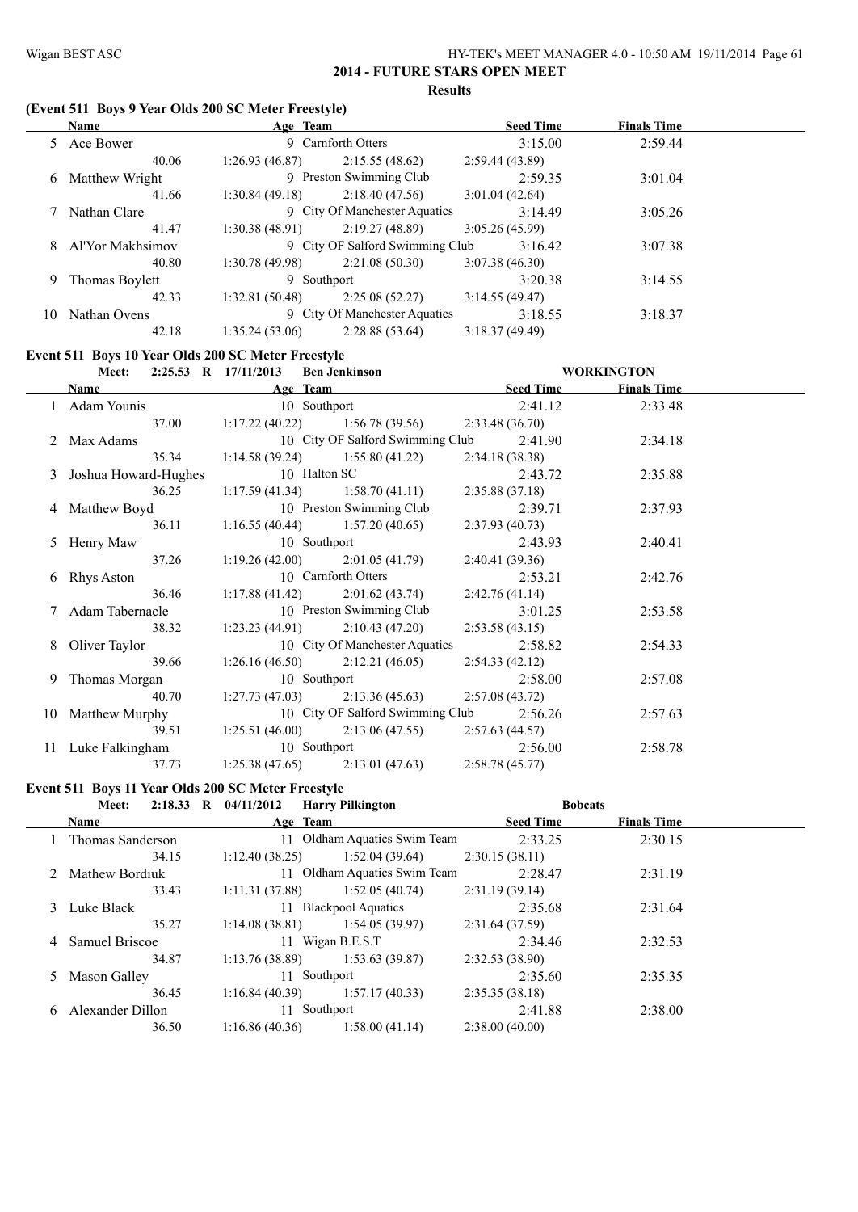## 2014 - FUTURE STARS OPEN MEET

**Results**

### (Event 511 Boys 9 Year Olds 200 SC Meter Freestyle)

| | Name | Age | Team | Seed Time | Finals Time |
|---|---|---|---|---|---|
| 5 | Ace Bower | 9 | Carnforth Otters | 3:15.00 | 2:59.44 |
| | 40.06 | 1:26.93 (46.87) | 2:15.55 (48.62) | 2:59.44 (43.89) | |
| 6 | Matthew Wright | 9 | Preston Swimming Club | 2:59.35 | 3:01.04 |
| | 41.66 | 1:30.84 (49.18) | 2:18.40 (47.56) | 3:01.04 (42.64) | |
| 7 | Nathan Clare | 9 | City Of Manchester Aquatics | 3:14.49 | 3:05.26 |
| | 41.47 | 1:30.38 (48.91) | 2:19.27 (48.89) | 3:05.26 (45.99) | |
| 8 | Al'Yor Makhsimov | 9 | City OF Salford Swimming Club | 3:16.42 | 3:07.38 |
| | 40.80 | 1:30.78 (49.98) | 2:21.08 (50.30) | 3:07.38 (46.30) | |
| 9 | Thomas Boylett | 9 | Southport | 3:20.38 | 3:14.55 |
| | 42.33 | 1:32.81 (50.48) | 2:25.08 (52.27) | 3:14.55 (49.47) | |
| 10 | Nathan Ovens | 9 | City Of Manchester Aquatics | 3:18.55 | 3:18.37 |
| | 42.18 | 1:35.24 (53.06) | 2:28.88 (53.64) | 3:18.37 (49.49) | |

### Event 511 Boys 10 Year Olds 200 SC Meter Freestyle

Meet: 2:25.53 R 17/11/2013 Ben Jenkinson WORKINGTON

| | Name | Age | Team | Seed Time | Finals Time |
|---|---|---|---|---|---|
| 1 | Adam Younis | 10 | Southport | 2:41.12 | 2:33.48 |
| | 37.00 | 1:17.22 (40.22) | 1:56.78 (39.56) | 2:33.48 (36.70) | |
| 2 | Max Adams | 10 | City OF Salford Swimming Club | 2:41.90 | 2:34.18 |
| | 35.34 | 1:14.58 (39.24) | 1:55.80 (41.22) | 2:34.18 (38.38) | |
| 3 | Joshua Howard-Hughes | 10 | Halton SC | 2:43.72 | 2:35.88 |
| | 36.25 | 1:17.59 (41.34) | 1:58.70 (41.11) | 2:35.88 (37.18) | |
| 4 | Matthew Boyd | 10 | Preston Swimming Club | 2:39.71 | 2:37.93 |
| | 36.11 | 1:16.55 (40.44) | 1:57.20 (40.65) | 2:37.93 (40.73) | |
| 5 | Henry Maw | 10 | Southport | 2:43.93 | 2:40.41 |
| | 37.26 | 1:19.26 (42.00) | 2:01.05 (41.79) | 2:40.41 (39.36) | |
| 6 | Rhys Aston | 10 | Carnforth Otters | 2:53.21 | 2:42.76 |
| | 36.46 | 1:17.88 (41.42) | 2:01.62 (43.74) | 2:42.76 (41.14) | |
| 7 | Adam Tabernacle | 10 | Preston Swimming Club | 3:01.25 | 2:53.58 |
| | 38.32 | 1:23.23 (44.91) | 2:10.43 (47.20) | 2:53.58 (43.15) | |
| 8 | Oliver Taylor | 10 | City Of Manchester Aquatics | 2:58.82 | 2:54.33 |
| | 39.66 | 1:26.16 (46.50) | 2:12.21 (46.05) | 2:54.33 (42.12) | |
| 9 | Thomas Morgan | 10 | Southport | 2:58.00 | 2:57.08 |
| | 40.70 | 1:27.73 (47.03) | 2:13.36 (45.63) | 2:57.08 (43.72) | |
| 10 | Matthew Murphy | 10 | City OF Salford Swimming Club | 2:56.26 | 2:57.63 |
| | 39.51 | 1:25.51 (46.00) | 2:13.06 (47.55) | 2:57.63 (44.57) | |
| 11 | Luke Falkingham | 10 | Southport | 2:56.00 | 2:58.78 |
| | 37.73 | 1:25.38 (47.65) | 2:13.01 (47.63) | 2:58.78 (45.77) | |

### Event 511 Boys 11 Year Olds 200 SC Meter Freestyle

Meet: 2:18.33 R 04/11/2012 Harry Pilkington Bobcats

| | Name | Age | Team | Seed Time | Finals Time |
|---|---|---|---|---|---|
| 1 | Thomas Sanderson | 11 | Oldham Aquatics Swim Team | 2:33.25 | 2:30.15 |
| | 34.15 | 1:12.40 (38.25) | 1:52.04 (39.64) | 2:30.15 (38.11) | |
| 2 | Mathew Bordiuk | 11 | Oldham Aquatics Swim Team | 2:28.47 | 2:31.19 |
| | 33.43 | 1:11.31 (37.88) | 1:52.05 (40.74) | 2:31.19 (39.14) | |
| 3 | Luke Black | 11 | Blackpool Aquatics | 2:35.68 | 2:31.64 |
| | 35.27 | 1:14.08 (38.81) | 1:54.05 (39.97) | 2:31.64 (37.59) | |
| 4 | Samuel Briscoe | 11 | Wigan B.E.S.T | 2:34.46 | 2:32.53 |
| | 34.87 | 1:13.76 (38.89) | 1:53.63 (39.87) | 2:32.53 (38.90) | |
| 5 | Mason Galley | 11 | Southport | 2:35.60 | 2:35.35 |
| | 36.45 | 1:16.84 (40.39) | 1:57.17 (40.33) | 2:35.35 (38.18) | |
| 6 | Alexander Dillon | 11 | Southport | 2:41.88 | 2:38.00 |
| | 36.50 | 1:16.86 (40.36) | 1:58.00 (41.14) | 2:38.00 (40.00) | |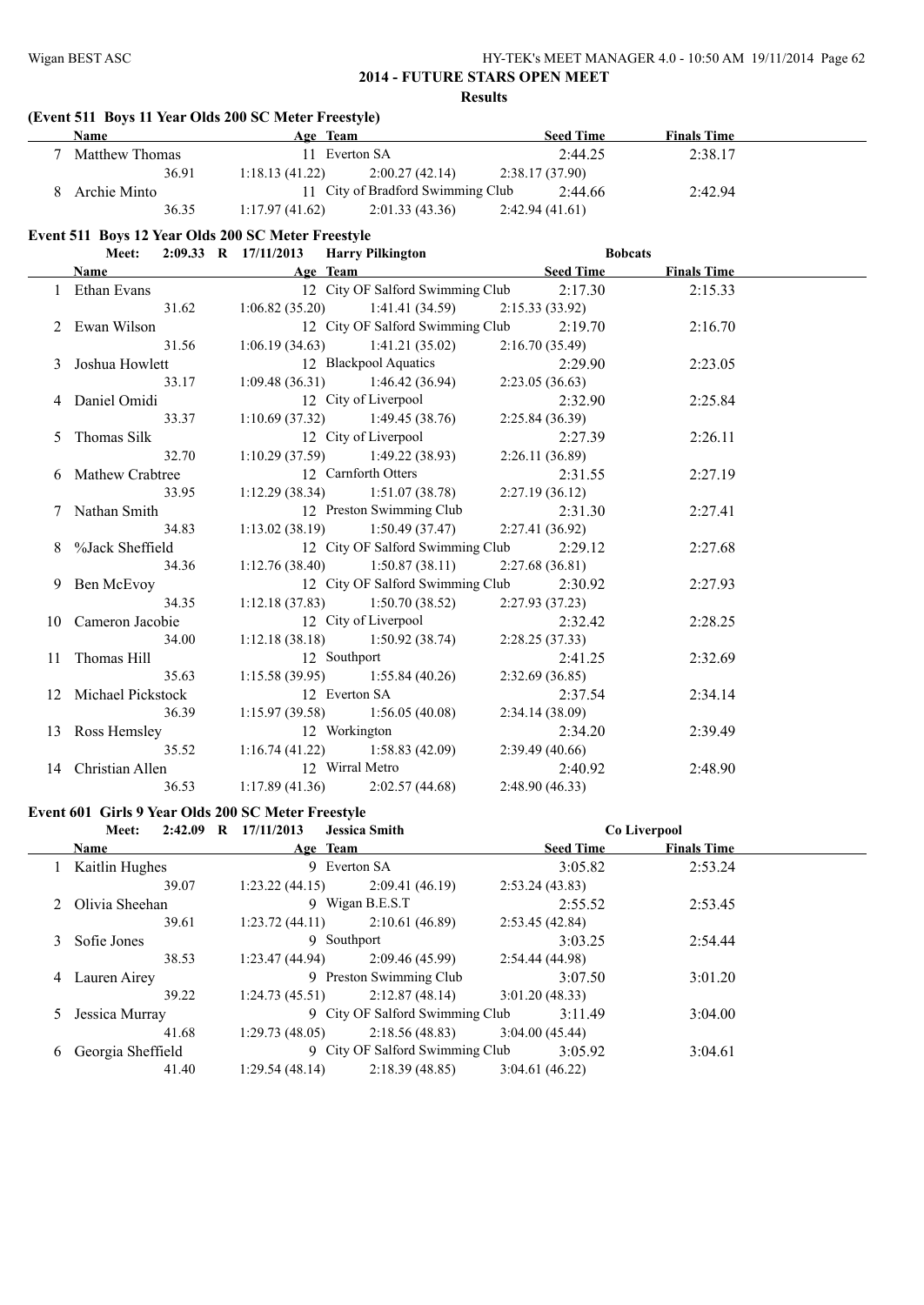## 2014 - FUTURE STARS OPEN MEET

**Results**

### (Event 511 Boys 11 Year Olds 200 SC Meter Freestyle)

| | Name | Age | Team | Seed Time | Finals Time |
|---|---|---|---|---|---|
| 7 | Matthew Thomas | 11 | Everton SA | 2:44.25 | 2:38.17 |
| | 36.91 | 1:18.13 (41.22) | 2:00.27 (42.14) | 2:38.17 (37.90) | |
| 8 | Archie Minto | 11 | City of Bradford Swimming Club | 2:44.66 | 2:42.94 |
| | 36.35 | 1:17.97 (41.62) | 2:01.33 (43.36) | 2:42.94 (41.61) | |

### Event 511 Boys 12 Year Olds 200 SC Meter Freestyle

Meet: 2:09.33 R 17/11/2013 Harry Pilkington Bobcats

| | Name | Age | Team | Seed Time | Finals Time |
|---|---|---|---|---|---|
| 1 | Ethan Evans | 12 | City OF Salford Swimming Club | 2:17.30 | 2:15.33 |
| | 31.62 | 1:06.82 (35.20) | 1:41.41 (34.59) | 2:15.33 (33.92) | |
| 2 | Ewan Wilson | 12 | City OF Salford Swimming Club | 2:19.70 | 2:16.70 |
| | 31.56 | 1:06.19 (34.63) | 1:41.21 (35.02) | 2:16.70 (35.49) | |
| 3 | Joshua Howlett | 12 | Blackpool Aquatics | 2:29.90 | 2:23.05 |
| | 33.17 | 1:09.48 (36.31) | 1:46.42 (36.94) | 2:23.05 (36.63) | |
| 4 | Daniel Omidi | 12 | City of Liverpool | 2:32.90 | 2:25.84 |
| | 33.37 | 1:10.69 (37.32) | 1:49.45 (38.76) | 2:25.84 (36.39) | |
| 5 | Thomas Silk | 12 | City of Liverpool | 2:27.39 | 2:26.11 |
| | 32.70 | 1:10.29 (37.59) | 1:49.22 (38.93) | 2:26.11 (36.89) | |
| 6 | Mathew Crabtree | 12 | Carnforth Otters | 2:31.55 | 2:27.19 |
| | 33.95 | 1:12.29 (38.34) | 1:51.07 (38.78) | 2:27.19 (36.12) | |
| 7 | Nathan Smith | 12 | Preston Swimming Club | 2:31.30 | 2:27.41 |
| | 34.83 | 1:13.02 (38.19) | 1:50.49 (37.47) | 2:27.41 (36.92) | |
| 8 | %Jack Sheffield | 12 | City OF Salford Swimming Club | 2:29.12 | 2:27.68 |
| | 34.36 | 1:12.76 (38.40) | 1:50.87 (38.11) | 2:27.68 (36.81) | |
| 9 | Ben McEvoy | 12 | City OF Salford Swimming Club | 2:30.92 | 2:27.93 |
| | 34.35 | 1:12.18 (37.83) | 1:50.70 (38.52) | 2:27.93 (37.23) | |
| 10 | Cameron Jacobie | 12 | City of Liverpool | 2:32.42 | 2:28.25 |
| | 34.00 | 1:12.18 (38.18) | 1:50.92 (38.74) | 2:28.25 (37.33) | |
| 11 | Thomas Hill | 12 | Southport | 2:41.25 | 2:32.69 |
| | 35.63 | 1:15.58 (39.95) | 1:55.84 (40.26) | 2:32.69 (36.85) | |
| 12 | Michael Pickstock | 12 | Everton SA | 2:37.54 | 2:34.14 |
| | 36.39 | 1:15.97 (39.58) | 1:56.05 (40.08) | 2:34.14 (38.09) | |
| 13 | Ross Hemsley | 12 | Workington | 2:34.20 | 2:39.49 |
| | 35.52 | 1:16.74 (41.22) | 1:58.83 (42.09) | 2:39.49 (40.66) | |
| 14 | Christian Allen | 12 | Wirral Metro | 2:40.92 | 2:48.90 |
| | 36.53 | 1:17.89 (41.36) | 2:02.57 (44.68) | 2:48.90 (46.33) | |

### Event 601 Girls 9 Year Olds 200 SC Meter Freestyle

Meet: 2:42.09 R 17/11/2013 Jessica Smith Co Liverpool

| | Name | Age | Team | Seed Time | Finals Time |
|---|---|---|---|---|---|
| 1 | Kaitlin Hughes | 9 | Everton SA | 3:05.82 | 2:53.24 |
| | 39.07 | 1:23.22 (44.15) | 2:09.41 (46.19) | 2:53.24 (43.83) | |
| 2 | Olivia Sheehan | 9 | Wigan B.E.S.T | 2:55.52 | 2:53.45 |
| | 39.61 | 1:23.72 (44.11) | 2:10.61 (46.89) | 2:53.45 (42.84) | |
| 3 | Sofie Jones | 9 | Southport | 3:03.25 | 2:54.44 |
| | 38.53 | 1:23.47 (44.94) | 2:09.46 (45.99) | 2:54.44 (44.98) | |
| 4 | Lauren Airey | 9 | Preston Swimming Club | 3:07.50 | 3:01.20 |
| | 39.22 | 1:24.73 (45.51) | 2:12.87 (48.14) | 3:01.20 (48.33) | |
| 5 | Jessica Murray | 9 | City OF Salford Swimming Club | 3:11.49 | 3:04.00 |
| | 41.68 | 1:29.73 (48.05) | 2:18.56 (48.83) | 3:04.00 (45.44) | |
| 6 | Georgia Sheffield | 9 | City OF Salford Swimming Club | 3:05.92 | 3:04.61 |
| | 41.40 | 1:29.54 (48.14) | 2:18.39 (48.85) | 3:04.61 (46.22) | |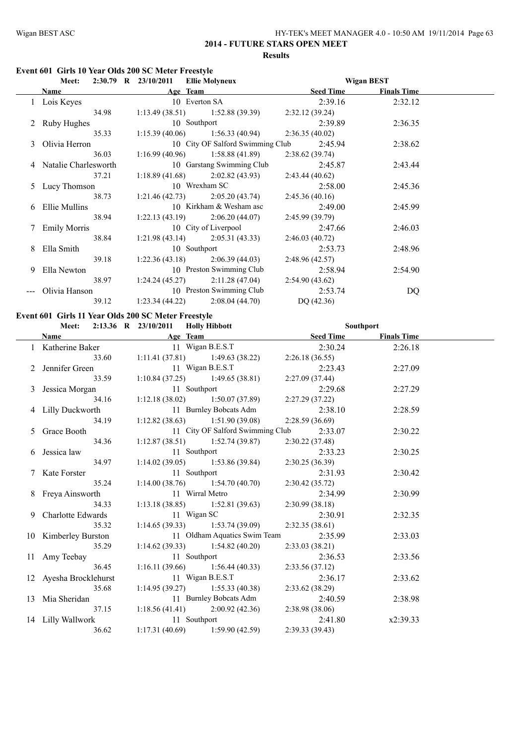## 2014 - FUTURE STARS OPEN MEET

### Results

### Event 601 Girls 10 Year Olds 200 SC Meter Freestyle

Meet: 2:30.79 R 23/10/2011 Ellie Molyneux — Wigan BEST

| | Name | Age | Team | Seed Time | Finals Time |
|---|---|---|---|---|---|
| 1 | Lois Keyes | 10 | Everton SA | 2:39.16 | 2:32.12 |
| | 34.98 | 1:13.49 (38.51) | 1:52.88 (39.39) | 2:32.12 (39.24) | |
| 2 | Ruby Hughes | 10 | Southport | 2:39.89 | 2:36.35 |
| | 35.33 | 1:15.39 (40.06) | 1:56.33 (40.94) | 2:36.35 (40.02) | |
| 3 | Olivia Herron | 10 | City OF Salford Swimming Club | 2:45.94 | 2:38.62 |
| | 36.03 | 1:16.99 (40.96) | 1:58.88 (41.89) | 2:38.62 (39.74) | |
| 4 | Natalie Charlesworth | 10 | Garstang Swimming Club | 2:45.87 | 2:43.44 |
| | 37.21 | 1:18.89 (41.68) | 2:02.82 (43.93) | 2:43.44 (40.62) | |
| 5 | Lucy Thomson | 10 | Wrexham SC | 2:58.00 | 2:45.36 |
| | 38.73 | 1:21.46 (42.73) | 2:05.20 (43.74) | 2:45.36 (40.16) | |
| 6 | Ellie Mullins | 10 | Kirkham & Wesham asc | 2:49.00 | 2:45.99 |
| | 38.94 | 1:22.13 (43.19) | 2:06.20 (44.07) | 2:45.99 (39.79) | |
| 7 | Emily Morris | 10 | City of Liverpool | 2:47.66 | 2:46.03 |
| | 38.84 | 1:21.98 (43.14) | 2:05.31 (43.33) | 2:46.03 (40.72) | |
| 8 | Ella Smith | 10 | Southport | 2:53.73 | 2:48.96 |
| | 39.18 | 1:22.36 (43.18) | 2:06.39 (44.03) | 2:48.96 (42.57) | |
| 9 | Ella Newton | 10 | Preston Swimming Club | 2:58.94 | 2:54.90 |
| | 38.97 | 1:24.24 (45.27) | 2:11.28 (47.04) | 2:54.90 (43.62) | |
| --- | Olivia Hanson | 10 | Preston Swimming Club | 2:53.74 | DQ |
| | 39.12 | 1:23.34 (44.22) | 2:08.04 (44.70) | DQ (42.36) | |

### Event 601 Girls 11 Year Olds 200 SC Meter Freestyle

Meet: 2:13.36 R 23/10/2011 Holly Hibbott — Southport

| | Name | Age | Team | Seed Time | Finals Time |
|---|---|---|---|---|---|
| 1 | Katherine Baker | 11 | Wigan B.E.S.T | 2:30.24 | 2:26.18 |
| | 33.60 | 1:11.41 (37.81) | 1:49.63 (38.22) | 2:26.18 (36.55) | |
| 2 | Jennifer Green | 11 | Wigan B.E.S.T | 2:23.43 | 2:27.09 |
| | 33.59 | 1:10.84 (37.25) | 1:49.65 (38.81) | 2:27.09 (37.44) | |
| 3 | Jessica Morgan | 11 | Southport | 2:29.68 | 2:27.29 |
| | 34.16 | 1:12.18 (38.02) | 1:50.07 (37.89) | 2:27.29 (37.22) | |
| 4 | Lilly Duckworth | 11 | Burnley Bobcats Adm | 2:38.10 | 2:28.59 |
| | 34.19 | 1:12.82 (38.63) | 1:51.90 (39.08) | 2:28.59 (36.69) | |
| 5 | Grace Booth | 11 | City OF Salford Swimming Club | 2:33.07 | 2:30.22 |
| | 34.36 | 1:12.87 (38.51) | 1:52.74 (39.87) | 2:30.22 (37.48) | |
| 6 | Jessica law | 11 | Southport | 2:33.23 | 2:30.25 |
| | 34.97 | 1:14.02 (39.05) | 1:53.86 (39.84) | 2:30.25 (36.39) | |
| 7 | Kate Forster | 11 | Southport | 2:31.93 | 2:30.42 |
| | 35.24 | 1:14.00 (38.76) | 1:54.70 (40.70) | 2:30.42 (35.72) | |
| 8 | Freya Ainsworth | 11 | Wirral Metro | 2:34.99 | 2:30.99 |
| | 34.33 | 1:13.18 (38.85) | 1:52.81 (39.63) | 2:30.99 (38.18) | |
| 9 | Charlotte Edwards | 11 | Wigan SC | 2:30.91 | 2:32.35 |
| | 35.32 | 1:14.65 (39.33) | 1:53.74 (39.09) | 2:32.35 (38.61) | |
| 10 | Kimberley Burston | 11 | Oldham Aquatics Swim Team | 2:35.99 | 2:33.03 |
| | 35.29 | 1:14.62 (39.33) | 1:54.82 (40.20) | 2:33.03 (38.21) | |
| 11 | Amy Teebay | 11 | Southport | 2:36.53 | 2:33.56 |
| | 36.45 | 1:16.11 (39.66) | 1:56.44 (40.33) | 2:33.56 (37.12) | |
| 12 | Ayesha Brocklehurst | 11 | Wigan B.E.S.T | 2:36.17 | 2:33.62 |
| | 35.68 | 1:14.95 (39.27) | 1:55.33 (40.38) | 2:33.62 (38.29) | |
| 13 | Mia Sheridan | 11 | Burnley Bobcats Adm | 2:40.59 | 2:38.98 |
| | 37.15 | 1:18.56 (41.41) | 2:00.92 (42.36) | 2:38.98 (38.06) | |
| 14 | Lilly Wallwork | 11 | Southport | 2:41.80 | x2:39.33 |
| | 36.62 | 1:17.31 (40.69) | 1:59.90 (42.59) | 2:39.33 (39.43) | |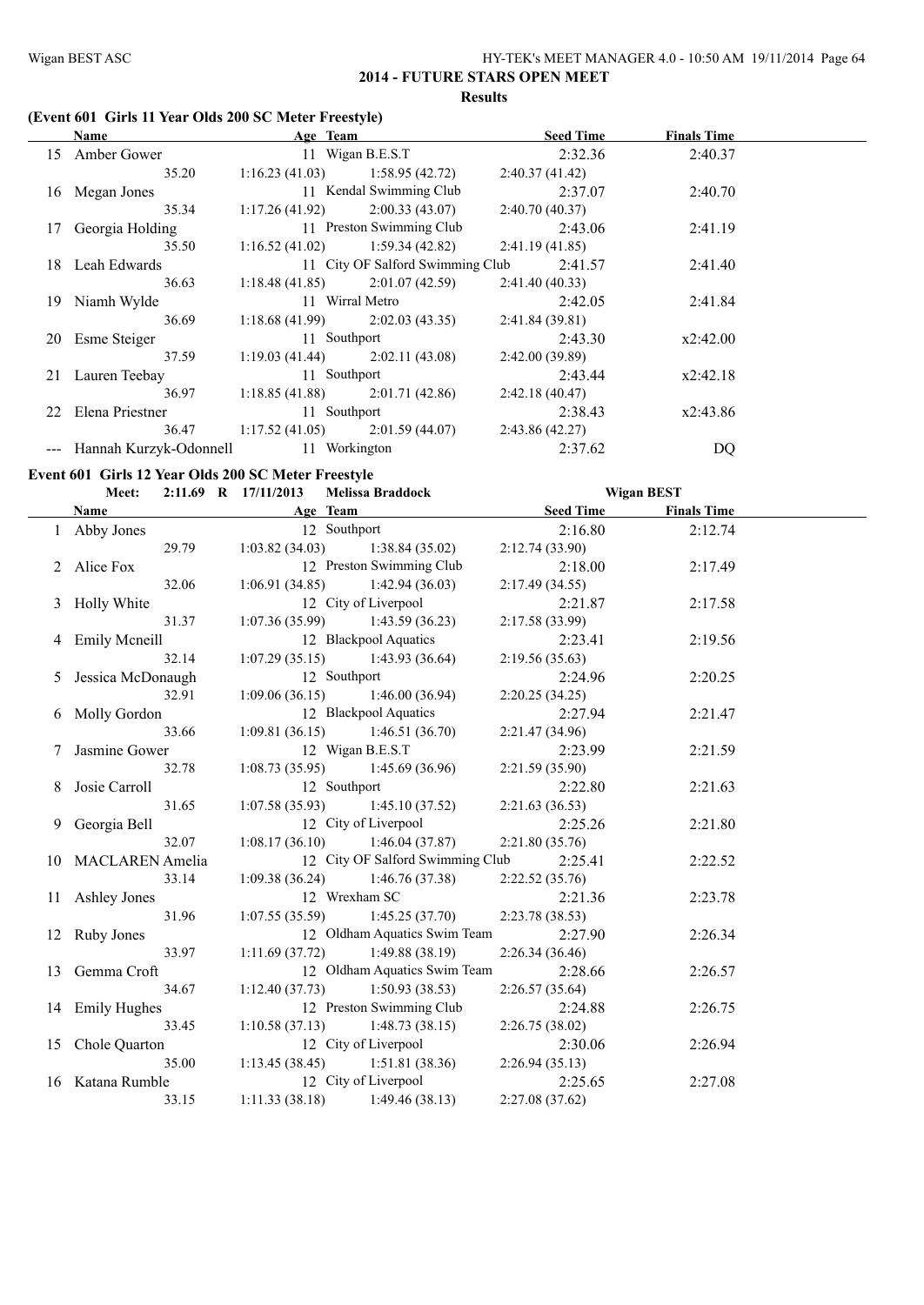## 2014 - FUTURE STARS OPEN MEET

**Results**

### (Event 601 Girls 11 Year Olds 200 SC Meter Freestyle)

| | Name | Age | Team | Seed Time | Finals Time |
|---|---|---|---|---|---|
| 15 | Amber Gower | 11 | Wigan B.E.S.T | 2:32.36 | 2:40.37 |
| | 35.20 | 1:16.23 (41.03) | 1:58.95 (42.72) | 2:40.37 (41.42) | |
| 16 | Megan Jones | 11 | Kendal Swimming Club | 2:37.07 | 2:40.70 |
| | 35.34 | 1:17.26 (41.92) | 2:00.33 (43.07) | 2:40.70 (40.37) | |
| 17 | Georgia Holding | 11 | Preston Swimming Club | 2:43.06 | 2:41.19 |
| | 35.50 | 1:16.52 (41.02) | 1:59.34 (42.82) | 2:41.19 (41.85) | |
| 18 | Leah Edwards | 11 | City OF Salford Swimming Club | 2:41.57 | 2:41.40 |
| | 36.63 | 1:18.48 (41.85) | 2:01.07 (42.59) | 2:41.40 (40.33) | |
| 19 | Niamh Wylde | 11 | Wirral Metro | 2:42.05 | 2:41.84 |
| | 36.69 | 1:18.68 (41.99) | 2:02.03 (43.35) | 2:41.84 (39.81) | |
| 20 | Esme Steiger | 11 | Southport | 2:43.30 | x2:42.00 |
| | 37.59 | 1:19.03 (41.44) | 2:02.11 (43.08) | 2:42.00 (39.89) | |
| 21 | Lauren Teebay | 11 | Southport | 2:43.44 | x2:42.18 |
| | 36.97 | 1:18.85 (41.88) | 2:01.71 (42.86) | 2:42.18 (40.47) | |
| 22 | Elena Priestner | 11 | Southport | 2:38.43 | x2:43.86 |
| | 36.47 | 1:17.52 (41.05) | 2:01.59 (44.07) | 2:43.86 (42.27) | |
| --- | Hannah Kurzyk-Odonnell | 11 | Workington | 2:37.62 | DQ |

### Event 601 Girls 12 Year Olds 200 SC Meter Freestyle

Meet: 2:11.69 R 17/11/2013 Melissa Braddock — Wigan BEST

| | Name | Age | Team | Seed Time | Finals Time |
|---|---|---|---|---|---|
| 1 | Abby Jones | 12 | Southport | 2:16.80 | 2:12.74 |
| | 29.79 | 1:03.82 (34.03) | 1:38.84 (35.02) | 2:12.74 (33.90) | |
| 2 | Alice Fox | 12 | Preston Swimming Club | 2:18.00 | 2:17.49 |
| | 32.06 | 1:06.91 (34.85) | 1:42.94 (36.03) | 2:17.49 (34.55) | |
| 3 | Holly White | 12 | City of Liverpool | 2:21.87 | 2:17.58 |
| | 31.37 | 1:07.36 (35.99) | 1:43.59 (36.23) | 2:17.58 (33.99) | |
| 4 | Emily Mcneill | 12 | Blackpool Aquatics | 2:23.41 | 2:19.56 |
| | 32.14 | 1:07.29 (35.15) | 1:43.93 (36.64) | 2:19.56 (35.63) | |
| 5 | Jessica McDonaugh | 12 | Southport | 2:24.96 | 2:20.25 |
| | 32.91 | 1:09.06 (36.15) | 1:46.00 (36.94) | 2:20.25 (34.25) | |
| 6 | Molly Gordon | 12 | Blackpool Aquatics | 2:27.94 | 2:21.47 |
| | 33.66 | 1:09.81 (36.15) | 1:46.51 (36.70) | 2:21.47 (34.96) | |
| 7 | Jasmine Gower | 12 | Wigan B.E.S.T | 2:23.99 | 2:21.59 |
| | 32.78 | 1:08.73 (35.95) | 1:45.69 (36.96) | 2:21.59 (35.90) | |
| 8 | Josie Carroll | 12 | Southport | 2:22.80 | 2:21.63 |
| | 31.65 | 1:07.58 (35.93) | 1:45.10 (37.52) | 2:21.63 (36.53) | |
| 9 | Georgia Bell | 12 | City of Liverpool | 2:25.26 | 2:21.80 |
| | 32.07 | 1:08.17 (36.10) | 1:46.04 (37.87) | 2:21.80 (35.76) | |
| 10 | MACLAREN Amelia | 12 | City OF Salford Swimming Club | 2:25.41 | 2:22.52 |
| | 33.14 | 1:09.38 (36.24) | 1:46.76 (37.38) | 2:22.52 (35.76) | |
| 11 | Ashley Jones | 12 | Wrexham SC | 2:21.36 | 2:23.78 |
| | 31.96 | 1:07.55 (35.59) | 1:45.25 (37.70) | 2:23.78 (38.53) | |
| 12 | Ruby Jones | 12 | Oldham Aquatics Swim Team | 2:27.90 | 2:26.34 |
| | 33.97 | 1:11.69 (37.72) | 1:49.88 (38.19) | 2:26.34 (36.46) | |
| 13 | Gemma Croft | 12 | Oldham Aquatics Swim Team | 2:28.66 | 2:26.57 |
| | 34.67 | 1:12.40 (37.73) | 1:50.93 (38.53) | 2:26.57 (35.64) | |
| 14 | Emily Hughes | 12 | Preston Swimming Club | 2:24.88 | 2:26.75 |
| | 33.45 | 1:10.58 (37.13) | 1:48.73 (38.15) | 2:26.75 (38.02) | |
| 15 | Chole Quarton | 12 | City of Liverpool | 2:30.06 | 2:26.94 |
| | 35.00 | 1:13.45 (38.45) | 1:51.81 (38.36) | 2:26.94 (35.13) | |
| 16 | Katana Rumble | 12 | City of Liverpool | 2:25.65 | 2:27.08 |
| | 33.15 | 1:11.33 (38.18) | 1:49.46 (38.13) | 2:27.08 (37.62) | |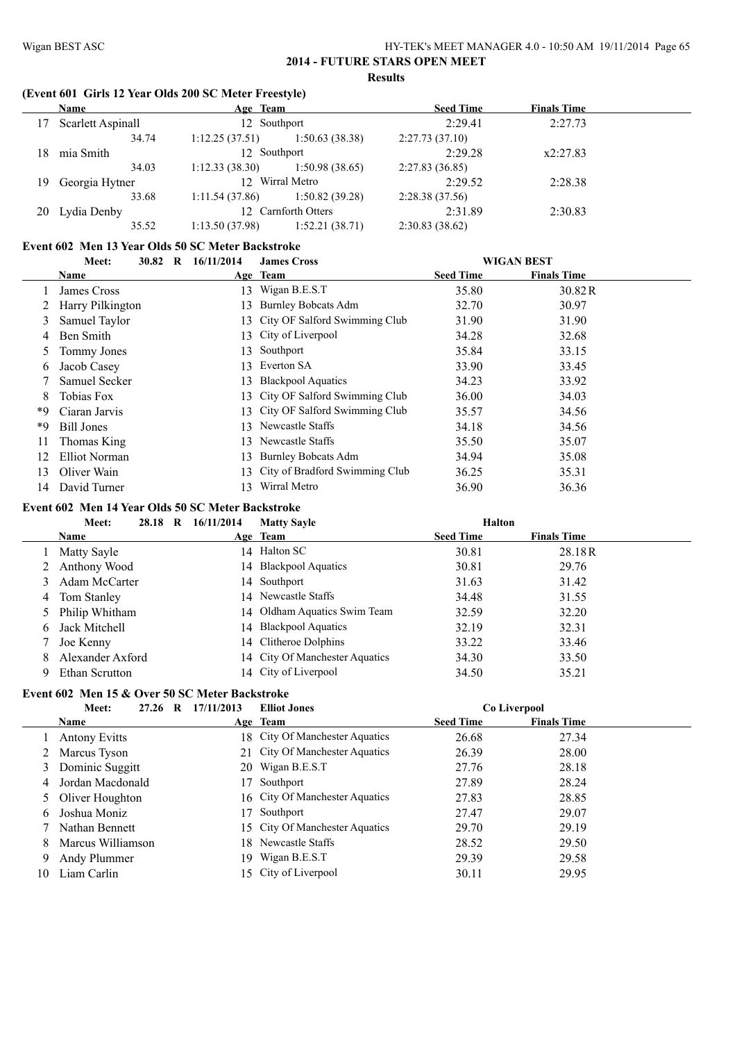## 2014 - FUTURE STARS OPEN MEET

**Results**

### (Event 601 Girls 12 Year Olds 200 SC Meter Freestyle)

| | Name | Age | Team | Seed Time | Finals Time |
|---|---|---|---|---|---|
| 17 | Scarlett Aspinall | 12 | Southport | 2:29.41 | 2:27.73 |
| | 34.74 | 1:12.25 (37.51) | 1:50.63 (38.38) | 2:27.73 (37.10) | |
| 18 | mia Smith | 12 | Southport | 2:29.28 | x2:27.83 |
| | 34.03 | 1:12.33 (38.30) | 1:50.98 (38.65) | 2:27.83 (36.85) | |
| 19 | Georgia Hytner | 12 | Wirral Metro | 2:29.52 | 2:28.38 |
| | 33.68 | 1:11.54 (37.86) | 1:50.82 (39.28) | 2:28.38 (37.56) | |
| 20 | Lydia Denby | 12 | Carnforth Otters | 2:31.89 | 2:30.83 |
| | 35.52 | 1:13.50 (37.98) | 1:52.21 (38.71) | 2:30.83 (38.62) | |

### Event 602 Men 13 Year Olds 50 SC Meter Backstroke

Meet: 30.82 R 16/11/2014 James Cross WIGAN BEST

| | Name | Age | Team | Seed Time | Finals Time |
|---|---|---|---|---|---|
| 1 | James Cross | 13 | Wigan B.E.S.T | 35.80 | 30.82R |
| 2 | Harry Pilkington | 13 | Burnley Bobcats Adm | 32.70 | 30.97 |
| 3 | Samuel Taylor | 13 | City OF Salford Swimming Club | 31.90 | 31.90 |
| 4 | Ben Smith | 13 | City of Liverpool | 34.28 | 32.68 |
| 5 | Tommy Jones | 13 | Southport | 35.84 | 33.15 |
| 6 | Jacob Casey | 13 | Everton SA | 33.90 | 33.45 |
| 7 | Samuel Secker | 13 | Blackpool Aquatics | 34.23 | 33.92 |
| 8 | Tobias Fox | 13 | City OF Salford Swimming Club | 36.00 | 34.03 |
| *9 | Ciaran Jarvis | 13 | City OF Salford Swimming Club | 35.57 | 34.56 |
| *9 | Bill Jones | 13 | Newcastle Staffs | 34.18 | 34.56 |
| 11 | Thomas King | 13 | Newcastle Staffs | 35.50 | 35.07 |
| 12 | Elliot Norman | 13 | Burnley Bobcats Adm | 34.94 | 35.08 |
| 13 | Oliver Wain | 13 | City of Bradford Swimming Club | 36.25 | 35.31 |
| 14 | David Turner | 13 | Wirral Metro | 36.90 | 36.36 |

### Event 602 Men 14 Year Olds 50 SC Meter Backstroke

Meet: 28.18 R 16/11/2014 Matty Sayle Halton

| | Name | Age | Team | Seed Time | Finals Time |
|---|---|---|---|---|---|
| 1 | Matty Sayle | 14 | Halton SC | 30.81 | 28.18R |
| 2 | Anthony Wood | 14 | Blackpool Aquatics | 30.81 | 29.76 |
| 3 | Adam McCarter | 14 | Southport | 31.63 | 31.42 |
| 4 | Tom Stanley | 14 | Newcastle Staffs | 34.48 | 31.55 |
| 5 | Philip Whitham | 14 | Oldham Aquatics Swim Team | 32.59 | 32.20 |
| 6 | Jack Mitchell | 14 | Blackpool Aquatics | 32.19 | 32.31 |
| 7 | Joe Kenny | 14 | Clitheroe Dolphins | 33.22 | 33.46 |
| 8 | Alexander Axford | 14 | City Of Manchester Aquatics | 34.30 | 33.50 |
| 9 | Ethan Scrutton | 14 | City of Liverpool | 34.50 | 35.21 |

### Event 602 Men 15 & Over 50 SC Meter Backstroke

Meet: 27.26 R 17/11/2013 Elliot Jones Co Liverpool

| | Name | Age | Team | Seed Time | Finals Time |
|---|---|---|---|---|---|
| 1 | Antony Evitts | 18 | City Of Manchester Aquatics | 26.68 | 27.34 |
| 2 | Marcus Tyson | 21 | City Of Manchester Aquatics | 26.39 | 28.00 |
| 3 | Dominic Suggitt | 20 | Wigan B.E.S.T | 27.76 | 28.18 |
| 4 | Jordan Macdonald | 17 | Southport | 27.89 | 28.24 |
| 5 | Oliver Houghton | 16 | City Of Manchester Aquatics | 27.83 | 28.85 |
| 6 | Joshua Moniz | 17 | Southport | 27.47 | 29.07 |
| 7 | Nathan Bennett | 15 | City Of Manchester Aquatics | 29.70 | 29.19 |
| 8 | Marcus Williamson | 18 | Newcastle Staffs | 28.52 | 29.50 |
| 9 | Andy Plummer | 19 | Wigan B.E.S.T | 29.39 | 29.58 |
| 10 | Liam Carlin | 15 | City of Liverpool | 30.11 | 29.95 |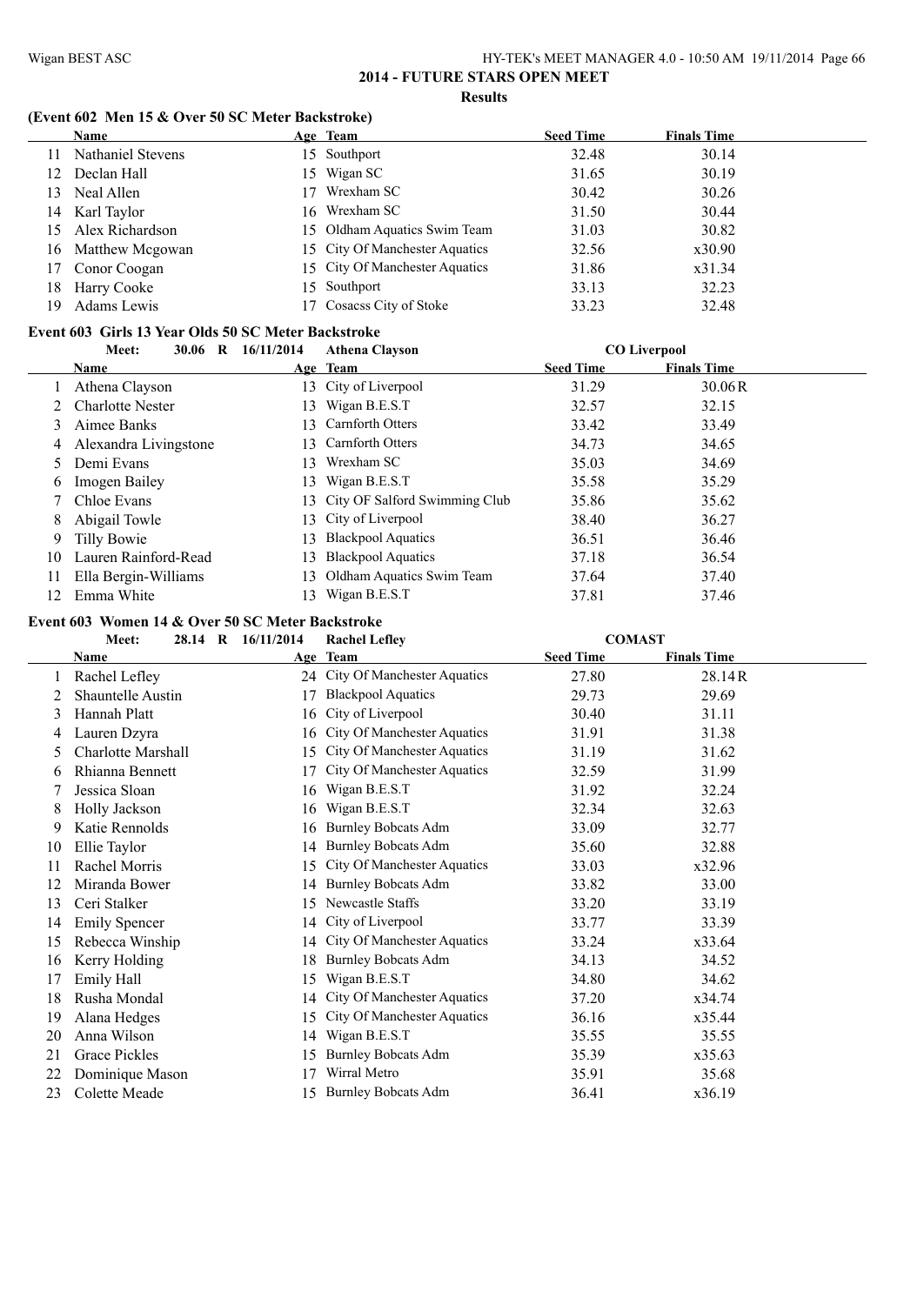# 2014 - FUTURE STARS OPEN MEET

**Results**

### (Event 602 Men 15 & Over 50 SC Meter Backstroke)

| | Name | Age | Team | Seed Time | Finals Time |
|---|---|---|---|---|---|
| 11 | Nathaniel Stevens | 15 | Southport | 32.48 | 30.14 |
| 12 | Declan Hall | 15 | Wigan SC | 31.65 | 30.19 |
| 13 | Neal Allen | 17 | Wrexham SC | 30.42 | 30.26 |
| 14 | Karl Taylor | 16 | Wrexham SC | 31.50 | 30.44 |
| 15 | Alex Richardson | 15 | Oldham Aquatics Swim Team | 31.03 | 30.82 |
| 16 | Matthew Mcgowan | 15 | City Of Manchester Aquatics | 32.56 | x30.90 |
| 17 | Conor Coogan | 15 | City Of Manchester Aquatics | 31.86 | x31.34 |
| 18 | Harry Cooke | 15 | Southport | 33.13 | 32.23 |
| 19 | Adams Lewis | 17 | Cosacss City of Stoke | 33.23 | 32.48 |

### Event 603 Girls 13 Year Olds 50 SC Meter Backstroke

Meet: 30.06 R 16/11/2014 Athena Clayson CO Liverpool

| | Name | Age | Team | Seed Time | Finals Time |
|---|---|---|---|---|---|
| 1 | Athena Clayson | 13 | City of Liverpool | 31.29 | 30.06R |
| 2 | Charlotte Nester | 13 | Wigan B.E.S.T | 32.57 | 32.15 |
| 3 | Aimee Banks | 13 | Carnforth Otters | 33.42 | 33.49 |
| 4 | Alexandra Livingstone | 13 | Carnforth Otters | 34.73 | 34.65 |
| 5 | Demi Evans | 13 | Wrexham SC | 35.03 | 34.69 |
| 6 | Imogen Bailey | 13 | Wigan B.E.S.T | 35.58 | 35.29 |
| 7 | Chloe Evans | 13 | City OF Salford Swimming Club | 35.86 | 35.62 |
| 8 | Abigail Towle | 13 | City of Liverpool | 38.40 | 36.27 |
| 9 | Tilly Bowie | 13 | Blackpool Aquatics | 36.51 | 36.46 |
| 10 | Lauren Rainford-Read | 13 | Blackpool Aquatics | 37.18 | 36.54 |
| 11 | Ella Bergin-Williams | 13 | Oldham Aquatics Swim Team | 37.64 | 37.40 |
| 12 | Emma White | 13 | Wigan B.E.S.T | 37.81 | 37.46 |

### Event 603 Women 14 & Over 50 SC Meter Backstroke

Meet: 28.14 R 16/11/2014 Rachel Lefley COMAST

| | Name | Age | Team | Seed Time | Finals Time |
|---|---|---|---|---|---|
| 1 | Rachel Lefley | 24 | City Of Manchester Aquatics | 27.80 | 28.14R |
| 2 | Shauntelle Austin | 17 | Blackpool Aquatics | 29.73 | 29.69 |
| 3 | Hannah Platt | 16 | City of Liverpool | 30.40 | 31.11 |
| 4 | Lauren Dzyra | 16 | City Of Manchester Aquatics | 31.91 | 31.38 |
| 5 | Charlotte Marshall | 15 | City Of Manchester Aquatics | 31.19 | 31.62 |
| 6 | Rhianna Bennett | 17 | City Of Manchester Aquatics | 32.59 | 31.99 |
| 7 | Jessica Sloan | 16 | Wigan B.E.S.T | 31.92 | 32.24 |
| 8 | Holly Jackson | 16 | Wigan B.E.S.T | 32.34 | 32.63 |
| 9 | Katie Rennolds | 16 | Burnley Bobcats Adm | 33.09 | 32.77 |
| 10 | Ellie Taylor | 14 | Burnley Bobcats Adm | 35.60 | 32.88 |
| 11 | Rachel Morris | 15 | City Of Manchester Aquatics | 33.03 | x32.96 |
| 12 | Miranda Bower | 14 | Burnley Bobcats Adm | 33.82 | 33.00 |
| 13 | Ceri Stalker | 15 | Newcastle Staffs | 33.20 | 33.19 |
| 14 | Emily Spencer | 14 | City of Liverpool | 33.77 | 33.39 |
| 15 | Rebecca Winship | 14 | City Of Manchester Aquatics | 33.24 | x33.64 |
| 16 | Kerry Holding | 18 | Burnley Bobcats Adm | 34.13 | 34.52 |
| 17 | Emily Hall | 15 | Wigan B.E.S.T | 34.80 | 34.62 |
| 18 | Rusha Mondal | 14 | City Of Manchester Aquatics | 37.20 | x34.74 |
| 19 | Alana Hedges | 15 | City Of Manchester Aquatics | 36.16 | x35.44 |
| 20 | Anna Wilson | 14 | Wigan B.E.S.T | 35.55 | 35.55 |
| 21 | Grace Pickles | 15 | Burnley Bobcats Adm | 35.39 | x35.63 |
| 22 | Dominique Mason | 17 | Wirral Metro | 35.91 | 35.68 |
| 23 | Colette Meade | 15 | Burnley Bobcats Adm | 36.41 | x36.19 |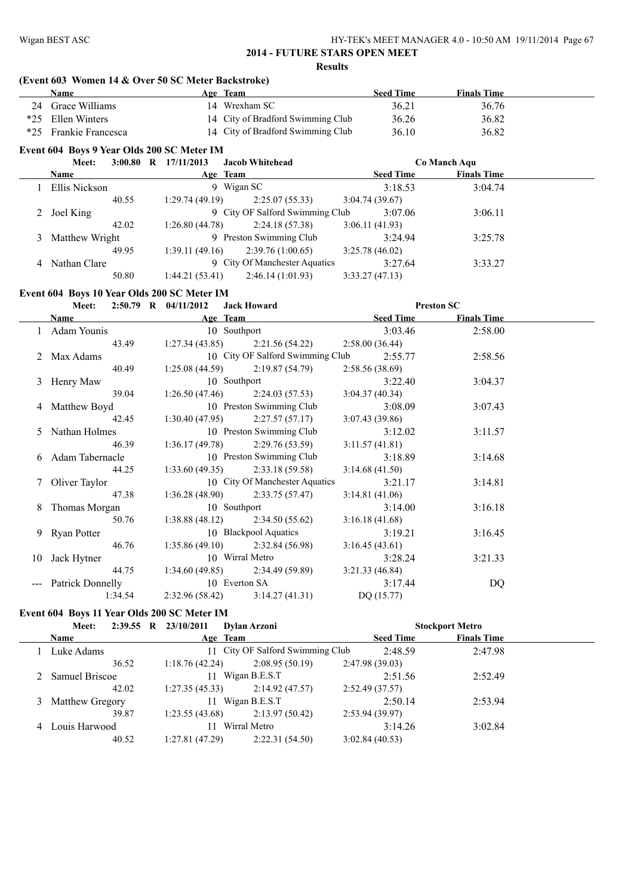## 2014 - FUTURE STARS OPEN MEET

### Results

### (Event 603 Women 14 & Over 50 SC Meter Backstroke)

| | Name | Age | Team | Seed Time | Finals Time |
|---|---|---|---|---|---|
| 24 | Grace Williams | 14 | Wrexham SC | 36.21 | 36.76 |
| *25 | Ellen Winters | 14 | City of Bradford Swimming Club | 36.26 | 36.82 |
| *25 | Frankie Francesca | 14 | City of Bradford Swimming Club | 36.10 | 36.82 |

### Event 604 Boys 9 Year Olds 200 SC Meter IM

Meet: 3:00.80 R 17/11/2013 Jacob Whitehead — Co Manch Aqu

| | Name | Age | Team | Seed Time | Finals Time |
|---|---|---|---|---|---|
| 1 | Ellis Nickson | 9 | Wigan SC | 3:18.53 | 3:04.74 |
| | 40.55 | 1:29.74 (49.19) | 2:25.07 (55.33) | 3:04.74 (39.67) | |
| 2 | Joel King | 9 | City OF Salford Swimming Club | 3:07.06 | 3:06.11 |
| | 42.02 | 1:26.80 (44.78) | 2:24.18 (57.38) | 3:06.11 (41.93) | |
| 3 | Matthew Wright | 9 | Preston Swimming Club | 3:24.94 | 3:25.78 |
| | 49.95 | 1:39.11 (49.16) | 2:39.76 (1:00.65) | 3:25.78 (46.02) | |
| 4 | Nathan Clare | 9 | City Of Manchester Aquatics | 3:27.64 | 3:33.27 |
| | 50.80 | 1:44.21 (53.41) | 2:46.14 (1:01.93) | 3:33.27 (47.13) | |

### Event 604 Boys 10 Year Olds 200 SC Meter IM

Meet: 2:50.79 R 04/11/2012 Jack Howard — Preston SC

| | Name | Age | Team | Seed Time | Finals Time |
|---|---|---|---|---|---|
| 1 | Adam Younis | 10 | Southport | 3:03.46 | 2:58.00 |
| | 43.49 | 1:27.34 (43.85) | 2:21.56 (54.22) | 2:58.00 (36.44) | |
| 2 | Max Adams | 10 | City OF Salford Swimming Club | 2:55.77 | 2:58.56 |
| | 40.49 | 1:25.08 (44.59) | 2:19.87 (54.79) | 2:58.56 (38.69) | |
| 3 | Henry Maw | 10 | Southport | 3:22.40 | 3:04.37 |
| | 39.04 | 1:26.50 (47.46) | 2:24.03 (57.53) | 3:04.37 (40.34) | |
| 4 | Matthew Boyd | 10 | Preston Swimming Club | 3:08.09 | 3:07.43 |
| | 42.45 | 1:30.40 (47.95) | 2:27.57 (57.17) | 3:07.43 (39.86) | |
| 5 | Nathan Holmes | 10 | Preston Swimming Club | 3:12.02 | 3:11.57 |
| | 46.39 | 1:36.17 (49.78) | 2:29.76 (53.59) | 3:11.57 (41.81) | |
| 6 | Adam Tabernacle | 10 | Preston Swimming Club | 3:18.89 | 3:14.68 |
| | 44.25 | 1:33.60 (49.35) | 2:33.18 (59.58) | 3:14.68 (41.50) | |
| 7 | Oliver Taylor | 10 | City Of Manchester Aquatics | 3:21.17 | 3:14.81 |
| | 47.38 | 1:36.28 (48.90) | 2:33.75 (57.47) | 3:14.81 (41.06) | |
| 8 | Thomas Morgan | 10 | Southport | 3:14.00 | 3:16.18 |
| | 50.76 | 1:38.88 (48.12) | 2:34.50 (55.62) | 3:16.18 (41.68) | |
| 9 | Ryan Potter | 10 | Blackpool Aquatics | 3:19.21 | 3:16.45 |
| | 46.76 | 1:35.86 (49.10) | 2:32.84 (56.98) | 3:16.45 (43.61) | |
| 10 | Jack Hytner | 10 | Wirral Metro | 3:28.24 | 3:21.33 |
| | 44.75 | 1:34.60 (49.85) | 2:34.49 (59.89) | 3:21.33 (46.84) | |
| --- | Patrick Donnelly | 10 | Everton SA | 3:17.44 | DQ |
| | 1:34.54 | 2:32.96 (58.42) | 3:14.27 (41.31) | DQ (15.77) | |

### Event 604 Boys 11 Year Olds 200 SC Meter IM

Meet: 2:39.55 R 23/10/2011 Dylan Arzoni — Stockport Metro

| | Name | Age | Team | Seed Time | Finals Time |
|---|---|---|---|---|---|
| 1 | Luke Adams | 11 | City OF Salford Swimming Club | 2:48.59 | 2:47.98 |
| | 36.52 | 1:18.76 (42.24) | 2:08.95 (50.19) | 2:47.98 (39.03) | |
| 2 | Samuel Briscoe | 11 | Wigan B.E.S.T | 2:51.56 | 2:52.49 |
| | 42.02 | 1:27.35 (45.33) | 2:14.92 (47.57) | 2:52.49 (37.57) | |
| 3 | Matthew Gregory | 11 | Wigan B.E.S.T | 2:50.14 | 2:53.94 |
| | 39.87 | 1:23.55 (43.68) | 2:13.97 (50.42) | 2:53.94 (39.97) | |
| 4 | Louis Harwood | 11 | Wirral Metro | 3:14.26 | 3:02.84 |
| | 40.52 | 1:27.81 (47.29) | 2:22.31 (54.50) | 3:02.84 (40.53) | |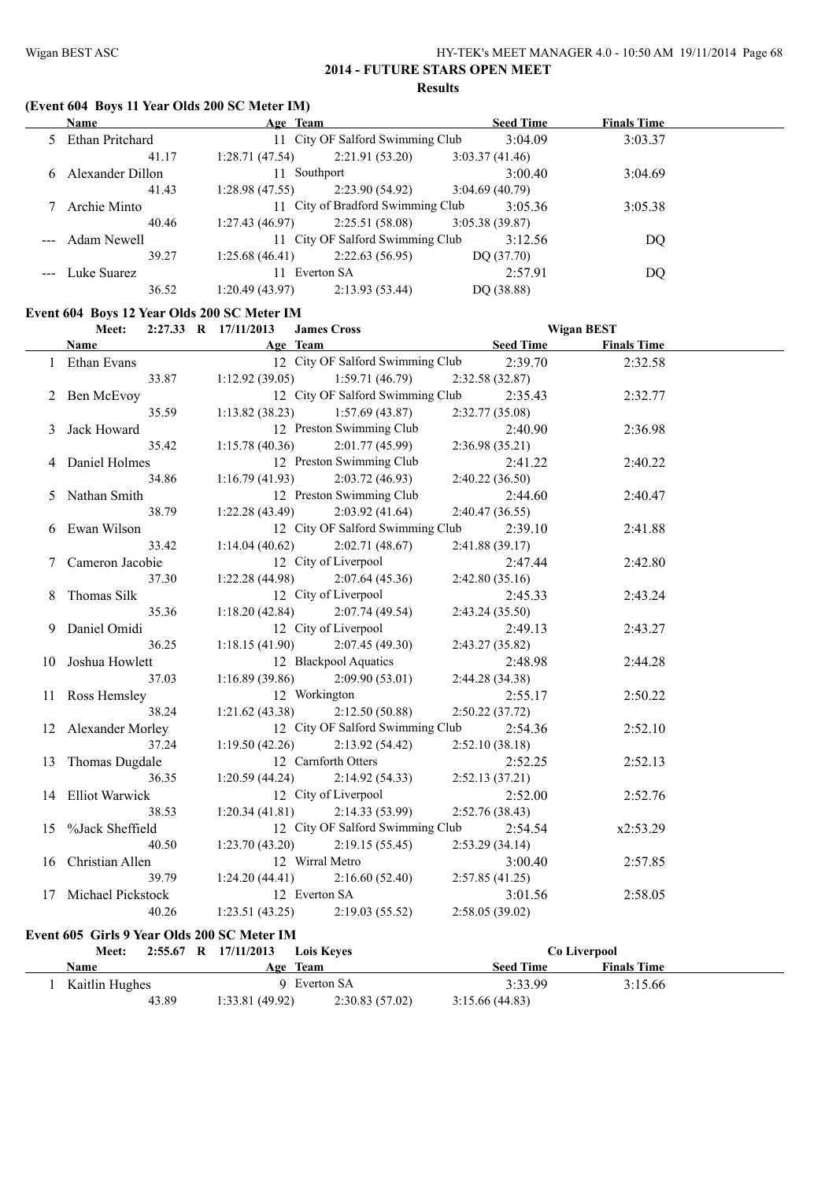## 2014 - FUTURE STARS OPEN MEET

### Results

#### (Event 604 Boys 11 Year Olds 200 SC Meter IM)

| | Name | Age | Team | Seed Time | Finals Time |
|---|---|---|---|---|---|
| 5 | Ethan Pritchard | 11 | City OF Salford Swimming Club | 3:04.09 | 3:03.37 |
| | 41.17 | 1:28.71 (47.54) | 2:21.91 (53.20) | 3:03.37 (41.46) | |
| 6 | Alexander Dillon | 11 | Southport | 3:00.40 | 3:04.69 |
| | 41.43 | 1:28.98 (47.55) | 2:23.90 (54.92) | 3:04.69 (40.79) | |
| 7 | Archie Minto | 11 | City of Bradford Swimming Club | 3:05.36 | 3:05.38 |
| | 40.46 | 1:27.43 (46.97) | 2:25.51 (58.08) | 3:05.38 (39.87) | |
| --- | Adam Newell | 11 | City OF Salford Swimming Club | 3:12.56 | DQ |
| | 39.27 | 1:25.68 (46.41) | 2:22.63 (56.95) | DQ (37.70) | |
| --- | Luke Suarez | 11 | Everton SA | 2:57.91 | DQ |
| | 36.52 | 1:20.49 (43.97) | 2:13.93 (53.44) | DQ (38.88) | |

#### Event 604 Boys 12 Year Olds 200 SC Meter IM

Meet: 2:27.33 R 17/11/2013 James Cross Wigan BEST

| | Name | Age | Team | Seed Time | Finals Time |
|---|---|---|---|---|---|
| 1 | Ethan Evans | 12 | City OF Salford Swimming Club | 2:39.70 | 2:32.58 |
| | 33.87 | 1:12.92 (39.05) | 1:59.71 (46.79) | 2:32.58 (32.87) | |
| 2 | Ben McEvoy | 12 | City OF Salford Swimming Club | 2:35.43 | 2:32.77 |
| | 35.59 | 1:13.82 (38.23) | 1:57.69 (43.87) | 2:32.77 (35.08) | |
| 3 | Jack Howard | 12 | Preston Swimming Club | 2:40.90 | 2:36.98 |
| | 35.42 | 1:15.78 (40.36) | 2:01.77 (45.99) | 2:36.98 (35.21) | |
| 4 | Daniel Holmes | 12 | Preston Swimming Club | 2:41.22 | 2:40.22 |
| | 34.86 | 1:16.79 (41.93) | 2:03.72 (46.93) | 2:40.22 (36.50) | |
| 5 | Nathan Smith | 12 | Preston Swimming Club | 2:44.60 | 2:40.47 |
| | 38.79 | 1:22.28 (43.49) | 2:03.92 (41.64) | 2:40.47 (36.55) | |
| 6 | Ewan Wilson | 12 | City OF Salford Swimming Club | 2:39.10 | 2:41.88 |
| | 33.42 | 1:14.04 (40.62) | 2:02.71 (48.67) | 2:41.88 (39.17) | |
| 7 | Cameron Jacobie | 12 | City of Liverpool | 2:47.44 | 2:42.80 |
| | 37.30 | 1:22.28 (44.98) | 2:07.64 (45.36) | 2:42.80 (35.16) | |
| 8 | Thomas Silk | 12 | City of Liverpool | 2:45.33 | 2:43.24 |
| | 35.36 | 1:18.20 (42.84) | 2:07.74 (49.54) | 2:43.24 (35.50) | |
| 9 | Daniel Omidi | 12 | City of Liverpool | 2:49.13 | 2:43.27 |
| | 36.25 | 1:18.15 (41.90) | 2:07.45 (49.30) | 2:43.27 (35.82) | |
| 10 | Joshua Howlett | 12 | Blackpool Aquatics | 2:48.98 | 2:44.28 |
| | 37.03 | 1:16.89 (39.86) | 2:09.90 (53.01) | 2:44.28 (34.38) | |
| 11 | Ross Hemsley | 12 | Workington | 2:55.17 | 2:50.22 |
| | 38.24 | 1:21.62 (43.38) | 2:12.50 (50.88) | 2:50.22 (37.72) | |
| 12 | Alexander Morley | 12 | City OF Salford Swimming Club | 2:54.36 | 2:52.10 |
| | 37.24 | 1:19.50 (42.26) | 2:13.92 (54.42) | 2:52.10 (38.18) | |
| 13 | Thomas Dugdale | 12 | Carnforth Otters | 2:52.25 | 2:52.13 |
| | 36.35 | 1:20.59 (44.24) | 2:14.92 (54.33) | 2:52.13 (37.21) | |
| 14 | Elliot Warwick | 12 | City of Liverpool | 2:52.00 | 2:52.76 |
| | 38.53 | 1:20.34 (41.81) | 2:14.33 (53.99) | 2:52.76 (38.43) | |
| 15 | %Jack Sheffield | 12 | City OF Salford Swimming Club | 2:54.54 | x2:53.29 |
| | 40.50 | 1:23.70 (43.20) | 2:19.15 (55.45) | 2:53.29 (34.14) | |
| 16 | Christian Allen | 12 | Wirral Metro | 3:00.40 | 2:57.85 |
| | 39.79 | 1:24.20 (44.41) | 2:16.60 (52.40) | 2:57.85 (41.25) | |
| 17 | Michael Pickstock | 12 | Everton SA | 3:01.56 | 2:58.05 |
| | 40.26 | 1:23.51 (43.25) | 2:19.03 (55.52) | 2:58.05 (39.02) | |

#### Event 605 Girls 9 Year Olds 200 SC Meter IM

Meet: 2:55.67 R 17/11/2013 Lois Keyes Co Liverpool

| | Name | Age | Team | Seed Time | Finals Time |
|---|---|---|---|---|---|
| 1 | Kaitlin Hughes | 9 | Everton SA | 3:33.99 | 3:15.66 |
| | 43.89 | 1:33.81 (49.92) | 2:30.83 (57.02) | 3:15.66 (44.83) | |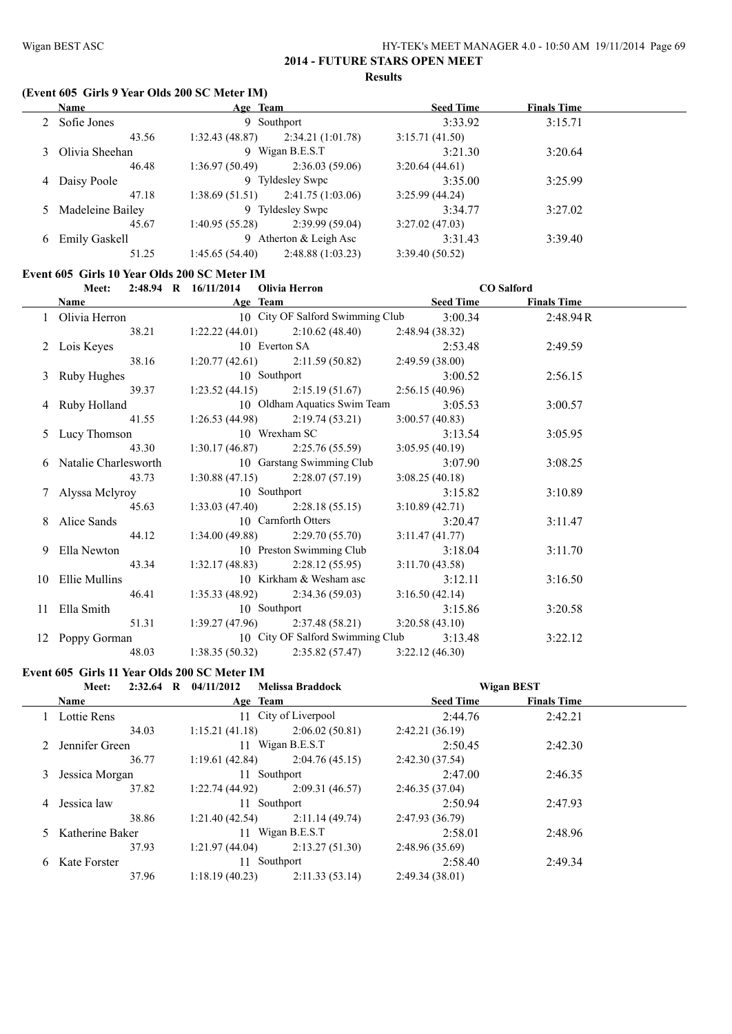## 2014 - FUTURE STARS OPEN MEET

**Results**

### (Event 605 Girls 9 Year Olds 200 SC Meter IM)

| | Name | Age | Team | Seed Time | Finals Time |
|---|---|---|---|---|---|
| 2 | Sofie Jones | 9 | Southport | 3:33.92 | 3:15.71 |
| | 43.56 | 1:32.43 (48.87) | 2:34.21 (1:01.78) | 3:15.71 (41.50) | |
| 3 | Olivia Sheehan | 9 | Wigan B.E.S.T | 3:21.30 | 3:20.64 |
| | 46.48 | 1:36.97 (50.49) | 2:36.03 (59.06) | 3:20.64 (44.61) | |
| 4 | Daisy Poole | 9 | Tyldesley Swpc | 3:35.00 | 3:25.99 |
| | 47.18 | 1:38.69 (51.51) | 2:41.75 (1:03.06) | 3:25.99 (44.24) | |
| 5 | Madeleine Bailey | 9 | Tyldesley Swpc | 3:34.77 | 3:27.02 |
| | 45.67 | 1:40.95 (55.28) | 2:39.99 (59.04) | 3:27.02 (47.03) | |
| 6 | Emily Gaskell | 9 | Atherton & Leigh Asc | 3:31.43 | 3:39.40 |
| | 51.25 | 1:45.65 (54.40) | 2:48.88 (1:03.23) | 3:39.40 (50.52) | |

### Event 605 Girls 10 Year Olds 200 SC Meter IM

Meet: 2:48.94 R 16/11/2014 Olivia Herron CO Salford

| | Name | Age | Team | Seed Time | Finals Time |
|---|---|---|---|---|---|
| 1 | Olivia Herron | 10 | City OF Salford Swimming Club | 3:00.34 | 2:48.94R |
| | 38.21 | 1:22.22 (44.01) | 2:10.62 (48.40) | 2:48.94 (38.32) | |
| 2 | Lois Keyes | 10 | Everton SA | 2:53.48 | 2:49.59 |
| | 38.16 | 1:20.77 (42.61) | 2:11.59 (50.82) | 2:49.59 (38.00) | |
| 3 | Ruby Hughes | 10 | Southport | 3:00.52 | 2:56.15 |
| | 39.37 | 1:23.52 (44.15) | 2:15.19 (51.67) | 2:56.15 (40.96) | |
| 4 | Ruby Holland | 10 | Oldham Aquatics Swim Team | 3:05.53 | 3:00.57 |
| | 41.55 | 1:26.53 (44.98) | 2:19.74 (53.21) | 3:00.57 (40.83) | |
| 5 | Lucy Thomson | 10 | Wrexham SC | 3:13.54 | 3:05.95 |
| | 43.30 | 1:30.17 (46.87) | 2:25.76 (55.59) | 3:05.95 (40.19) | |
| 6 | Natalie Charlesworth | 10 | Garstang Swimming Club | 3:07.90 | 3:08.25 |
| | 43.73 | 1:30.88 (47.15) | 2:28.07 (57.19) | 3:08.25 (40.18) | |
| 7 | Alyssa Mclyroy | 10 | Southport | 3:15.82 | 3:10.89 |
| | 45.63 | 1:33.03 (47.40) | 2:28.18 (55.15) | 3:10.89 (42.71) | |
| 8 | Alice Sands | 10 | Carnforth Otters | 3:20.47 | 3:11.47 |
| | 44.12 | 1:34.00 (49.88) | 2:29.70 (55.70) | 3:11.47 (41.77) | |
| 9 | Ella Newton | 10 | Preston Swimming Club | 3:18.04 | 3:11.70 |
| | 43.34 | 1:32.17 (48.83) | 2:28.12 (55.95) | 3:11.70 (43.58) | |
| 10 | Ellie Mullins | 10 | Kirkham & Wesham asc | 3:12.11 | 3:16.50 |
| | 46.41 | 1:35.33 (48.92) | 2:34.36 (59.03) | 3:16.50 (42.14) | |
| 11 | Ella Smith | 10 | Southport | 3:15.86 | 3:20.58 |
| | 51.31 | 1:39.27 (47.96) | 2:37.48 (58.21) | 3:20.58 (43.10) | |
| 12 | Poppy Gorman | 10 | City OF Salford Swimming Club | 3:13.48 | 3:22.12 |
| | 48.03 | 1:38.35 (50.32) | 2:35.82 (57.47) | 3:22.12 (46.30) | |

### Event 605 Girls 11 Year Olds 200 SC Meter IM

Meet: 2:32.64 R 04/11/2012 Melissa Braddock Wigan BEST

| | Name | Age | Team | Seed Time | Finals Time |
|---|---|---|---|---|---|
| 1 | Lottie Rens | 11 | City of Liverpool | 2:44.76 | 2:42.21 |
| | 34.03 | 1:15.21 (41.18) | 2:06.02 (50.81) | 2:42.21 (36.19) | |
| 2 | Jennifer Green | 11 | Wigan B.E.S.T | 2:50.45 | 2:42.30 |
| | 36.77 | 1:19.61 (42.84) | 2:04.76 (45.15) | 2:42.30 (37.54) | |
| 3 | Jessica Morgan | 11 | Southport | 2:47.00 | 2:46.35 |
| | 37.82 | 1:22.74 (44.92) | 2:09.31 (46.57) | 2:46.35 (37.04) | |
| 4 | Jessica law | 11 | Southport | 2:50.94 | 2:47.93 |
| | 38.86 | 1:21.40 (42.54) | 2:11.14 (49.74) | 2:47.93 (36.79) | |
| 5 | Katherine Baker | 11 | Wigan B.E.S.T | 2:58.01 | 2:48.96 |
| | 37.93 | 1:21.97 (44.04) | 2:13.27 (51.30) | 2:48.96 (35.69) | |
| 6 | Kate Forster | 11 | Southport | 2:58.40 | 2:49.34 |
| | 37.96 | 1:18.19 (40.23) | 2:11.33 (53.14) | 2:49.34 (38.01) | |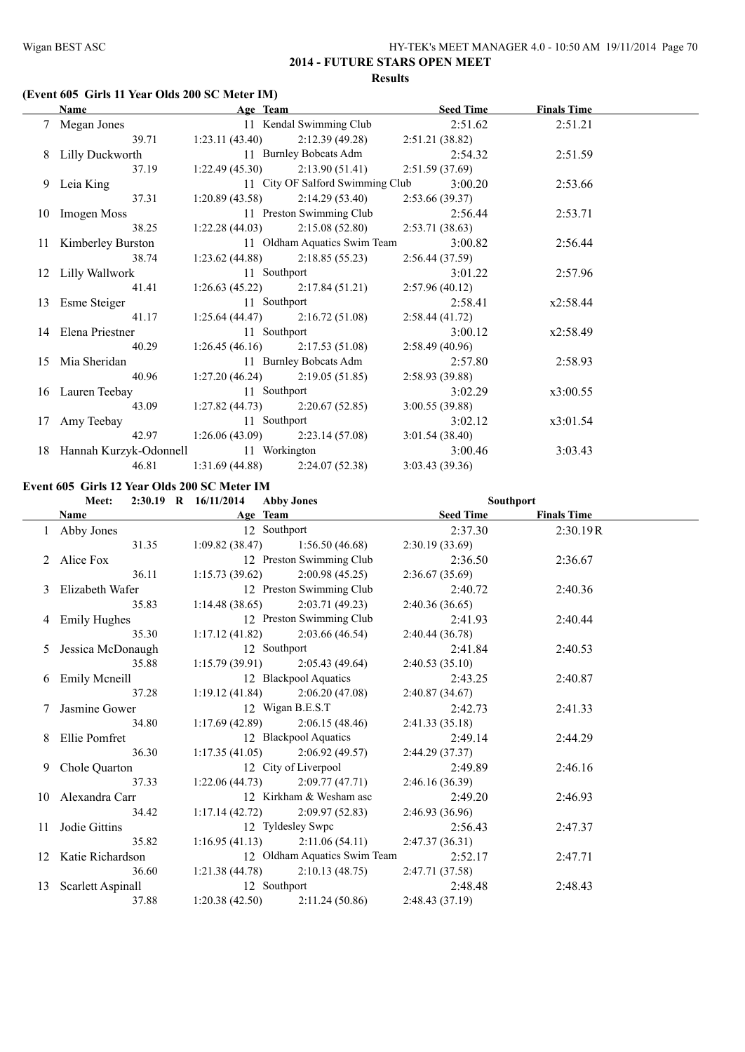## 2014 - FUTURE STARS OPEN MEET

### Results

#### (Event 605 Girls 11 Year Olds 200 SC Meter IM)

| | Name | Age | Team | Seed Time | Finals Time |
|---|---|---|---|---|---|
| 7 | Megan Jones | 11 | Kendal Swimming Club | 2:51.62 | 2:51.21 |
| | 39.71 | 1:23.11 (43.40) | 2:12.39 (49.28) | 2:51.21 (38.82) | |
| 8 | Lilly Duckworth | 11 | Burnley Bobcats Adm | 2:54.32 | 2:51.59 |
| | 37.19 | 1:22.49 (45.30) | 2:13.90 (51.41) | 2:51.59 (37.69) | |
| 9 | Leia King | 11 | City OF Salford Swimming Club | 3:00.20 | 2:53.66 |
| | 37.31 | 1:20.89 (43.58) | 2:14.29 (53.40) | 2:53.66 (39.37) | |
| 10 | Imogen Moss | 11 | Preston Swimming Club | 2:56.44 | 2:53.71 |
| | 38.25 | 1:22.28 (44.03) | 2:15.08 (52.80) | 2:53.71 (38.63) | |
| 11 | Kimberley Burston | 11 | Oldham Aquatics Swim Team | 3:00.82 | 2:56.44 |
| | 38.74 | 1:23.62 (44.88) | 2:18.85 (55.23) | 2:56.44 (37.59) | |
| 12 | Lilly Wallwork | 11 | Southport | 3:01.22 | 2:57.96 |
| | 41.41 | 1:26.63 (45.22) | 2:17.84 (51.21) | 2:57.96 (40.12) | |
| 13 | Esme Steiger | 11 | Southport | 2:58.41 | x2:58.44 |
| | 41.17 | 1:25.64 (44.47) | 2:16.72 (51.08) | 2:58.44 (41.72) | |
| 14 | Elena Priestner | 11 | Southport | 3:00.12 | x2:58.49 |
| | 40.29 | 1:26.45 (46.16) | 2:17.53 (51.08) | 2:58.49 (40.96) | |
| 15 | Mia Sheridan | 11 | Burnley Bobcats Adm | 2:57.80 | 2:58.93 |
| | 40.96 | 1:27.20 (46.24) | 2:19.05 (51.85) | 2:58.93 (39.88) | |
| 16 | Lauren Teebay | 11 | Southport | 3:02.29 | x3:00.55 |
| | 43.09 | 1:27.82 (44.73) | 2:20.67 (52.85) | 3:00.55 (39.88) | |
| 17 | Amy Teebay | 11 | Southport | 3:02.12 | x3:01.54 |
| | 42.97 | 1:26.06 (43.09) | 2:23.14 (57.08) | 3:01.54 (38.40) | |
| 18 | Hannah Kurzyk-Odonnell | 11 | Workington | 3:00.46 | 3:03.43 |
| | 46.81 | 1:31.69 (44.88) | 2:24.07 (52.38) | 3:03.43 (39.36) | |

#### Event 605 Girls 12 Year Olds 200 SC Meter IM

Meet: 2:30.19 R 16/11/2014 Abby Jones Southport

| | Name | Age | Team | Seed Time | Finals Time |
|---|---|---|---|---|---|
| 1 | Abby Jones | 12 | Southport | 2:37.30 | 2:30.19R |
| | 31.35 | 1:09.82 (38.47) | 1:56.50 (46.68) | 2:30.19 (33.69) | |
| 2 | Alice Fox | 12 | Preston Swimming Club | 2:36.50 | 2:36.67 |
| | 36.11 | 1:15.73 (39.62) | 2:00.98 (45.25) | 2:36.67 (35.69) | |
| 3 | Elizabeth Wafer | 12 | Preston Swimming Club | 2:40.72 | 2:40.36 |
| | 35.83 | 1:14.48 (38.65) | 2:03.71 (49.23) | 2:40.36 (36.65) | |
| 4 | Emily Hughes | 12 | Preston Swimming Club | 2:41.93 | 2:40.44 |
| | 35.30 | 1:17.12 (41.82) | 2:03.66 (46.54) | 2:40.44 (36.78) | |
| 5 | Jessica McDonaugh | 12 | Southport | 2:41.84 | 2:40.53 |
| | 35.88 | 1:15.79 (39.91) | 2:05.43 (49.64) | 2:40.53 (35.10) | |
| 6 | Emily Mcneill | 12 | Blackpool Aquatics | 2:43.25 | 2:40.87 |
| | 37.28 | 1:19.12 (41.84) | 2:06.20 (47.08) | 2:40.87 (34.67) | |
| 7 | Jasmine Gower | 12 | Wigan B.E.S.T | 2:42.73 | 2:41.33 |
| | 34.80 | 1:17.69 (42.89) | 2:06.15 (48.46) | 2:41.33 (35.18) | |
| 8 | Ellie Pomfret | 12 | Blackpool Aquatics | 2:49.14 | 2:44.29 |
| | 36.30 | 1:17.35 (41.05) | 2:06.92 (49.57) | 2:44.29 (37.37) | |
| 9 | Chole Quarton | 12 | City of Liverpool | 2:49.89 | 2:46.16 |
| | 37.33 | 1:22.06 (44.73) | 2:09.77 (47.71) | 2:46.16 (36.39) | |
| 10 | Alexandra Carr | 12 | Kirkham & Wesham asc | 2:49.20 | 2:46.93 |
| | 34.42 | 1:17.14 (42.72) | 2:09.97 (52.83) | 2:46.93 (36.96) | |
| 11 | Jodie Gittins | 12 | Tyldesley Swpc | 2:56.43 | 2:47.37 |
| | 35.82 | 1:16.95 (41.13) | 2:11.06 (54.11) | 2:47.37 (36.31) | |
| 12 | Katie Richardson | 12 | Oldham Aquatics Swim Team | 2:52.17 | 2:47.71 |
| | 36.60 | 1:21.38 (44.78) | 2:10.13 (48.75) | 2:47.71 (37.58) | |
| 13 | Scarlett Aspinall | 12 | Southport | 2:48.48 | 2:48.43 |
| | 37.88 | 1:20.38 (42.50) | 2:11.24 (50.86) | 2:48.43 (37.19) | |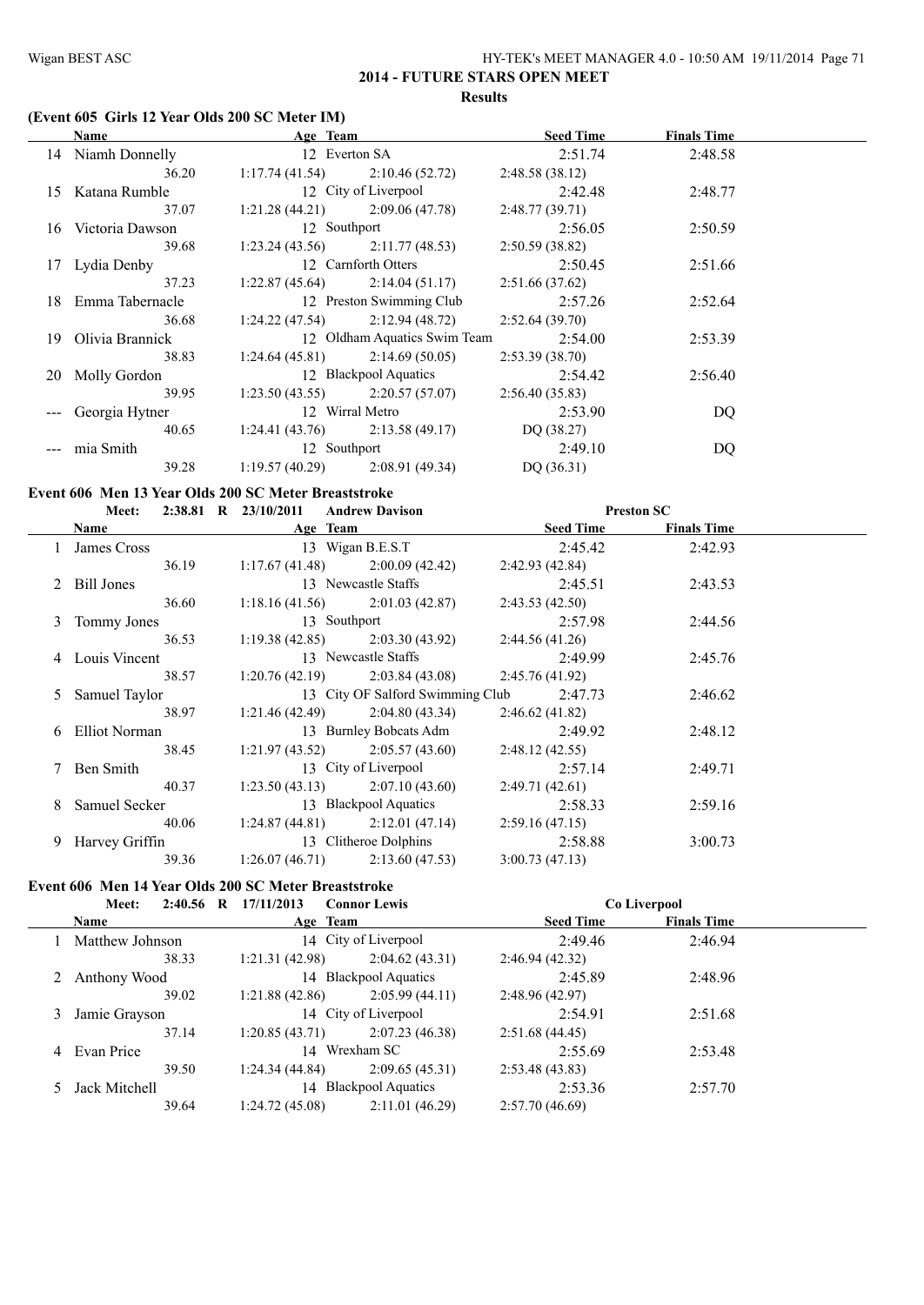## 2014 - FUTURE STARS OPEN MEET

**Results**

### (Event 605 Girls 12 Year Olds 200 SC Meter IM)

| | Name | Age | Team | Seed Time | Finals Time |
|---|---|---|---|---|---|
| 14 | Niamh Donnelly | 12 | Everton SA | 2:51.74 | 2:48.58 |
| | 36.20 | 1:17.74 (41.54) | 2:10.46 (52.72) | 2:48.58 (38.12) | |
| 15 | Katana Rumble | 12 | City of Liverpool | 2:42.48 | 2:48.77 |
| | 37.07 | 1:21.28 (44.21) | 2:09.06 (47.78) | 2:48.77 (39.71) | |
| 16 | Victoria Dawson | 12 | Southport | 2:56.05 | 2:50.59 |
| | 39.68 | 1:23.24 (43.56) | 2:11.77 (48.53) | 2:50.59 (38.82) | |
| 17 | Lydia Denby | 12 | Carnforth Otters | 2:50.45 | 2:51.66 |
| | 37.23 | 1:22.87 (45.64) | 2:14.04 (51.17) | 2:51.66 (37.62) | |
| 18 | Emma Tabernacle | 12 | Preston Swimming Club | 2:57.26 | 2:52.64 |
| | 36.68 | 1:24.22 (47.54) | 2:12.94 (48.72) | 2:52.64 (39.70) | |
| 19 | Olivia Brannick | 12 | Oldham Aquatics Swim Team | 2:54.00 | 2:53.39 |
| | 38.83 | 1:24.64 (45.81) | 2:14.69 (50.05) | 2:53.39 (38.70) | |
| 20 | Molly Gordon | 12 | Blackpool Aquatics | 2:54.42 | 2:56.40 |
| | 39.95 | 1:23.50 (43.55) | 2:20.57 (57.07) | 2:56.40 (35.83) | |
| --- | Georgia Hytner | 12 | Wirral Metro | 2:53.90 | DQ |
| | 40.65 | 1:24.41 (43.76) | 2:13.58 (49.17) | DQ (38.27) | |
| --- | mia Smith | 12 | Southport | 2:49.10 | DQ |
| | 39.28 | 1:19.57 (40.29) | 2:08.91 (49.34) | DQ (36.31) | |

### Event 606 Men 13 Year Olds 200 SC Meter Breaststroke

Meet: 2:38.81 R 23/10/2011 Andrew Davison — Preston SC

| | Name | Age | Team | Seed Time | Finals Time |
|---|---|---|---|---|---|
| 1 | James Cross | 13 | Wigan B.E.S.T | 2:45.42 | 2:42.93 |
| | 36.19 | 1:17.67 (41.48) | 2:00.09 (42.42) | 2:42.93 (42.84) | |
| 2 | Bill Jones | 13 | Newcastle Staffs | 2:45.51 | 2:43.53 |
| | 36.60 | 1:18.16 (41.56) | 2:01.03 (42.87) | 2:43.53 (42.50) | |
| 3 | Tommy Jones | 13 | Southport | 2:57.98 | 2:44.56 |
| | 36.53 | 1:19.38 (42.85) | 2:03.30 (43.92) | 2:44.56 (41.26) | |
| 4 | Louis Vincent | 13 | Newcastle Staffs | 2:49.99 | 2:45.76 |
| | 38.57 | 1:20.76 (42.19) | 2:03.84 (43.08) | 2:45.76 (41.92) | |
| 5 | Samuel Taylor | 13 | City OF Salford Swimming Club | 2:47.73 | 2:46.62 |
| | 38.97 | 1:21.46 (42.49) | 2:04.80 (43.34) | 2:46.62 (41.82) | |
| 6 | Elliot Norman | 13 | Burnley Bobcats Adm | 2:49.92 | 2:48.12 |
| | 38.45 | 1:21.97 (43.52) | 2:05.57 (43.60) | 2:48.12 (42.55) | |
| 7 | Ben Smith | 13 | City of Liverpool | 2:57.14 | 2:49.71 |
| | 40.37 | 1:23.50 (43.13) | 2:07.10 (43.60) | 2:49.71 (42.61) | |
| 8 | Samuel Secker | 13 | Blackpool Aquatics | 2:58.33 | 2:59.16 |
| | 40.06 | 1:24.87 (44.81) | 2:12.01 (47.14) | 2:59.16 (47.15) | |
| 9 | Harvey Griffin | 13 | Clitheroe Dolphins | 2:58.88 | 3:00.73 |
| | 39.36 | 1:26.07 (46.71) | 2:13.60 (47.53) | 3:00.73 (47.13) | |

### Event 606 Men 14 Year Olds 200 SC Meter Breaststroke

Meet: 2:40.56 R 17/11/2013 Connor Lewis — Co Liverpool

| | Name | Age | Team | Seed Time | Finals Time |
|---|---|---|---|---|---|
| 1 | Matthew Johnson | 14 | City of Liverpool | 2:49.46 | 2:46.94 |
| | 38.33 | 1:21.31 (42.98) | 2:04.62 (43.31) | 2:46.94 (42.32) | |
| 2 | Anthony Wood | 14 | Blackpool Aquatics | 2:45.89 | 2:48.96 |
| | 39.02 | 1:21.88 (42.86) | 2:05.99 (44.11) | 2:48.96 (42.97) | |
| 3 | Jamie Grayson | 14 | City of Liverpool | 2:54.91 | 2:51.68 |
| | 37.14 | 1:20.85 (43.71) | 2:07.23 (46.38) | 2:51.68 (44.45) | |
| 4 | Evan Price | 14 | Wrexham SC | 2:55.69 | 2:53.48 |
| | 39.50 | 1:24.34 (44.84) | 2:09.65 (45.31) | 2:53.48 (43.83) | |
| 5 | Jack Mitchell | 14 | Blackpool Aquatics | 2:53.36 | 2:57.70 |
| | 39.64 | 1:24.72 (45.08) | 2:11.01 (46.29) | 2:57.70 (46.69) | |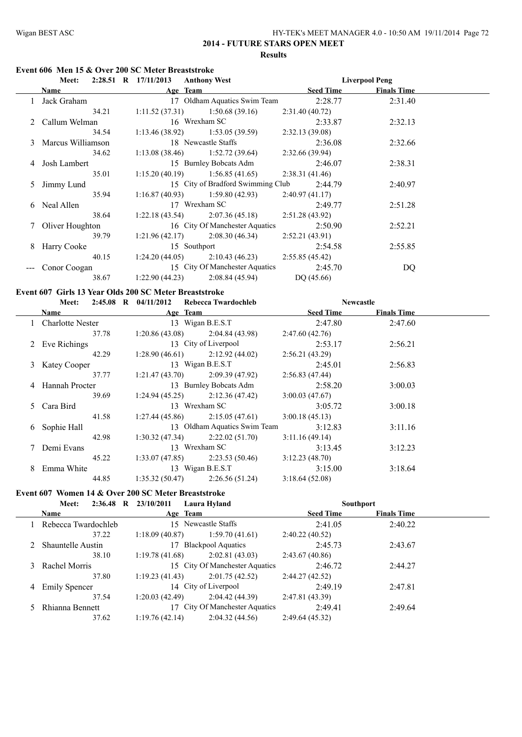## 2014 - FUTURE STARS OPEN MEET

### Results

#### Event 606 Men 15 & Over 200 SC Meter Breaststroke

Meet: 2:28.51 R 17/11/2013 Anthony West — Liverpool Peng

| | Name | Age | Team | Seed Time | Finals Time |
|---|---|---|---|---|---|
| 1 | Jack Graham | 17 | Oldham Aquatics Swim Team | 2:28.77 | 2:31.40 |
| | 34.21 | 1:11.52 (37.31) | 1:50.68 (39.16) | 2:31.40 (40.72) | |
| 2 | Callum Welman | 16 | Wrexham SC | 2:33.87 | 2:32.13 |
| | 34.54 | 1:13.46 (38.92) | 1:53.05 (39.59) | 2:32.13 (39.08) | |
| 3 | Marcus Williamson | 18 | Newcastle Staffs | 2:36.08 | 2:32.66 |
| | 34.62 | 1:13.08 (38.46) | 1:52.72 (39.64) | 2:32.66 (39.94) | |
| 4 | Josh Lambert | 15 | Burnley Bobcats Adm | 2:46.07 | 2:38.31 |
| | 35.01 | 1:15.20 (40.19) | 1:56.85 (41.65) | 2:38.31 (41.46) | |
| 5 | Jimmy Lund | 15 | City of Bradford Swimming Club | 2:44.79 | 2:40.97 |
| | 35.94 | 1:16.87 (40.93) | 1:59.80 (42.93) | 2:40.97 (41.17) | |
| 6 | Neal Allen | 17 | Wrexham SC | 2:49.77 | 2:51.28 |
| | 38.64 | 1:22.18 (43.54) | 2:07.36 (45.18) | 2:51.28 (43.92) | |
| 7 | Oliver Houghton | 16 | City Of Manchester Aquatics | 2:50.90 | 2:52.21 |
| | 39.79 | 1:21.96 (42.17) | 2:08.30 (46.34) | 2:52.21 (43.91) | |
| 8 | Harry Cooke | 15 | Southport | 2:54.58 | 2:55.85 |
| | 40.15 | 1:24.20 (44.05) | 2:10.43 (46.23) | 2:55.85 (45.42) | |
| --- | Conor Coogan | 15 | City Of Manchester Aquatics | 2:45.70 | DQ |
| | 38.67 | 1:22.90 (44.23) | 2:08.84 (45.94) | DQ (45.66) | |

#### Event 607 Girls 13 Year Olds 200 SC Meter Breaststroke

Meet: 2:45.08 R 04/11/2012 Rebecca Twardochleb — Newcastle

| | Name | Age | Team | Seed Time | Finals Time |
|---|---|---|---|---|---|
| 1 | Charlotte Nester | 13 | Wigan B.E.S.T | 2:47.80 | 2:47.60 |
| | 37.78 | 1:20.86 (43.08) | 2:04.84 (43.98) | 2:47.60 (42.76) | |
| 2 | Eve Richings | 13 | City of Liverpool | 2:53.17 | 2:56.21 |
| | 42.29 | 1:28.90 (46.61) | 2:12.92 (44.02) | 2:56.21 (43.29) | |
| 3 | Katey Cooper | 13 | Wigan B.E.S.T | 2:45.01 | 2:56.83 |
| | 37.77 | 1:21.47 (43.70) | 2:09.39 (47.92) | 2:56.83 (47.44) | |
| 4 | Hannah Procter | 13 | Burnley Bobcats Adm | 2:58.20 | 3:00.03 |
| | 39.69 | 1:24.94 (45.25) | 2:12.36 (47.42) | 3:00.03 (47.67) | |
| 5 | Cara Bird | 13 | Wrexham SC | 3:05.72 | 3:00.18 |
| | 41.58 | 1:27.44 (45.86) | 2:15.05 (47.61) | 3:00.18 (45.13) | |
| 6 | Sophie Hall | 13 | Oldham Aquatics Swim Team | 3:12.83 | 3:11.16 |
| | 42.98 | 1:30.32 (47.34) | 2:22.02 (51.70) | 3:11.16 (49.14) | |
| 7 | Demi Evans | 13 | Wrexham SC | 3:13.45 | 3:12.23 |
| | 45.22 | 1:33.07 (47.85) | 2:23.53 (50.46) | 3:12.23 (48.70) | |
| 8 | Emma White | 13 | Wigan B.E.S.T | 3:15.00 | 3:18.64 |
| | 44.85 | 1:35.32 (50.47) | 2:26.56 (51.24) | 3:18.64 (52.08) | |

#### Event 607 Women 14 & Over 200 SC Meter Breaststroke

Meet: 2:36.48 R 23/10/2011 Laura Hyland — Southport

| | Name | Age | Team | Seed Time | Finals Time |
|---|---|---|---|---|---|
| 1 | Rebecca Twardochleb | 15 | Newcastle Staffs | 2:41.05 | 2:40.22 |
| | 37.22 | 1:18.09 (40.87) | 1:59.70 (41.61) | 2:40.22 (40.52) | |
| 2 | Shauntelle Austin | 17 | Blackpool Aquatics | 2:45.73 | 2:43.67 |
| | 38.10 | 1:19.78 (41.68) | 2:02.81 (43.03) | 2:43.67 (40.86) | |
| 3 | Rachel Morris | 15 | City Of Manchester Aquatics | 2:46.72 | 2:44.27 |
| | 37.80 | 1:19.23 (41.43) | 2:01.75 (42.52) | 2:44.27 (42.52) | |
| 4 | Emily Spencer | 14 | City of Liverpool | 2:49.19 | 2:47.81 |
| | 37.54 | 1:20.03 (42.49) | 2:04.42 (44.39) | 2:47.81 (43.39) | |
| 5 | Rhianna Bennett | 17 | City Of Manchester Aquatics | 2:49.41 | 2:49.64 |
| | 37.62 | 1:19.76 (42.14) | 2:04.32 (44.56) | 2:49.64 (45.32) | |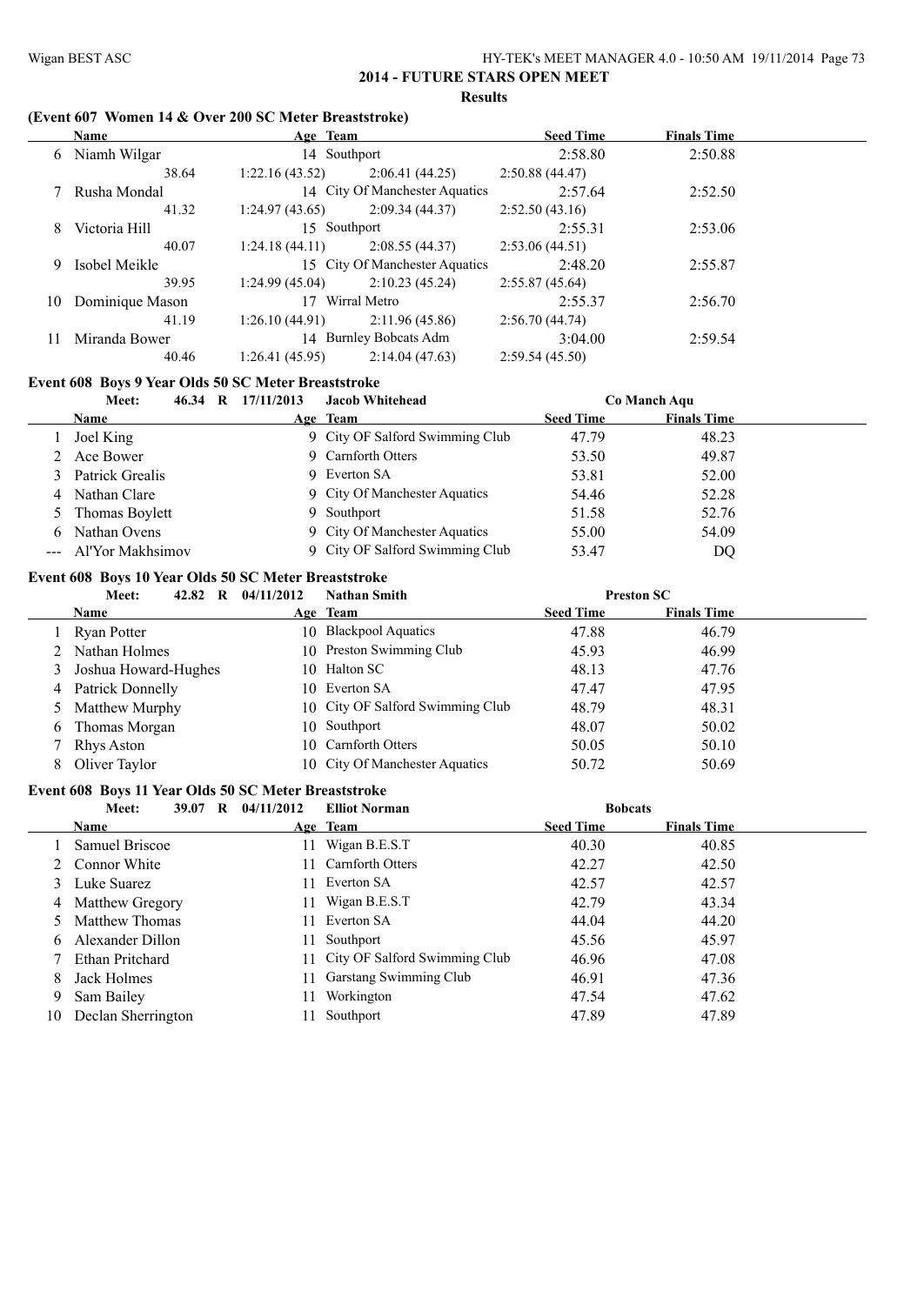## 2014 - FUTURE STARS OPEN MEET

### Results

#### (Event 607 Women 14 & Over 200 SC Meter Breaststroke)

| | Name | Age | Team | Seed Time | Finals Time |
|---|---|---|---|---|---|
| 6 | Niamh Wilgar | 14 | Southport | 2:58.80 | 2:50.88 |
| | 38.64 | 1:22.16 (43.52) | 2:06.41 (44.25) | 2:50.88 (44.47) | |
| 7 | Rusha Mondal | 14 | City Of Manchester Aquatics | 2:57.64 | 2:52.50 |
| | 41.32 | 1:24.97 (43.65) | 2:09.34 (44.37) | 2:52.50 (43.16) | |
| 8 | Victoria Hill | 15 | Southport | 2:55.31 | 2:53.06 |
| | 40.07 | 1:24.18 (44.11) | 2:08.55 (44.37) | 2:53.06 (44.51) | |
| 9 | Isobel Meikle | 15 | City Of Manchester Aquatics | 2:48.20 | 2:55.87 |
| | 39.95 | 1:24.99 (45.04) | 2:10.23 (45.24) | 2:55.87 (45.64) | |
| 10 | Dominique Mason | 17 | Wirral Metro | 2:55.37 | 2:56.70 |
| | 41.19 | 1:26.10 (44.91) | 2:11.96 (45.86) | 2:56.70 (44.74) | |
| 11 | Miranda Bower | 14 | Burnley Bobcats Adm | 3:04.00 | 2:59.54 |
| | 40.46 | 1:26.41 (45.95) | 2:14.04 (47.63) | 2:59.54 (45.50) | |

#### Event 608 Boys 9 Year Olds 50 SC Meter Breaststroke

Meet: 46.34 R 17/11/2013 Jacob Whitehead — Co Manch Aqu

| | Name | Age | Team | Seed Time | Finals Time |
|---|---|---|---|---|---|
| 1 | Joel King | 9 | City OF Salford Swimming Club | 47.79 | 48.23 |
| 2 | Ace Bower | 9 | Carnforth Otters | 53.50 | 49.87 |
| 3 | Patrick Grealis | 9 | Everton SA | 53.81 | 52.00 |
| 4 | Nathan Clare | 9 | City Of Manchester Aquatics | 54.46 | 52.28 |
| 5 | Thomas Boylett | 9 | Southport | 51.58 | 52.76 |
| 6 | Nathan Ovens | 9 | City Of Manchester Aquatics | 55.00 | 54.09 |
| --- | Al'Yor Makhsimov | 9 | City OF Salford Swimming Club | 53.47 | DQ |

#### Event 608 Boys 10 Year Olds 50 SC Meter Breaststroke

Meet: 42.82 R 04/11/2012 Nathan Smith — Preston SC

| | Name | Age | Team | Seed Time | Finals Time |
|---|---|---|---|---|---|
| 1 | Ryan Potter | 10 | Blackpool Aquatics | 47.88 | 46.79 |
| 2 | Nathan Holmes | 10 | Preston Swimming Club | 45.93 | 46.99 |
| 3 | Joshua Howard-Hughes | 10 | Halton SC | 48.13 | 47.76 |
| 4 | Patrick Donnelly | 10 | Everton SA | 47.47 | 47.95 |
| 5 | Matthew Murphy | 10 | City OF Salford Swimming Club | 48.79 | 48.31 |
| 6 | Thomas Morgan | 10 | Southport | 48.07 | 50.02 |
| 7 | Rhys Aston | 10 | Carnforth Otters | 50.05 | 50.10 |
| 8 | Oliver Taylor | 10 | City Of Manchester Aquatics | 50.72 | 50.69 |

#### Event 608 Boys 11 Year Olds 50 SC Meter Breaststroke

Meet: 39.07 R 04/11/2012 Elliot Norman — Bobcats

| | Name | Age | Team | Seed Time | Finals Time |
|---|---|---|---|---|---|
| 1 | Samuel Briscoe | 11 | Wigan B.E.S.T | 40.30 | 40.85 |
| 2 | Connor White | 11 | Carnforth Otters | 42.27 | 42.50 |
| 3 | Luke Suarez | 11 | Everton SA | 42.57 | 42.57 |
| 4 | Matthew Gregory | 11 | Wigan B.E.S.T | 42.79 | 43.34 |
| 5 | Matthew Thomas | 11 | Everton SA | 44.04 | 44.20 |
| 6 | Alexander Dillon | 11 | Southport | 45.56 | 45.97 |
| 7 | Ethan Pritchard | 11 | City OF Salford Swimming Club | 46.96 | 47.08 |
| 8 | Jack Holmes | 11 | Garstang Swimming Club | 46.91 | 47.36 |
| 9 | Sam Bailey | 11 | Workington | 47.54 | 47.62 |
| 10 | Declan Sherrington | 11 | Southport | 47.89 | 47.89 |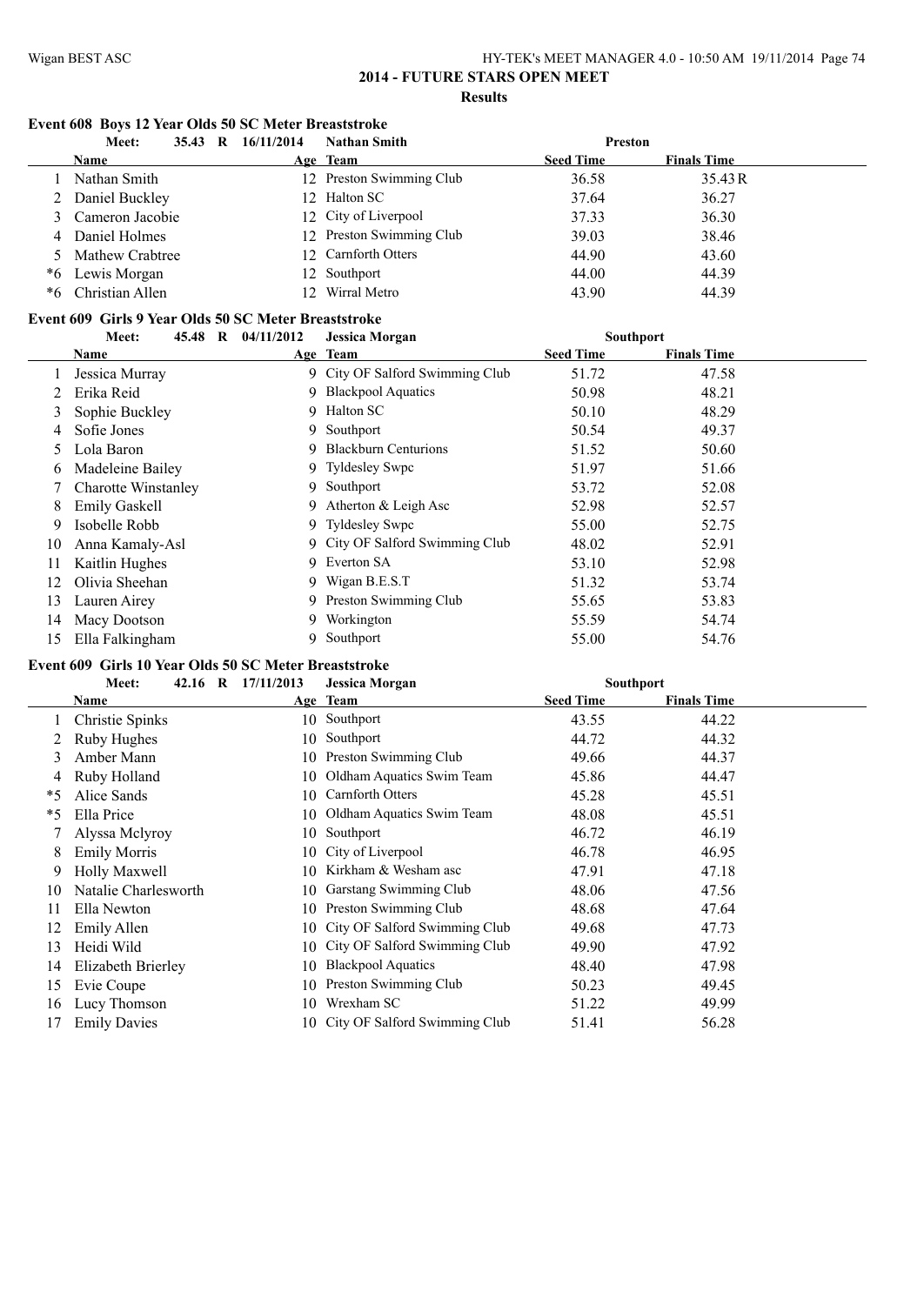## 2014 - FUTURE STARS OPEN MEET

### Results

#### Event 608 Boys 12 Year Olds 50 SC Meter Breaststroke

Meet: 35.43 R 16/11/2014 Nathan Smith — Preston

| | Name | Age | Team | Seed Time | Finals Time |
|---|---|---|---|---|---|
| 1 | Nathan Smith | 12 | Preston Swimming Club | 36.58 | 35.43R |
| 2 | Daniel Buckley | 12 | Halton SC | 37.64 | 36.27 |
| 3 | Cameron Jacobie | 12 | City of Liverpool | 37.33 | 36.30 |
| 4 | Daniel Holmes | 12 | Preston Swimming Club | 39.03 | 38.46 |
| 5 | Mathew Crabtree | 12 | Carnforth Otters | 44.90 | 43.60 |
| *6 | Lewis Morgan | 12 | Southport | 44.00 | 44.39 |
| *6 | Christian Allen | 12 | Wirral Metro | 43.90 | 44.39 |

#### Event 609 Girls 9 Year Olds 50 SC Meter Breaststroke

Meet: 45.48 R 04/11/2012 Jessica Morgan — Southport

| | Name | Age | Team | Seed Time | Finals Time |
|---|---|---|---|---|---|
| 1 | Jessica Murray | 9 | City OF Salford Swimming Club | 51.72 | 47.58 |
| 2 | Erika Reid | 9 | Blackpool Aquatics | 50.98 | 48.21 |
| 3 | Sophie Buckley | 9 | Halton SC | 50.10 | 48.29 |
| 4 | Sofie Jones | 9 | Southport | 50.54 | 49.37 |
| 5 | Lola Baron | 9 | Blackburn Centurions | 51.52 | 50.60 |
| 6 | Madeleine Bailey | 9 | Tyldesley Swpc | 51.97 | 51.66 |
| 7 | Charotte Winstanley | 9 | Southport | 53.72 | 52.08 |
| 8 | Emily Gaskell | 9 | Atherton & Leigh Asc | 52.98 | 52.57 |
| 9 | Isobelle Robb | 9 | Tyldesley Swpc | 55.00 | 52.75 |
| 10 | Anna Kamaly-Asl | 9 | City OF Salford Swimming Club | 48.02 | 52.91 |
| 11 | Kaitlin Hughes | 9 | Everton SA | 53.10 | 52.98 |
| 12 | Olivia Sheehan | 9 | Wigan B.E.S.T | 51.32 | 53.74 |
| 13 | Lauren Airey | 9 | Preston Swimming Club | 55.65 | 53.83 |
| 14 | Macy Dootson | 9 | Workington | 55.59 | 54.74 |
| 15 | Ella Falkingham | 9 | Southport | 55.00 | 54.76 |

#### Event 609 Girls 10 Year Olds 50 SC Meter Breaststroke

Meet: 42.16 R 17/11/2013 Jessica Morgan — Southport

| | Name | Age | Team | Seed Time | Finals Time |
|---|---|---|---|---|---|
| 1 | Christie Spinks | 10 | Southport | 43.55 | 44.22 |
| 2 | Ruby Hughes | 10 | Southport | 44.72 | 44.32 |
| 3 | Amber Mann | 10 | Preston Swimming Club | 49.66 | 44.37 |
| 4 | Ruby Holland | 10 | Oldham Aquatics Swim Team | 45.86 | 44.47 |
| *5 | Alice Sands | 10 | Carnforth Otters | 45.28 | 45.51 |
| *5 | Ella Price | 10 | Oldham Aquatics Swim Team | 48.08 | 45.51 |
| 7 | Alyssa Mclyroy | 10 | Southport | 46.72 | 46.19 |
| 8 | Emily Morris | 10 | City of Liverpool | 46.78 | 46.95 |
| 9 | Holly Maxwell | 10 | Kirkham & Wesham asc | 47.91 | 47.18 |
| 10 | Natalie Charlesworth | 10 | Garstang Swimming Club | 48.06 | 47.56 |
| 11 | Ella Newton | 10 | Preston Swimming Club | 48.68 | 47.64 |
| 12 | Emily Allen | 10 | City OF Salford Swimming Club | 49.68 | 47.73 |
| 13 | Heidi Wild | 10 | City OF Salford Swimming Club | 49.90 | 47.92 |
| 14 | Elizabeth Brierley | 10 | Blackpool Aquatics | 48.40 | 47.98 |
| 15 | Evie Coupe | 10 | Preston Swimming Club | 50.23 | 49.45 |
| 16 | Lucy Thomson | 10 | Wrexham SC | 51.22 | 49.99 |
| 17 | Emily Davies | 10 | City OF Salford Swimming Club | 51.41 | 56.28 |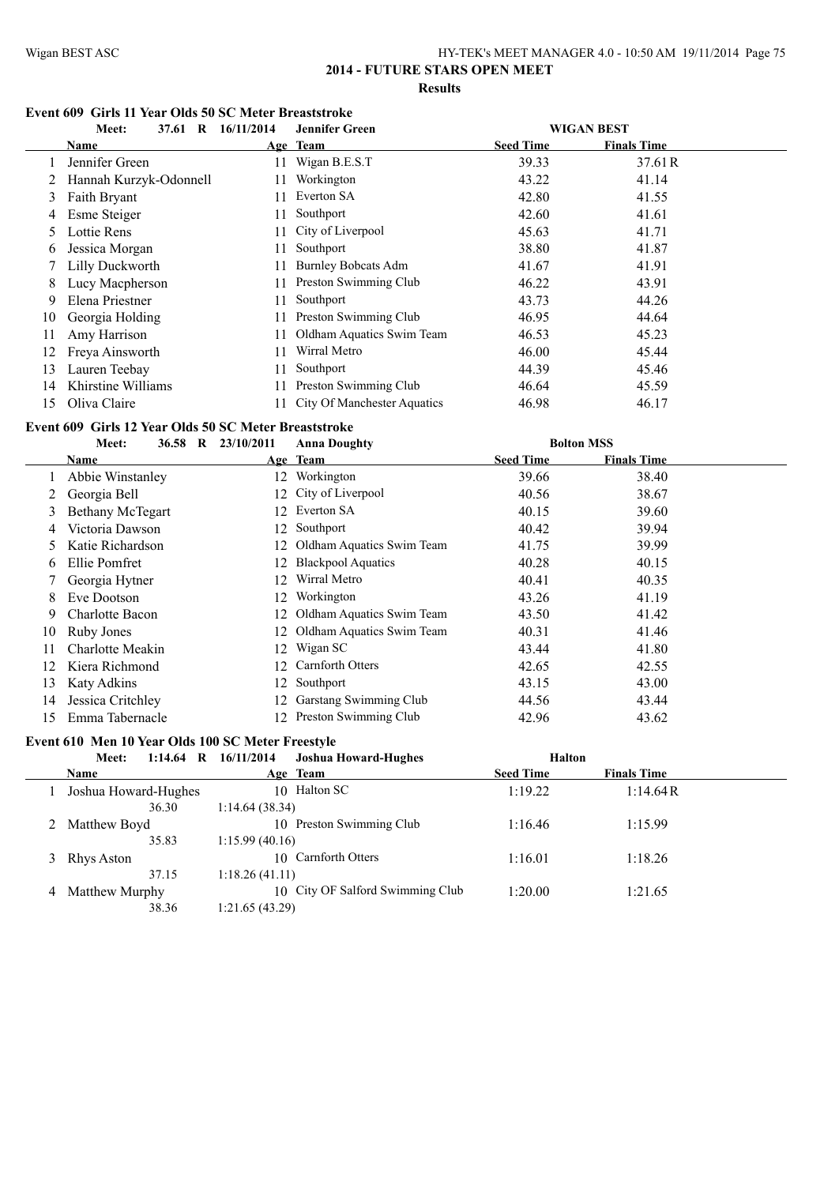## 2014 - FUTURE STARS OPEN MEET

### Results

#### Event 609 Girls 11 Year Olds 50 SC Meter Breaststroke

Meet: 37.61 R 16/11/2014 Jennifer Green — WIGAN BEST

| | Name | Age | Team | Seed Time | Finals Time |
|---|---|---|---|---|---|
| 1 | Jennifer Green | 11 | Wigan B.E.S.T | 39.33 | 37.61 R |
| 2 | Hannah Kurzyk-Odonnell | 11 | Workington | 43.22 | 41.14 |
| 3 | Faith Bryant | 11 | Everton SA | 42.80 | 41.55 |
| 4 | Esme Steiger | 11 | Southport | 42.60 | 41.61 |
| 5 | Lottie Rens | 11 | City of Liverpool | 45.63 | 41.71 |
| 6 | Jessica Morgan | 11 | Southport | 38.80 | 41.87 |
| 7 | Lilly Duckworth | 11 | Burnley Bobcats Adm | 41.67 | 41.91 |
| 8 | Lucy Macpherson | 11 | Preston Swimming Club | 46.22 | 43.91 |
| 9 | Elena Priestner | 11 | Southport | 43.73 | 44.26 |
| 10 | Georgia Holding | 11 | Preston Swimming Club | 46.95 | 44.64 |
| 11 | Amy Harrison | 11 | Oldham Aquatics Swim Team | 46.53 | 45.23 |
| 12 | Freya Ainsworth | 11 | Wirral Metro | 46.00 | 45.44 |
| 13 | Lauren Teebay | 11 | Southport | 44.39 | 45.46 |
| 14 | Khirstine Williams | 11 | Preston Swimming Club | 46.64 | 45.59 |
| 15 | Oliva Claire | 11 | City Of Manchester Aquatics | 46.98 | 46.17 |

#### Event 609 Girls 12 Year Olds 50 SC Meter Breaststroke

Meet: 36.58 R 23/10/2011 Anna Doughty — Bolton MSS

| | Name | Age | Team | Seed Time | Finals Time |
|---|---|---|---|---|---|
| 1 | Abbie Winstanley | 12 | Workington | 39.66 | 38.40 |
| 2 | Georgia Bell | 12 | City of Liverpool | 40.56 | 38.67 |
| 3 | Bethany McTegart | 12 | Everton SA | 40.15 | 39.60 |
| 4 | Victoria Dawson | 12 | Southport | 40.42 | 39.94 |
| 5 | Katie Richardson | 12 | Oldham Aquatics Swim Team | 41.75 | 39.99 |
| 6 | Ellie Pomfret | 12 | Blackpool Aquatics | 40.28 | 40.15 |
| 7 | Georgia Hytner | 12 | Wirral Metro | 40.41 | 40.35 |
| 8 | Eve Dootson | 12 | Workington | 43.26 | 41.19 |
| 9 | Charlotte Bacon | 12 | Oldham Aquatics Swim Team | 43.50 | 41.42 |
| 10 | Ruby Jones | 12 | Oldham Aquatics Swim Team | 40.31 | 41.46 |
| 11 | Charlotte Meakin | 12 | Wigan SC | 43.44 | 41.80 |
| 12 | Kiera Richmond | 12 | Carnforth Otters | 42.65 | 42.55 |
| 13 | Katy Adkins | 12 | Southport | 43.15 | 43.00 |
| 14 | Jessica Critchley | 12 | Garstang Swimming Club | 44.56 | 43.44 |
| 15 | Emma Tabernacle | 12 | Preston Swimming Club | 42.96 | 43.62 |

#### Event 610 Men 10 Year Olds 100 SC Meter Freestyle

Meet: 1:14.64 R 16/11/2014 Joshua Howard-Hughes — Halton

| | Name | Age | Team | Seed Time | Finals Time |
|---|---|---|---|---|---|
| 1 | Joshua Howard-Hughes | 10 | Halton SC | 1:19.22 | 1:14.64 R |
| | 36.30 | | 1:14.64 (38.34) | | |
| 2 | Matthew Boyd | 10 | Preston Swimming Club | 1:16.46 | 1:15.99 |
| | 35.83 | | 1:15.99 (40.16) | | |
| 3 | Rhys Aston | 10 | Carnforth Otters | 1:16.01 | 1:18.26 |
| | 37.15 | | 1:18.26 (41.11) | | |
| 4 | Matthew Murphy | 10 | City OF Salford Swimming Club | 1:20.00 | 1:21.65 |
| | 38.36 | | 1:21.65 (43.29) | | |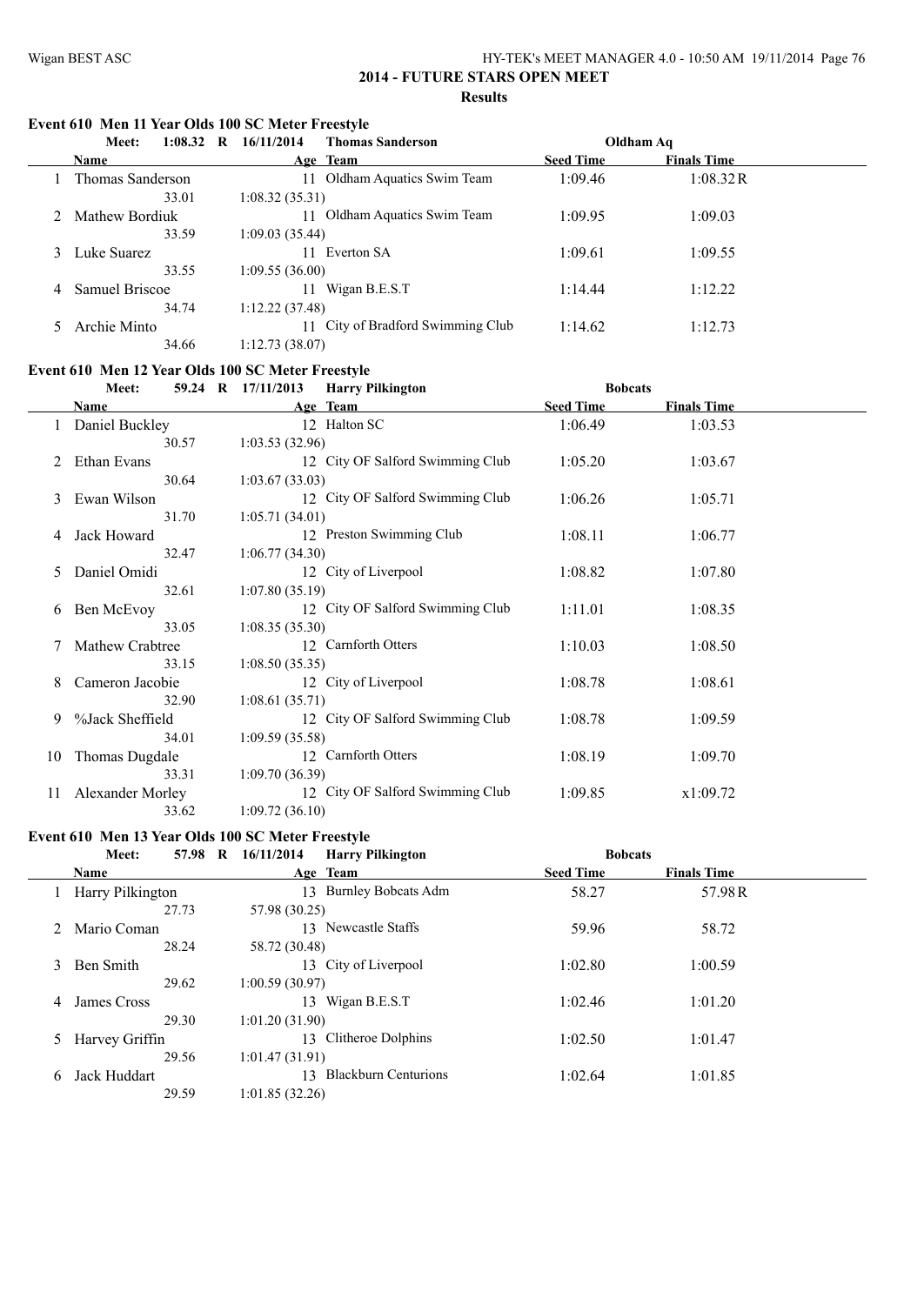# 2014 - FUTURE STARS OPEN MEET

## Results

### Event 610 Men 11 Year Olds 100 SC Meter Freestyle

**Meet: 1:08.32 R 16/11/2014 Thomas Sanderson Oldham Aq**

| | Name | Age | Team | Seed Time | Finals Time |
|---|---|---|---|---|---|
| 1 | Thomas Sanderson | 11 | Oldham Aquatics Swim Team | 1:09.46 | 1:08.32R |
| | 33.01 | 1:08.32 (35.31) | | | |
| 2 | Mathew Bordiuk | 11 | Oldham Aquatics Swim Team | 1:09.95 | 1:09.03 |
| | 33.59 | 1:09.03 (35.44) | | | |
| 3 | Luke Suarez | 11 | Everton SA | 1:09.61 | 1:09.55 |
| | 33.55 | 1:09.55 (36.00) | | | |
| 4 | Samuel Briscoe | 11 | Wigan B.E.S.T | 1:14.44 | 1:12.22 |
| | 34.74 | 1:12.22 (37.48) | | | |
| 5 | Archie Minto | 11 | City of Bradford Swimming Club | 1:14.62 | 1:12.73 |
| | 34.66 | 1:12.73 (38.07) | | | |

### Event 610 Men 12 Year Olds 100 SC Meter Freestyle

**Meet: 59.24 R 17/11/2013 Harry Pilkington Bobcats**

| | Name | Age | Team | Seed Time | Finals Time |
|---|---|---|---|---|---|
| 1 | Daniel Buckley | 12 | Halton SC | 1:06.49 | 1:03.53 |
| | 30.57 | 1:03.53 (32.96) | | | |
| 2 | Ethan Evans | 12 | City OF Salford Swimming Club | 1:05.20 | 1:03.67 |
| | 30.64 | 1:03.67 (33.03) | | | |
| 3 | Ewan Wilson | 12 | City OF Salford Swimming Club | 1:06.26 | 1:05.71 |
| | 31.70 | 1:05.71 (34.01) | | | |
| 4 | Jack Howard | 12 | Preston Swimming Club | 1:08.11 | 1:06.77 |
| | 32.47 | 1:06.77 (34.30) | | | |
| 5 | Daniel Omidi | 12 | City of Liverpool | 1:08.82 | 1:07.80 |
| | 32.61 | 1:07.80 (35.19) | | | |
| 6 | Ben McEvoy | 12 | City OF Salford Swimming Club | 1:11.01 | 1:08.35 |
| | 33.05 | 1:08.35 (35.30) | | | |
| 7 | Mathew Crabtree | 12 | Carnforth Otters | 1:10.03 | 1:08.50 |
| | 33.15 | 1:08.50 (35.35) | | | |
| 8 | Cameron Jacobie | 12 | City of Liverpool | 1:08.78 | 1:08.61 |
| | 32.90 | 1:08.61 (35.71) | | | |
| 9 | %Jack Sheffield | 12 | City OF Salford Swimming Club | 1:08.78 | 1:09.59 |
| | 34.01 | 1:09.59 (35.58) | | | |
| 10 | Thomas Dugdale | 12 | Carnforth Otters | 1:08.19 | 1:09.70 |
| | 33.31 | 1:09.70 (36.39) | | | |
| 11 | Alexander Morley | 12 | City OF Salford Swimming Club | 1:09.85 | x1:09.72 |
| | 33.62 | 1:09.72 (36.10) | | | |

### Event 610 Men 13 Year Olds 100 SC Meter Freestyle

**Meet: 57.98 R 16/11/2014 Harry Pilkington Bobcats**

| | Name | Age | Team | Seed Time | Finals Time |
|---|---|---|---|---|---|
| 1 | Harry Pilkington | 13 | Burnley Bobcats Adm | 58.27 | 57.98R |
| | 27.73 | 57.98 (30.25) | | | |
| 2 | Mario Coman | 13 | Newcastle Staffs | 59.96 | 58.72 |
| | 28.24 | 58.72 (30.48) | | | |
| 3 | Ben Smith | 13 | City of Liverpool | 1:02.80 | 1:00.59 |
| | 29.62 | 1:00.59 (30.97) | | | |
| 4 | James Cross | 13 | Wigan B.E.S.T | 1:02.46 | 1:01.20 |
| | 29.30 | 1:01.20 (31.90) | | | |
| 5 | Harvey Griffin | 13 | Clitheroe Dolphins | 1:02.50 | 1:01.47 |
| | 29.56 | 1:01.47 (31.91) | | | |
| 6 | Jack Huddart | 13 | Blackburn Centurions | 1:02.64 | 1:01.85 |
| | 29.59 | 1:01.85 (32.26) | | | |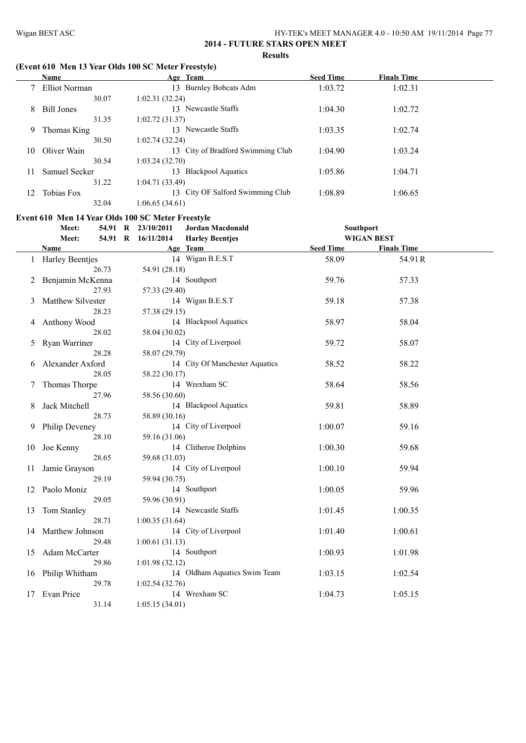## 2014 - FUTURE STARS OPEN MEET

**Results**

### (Event 610 Men 13 Year Olds 100 SC Meter Freestyle)

| | Name | Age | Team | Seed Time | Finals Time |
|---|---|---|---|---|---|
| 7 | Elliot Norman | 13 | Burnley Bobcats Adm | 1:03.72 | 1:02.31 |
| | 30.07 | 1:02.31 (32.24) | | | |
| 8 | Bill Jones | 13 | Newcastle Staffs | 1:04.30 | 1:02.72 |
| | 31.35 | 1:02.72 (31.37) | | | |
| 9 | Thomas King | 13 | Newcastle Staffs | 1:03.35 | 1:02.74 |
| | 30.50 | 1:02.74 (32.24) | | | |
| 10 | Oliver Wain | 13 | City of Bradford Swimming Club | 1:04.90 | 1:03.24 |
| | 30.54 | 1:03.24 (32.70) | | | |
| 11 | Samuel Secker | 13 | Blackpool Aquatics | 1:05.86 | 1:04.71 |
| | 31.22 | 1:04.71 (33.49) | | | |
| 12 | Tobias Fox | 13 | City OF Salford Swimming Club | 1:08.89 | 1:06.65 |
| | 32.04 | 1:06.65 (34.61) | | | |

### Event 610 Men 14 Year Olds 100 SC Meter Freestyle

Meet: 54.91 R 23/10/2011 Jordan Macdonald — Southport

Meet: 54.91 R 16/11/2014 Harley Beentjes — WIGAN BEST

| | Name | Age | Team | Seed Time | Finals Time |
|---|---|---|---|---|---|
| 1 | Harley Beentjes | 14 | Wigan B.E.S.T | 58.09 | 54.91R |
| | 26.73 | 54.91 (28.18) | | | |
| 2 | Benjamin McKenna | 14 | Southport | 59.76 | 57.33 |
| | 27.93 | 57.33 (29.40) | | | |
| 3 | Matthew Silvester | 14 | Wigan B.E.S.T | 59.18 | 57.38 |
| | 28.23 | 57.38 (29.15) | | | |
| 4 | Anthony Wood | 14 | Blackpool Aquatics | 58.97 | 58.04 |
| | 28.02 | 58.04 (30.02) | | | |
| 5 | Ryan Warriner | 14 | City of Liverpool | 59.72 | 58.07 |
| | 28.28 | 58.07 (29.79) | | | |
| 6 | Alexander Axford | 14 | City Of Manchester Aquatics | 58.52 | 58.22 |
| | 28.05 | 58.22 (30.17) | | | |
| 7 | Thomas Thorpe | 14 | Wrexham SC | 58.64 | 58.56 |
| | 27.96 | 58.56 (30.60) | | | |
| 8 | Jack Mitchell | 14 | Blackpool Aquatics | 59.81 | 58.89 |
| | 28.73 | 58.89 (30.16) | | | |
| 9 | Philip Deveney | 14 | City of Liverpool | 1:00.07 | 59.16 |
| | 28.10 | 59.16 (31.06) | | | |
| 10 | Joe Kenny | 14 | Clitheroe Dolphins | 1:00.30 | 59.68 |
| | 28.65 | 59.68 (31.03) | | | |
| 11 | Jamie Grayson | 14 | City of Liverpool | 1:00.10 | 59.94 |
| | 29.19 | 59.94 (30.75) | | | |
| 12 | Paolo Moniz | 14 | Southport | 1:00.05 | 59.96 |
| | 29.05 | 59.96 (30.91) | | | |
| 13 | Tom Stanley | 14 | Newcastle Staffs | 1:01.45 | 1:00.35 |
| | 28.71 | 1:00.35 (31.64) | | | |
| 14 | Matthew Johnson | 14 | City of Liverpool | 1:01.40 | 1:00.61 |
| | 29.48 | 1:00.61 (31.13) | | | |
| 15 | Adam McCarter | 14 | Southport | 1:00.93 | 1:01.98 |
| | 29.86 | 1:01.98 (32.12) | | | |
| 16 | Philip Whitham | 14 | Oldham Aquatics Swim Team | 1:03.15 | 1:02.54 |
| | 29.78 | 1:02.54 (32.76) | | | |
| 17 | Evan Price | 14 | Wrexham SC | 1:04.73 | 1:05.15 |
| | 31.14 | 1:05.15 (34.01) | | | |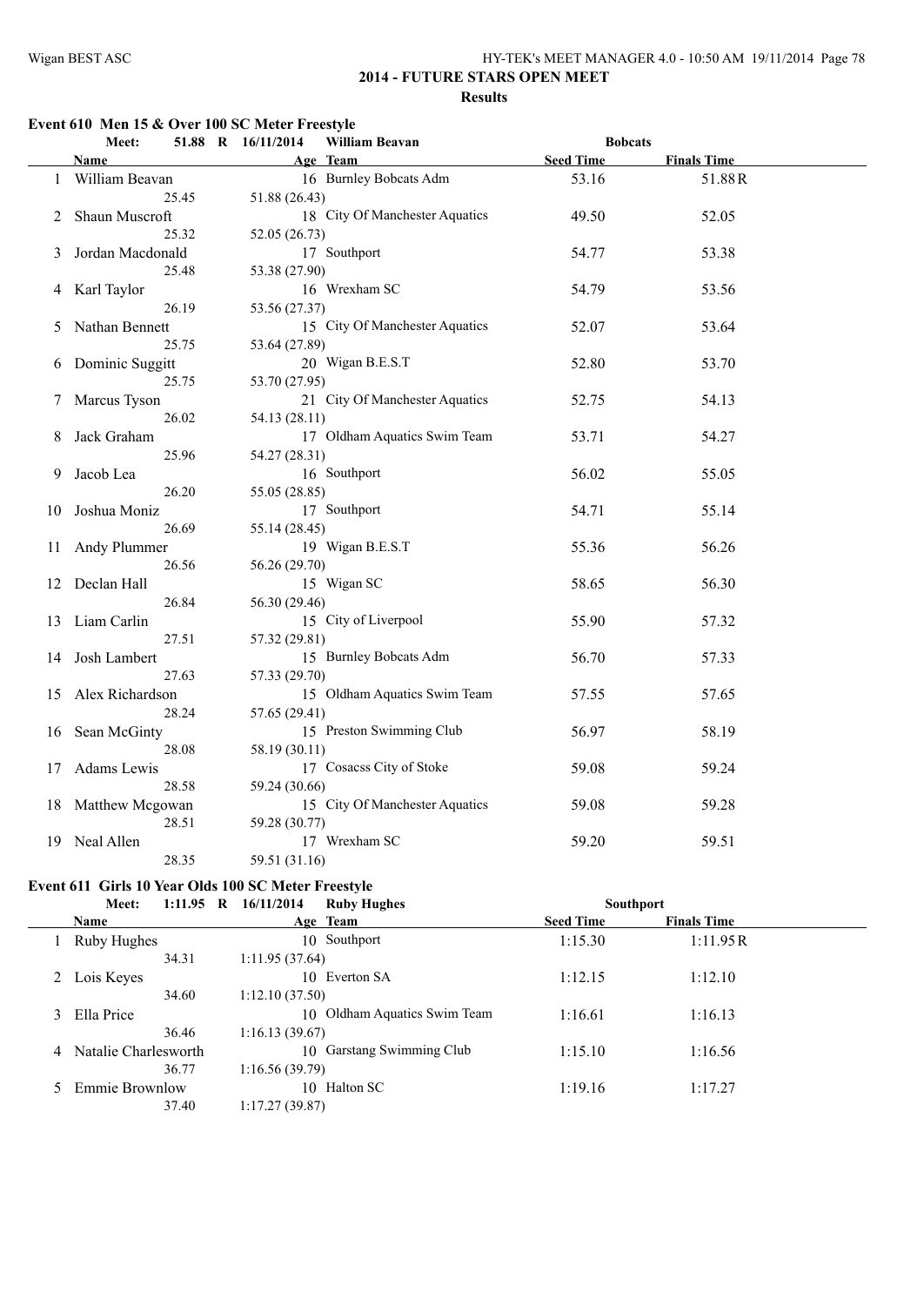## 2014 - FUTURE STARS OPEN MEET

### Results

### Event 610 Men 15 & Over 100 SC Meter Freestyle

Meet: 51.88 R 16/11/2014 William Beavan — Bobcats

| | Name | Age | Team | Seed Time | Finals Time |
|---|---|---|---|---|---|
| 1 | William Beavan | 16 | Burnley Bobcats Adm | 53.16 | 51.88R |
| | 25.45 | 51.88 (26.43) | | | |
| 2 | Shaun Muscroft | 18 | City Of Manchester Aquatics | 49.50 | 52.05 |
| | 25.32 | 52.05 (26.73) | | | |
| 3 | Jordan Macdonald | 17 | Southport | 54.77 | 53.38 |
| | 25.48 | 53.38 (27.90) | | | |
| 4 | Karl Taylor | 16 | Wrexham SC | 54.79 | 53.56 |
| | 26.19 | 53.56 (27.37) | | | |
| 5 | Nathan Bennett | 15 | City Of Manchester Aquatics | 52.07 | 53.64 |
| | 25.75 | 53.64 (27.89) | | | |
| 6 | Dominic Suggitt | 20 | Wigan B.E.S.T | 52.80 | 53.70 |
| | 25.75 | 53.70 (27.95) | | | |
| 7 | Marcus Tyson | 21 | City Of Manchester Aquatics | 52.75 | 54.13 |
| | 26.02 | 54.13 (28.11) | | | |
| 8 | Jack Graham | 17 | Oldham Aquatics Swim Team | 53.71 | 54.27 |
| | 25.96 | 54.27 (28.31) | | | |
| 9 | Jacob Lea | 16 | Southport | 56.02 | 55.05 |
| | 26.20 | 55.05 (28.85) | | | |
| 10 | Joshua Moniz | 17 | Southport | 54.71 | 55.14 |
| | 26.69 | 55.14 (28.45) | | | |
| 11 | Andy Plummer | 19 | Wigan B.E.S.T | 55.36 | 56.26 |
| | 26.56 | 56.26 (29.70) | | | |
| 12 | Declan Hall | 15 | Wigan SC | 58.65 | 56.30 |
| | 26.84 | 56.30 (29.46) | | | |
| 13 | Liam Carlin | 15 | City of Liverpool | 55.90 | 57.32 |
| | 27.51 | 57.32 (29.81) | | | |
| 14 | Josh Lambert | 15 | Burnley Bobcats Adm | 56.70 | 57.33 |
| | 27.63 | 57.33 (29.70) | | | |
| 15 | Alex Richardson | 15 | Oldham Aquatics Swim Team | 57.55 | 57.65 |
| | 28.24 | 57.65 (29.41) | | | |
| 16 | Sean McGinty | 15 | Preston Swimming Club | 56.97 | 58.19 |
| | 28.08 | 58.19 (30.11) | | | |
| 17 | Adams Lewis | 17 | Cosacss City of Stoke | 59.08 | 59.24 |
| | 28.58 | 59.24 (30.66) | | | |
| 18 | Matthew Mcgowan | 15 | City Of Manchester Aquatics | 59.08 | 59.28 |
| | 28.51 | 59.28 (30.77) | | | |
| 19 | Neal Allen | 17 | Wrexham SC | 59.20 | 59.51 |
| | 28.35 | 59.51 (31.16) | | | |

### Event 611 Girls 10 Year Olds 100 SC Meter Freestyle

Meet: 1:11.95 R 16/11/2014 Ruby Hughes — Southport

| | Name | Age | Team | Seed Time | Finals Time |
|---|---|---|---|---|---|
| 1 | Ruby Hughes | 10 | Southport | 1:15.30 | 1:11.95R |
| | 34.31 | 1:11.95 (37.64) | | | |
| 2 | Lois Keyes | 10 | Everton SA | 1:12.15 | 1:12.10 |
| | 34.60 | 1:12.10 (37.50) | | | |
| 3 | Ella Price | 10 | Oldham Aquatics Swim Team | 1:16.61 | 1:16.13 |
| | 36.46 | 1:16.13 (39.67) | | | |
| 4 | Natalie Charlesworth | 10 | Garstang Swimming Club | 1:15.10 | 1:16.56 |
| | 36.77 | 1:16.56 (39.79) | | | |
| 5 | Emmie Brownlow | 10 | Halton SC | 1:19.16 | 1:17.27 |
| | 37.40 | 1:17.27 (39.87) | | | |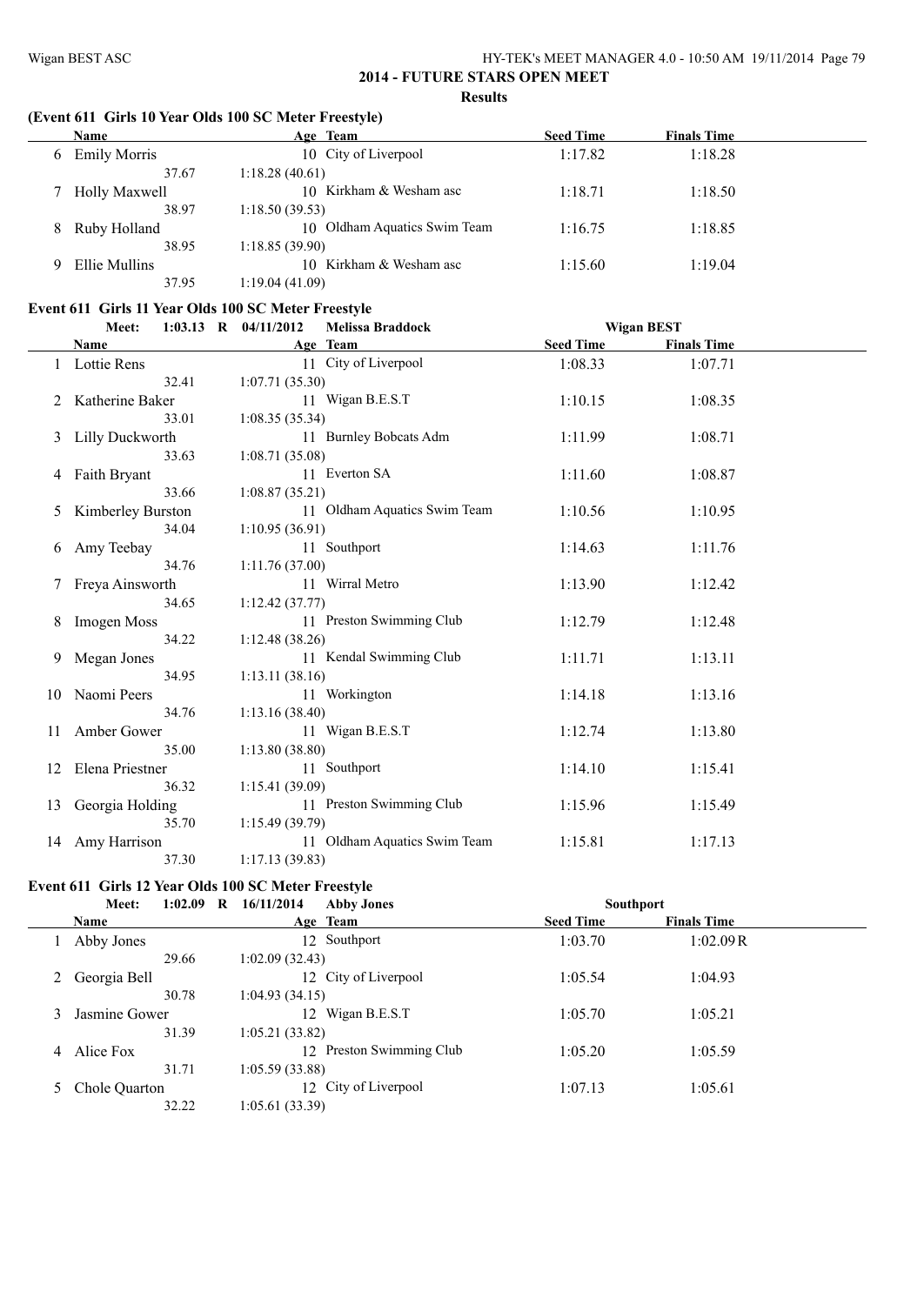# 2014 - FUTURE STARS OPEN MEET

## Results

### (Event 611 Girls 10 Year Olds 100 SC Meter Freestyle)

| | Name | Age | Team | Seed Time | Finals Time |
|---|---|---|---|---|---|
| 6 | Emily Morris | 10 | City of Liverpool | 1:17.82 | 1:18.28 |
| | 37.67 | 1:18.28 (40.61) | | | |
| 7 | Holly Maxwell | 10 | Kirkham & Wesham asc | 1:18.71 | 1:18.50 |
| | 38.97 | 1:18.50 (39.53) | | | |
| 8 | Ruby Holland | 10 | Oldham Aquatics Swim Team | 1:16.75 | 1:18.85 |
| | 38.95 | 1:18.85 (39.90) | | | |
| 9 | Ellie Mullins | 10 | Kirkham & Wesham asc | 1:15.60 | 1:19.04 |
| | 37.95 | 1:19.04 (41.09) | | | |

### Event 611 Girls 11 Year Olds 100 SC Meter Freestyle

Meet: 1:03.13 R 04/11/2012 Melissa Braddock Wigan BEST

| | Name | Age | Team | Seed Time | Finals Time |
|---|---|---|---|---|---|
| 1 | Lottie Rens | 11 | City of Liverpool | 1:08.33 | 1:07.71 |
| | 32.41 | 1:07.71 (35.30) | | | |
| 2 | Katherine Baker | 11 | Wigan B.E.S.T | 1:10.15 | 1:08.35 |
| | 33.01 | 1:08.35 (35.34) | | | |
| 3 | Lilly Duckworth | 11 | Burnley Bobcats Adm | 1:11.99 | 1:08.71 |
| | 33.63 | 1:08.71 (35.08) | | | |
| 4 | Faith Bryant | 11 | Everton SA | 1:11.60 | 1:08.87 |
| | 33.66 | 1:08.87 (35.21) | | | |
| 5 | Kimberley Burston | 11 | Oldham Aquatics Swim Team | 1:10.56 | 1:10.95 |
| | 34.04 | 1:10.95 (36.91) | | | |
| 6 | Amy Teebay | 11 | Southport | 1:14.63 | 1:11.76 |
| | 34.76 | 1:11.76 (37.00) | | | |
| 7 | Freya Ainsworth | 11 | Wirral Metro | 1:13.90 | 1:12.42 |
| | 34.65 | 1:12.42 (37.77) | | | |
| 8 | Imogen Moss | 11 | Preston Swimming Club | 1:12.79 | 1:12.48 |
| | 34.22 | 1:12.48 (38.26) | | | |
| 9 | Megan Jones | 11 | Kendal Swimming Club | 1:11.71 | 1:13.11 |
| | 34.95 | 1:13.11 (38.16) | | | |
| 10 | Naomi Peers | 11 | Workington | 1:14.18 | 1:13.16 |
| | 34.76 | 1:13.16 (38.40) | | | |
| 11 | Amber Gower | 11 | Wigan B.E.S.T | 1:12.74 | 1:13.80 |
| | 35.00 | 1:13.80 (38.80) | | | |
| 12 | Elena Priestner | 11 | Southport | 1:14.10 | 1:15.41 |
| | 36.32 | 1:15.41 (39.09) | | | |
| 13 | Georgia Holding | 11 | Preston Swimming Club | 1:15.96 | 1:15.49 |
| | 35.70 | 1:15.49 (39.79) | | | |
| 14 | Amy Harrison | 11 | Oldham Aquatics Swim Team | 1:15.81 | 1:17.13 |
| | 37.30 | 1:17.13 (39.83) | | | |

### Event 611 Girls 12 Year Olds 100 SC Meter Freestyle

Meet: 1:02.09 R 16/11/2014 Abby Jones Southport

| | Name | Age | Team | Seed Time | Finals Time |
|---|---|---|---|---|---|
| 1 | Abby Jones | 12 | Southport | 1:03.70 | 1:02.09R |
| | 29.66 | 1:02.09 (32.43) | | | |
| 2 | Georgia Bell | 12 | City of Liverpool | 1:05.54 | 1:04.93 |
| | 30.78 | 1:04.93 (34.15) | | | |
| 3 | Jasmine Gower | 12 | Wigan B.E.S.T | 1:05.70 | 1:05.21 |
| | 31.39 | 1:05.21 (33.82) | | | |
| 4 | Alice Fox | 12 | Preston Swimming Club | 1:05.20 | 1:05.59 |
| | 31.71 | 1:05.59 (33.88) | | | |
| 5 | Chole Quarton | 12 | City of Liverpool | 1:07.13 | 1:05.61 |
| | 32.22 | 1:05.61 (33.39) | | | |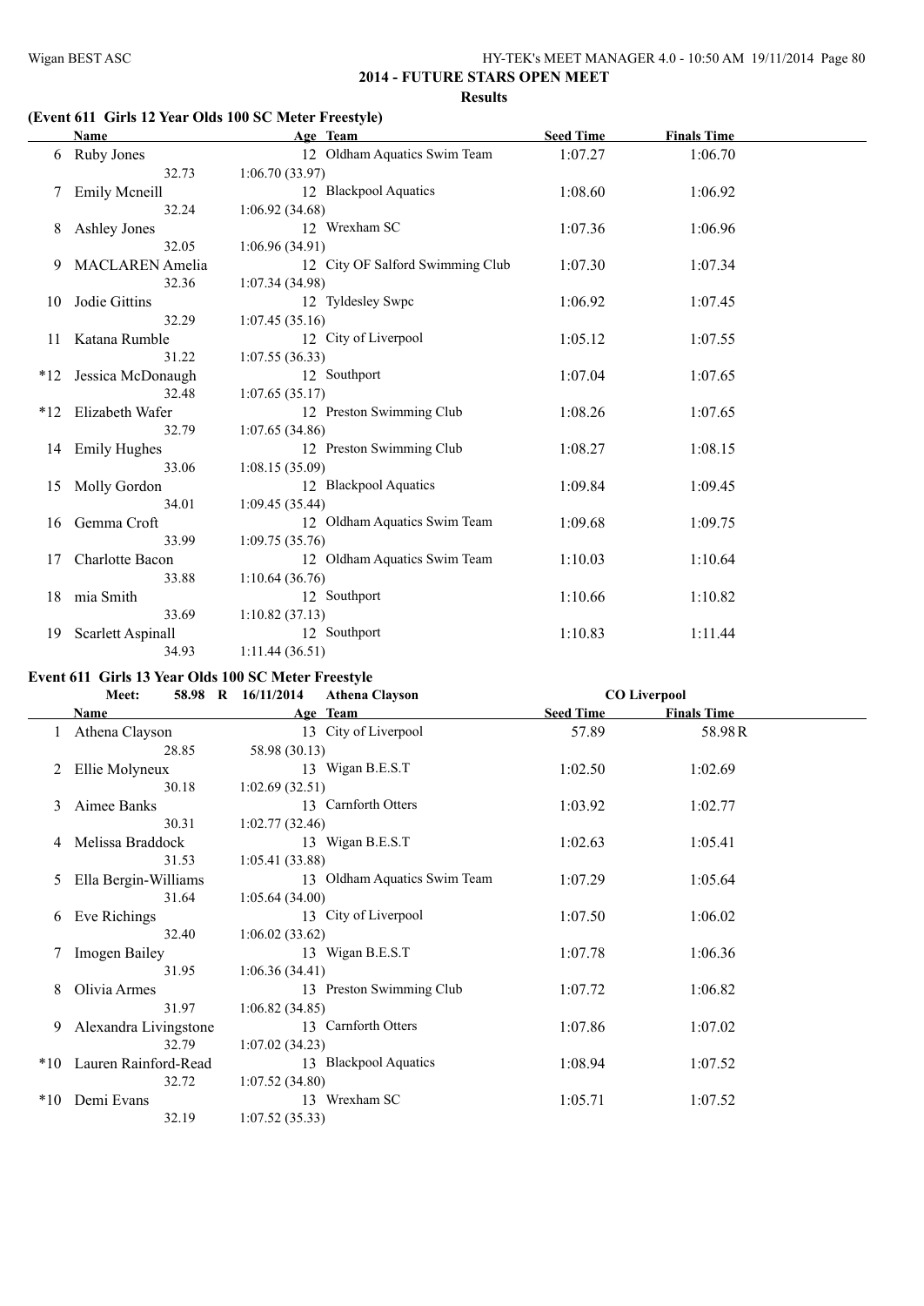## 2014 - FUTURE STARS OPEN MEET

### Results

### (Event 611 Girls 12 Year Olds 100 SC Meter Freestyle)

| | Name | Age | Team | Seed Time | Finals Time |
|---|---|---|---|---|---|
| 6 | Ruby Jones | 12 | Oldham Aquatics Swim Team | 1:07.27 | 1:06.70 |
| | 32.73 | 1:06.70 (33.97) | | | |
| 7 | Emily Mcneill | 12 | Blackpool Aquatics | 1:08.60 | 1:06.92 |
| | 32.24 | 1:06.92 (34.68) | | | |
| 8 | Ashley Jones | 12 | Wrexham SC | 1:07.36 | 1:06.96 |
| | 32.05 | 1:06.96 (34.91) | | | |
| 9 | MACLAREN Amelia | 12 | City OF Salford Swimming Club | 1:07.30 | 1:07.34 |
| | 32.36 | 1:07.34 (34.98) | | | |
| 10 | Jodie Gittins | 12 | Tyldesley Swpc | 1:06.92 | 1:07.45 |
| | 32.29 | 1:07.45 (35.16) | | | |
| 11 | Katana Rumble | 12 | City of Liverpool | 1:05.12 | 1:07.55 |
| | 31.22 | 1:07.55 (36.33) | | | |
| *12 | Jessica McDonaugh | 12 | Southport | 1:07.04 | 1:07.65 |
| | 32.48 | 1:07.65 (35.17) | | | |
| *12 | Elizabeth Wafer | 12 | Preston Swimming Club | 1:08.26 | 1:07.65 |
| | 32.79 | 1:07.65 (34.86) | | | |
| 14 | Emily Hughes | 12 | Preston Swimming Club | 1:08.27 | 1:08.15 |
| | 33.06 | 1:08.15 (35.09) | | | |
| 15 | Molly Gordon | 12 | Blackpool Aquatics | 1:09.84 | 1:09.45 |
| | 34.01 | 1:09.45 (35.44) | | | |
| 16 | Gemma Croft | 12 | Oldham Aquatics Swim Team | 1:09.68 | 1:09.75 |
| | 33.99 | 1:09.75 (35.76) | | | |
| 17 | Charlotte Bacon | 12 | Oldham Aquatics Swim Team | 1:10.03 | 1:10.64 |
| | 33.88 | 1:10.64 (36.76) | | | |
| 18 | mia Smith | 12 | Southport | 1:10.66 | 1:10.82 |
| | 33.69 | 1:10.82 (37.13) | | | |
| 19 | Scarlett Aspinall | 12 | Southport | 1:10.83 | 1:11.44 |
| | 34.93 | 1:11.44 (36.51) | | | |

### Event 611 Girls 13 Year Olds 100 SC Meter Freestyle

Meet: 58.98 R 16/11/2014 Athena Clayson CO Liverpool

| | Name | Age | Team | Seed Time | Finals Time |
|---|---|---|---|---|---|
| 1 | Athena Clayson | 13 | City of Liverpool | 57.89 | 58.98R |
| | 28.85 | 58.98 (30.13) | | | |
| 2 | Ellie Molyneux | 13 | Wigan B.E.S.T | 1:02.50 | 1:02.69 |
| | 30.18 | 1:02.69 (32.51) | | | |
| 3 | Aimee Banks | 13 | Carnforth Otters | 1:03.92 | 1:02.77 |
| | 30.31 | 1:02.77 (32.46) | | | |
| 4 | Melissa Braddock | 13 | Wigan B.E.S.T | 1:02.63 | 1:05.41 |
| | 31.53 | 1:05.41 (33.88) | | | |
| 5 | Ella Bergin-Williams | 13 | Oldham Aquatics Swim Team | 1:07.29 | 1:05.64 |
| | 31.64 | 1:05.64 (34.00) | | | |
| 6 | Eve Richings | 13 | City of Liverpool | 1:07.50 | 1:06.02 |
| | 32.40 | 1:06.02 (33.62) | | | |
| 7 | Imogen Bailey | 13 | Wigan B.E.S.T | 1:07.78 | 1:06.36 |
| | 31.95 | 1:06.36 (34.41) | | | |
| 8 | Olivia Armes | 13 | Preston Swimming Club | 1:07.72 | 1:06.82 |
| | 31.97 | 1:06.82 (34.85) | | | |
| 9 | Alexandra Livingstone | 13 | Carnforth Otters | 1:07.86 | 1:07.02 |
| | 32.79 | 1:07.02 (34.23) | | | |
| *10 | Lauren Rainford-Read | 13 | Blackpool Aquatics | 1:08.94 | 1:07.52 |
| | 32.72 | 1:07.52 (34.80) | | | |
| *10 | Demi Evans | 13 | Wrexham SC | 1:05.71 | 1:07.52 |
| | 32.19 | 1:07.52 (35.33) | | | |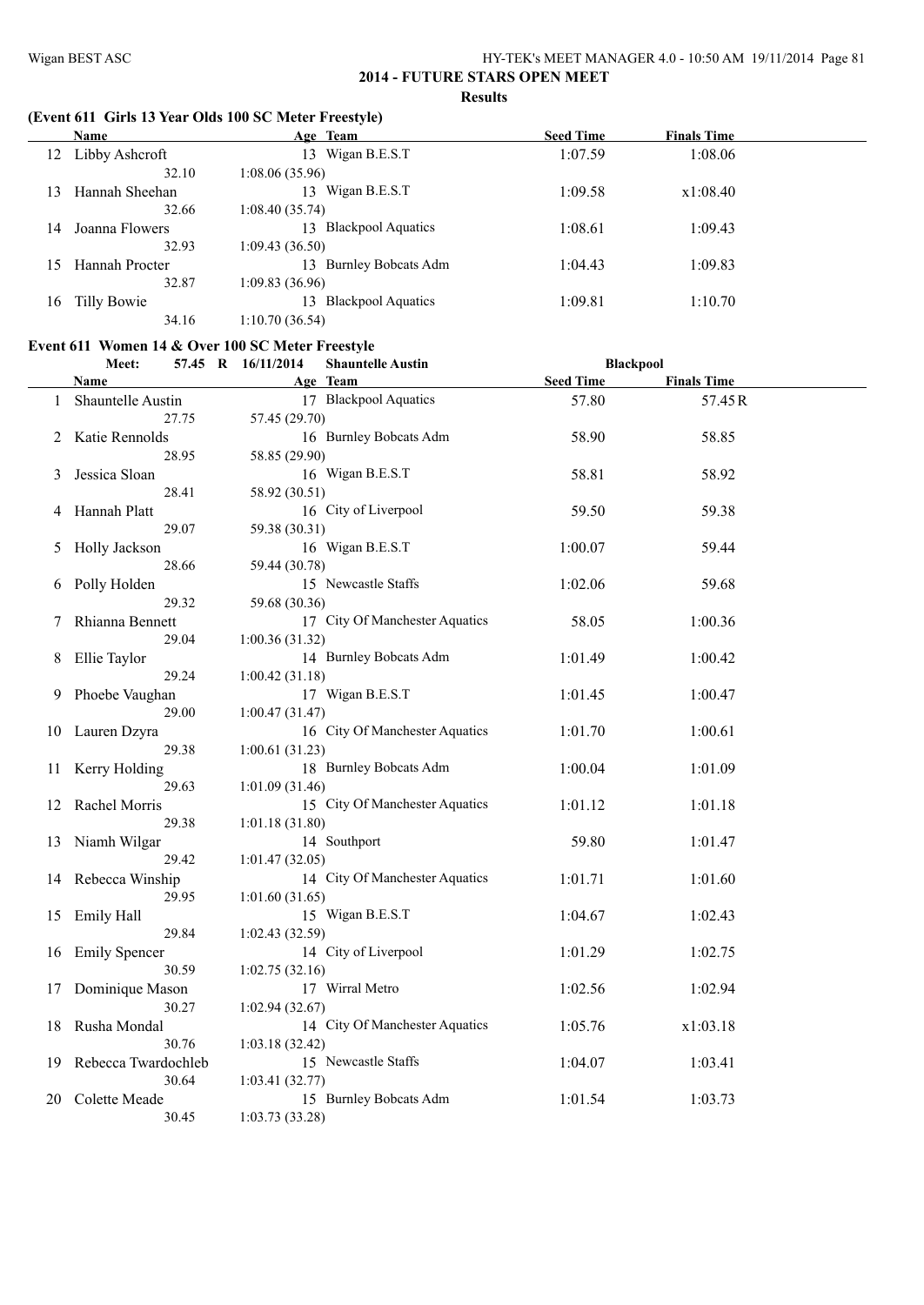## 2014 - FUTURE STARS OPEN MEET

**Results**

### (Event 611 Girls 13 Year Olds 100 SC Meter Freestyle)

| | Name | Age | Team | Seed Time | Finals Time |
|---|---|---|---|---|---|
| 12 | Libby Ashcroft | 13 | Wigan B.E.S.T | 1:07.59 | 1:08.06 |
| | 32.10 | 1:08.06 (35.96) | | | |
| 13 | Hannah Sheehan | 13 | Wigan B.E.S.T | 1:09.58 | x1:08.40 |
| | 32.66 | 1:08.40 (35.74) | | | |
| 14 | Joanna Flowers | 13 | Blackpool Aquatics | 1:08.61 | 1:09.43 |
| | 32.93 | 1:09.43 (36.50) | | | |
| 15 | Hannah Procter | 13 | Burnley Bobcats Adm | 1:04.43 | 1:09.83 |
| | 32.87 | 1:09.83 (36.96) | | | |
| 16 | Tilly Bowie | 13 | Blackpool Aquatics | 1:09.81 | 1:10.70 |
| | 34.16 | 1:10.70 (36.54) | | | |

### Event 611 Women 14 & Over 100 SC Meter Freestyle

Meet: 57.45 R 16/11/2014 Shauntelle Austin Blackpool

| | Name | Age | Team | Seed Time | Finals Time |
|---|---|---|---|---|---|
| 1 | Shauntelle Austin | 17 | Blackpool Aquatics | 57.80 | 57.45R |
| | 27.75 | 57.45 (29.70) | | | |
| 2 | Katie Rennolds | 16 | Burnley Bobcats Adm | 58.90 | 58.85 |
| | 28.95 | 58.85 (29.90) | | | |
| 3 | Jessica Sloan | 16 | Wigan B.E.S.T | 58.81 | 58.92 |
| | 28.41 | 58.92 (30.51) | | | |
| 4 | Hannah Platt | 16 | City of Liverpool | 59.50 | 59.38 |
| | 29.07 | 59.38 (30.31) | | | |
| 5 | Holly Jackson | 16 | Wigan B.E.S.T | 1:00.07 | 59.44 |
| | 28.66 | 59.44 (30.78) | | | |
| 6 | Polly Holden | 15 | Newcastle Staffs | 1:02.06 | 59.68 |
| | 29.32 | 59.68 (30.36) | | | |
| 7 | Rhianna Bennett | 17 | City Of Manchester Aquatics | 58.05 | 1:00.36 |
| | 29.04 | 1:00.36 (31.32) | | | |
| 8 | Ellie Taylor | 14 | Burnley Bobcats Adm | 1:01.49 | 1:00.42 |
| | 29.24 | 1:00.42 (31.18) | | | |
| 9 | Phoebe Vaughan | 17 | Wigan B.E.S.T | 1:01.45 | 1:00.47 |
| | 29.00 | 1:00.47 (31.47) | | | |
| 10 | Lauren Dzyra | 16 | City Of Manchester Aquatics | 1:01.70 | 1:00.61 |
| | 29.38 | 1:00.61 (31.23) | | | |
| 11 | Kerry Holding | 18 | Burnley Bobcats Adm | 1:00.04 | 1:01.09 |
| | 29.63 | 1:01.09 (31.46) | | | |
| 12 | Rachel Morris | 15 | City Of Manchester Aquatics | 1:01.12 | 1:01.18 |
| | 29.38 | 1:01.18 (31.80) | | | |
| 13 | Niamh Wilgar | 14 | Southport | 59.80 | 1:01.47 |
| | 29.42 | 1:01.47 (32.05) | | | |
| 14 | Rebecca Winship | 14 | City Of Manchester Aquatics | 1:01.71 | 1:01.60 |
| | 29.95 | 1:01.60 (31.65) | | | |
| 15 | Emily Hall | 15 | Wigan B.E.S.T | 1:04.67 | 1:02.43 |
| | 29.84 | 1:02.43 (32.59) | | | |
| 16 | Emily Spencer | 14 | City of Liverpool | 1:01.29 | 1:02.75 |
| | 30.59 | 1:02.75 (32.16) | | | |
| 17 | Dominique Mason | 17 | Wirral Metro | 1:02.56 | 1:02.94 |
| | 30.27 | 1:02.94 (32.67) | | | |
| 18 | Rusha Mondal | 14 | City Of Manchester Aquatics | 1:05.76 | x1:03.18 |
| | 30.76 | 1:03.18 (32.42) | | | |
| 19 | Rebecca Twardochleb | 15 | Newcastle Staffs | 1:04.07 | 1:03.41 |
| | 30.64 | 1:03.41 (32.77) | | | |
| 20 | Colette Meade | 15 | Burnley Bobcats Adm | 1:01.54 | 1:03.73 |
| | 30.45 | 1:03.73 (33.28) | | | |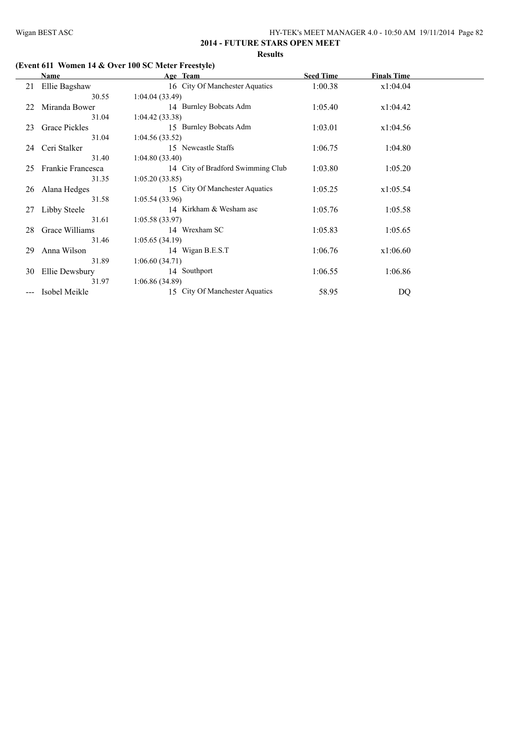**2014 - FUTURE STARS OPEN MEET**

**Results**

### (Event 611 Women 14 & Over 100 SC Meter Freestyle)

| | Name | Age | Team | Seed Time | Finals Time |
|---|---|---|---|---|---|
| 21 | Ellie Bagshaw | 16 | City Of Manchester Aquatics | 1:00.38 | x1:04.04 |
| | 30.55 | 1:04.04 (33.49) | | | |
| 22 | Miranda Bower | 14 | Burnley Bobcats Adm | 1:05.40 | x1:04.42 |
| | 31.04 | 1:04.42 (33.38) | | | |
| 23 | Grace Pickles | 15 | Burnley Bobcats Adm | 1:03.01 | x1:04.56 |
| | 31.04 | 1:04.56 (33.52) | | | |
| 24 | Ceri Stalker | 15 | Newcastle Staffs | 1:06.75 | 1:04.80 |
| | 31.40 | 1:04.80 (33.40) | | | |
| 25 | Frankie Francesca | 14 | City of Bradford Swimming Club | 1:03.80 | 1:05.20 |
| | 31.35 | 1:05.20 (33.85) | | | |
| 26 | Alana Hedges | 15 | City Of Manchester Aquatics | 1:05.25 | x1:05.54 |
| | 31.58 | 1:05.54 (33.96) | | | |
| 27 | Libby Steele | 14 | Kirkham & Wesham asc | 1:05.76 | 1:05.58 |
| | 31.61 | 1:05.58 (33.97) | | | |
| 28 | Grace Williams | 14 | Wrexham SC | 1:05.83 | 1:05.65 |
| | 31.46 | 1:05.65 (34.19) | | | |
| 29 | Anna Wilson | 14 | Wigan B.E.S.T | 1:06.76 | x1:06.60 |
| | 31.89 | 1:06.60 (34.71) | | | |
| 30 | Ellie Dewsbury | 14 | Southport | 1:06.55 | 1:06.86 |
| | 31.97 | 1:06.86 (34.89) | | | |
| --- | Isobel Meikle | 15 | City Of Manchester Aquatics | 58.95 | DQ |